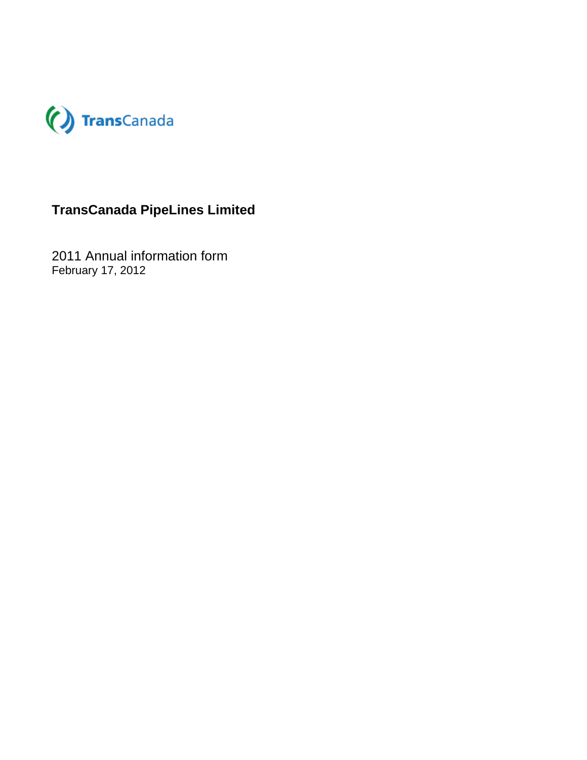TransCanada

# TransCanada PipeLines Limited

2011 Annual information form
February 17, 2012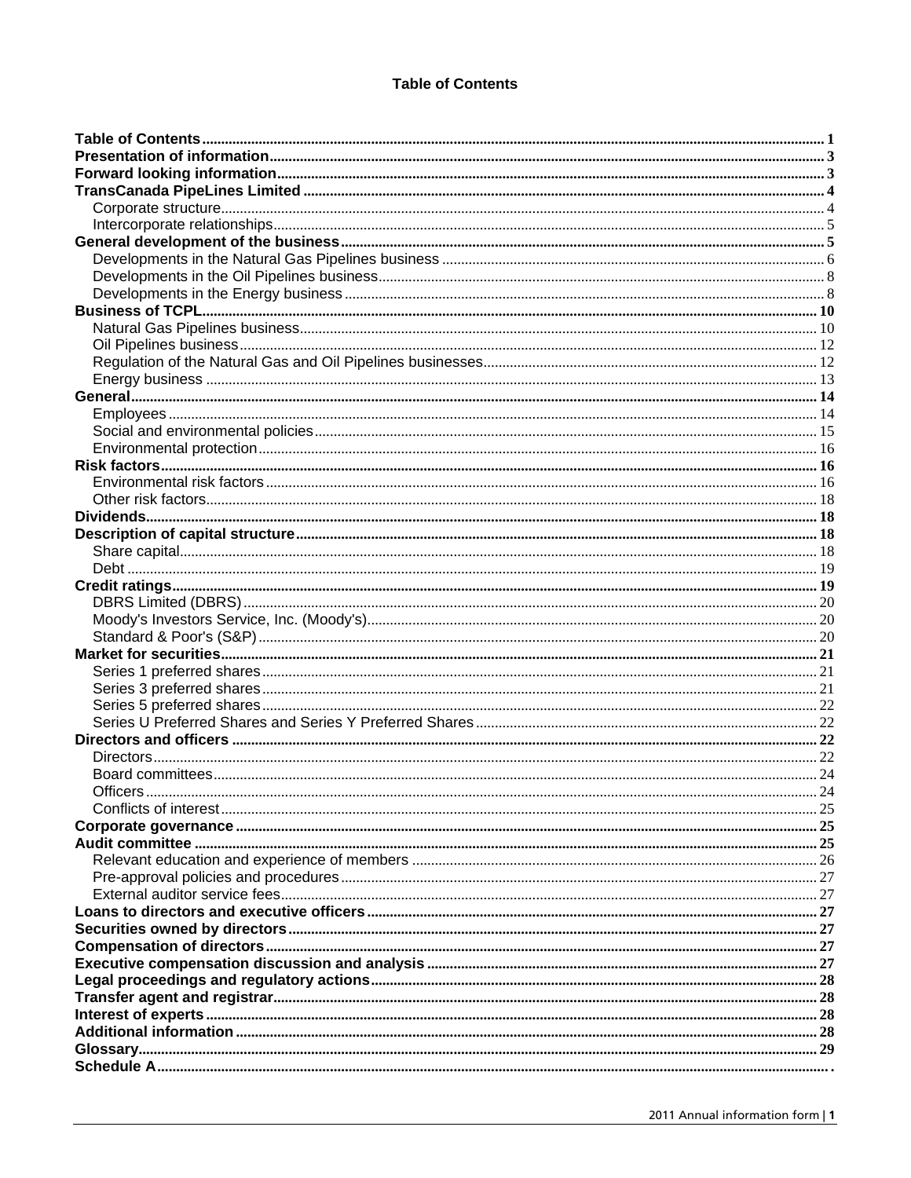# Table of Contents

| | |
|---|---|
| **Table of Contents** | **1** |
| **Presentation of information** | **3** |
| **Forward looking information** | **3** |
| **TransCanada PipeLines Limited** | **4** |
| Corporate structure | 4 |
| Intercorporate relationships | 5 |
| **General development of the business** | **5** |
| Developments in the Natural Gas Pipelines business | 6 |
| Developments in the Oil Pipelines business | 8 |
| Developments in the Energy business | 8 |
| **Business of TCPL** | **10** |
| Natural Gas Pipelines business | 10 |
| Oil Pipelines business | 12 |
| Regulation of the Natural Gas and Oil Pipelines businesses | 12 |
| Energy business | 13 |
| **General** | **14** |
| Employees | 14 |
| Social and environmental policies | 15 |
| Environmental protection | 16 |
| **Risk factors** | **16** |
| Environmental risk factors | 16 |
| Other risk factors | 18 |
| **Dividends** | **18** |
| **Description of capital structure** | **18** |
| Share capital | 18 |
| Debt | 19 |
| **Credit ratings** | **19** |
| DBRS Limited (DBRS) | 20 |
| Moody's Investors Service, Inc. (Moody's) | 20 |
| Standard & Poor's (S&P) | 20 |
| **Market for securities** | **21** |
| Series 1 preferred shares | 21 |
| Series 3 preferred shares | 21 |
| Series 5 preferred shares | 22 |
| Series U Preferred Shares and Series Y Preferred Shares | 22 |
| **Directors and officers** | **22** |
| Directors | 22 |
| Board committees | 24 |
| Officers | 24 |
| Conflicts of interest | 25 |
| **Corporate governance** | **25** |
| **Audit committee** | **25** |
| Relevant education and experience of members | 26 |
| Pre-approval policies and procedures | 27 |
| External auditor service fees | 27 |
| **Loans to directors and executive officers** | **27** |
| **Securities owned by directors** | **27** |
| **Compensation of directors** | **27** |
| **Executive compensation discussion and analysis** | **27** |
| **Legal proceedings and regulatory actions** | **28** |
| **Transfer agent and registrar** | **28** |
| **Interest of experts** | **28** |
| **Additional information** | **28** |
| **Glossary** | **29** |
| **Schedule A** | **.** |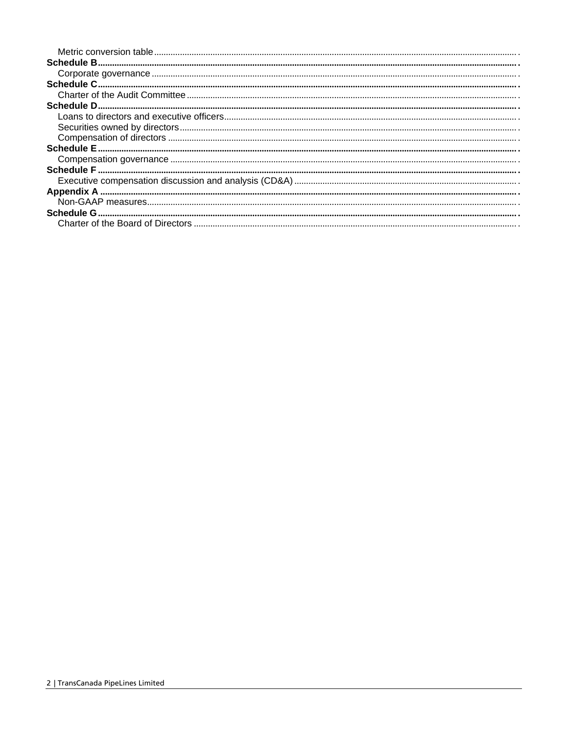Metric conversion table

**Schedule B**

Corporate governance

**Schedule C**

Charter of the Audit Committee

**Schedule D**

Loans to directors and executive officers

Securities owned by directors

Compensation of directors

**Schedule E**

Compensation governance

**Schedule F**

Executive compensation discussion and analysis (CD&A)

**Appendix A**

Non-GAAP measures

**Schedule G**

Charter of the Board of Directors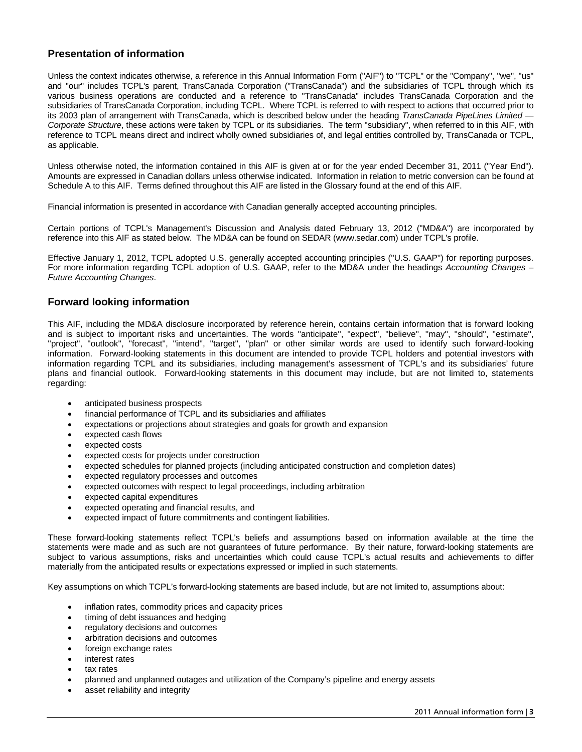## Presentation of information

Unless the context indicates otherwise, a reference in this Annual Information Form ("AIF") to "TCPL" or the "Company", "we", "us" and "our" includes TCPL's parent, TransCanada Corporation ("TransCanada") and the subsidiaries of TCPL through which its various business operations are conducted and a reference to "TransCanada" includes TransCanada Corporation and the subsidiaries of TransCanada Corporation, including TCPL. Where TCPL is referred to with respect to actions that occurred prior to its 2003 plan of arrangement with TransCanada, which is described below under the heading *TransCanada PipeLines Limited — Corporate Structure*, these actions were taken by TCPL or its subsidiaries. The term "subsidiary", when referred to in this AIF, with reference to TCPL means direct and indirect wholly owned subsidiaries of, and legal entities controlled by, TransCanada or TCPL, as applicable.

Unless otherwise noted, the information contained in this AIF is given at or for the year ended December 31, 2011 ("Year End"). Amounts are expressed in Canadian dollars unless otherwise indicated. Information in relation to metric conversion can be found at Schedule A to this AIF. Terms defined throughout this AIF are listed in the Glossary found at the end of this AIF.

Financial information is presented in accordance with Canadian generally accepted accounting principles.

Certain portions of TCPL's Management's Discussion and Analysis dated February 13, 2012 ("MD&A") are incorporated by reference into this AIF as stated below. The MD&A can be found on SEDAR (www.sedar.com) under TCPL's profile.

Effective January 1, 2012, TCPL adopted U.S. generally accepted accounting principles ("U.S. GAAP") for reporting purposes. For more information regarding TCPL adoption of U.S. GAAP, refer to the MD&A under the headings *Accounting Changes – Future Accounting Changes*.

## Forward looking information

This AIF, including the MD&A disclosure incorporated by reference herein, contains certain information that is forward looking and is subject to important risks and uncertainties. The words "anticipate", "expect", "believe", "may", "should", "estimate", "project", "outlook", "forecast", "intend", "target", "plan" or other similar words are used to identify such forward-looking information. Forward-looking statements in this document are intended to provide TCPL holders and potential investors with information regarding TCPL and its subsidiaries, including management's assessment of TCPL's and its subsidiaries' future plans and financial outlook. Forward-looking statements in this document may include, but are not limited to, statements regarding:

- anticipated business prospects
- financial performance of TCPL and its subsidiaries and affiliates
- expectations or projections about strategies and goals for growth and expansion
- expected cash flows
- expected costs
- expected costs for projects under construction
- expected schedules for planned projects (including anticipated construction and completion dates)
- expected regulatory processes and outcomes
- expected outcomes with respect to legal proceedings, including arbitration
- expected capital expenditures
- expected operating and financial results, and
- expected impact of future commitments and contingent liabilities.

These forward-looking statements reflect TCPL's beliefs and assumptions based on information available at the time the statements were made and as such are not guarantees of future performance. By their nature, forward-looking statements are subject to various assumptions, risks and uncertainties which could cause TCPL's actual results and achievements to differ materially from the anticipated results or expectations expressed or implied in such statements.

Key assumptions on which TCPL's forward-looking statements are based include, but are not limited to, assumptions about:

- inflation rates, commodity prices and capacity prices
- timing of debt issuances and hedging
- regulatory decisions and outcomes
- arbitration decisions and outcomes
- foreign exchange rates
- interest rates
- tax rates
- planned and unplanned outages and utilization of the Company's pipeline and energy assets
- asset reliability and integrity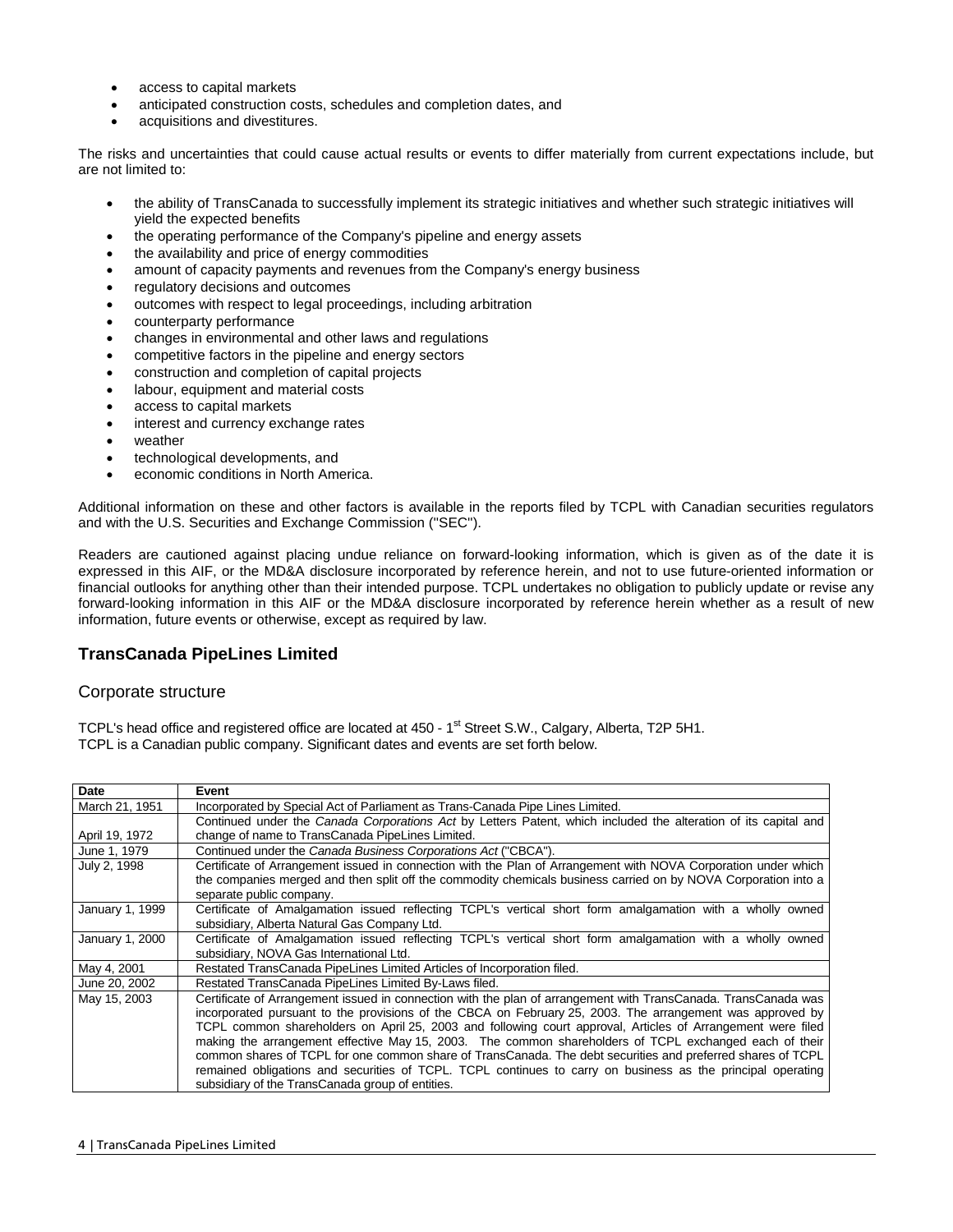- access to capital markets
- anticipated construction costs, schedules and completion dates, and
- acquisitions and divestitures.

The risks and uncertainties that could cause actual results or events to differ materially from current expectations include, but are not limited to:

- the ability of TransCanada to successfully implement its strategic initiatives and whether such strategic initiatives will yield the expected benefits
- the operating performance of the Company's pipeline and energy assets
- the availability and price of energy commodities
- amount of capacity payments and revenues from the Company's energy business
- regulatory decisions and outcomes
- outcomes with respect to legal proceedings, including arbitration
- counterparty performance
- changes in environmental and other laws and regulations
- competitive factors in the pipeline and energy sectors
- construction and completion of capital projects
- labour, equipment and material costs
- access to capital markets
- interest and currency exchange rates
- weather
- technological developments, and
- economic conditions in North America.

Additional information on these and other factors is available in the reports filed by TCPL with Canadian securities regulators and with the U.S. Securities and Exchange Commission ("SEC").

Readers are cautioned against placing undue reliance on forward-looking information, which is given as of the date it is expressed in this AIF, or the MD&A disclosure incorporated by reference herein, and not to use future-oriented information or financial outlooks for anything other than their intended purpose. TCPL undertakes no obligation to publicly update or revise any forward-looking information in this AIF or the MD&A disclosure incorporated by reference herein whether as a result of new information, future events or otherwise, except as required by law.

## TransCanada PipeLines Limited

### Corporate structure

TCPL's head office and registered office are located at 450 - 1st Street S.W., Calgary, Alberta, T2P 5H1.
TCPL is a Canadian public company. Significant dates and events are set forth below.

| Date | Event |
|---|---|
| March 21, 1951 | Incorporated by Special Act of Parliament as Trans-Canada Pipe Lines Limited. |
| April 19, 1972 | Continued under the *Canada Corporations Act* by Letters Patent, which included the alteration of its capital and change of name to TransCanada PipeLines Limited. |
| June 1, 1979 | Continued under the *Canada Business Corporations Act* ("CBCA"). |
| July 2, 1998 | Certificate of Arrangement issued in connection with the Plan of Arrangement with NOVA Corporation under which the companies merged and then split off the commodity chemicals business carried on by NOVA Corporation into a separate public company. |
| January 1, 1999 | Certificate of Amalgamation issued reflecting TCPL's vertical short form amalgamation with a wholly owned subsidiary, Alberta Natural Gas Company Ltd. |
| January 1, 2000 | Certificate of Amalgamation issued reflecting TCPL's vertical short form amalgamation with a wholly owned subsidiary, NOVA Gas International Ltd. |
| May 4, 2001 | Restated TransCanada PipeLines Limited Articles of Incorporation filed. |
| June 20, 2002 | Restated TransCanada PipeLines Limited By-Laws filed. |
| May 15, 2003 | Certificate of Arrangement issued in connection with the plan of arrangement with TransCanada. TransCanada was incorporated pursuant to the provisions of the CBCA on February 25, 2003. The arrangement was approved by TCPL common shareholders on April 25, 2003 and following court approval, Articles of Arrangement were filed making the arrangement effective May 15, 2003. The common shareholders of TCPL exchanged each of their common shares of TCPL for one common share of TransCanada. The debt securities and preferred shares of TCPL remained obligations and securities of TCPL. TCPL continues to carry on business as the principal operating subsidiary of the TransCanada group of entities. |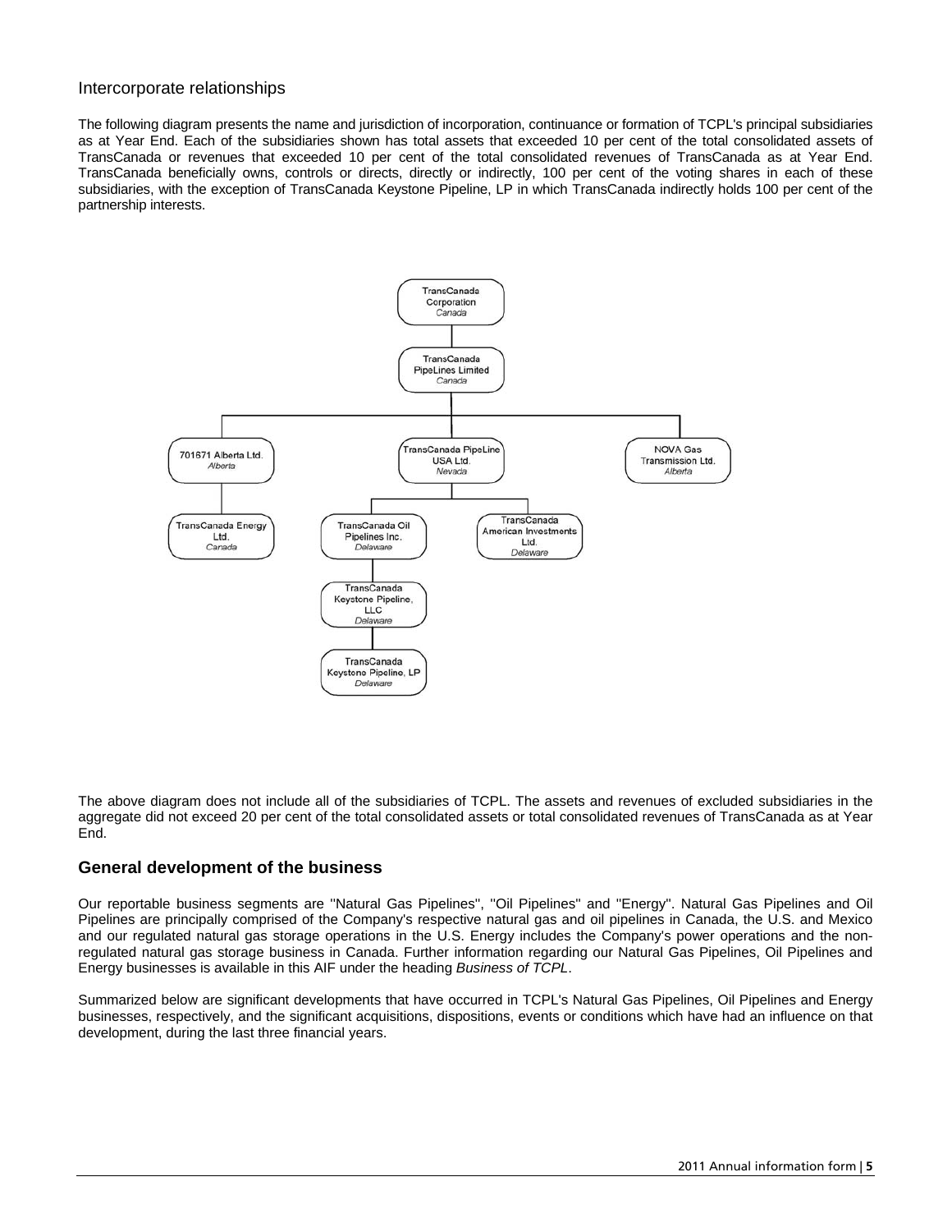## Intercorporate relationships

The following diagram presents the name and jurisdiction of incorporation, continuance or formation of TCPL's principal subsidiaries as at Year End. Each of the subsidiaries shown has total assets that exceeded 10 per cent of the total consolidated assets of TransCanada or revenues that exceeded 10 per cent of the total consolidated revenues of TransCanada as at Year End. TransCanada beneficially owns, controls or directs, directly or indirectly, 100 per cent of the voting shares in each of these subsidiaries, with the exception of TransCanada Keystone Pipeline, LP in which TransCanada indirectly holds 100 per cent of the partnership interests.

TransCanada Corporation
*Canada*

TransCanada PipeLines Limited
*Canada*

701671 Alberta Ltd.
*Alberta*

TransCanada PipeLine USA Ltd.
*Nevada*

NOVA Gas Transmission Ltd.
*Alberta*

TransCanada Energy Ltd.
*Canada*

TransCanada Oil Pipelines Inc.
*Delaware*

TransCanada American Investments Ltd.
*Delaware*

TransCanada Keystone Pipeline, LLC
*Delaware*

TransCanada Keystone Pipeline, LP
*Delaware*

The above diagram does not include all of the subsidiaries of TCPL. The assets and revenues of excluded subsidiaries in the aggregate did not exceed 20 per cent of the total consolidated assets or total consolidated revenues of TransCanada as at Year End.

## General development of the business

Our reportable business segments are "Natural Gas Pipelines", "Oil Pipelines" and "Energy". Natural Gas Pipelines and Oil Pipelines are principally comprised of the Company's respective natural gas and oil pipelines in Canada, the U.S. and Mexico and our regulated natural gas storage operations in the U.S. Energy includes the Company's power operations and the non-regulated natural gas storage business in Canada. Further information regarding our Natural Gas Pipelines, Oil Pipelines and Energy businesses is available in this AIF under the heading *Business of TCPL*.

Summarized below are significant developments that have occurred in TCPL's Natural Gas Pipelines, Oil Pipelines and Energy businesses, respectively, and the significant acquisitions, dispositions, events or conditions which have had an influence on that development, during the last three financial years.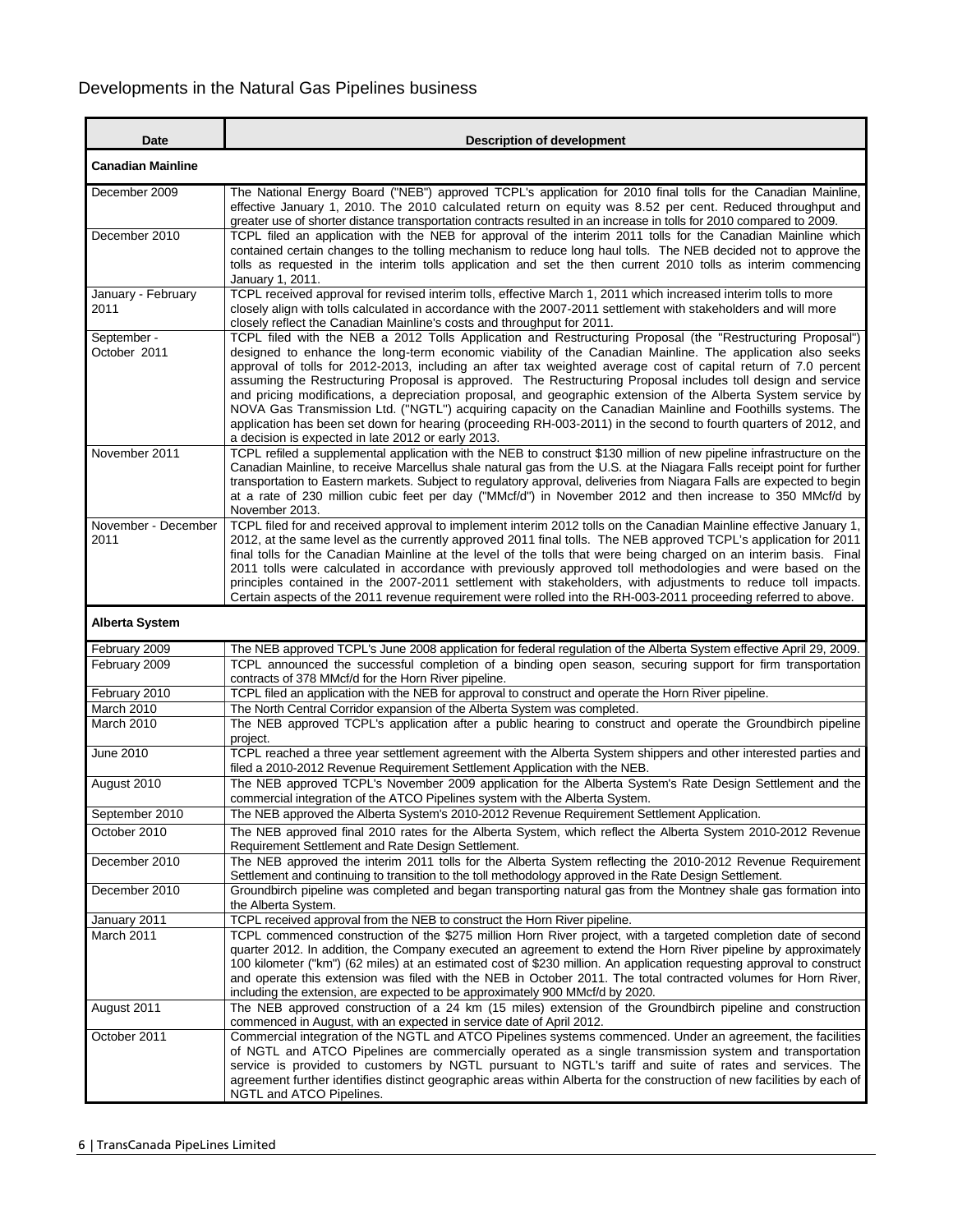## Developments in the Natural Gas Pipelines business

| Date | Description of development |
|---|---|
| **Canadian Mainline** | |
| December 2009 | The National Energy Board ("NEB") approved TCPL's application for 2010 final tolls for the Canadian Mainline, effective January 1, 2010. The 2010 calculated return on equity was 8.52 per cent. Reduced throughput and greater use of shorter distance transportation contracts resulted in an increase in tolls for 2010 compared to 2009. |
| December 2010 | TCPL filed an application with the NEB for approval of the interim 2011 tolls for the Canadian Mainline which contained certain changes to the tolling mechanism to reduce long haul tolls. The NEB decided not to approve the tolls as requested in the interim tolls application and set the then current 2010 tolls as interim commencing January 1, 2011. |
| January - February 2011 | TCPL received approval for revised interim tolls, effective March 1, 2011 which increased interim tolls to more closely align with tolls calculated in accordance with the 2007-2011 settlement with stakeholders and will more closely reflect the Canadian Mainline's costs and throughput for 2011. |
| September - October 2011 | TCPL filed with the NEB a 2012 Tolls Application and Restructuring Proposal (the "Restructuring Proposal") designed to enhance the long-term economic viability of the Canadian Mainline. The application also seeks approval of tolls for 2012-2013, including an after tax weighted average cost of capital return of 7.0 percent assuming the Restructuring Proposal is approved. The Restructuring Proposal includes toll design and service and pricing modifications, a depreciation proposal, and geographic extension of the Alberta System service by NOVA Gas Transmission Ltd. ("NGTL") acquiring capacity on the Canadian Mainline and Foothills systems. The application has been set down for hearing (proceeding RH-003-2011) in the second to fourth quarters of 2012, and a decision is expected in late 2012 or early 2013. |
| November 2011 | TCPL refiled a supplemental application with the NEB to construct $130 million of new pipeline infrastructure on the Canadian Mainline, to receive Marcellus shale natural gas from the U.S. at the Niagara Falls receipt point for further transportation to Eastern markets. Subject to regulatory approval, deliveries from Niagara Falls are expected to begin at a rate of 230 million cubic feet per day ("MMcf/d") in November 2012 and then increase to 350 MMcf/d by November 2013. |
| November - December 2011 | TCPL filed for and received approval to implement interim 2012 tolls on the Canadian Mainline effective January 1, 2012, at the same level as the currently approved 2011 final tolls. The NEB approved TCPL's application for 2011 final tolls for the Canadian Mainline at the level of the tolls that were being charged on an interim basis. Final 2011 tolls were calculated in accordance with previously approved toll methodologies and were based on the principles contained in the 2007-2011 settlement with stakeholders, with adjustments to reduce toll impacts. Certain aspects of the 2011 revenue requirement were rolled into the RH-003-2011 proceeding referred to above. |
| **Alberta System** | |
| February 2009 | The NEB approved TCPL's June 2008 application for federal regulation of the Alberta System effective April 29, 2009. |
| February 2009 | TCPL announced the successful completion of a binding open season, securing support for firm transportation contracts of 378 MMcf/d for the Horn River pipeline. |
| February 2010 | TCPL filed an application with the NEB for approval to construct and operate the Horn River pipeline. |
| March 2010 | The North Central Corridor expansion of the Alberta System was completed. |
| March 2010 | The NEB approved TCPL's application after a public hearing to construct and operate the Groundbirch pipeline project. |
| June 2010 | TCPL reached a three year settlement agreement with the Alberta System shippers and other interested parties and filed a 2010-2012 Revenue Requirement Settlement Application with the NEB. |
| August 2010 | The NEB approved TCPL's November 2009 application for the Alberta System's Rate Design Settlement and the commercial integration of the ATCO Pipelines system with the Alberta System. |
| September 2010 | The NEB approved the Alberta System's 2010-2012 Revenue Requirement Settlement Application. |
| October 2010 | The NEB approved final 2010 rates for the Alberta System, which reflect the Alberta System 2010-2012 Revenue Requirement Settlement and Rate Design Settlement. |
| December 2010 | The NEB approved the interim 2011 tolls for the Alberta System reflecting the 2010-2012 Revenue Requirement Settlement and continuing to transition to the toll methodology approved in the Rate Design Settlement. |
| December 2010 | Groundbirch pipeline was completed and began transporting natural gas from the Montney shale gas formation into the Alberta System. |
| January 2011 | TCPL received approval from the NEB to construct the Horn River pipeline. |
| March 2011 | TCPL commenced construction of the $275 million Horn River project, with a targeted completion date of second quarter 2012. In addition, the Company executed an agreement to extend the Horn River pipeline by approximately 100 kilometer ("km") (62 miles) at an estimated cost of $230 million. An application requesting approval to construct and operate this extension was filed with the NEB in October 2011. The total contracted volumes for Horn River, including the extension, are expected to be approximately 900 MMcf/d by 2020. |
| August 2011 | The NEB approved construction of a 24 km (15 miles) extension of the Groundbirch pipeline and construction commenced in August, with an expected in service date of April 2012. |
| October 2011 | Commercial integration of the NGTL and ATCO Pipelines systems commenced. Under an agreement, the facilities of NGTL and ATCO Pipelines are commercially operated as a single transmission system and transportation service is provided to customers by NGTL pursuant to NGTL's tariff and suite of rates and services. The agreement further identifies distinct geographic areas within Alberta for the construction of new facilities by each of NGTL and ATCO Pipelines. |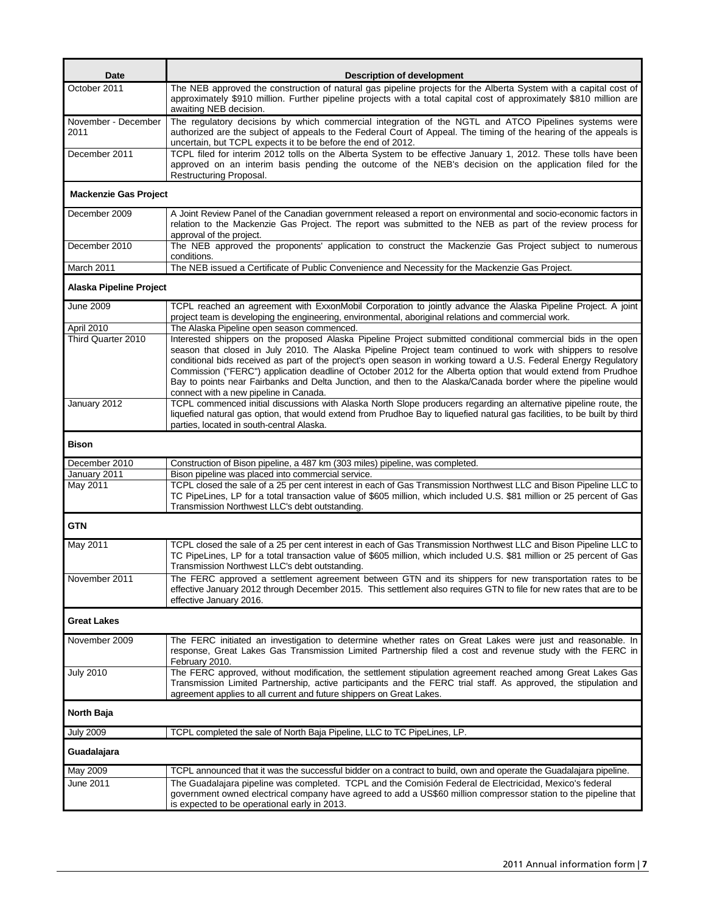| Date | Description of development |
|---|---|
| October 2011 | The NEB approved the construction of natural gas pipeline projects for the Alberta System with a capital cost of approximately $910 million. Further pipeline projects with a total capital cost of approximately $810 million are awaiting NEB decision. |
| November - December 2011 | The regulatory decisions by which commercial integration of the NGTL and ATCO Pipelines systems were authorized are the subject of appeals to the Federal Court of Appeal. The timing of the hearing of the appeals is uncertain, but TCPL expects it to be before the end of 2012. |
| December 2011 | TCPL filed for interim 2012 tolls on the Alberta System to be effective January 1, 2012. These tolls have been approved on an interim basis pending the outcome of the NEB's decision on the application filed for the Restructuring Proposal. |
| **Mackenzie Gas Project** | |
| December 2009 | A Joint Review Panel of the Canadian government released a report on environmental and socio-economic factors in relation to the Mackenzie Gas Project. The report was submitted to the NEB as part of the review process for approval of the project. |
| December 2010 | The NEB approved the proponents' application to construct the Mackenzie Gas Project subject to numerous conditions. |
| March 2011 | The NEB issued a Certificate of Public Convenience and Necessity for the Mackenzie Gas Project. |
| **Alaska Pipeline Project** | |
| June 2009 | TCPL reached an agreement with ExxonMobil Corporation to jointly advance the Alaska Pipeline Project. A joint project team is developing the engineering, environmental, aboriginal relations and commercial work. |
| April 2010 | The Alaska Pipeline open season commenced. |
| Third Quarter 2010 | Interested shippers on the proposed Alaska Pipeline Project submitted conditional commercial bids in the open season that closed in July 2010. The Alaska Pipeline Project team continued to work with shippers to resolve conditional bids received as part of the project's open season in working toward a U.S. Federal Energy Regulatory Commission ("FERC") application deadline of October 2012 for the Alberta option that would extend from Prudhoe Bay to points near Fairbanks and Delta Junction, and then to the Alaska/Canada border where the pipeline would connect with a new pipeline in Canada. |
| January 2012 | TCPL commenced initial discussions with Alaska North Slope producers regarding an alternative pipeline route, the liquefied natural gas option, that would extend from Prudhoe Bay to liquefied natural gas facilities, to be built by third parties, located in south-central Alaska. |
| **Bison** | |
| December 2010 | Construction of Bison pipeline, a 487 km (303 miles) pipeline, was completed. |
| January 2011 | Bison pipeline was placed into commercial service. |
| May 2011 | TCPL closed the sale of a 25 per cent interest in each of Gas Transmission Northwest LLC and Bison Pipeline LLC to TC PipeLines, LP for a total transaction value of $605 million, which included U.S. $81 million or 25 percent of Gas Transmission Northwest LLC's debt outstanding. |
| **GTN** | |
| May 2011 | TCPL closed the sale of a 25 per cent interest in each of Gas Transmission Northwest LLC and Bison Pipeline LLC to TC PipeLines, LP for a total transaction value of $605 million, which included U.S. $81 million or 25 percent of Gas Transmission Northwest LLC's debt outstanding. |
| November 2011 | The FERC approved a settlement agreement between GTN and its shippers for new transportation rates to be effective January 2012 through December 2015. This settlement also requires GTN to file for new rates that are to be effective January 2016. |
| **Great Lakes** | |
| November 2009 | The FERC initiated an investigation to determine whether rates on Great Lakes were just and reasonable. In response, Great Lakes Gas Transmission Limited Partnership filed a cost and revenue study with the FERC in February 2010. |
| July 2010 | The FERC approved, without modification, the settlement stipulation agreement reached among Great Lakes Gas Transmission Limited Partnership, active participants and the FERC trial staff. As approved, the stipulation and agreement applies to all current and future shippers on Great Lakes. |
| **North Baja** | |
| July 2009 | TCPL completed the sale of North Baja Pipeline, LLC to TC PipeLines, LP. |
| **Guadalajara** | |
| May 2009 | TCPL announced that it was the successful bidder on a contract to build, own and operate the Guadalajara pipeline. |
| June 2011 | The Guadalajara pipeline was completed. TCPL and the Comisión Federal de Electricidad, Mexico's federal government owned electrical company have agreed to add a US$60 million compressor station to the pipeline that is expected to be operational early in 2013. |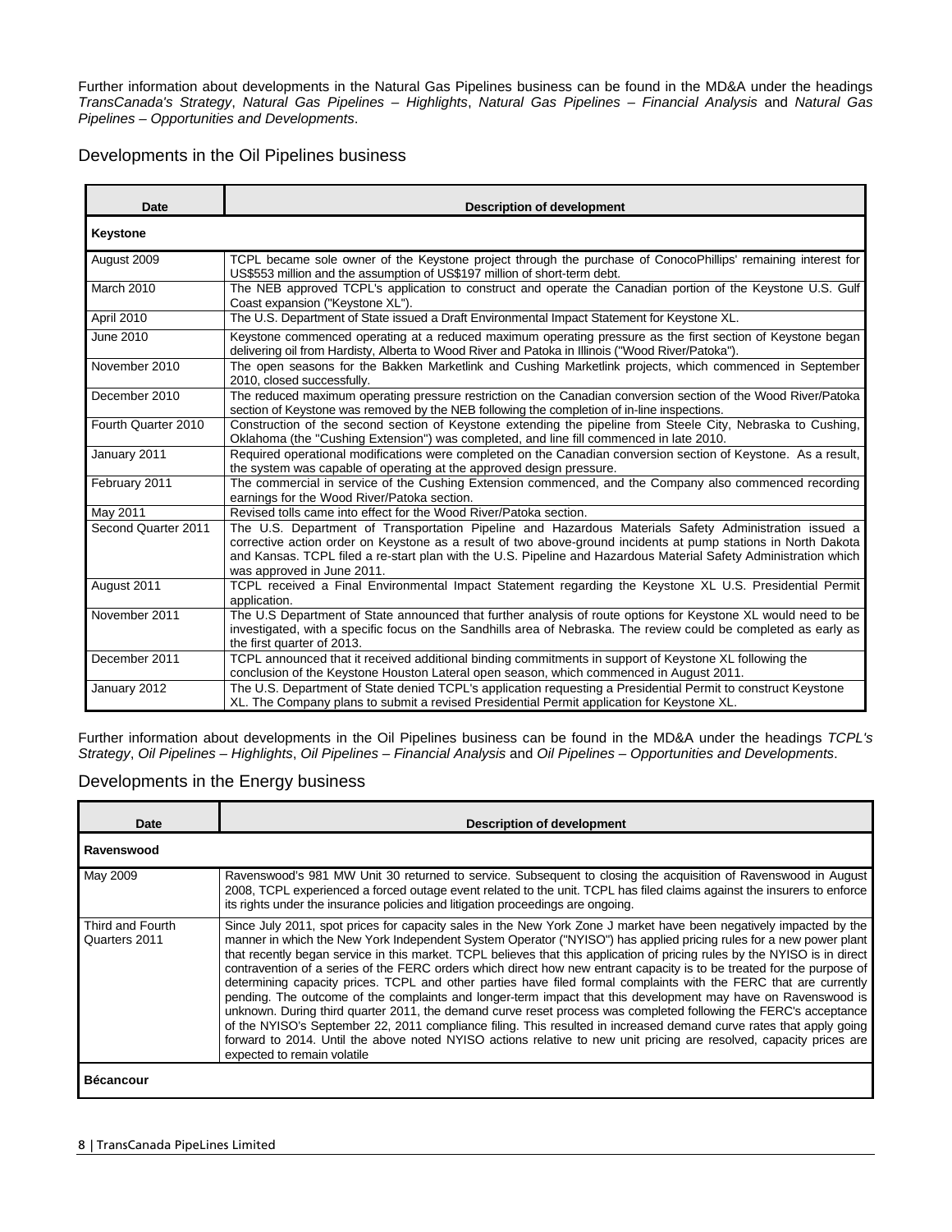Further information about developments in the Natural Gas Pipelines business can be found in the MD&A under the headings *TransCanada's Strategy*, *Natural Gas Pipelines – Highlights*, *Natural Gas Pipelines – Financial Analysis* and *Natural Gas Pipelines – Opportunities and Developments*.

## Developments in the Oil Pipelines business

| Date | Description of development |
|---|---|
| **Keystone** | |
| August 2009 | TCPL became sole owner of the Keystone project through the purchase of ConocoPhillips' remaining interest for US$553 million and the assumption of US$197 million of short-term debt. |
| March 2010 | The NEB approved TCPL's application to construct and operate the Canadian portion of the Keystone U.S. Gulf Coast expansion ("Keystone XL"). |
| April 2010 | The U.S. Department of State issued a Draft Environmental Impact Statement for Keystone XL. |
| June 2010 | Keystone commenced operating at a reduced maximum operating pressure as the first section of Keystone began delivering oil from Hardisty, Alberta to Wood River and Patoka in Illinois ("Wood River/Patoka"). |
| November 2010 | The open seasons for the Bakken Marketlink and Cushing Marketlink projects, which commenced in September 2010, closed successfully. |
| December 2010 | The reduced maximum operating pressure restriction on the Canadian conversion section of the Wood River/Patoka section of Keystone was removed by the NEB following the completion of in-line inspections. |
| Fourth Quarter 2010 | Construction of the second section of Keystone extending the pipeline from Steele City, Nebraska to Cushing, Oklahoma (the "Cushing Extension") was completed, and line fill commenced in late 2010. |
| January 2011 | Required operational modifications were completed on the Canadian conversion section of Keystone. As a result, the system was capable of operating at the approved design pressure. |
| February 2011 | The commercial in service of the Cushing Extension commenced, and the Company also commenced recording earnings for the Wood River/Patoka section. |
| May 2011 | Revised tolls came into effect for the Wood River/Patoka section. |
| Second Quarter 2011 | The U.S. Department of Transportation Pipeline and Hazardous Materials Safety Administration issued a corrective action order on Keystone as a result of two above-ground incidents at pump stations in North Dakota and Kansas. TCPL filed a re-start plan with the U.S. Pipeline and Hazardous Material Safety Administration which was approved in June 2011. |
| August 2011 | TCPL received a Final Environmental Impact Statement regarding the Keystone XL U.S. Presidential Permit application. |
| November 2011 | The U.S Department of State announced that further analysis of route options for Keystone XL would need to be investigated, with a specific focus on the Sandhills area of Nebraska. The review could be completed as early as the first quarter of 2013. |
| December 2011 | TCPL announced that it received additional binding commitments in support of Keystone XL following the conclusion of the Keystone Houston Lateral open season, which commenced in August 2011. |
| January 2012 | The U.S. Department of State denied TCPL's application requesting a Presidential Permit to construct Keystone XL. The Company plans to submit a revised Presidential Permit application for Keystone XL. |

Further information about developments in the Oil Pipelines business can be found in the MD&A under the headings *TCPL's Strategy*, *Oil Pipelines – Highlights*, *Oil Pipelines – Financial Analysis* and *Oil Pipelines – Opportunities and Developments*.

## Developments in the Energy business

| Date | Description of development |
|---|---|
| **Ravenswood** | |
| May 2009 | Ravenswood's 981 MW Unit 30 returned to service. Subsequent to closing the acquisition of Ravenswood in August 2008, TCPL experienced a forced outage event related to the unit. TCPL has filed claims against the insurers to enforce its rights under the insurance policies and litigation proceedings are ongoing. |
| Third and Fourth Quarters 2011 | Since July 2011, spot prices for capacity sales in the New York Zone J market have been negatively impacted by the manner in which the New York Independent System Operator ("NYISO") has applied pricing rules for a new power plant that recently began service in this market. TCPL believes that this application of pricing rules by the NYISO is in direct contravention of a series of the FERC orders which direct how new entrant capacity is to be treated for the purpose of determining capacity prices. TCPL and other parties have filed formal complaints with the FERC that are currently pending. The outcome of the complaints and longer-term impact that this development may have on Ravenswood is unknown. During third quarter 2011, the demand curve reset process was completed following the FERC's acceptance of the NYISO's September 22, 2011 compliance filing. This resulted in increased demand curve rates that apply going forward to 2014. Until the above noted NYISO actions relative to new unit pricing are resolved, capacity prices are expected to remain volatile |
| **Bécancour** | |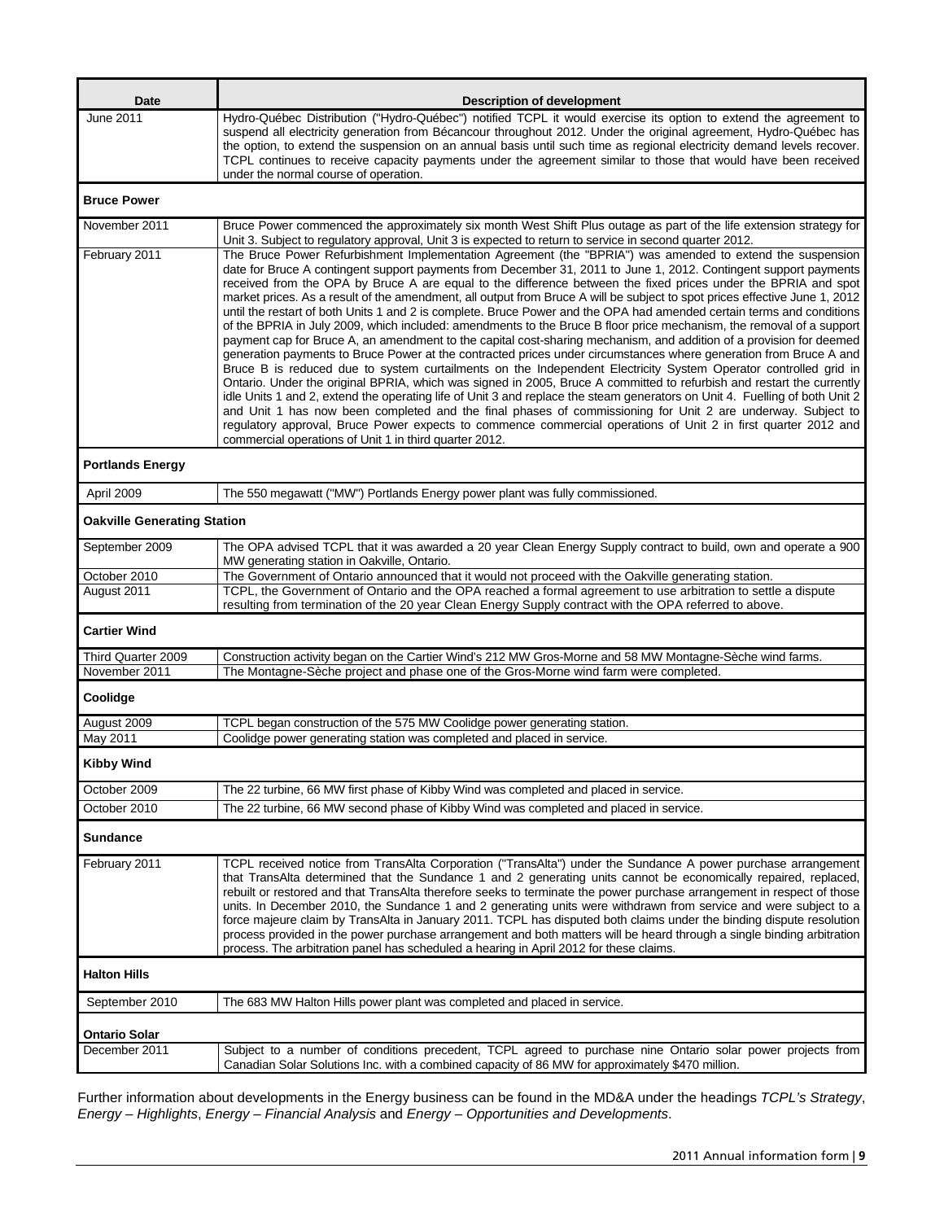| Date | Description of development |
|---|---|
| June 2011 | Hydro-Québec Distribution ("Hydro-Québec") notified TCPL it would exercise its option to extend the agreement to suspend all electricity generation from Bécancour throughout 2012. Under the original agreement, Hydro-Québec has the option, to extend the suspension on an annual basis until such time as regional electricity demand levels recover. TCPL continues to receive capacity payments under the agreement similar to those that would have been received under the normal course of operation. |
| **Bruce Power** | |
| November 2011 | Bruce Power commenced the approximately six month West Shift Plus outage as part of the life extension strategy for Unit 3. Subject to regulatory approval, Unit 3 is expected to return to service in second quarter 2012. |
| February 2011 | The Bruce Power Refurbishment Implementation Agreement (the "BPRIA") was amended to extend the suspension date for Bruce A contingent support payments from December 31, 2011 to June 1, 2012. Contingent support payments received from the OPA by Bruce A are equal to the difference between the fixed prices under the BPRIA and spot market prices. As a result of the amendment, all output from Bruce A will be subject to spot prices effective June 1, 2012 until the restart of both Units 1 and 2 is complete. Bruce Power and the OPA had amended certain terms and conditions of the BPRIA in July 2009, which included: amendments to the Bruce B floor price mechanism, the removal of a support payment cap for Bruce A, an amendment to the capital cost-sharing mechanism, and addition of a provision for deemed generation payments to Bruce Power at the contracted prices under circumstances where generation from Bruce A and Bruce B is reduced due to system curtailments on the Independent Electricity System Operator controlled grid in Ontario. Under the original BPRIA, which was signed in 2005, Bruce A committed to refurbish and restart the currently idle Units 1 and 2, extend the operating life of Unit 3 and replace the steam generators on Unit 4. Fuelling of both Unit 2 and Unit 1 has now been completed and the final phases of commissioning for Unit 2 are underway. Subject to regulatory approval, Bruce Power expects to commence commercial operations of Unit 2 in first quarter 2012 and commercial operations of Unit 1 in third quarter 2012. |
| **Portlands Energy** | |
| April 2009 | The 550 megawatt ("MW") Portlands Energy power plant was fully commissioned. |
| **Oakville Generating Station** | |
| September 2009 | The OPA advised TCPL that it was awarded a 20 year Clean Energy Supply contract to build, own and operate a 900 MW generating station in Oakville, Ontario. |
| October 2010 | The Government of Ontario announced that it would not proceed with the Oakville generating station. |
| August 2011 | TCPL, the Government of Ontario and the OPA reached a formal agreement to use arbitration to settle a dispute resulting from termination of the 20 year Clean Energy Supply contract with the OPA referred to above. |
| **Cartier Wind** | |
| Third Quarter 2009 | Construction activity began on the Cartier Wind's 212 MW Gros-Morne and 58 MW Montagne-Sèche wind farms. |
| November 2011 | The Montagne-Sèche project and phase one of the Gros-Morne wind farm were completed. |
| **Coolidge** | |
| August 2009 | TCPL began construction of the 575 MW Coolidge power generating station. |
| May 2011 | Coolidge power generating station was completed and placed in service. |
| **Kibby Wind** | |
| October 2009 | The 22 turbine, 66 MW first phase of Kibby Wind was completed and placed in service. |
| October 2010 | The 22 turbine, 66 MW second phase of Kibby Wind was completed and placed in service. |
| **Sundance** | |
| February 2011 | TCPL received notice from TransAlta Corporation ("TransAlta") under the Sundance A power purchase arrangement that TransAlta determined that the Sundance 1 and 2 generating units cannot be economically repaired, replaced, rebuilt or restored and that TransAlta therefore seeks to terminate the power purchase arrangement in respect of those units. In December 2010, the Sundance 1 and 2 generating units were withdrawn from service and were subject to a force majeure claim by TransAlta in January 2011. TCPL has disputed both claims under the binding dispute resolution process provided in the power purchase arrangement and both matters will be heard through a single binding arbitration process. The arbitration panel has scheduled a hearing in April 2012 for these claims. |
| **Halton Hills** | |
| September 2010 | The 683 MW Halton Hills power plant was completed and placed in service. |
| **Ontario Solar** | |
| December 2011 | Subject to a number of conditions precedent, TCPL agreed to purchase nine Ontario solar power projects from Canadian Solar Solutions Inc. with a combined capacity of 86 MW for approximately $470 million. |

Further information about developments in the Energy business can be found in the MD&A under the headings *TCPL's Strategy*, *Energy – Highlights*, *Energy – Financial Analysis* and *Energy – Opportunities and Developments*.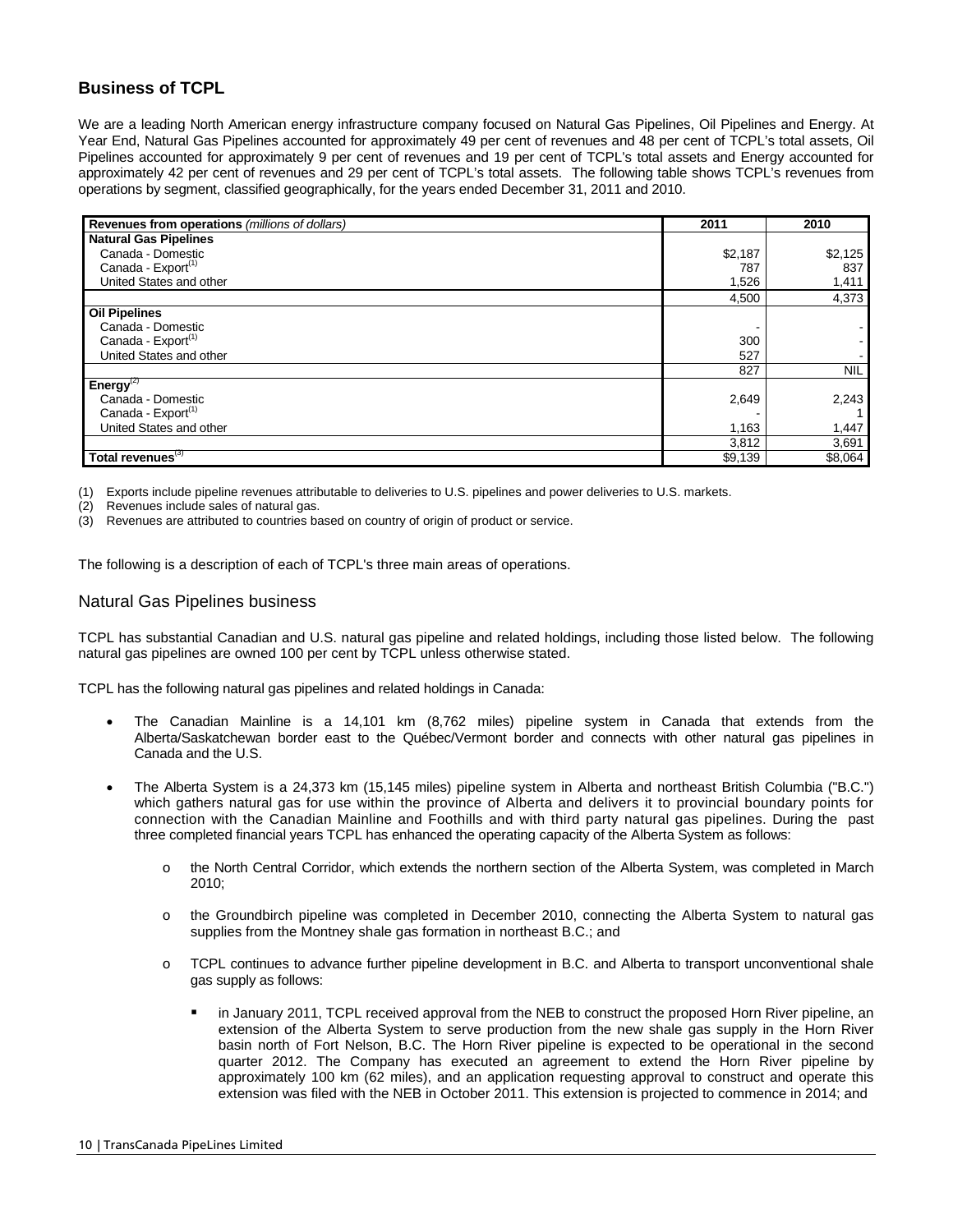## Business of TCPL

We are a leading North American energy infrastructure company focused on Natural Gas Pipelines, Oil Pipelines and Energy. At Year End, Natural Gas Pipelines accounted for approximately 49 per cent of revenues and 48 per cent of TCPL's total assets, Oil Pipelines accounted for approximately 9 per cent of revenues and 19 per cent of TCPL's total assets and Energy accounted for approximately 42 per cent of revenues and 29 per cent of TCPL's total assets. The following table shows TCPL's revenues from operations by segment, classified geographically, for the years ended December 31, 2011 and 2010.

| **Revenues from operations** *(millions of dollars)* | **2011** | **2010** |
|---|---|---|
| **Natural Gas Pipelines** | | |
| Canada - Domestic | $2,187 | $2,125 |
| Canada - Export[1] | 787 | 837 |
| United States and other | 1,526 | 1,411 |
| | 4,500 | 4,373 |
| **Oil Pipelines** | | |
| Canada - Domestic | - | - |
| Canada - Export[1] | 300 | - |
| United States and other | 527 | - |
| | 827 | NIL |
| **Energy**[2] | | |
| Canada - Domestic | 2,649 | 2,243 |
| Canada - Export[1] | - | 1 |
| United States and other | 1,163 | 1,447 |
| | 3,812 | 3,691 |
| **Total revenues**[3] | $9,139 | $8,064 |

(1) Exports include pipeline revenues attributable to deliveries to U.S. pipelines and power deliveries to U.S. markets.
(2) Revenues include sales of natural gas.
(3) Revenues are attributed to countries based on country of origin of product or service.

The following is a description of each of TCPL's three main areas of operations.

### Natural Gas Pipelines business

TCPL has substantial Canadian and U.S. natural gas pipeline and related holdings, including those listed below. The following natural gas pipelines are owned 100 per cent by TCPL unless otherwise stated.

TCPL has the following natural gas pipelines and related holdings in Canada:

- The Canadian Mainline is a 14,101 km (8,762 miles) pipeline system in Canada that extends from the Alberta/Saskatchewan border east to the Québec/Vermont border and connects with other natural gas pipelines in Canada and the U.S.
- The Alberta System is a 24,373 km (15,145 miles) pipeline system in Alberta and northeast British Columbia ("B.C.") which gathers natural gas for use within the province of Alberta and delivers it to provincial boundary points for connection with the Canadian Mainline and Foothills and with third party natural gas pipelines. During the past three completed financial years TCPL has enhanced the operating capacity of the Alberta System as follows:
  - the North Central Corridor, which extends the northern section of the Alberta System, was completed in March 2010;
  - the Groundbirch pipeline was completed in December 2010, connecting the Alberta System to natural gas supplies from the Montney shale gas formation in northeast B.C.; and
  - TCPL continues to advance further pipeline development in B.C. and Alberta to transport unconventional shale gas supply as follows:
    - in January 2011, TCPL received approval from the NEB to construct the proposed Horn River pipeline, an extension of the Alberta System to serve production from the new shale gas supply in the Horn River basin north of Fort Nelson, B.C. The Horn River pipeline is expected to be operational in the second quarter 2012. The Company has executed an agreement to extend the Horn River pipeline by approximately 100 km (62 miles), and an application requesting approval to construct and operate this extension was filed with the NEB in October 2011. This extension is projected to commence in 2014; and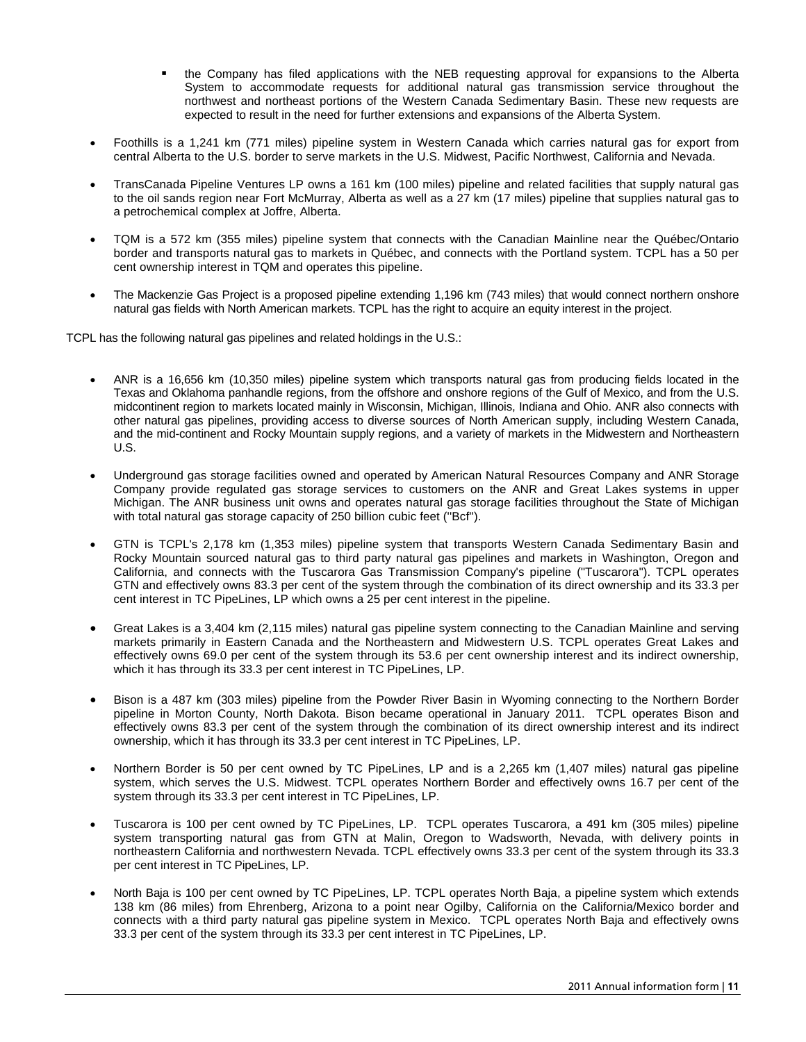- the Company has filed applications with the NEB requesting approval for expansions to the Alberta System to accommodate requests for additional natural gas transmission service throughout the northwest and northeast portions of the Western Canada Sedimentary Basin. These new requests are expected to result in the need for further extensions and expansions of the Alberta System.

- Foothills is a 1,241 km (771 miles) pipeline system in Western Canada which carries natural gas for export from central Alberta to the U.S. border to serve markets in the U.S. Midwest, Pacific Northwest, California and Nevada.

- TransCanada Pipeline Ventures LP owns a 161 km (100 miles) pipeline and related facilities that supply natural gas to the oil sands region near Fort McMurray, Alberta as well as a 27 km (17 miles) pipeline that supplies natural gas to a petrochemical complex at Joffre, Alberta.

- TQM is a 572 km (355 miles) pipeline system that connects with the Canadian Mainline near the Québec/Ontario border and transports natural gas to markets in Québec, and connects with the Portland system. TCPL has a 50 per cent ownership interest in TQM and operates this pipeline.

- The Mackenzie Gas Project is a proposed pipeline extending 1,196 km (743 miles) that would connect northern onshore natural gas fields with North American markets. TCPL has the right to acquire an equity interest in the project.

TCPL has the following natural gas pipelines and related holdings in the U.S.:

- ANR is a 16,656 km (10,350 miles) pipeline system which transports natural gas from producing fields located in the Texas and Oklahoma panhandle regions, from the offshore and onshore regions of the Gulf of Mexico, and from the U.S. midcontinent region to markets located mainly in Wisconsin, Michigan, Illinois, Indiana and Ohio. ANR also connects with other natural gas pipelines, providing access to diverse sources of North American supply, including Western Canada, and the mid-continent and Rocky Mountain supply regions, and a variety of markets in the Midwestern and Northeastern U.S.

- Underground gas storage facilities owned and operated by American Natural Resources Company and ANR Storage Company provide regulated gas storage services to customers on the ANR and Great Lakes systems in upper Michigan. The ANR business unit owns and operates natural gas storage facilities throughout the State of Michigan with total natural gas storage capacity of 250 billion cubic feet ("Bcf").

- GTN is TCPL's 2,178 km (1,353 miles) pipeline system that transports Western Canada Sedimentary Basin and Rocky Mountain sourced natural gas to third party natural gas pipelines and markets in Washington, Oregon and California, and connects with the Tuscarora Gas Transmission Company's pipeline ("Tuscarora"). TCPL operates GTN and effectively owns 83.3 per cent of the system through the combination of its direct ownership and its 33.3 per cent interest in TC PipeLines, LP which owns a 25 per cent interest in the pipeline.

- Great Lakes is a 3,404 km (2,115 miles) natural gas pipeline system connecting to the Canadian Mainline and serving markets primarily in Eastern Canada and the Northeastern and Midwestern U.S. TCPL operates Great Lakes and effectively owns 69.0 per cent of the system through its 53.6 per cent ownership interest and its indirect ownership, which it has through its 33.3 per cent interest in TC PipeLines, LP.

- Bison is a 487 km (303 miles) pipeline from the Powder River Basin in Wyoming connecting to the Northern Border pipeline in Morton County, North Dakota. Bison became operational in January 2011. TCPL operates Bison and effectively owns 83.3 per cent of the system through the combination of its direct ownership interest and its indirect ownership, which it has through its 33.3 per cent interest in TC PipeLines, LP.

- Northern Border is 50 per cent owned by TC PipeLines, LP and is a 2,265 km (1,407 miles) natural gas pipeline system, which serves the U.S. Midwest. TCPL operates Northern Border and effectively owns 16.7 per cent of the system through its 33.3 per cent interest in TC PipeLines, LP.

- Tuscarora is 100 per cent owned by TC PipeLines, LP. TCPL operates Tuscarora, a 491 km (305 miles) pipeline system transporting natural gas from GTN at Malin, Oregon to Wadsworth, Nevada, with delivery points in northeastern California and northwestern Nevada. TCPL effectively owns 33.3 per cent of the system through its 33.3 per cent interest in TC PipeLines, LP.

- North Baja is 100 per cent owned by TC PipeLines, LP. TCPL operates North Baja, a pipeline system which extends 138 km (86 miles) from Ehrenberg, Arizona to a point near Ogilby, California on the California/Mexico border and connects with a third party natural gas pipeline system in Mexico. TCPL operates North Baja and effectively owns 33.3 per cent of the system through its 33.3 per cent interest in TC PipeLines, LP.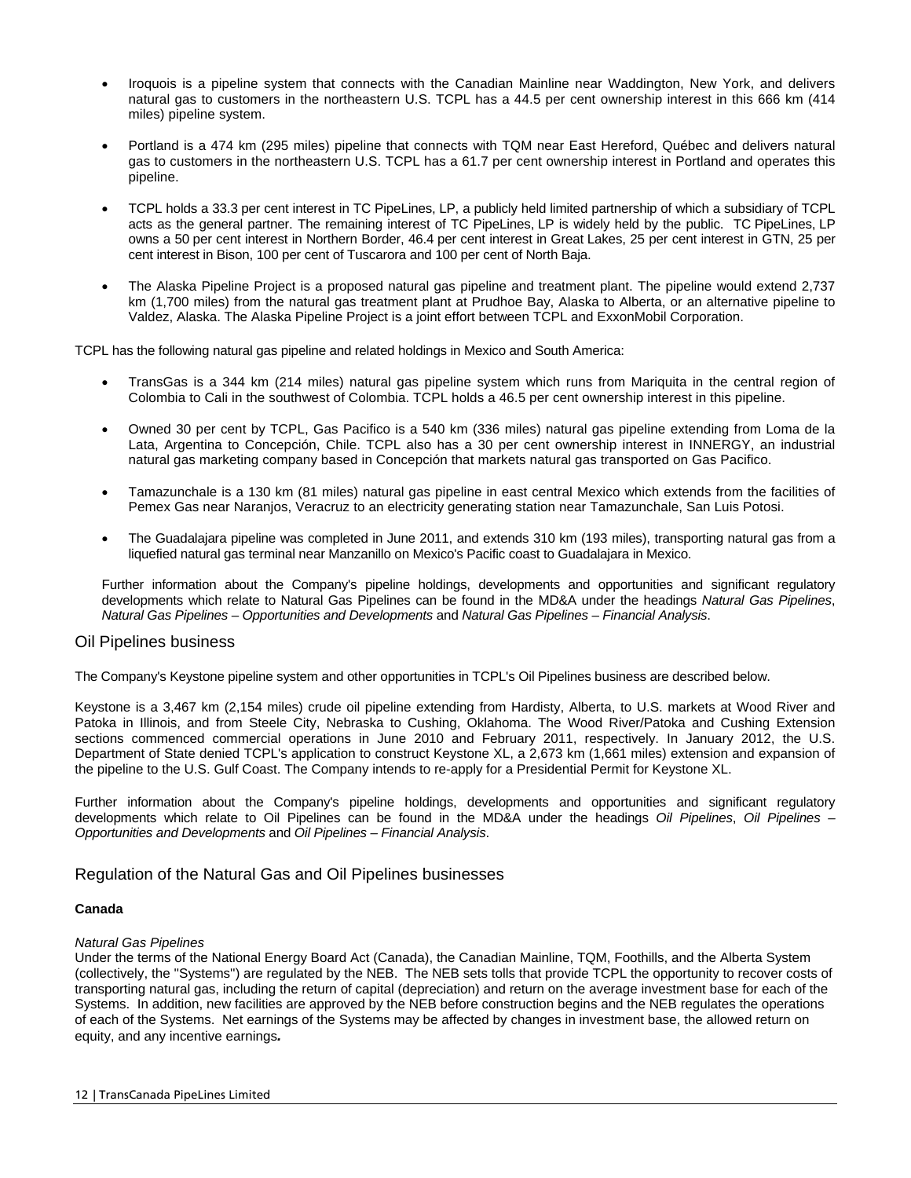- Iroquois is a pipeline system that connects with the Canadian Mainline near Waddington, New York, and delivers natural gas to customers in the northeastern U.S. TCPL has a 44.5 per cent ownership interest in this 666 km (414 miles) pipeline system.
- Portland is a 474 km (295 miles) pipeline that connects with TQM near East Hereford, Québec and delivers natural gas to customers in the northeastern U.S. TCPL has a 61.7 per cent ownership interest in Portland and operates this pipeline.
- TCPL holds a 33.3 per cent interest in TC PipeLines, LP, a publicly held limited partnership of which a subsidiary of TCPL acts as the general partner. The remaining interest of TC PipeLines, LP is widely held by the public. TC PipeLines, LP owns a 50 per cent interest in Northern Border, 46.4 per cent interest in Great Lakes, 25 per cent interest in GTN, 25 per cent interest in Bison, 100 per cent of Tuscarora and 100 per cent of North Baja.
- The Alaska Pipeline Project is a proposed natural gas pipeline and treatment plant. The pipeline would extend 2,737 km (1,700 miles) from the natural gas treatment plant at Prudhoe Bay, Alaska to Alberta, or an alternative pipeline to Valdez, Alaska. The Alaska Pipeline Project is a joint effort between TCPL and ExxonMobil Corporation.

TCPL has the following natural gas pipeline and related holdings in Mexico and South America:

- TransGas is a 344 km (214 miles) natural gas pipeline system which runs from Mariquita in the central region of Colombia to Cali in the southwest of Colombia. TCPL holds a 46.5 per cent ownership interest in this pipeline.
- Owned 30 per cent by TCPL, Gas Pacifico is a 540 km (336 miles) natural gas pipeline extending from Loma de la Lata, Argentina to Concepción, Chile. TCPL also has a 30 per cent ownership interest in INNERGY, an industrial natural gas marketing company based in Concepción that markets natural gas transported on Gas Pacifico.
- Tamazunchale is a 130 km (81 miles) natural gas pipeline in east central Mexico which extends from the facilities of Pemex Gas near Naranjos, Veracruz to an electricity generating station near Tamazunchale, San Luis Potosi.
- The Guadalajara pipeline was completed in June 2011, and extends 310 km (193 miles), transporting natural gas from a liquefied natural gas terminal near Manzanillo on Mexico's Pacific coast to Guadalajara in Mexico.

Further information about the Company's pipeline holdings, developments and opportunities and significant regulatory developments which relate to Natural Gas Pipelines can be found in the MD&A under the headings *Natural Gas Pipelines*, *Natural Gas Pipelines – Opportunities and Developments* and *Natural Gas Pipelines – Financial Analysis*.

## Oil Pipelines business

The Company's Keystone pipeline system and other opportunities in TCPL's Oil Pipelines business are described below.

Keystone is a 3,467 km (2,154 miles) crude oil pipeline extending from Hardisty, Alberta, to U.S. markets at Wood River and Patoka in Illinois, and from Steele City, Nebraska to Cushing, Oklahoma. The Wood River/Patoka and Cushing Extension sections commenced commercial operations in June 2010 and February 2011, respectively. In January 2012, the U.S. Department of State denied TCPL's application to construct Keystone XL, a 2,673 km (1,661 miles) extension and expansion of the pipeline to the U.S. Gulf Coast. The Company intends to re-apply for a Presidential Permit for Keystone XL.

Further information about the Company's pipeline holdings, developments and opportunities and significant regulatory developments which relate to Oil Pipelines can be found in the MD&A under the headings *Oil Pipelines*, *Oil Pipelines – Opportunities and Developments* and *Oil Pipelines – Financial Analysis*.

## Regulation of the Natural Gas and Oil Pipelines businesses

**Canada**

*Natural Gas Pipelines*

Under the terms of the National Energy Board Act (Canada), the Canadian Mainline, TQM, Foothills, and the Alberta System (collectively, the "Systems") are regulated by the NEB. The NEB sets tolls that provide TCPL the opportunity to recover costs of transporting natural gas, including the return of capital (depreciation) and return on the average investment base for each of the Systems. In addition, new facilities are approved by the NEB before construction begins and the NEB regulates the operations of each of the Systems. Net earnings of the Systems may be affected by changes in investment base, the allowed return on equity, and any incentive earnings.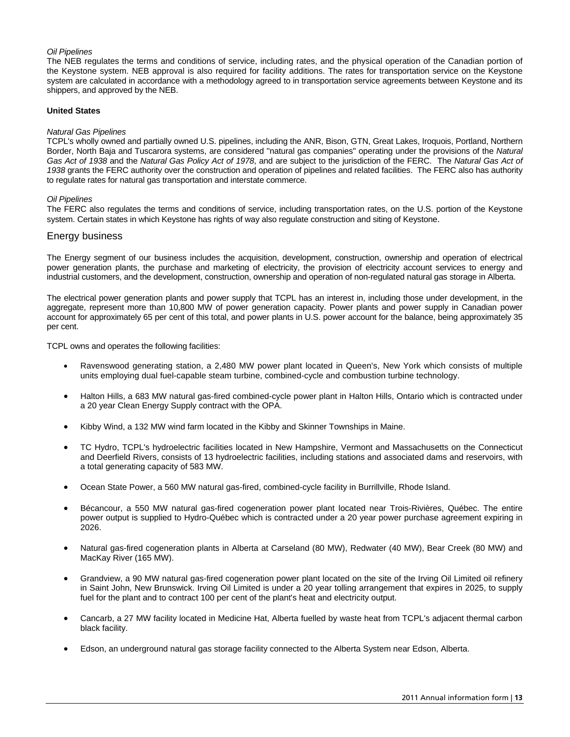*Oil Pipelines*

The NEB regulates the terms and conditions of service, including rates, and the physical operation of the Canadian portion of the Keystone system. NEB approval is also required for facility additions. The rates for transportation service on the Keystone system are calculated in accordance with a methodology agreed to in transportation service agreements between Keystone and its shippers, and approved by the NEB.

**United States**

*Natural Gas Pipelines*

TCPL's wholly owned and partially owned U.S. pipelines, including the ANR, Bison, GTN, Great Lakes, Iroquois, Portland, Northern Border, North Baja and Tuscarora systems, are considered "natural gas companies" operating under the provisions of the *Natural Gas Act of 1938* and the *Natural Gas Policy Act of 1978*, and are subject to the jurisdiction of the FERC. The *Natural Gas Act of 1938* grants the FERC authority over the construction and operation of pipelines and related facilities. The FERC also has authority to regulate rates for natural gas transportation and interstate commerce.

*Oil Pipelines*

The FERC also regulates the terms and conditions of service, including transportation rates, on the U.S. portion of the Keystone system. Certain states in which Keystone has rights of way also regulate construction and siting of Keystone.

## Energy business

The Energy segment of our business includes the acquisition, development, construction, ownership and operation of electrical power generation plants, the purchase and marketing of electricity, the provision of electricity account services to energy and industrial customers, and the development, construction, ownership and operation of non-regulated natural gas storage in Alberta.

The electrical power generation plants and power supply that TCPL has an interest in, including those under development, in the aggregate, represent more than 10,800 MW of power generation capacity. Power plants and power supply in Canadian power account for approximately 65 per cent of this total, and power plants in U.S. power account for the balance, being approximately 35 per cent.

TCPL owns and operates the following facilities:

- Ravenswood generating station, a 2,480 MW power plant located in Queen's, New York which consists of multiple units employing dual fuel-capable steam turbine, combined-cycle and combustion turbine technology.
- Halton Hills, a 683 MW natural gas-fired combined-cycle power plant in Halton Hills, Ontario which is contracted under a 20 year Clean Energy Supply contract with the OPA.
- Kibby Wind, a 132 MW wind farm located in the Kibby and Skinner Townships in Maine.
- TC Hydro, TCPL's hydroelectric facilities located in New Hampshire, Vermont and Massachusetts on the Connecticut and Deerfield Rivers, consists of 13 hydroelectric facilities, including stations and associated dams and reservoirs, with a total generating capacity of 583 MW.
- Ocean State Power, a 560 MW natural gas-fired, combined-cycle facility in Burrillville, Rhode Island.
- Bécancour, a 550 MW natural gas-fired cogeneration power plant located near Trois-Rivières, Québec. The entire power output is supplied to Hydro-Québec which is contracted under a 20 year power purchase agreement expiring in 2026.
- Natural gas-fired cogeneration plants in Alberta at Carseland (80 MW), Redwater (40 MW), Bear Creek (80 MW) and MacKay River (165 MW).
- Grandview, a 90 MW natural gas-fired cogeneration power plant located on the site of the Irving Oil Limited oil refinery in Saint John, New Brunswick. Irving Oil Limited is under a 20 year tolling arrangement that expires in 2025, to supply fuel for the plant and to contract 100 per cent of the plant's heat and electricity output.
- Cancarb, a 27 MW facility located in Medicine Hat, Alberta fuelled by waste heat from TCPL's adjacent thermal carbon black facility.
- Edson, an underground natural gas storage facility connected to the Alberta System near Edson, Alberta.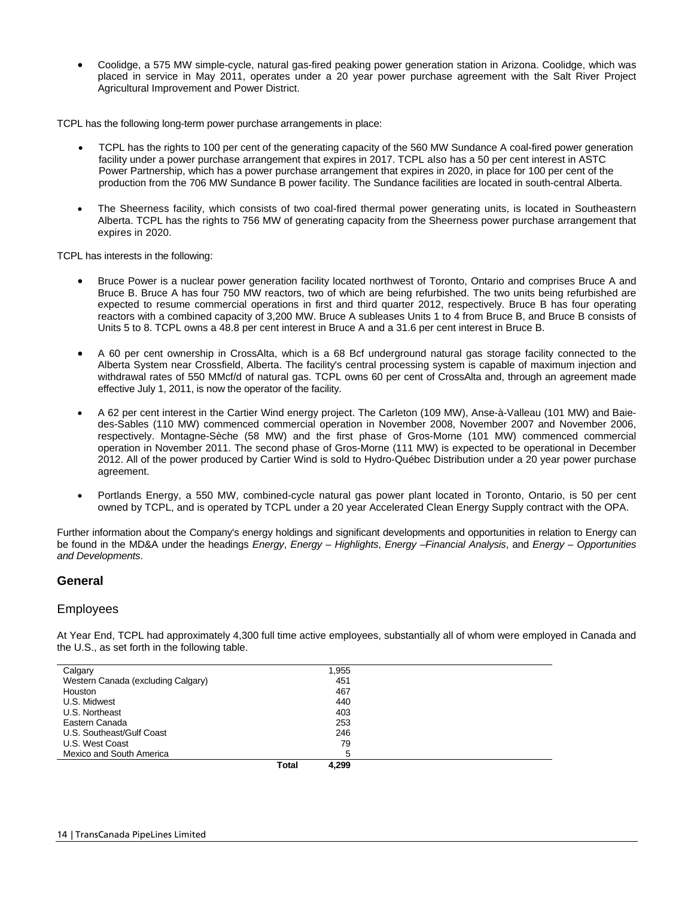- Coolidge, a 575 MW simple-cycle, natural gas-fired peaking power generation station in Arizona. Coolidge, which was placed in service in May 2011, operates under a 20 year power purchase agreement with the Salt River Project Agricultural Improvement and Power District.

TCPL has the following long-term power purchase arrangements in place:

- TCPL has the rights to 100 per cent of the generating capacity of the 560 MW Sundance A coal-fired power generation facility under a power purchase arrangement that expires in 2017. TCPL also has a 50 per cent interest in ASTC Power Partnership, which has a power purchase arrangement that expires in 2020, in place for 100 per cent of the production from the 706 MW Sundance B power facility. The Sundance facilities are located in south-central Alberta.

- The Sheerness facility, which consists of two coal-fired thermal power generating units, is located in Southeastern Alberta. TCPL has the rights to 756 MW of generating capacity from the Sheerness power purchase arrangement that expires in 2020.

TCPL has interests in the following:

- Bruce Power is a nuclear power generation facility located northwest of Toronto, Ontario and comprises Bruce A and Bruce B. Bruce A has four 750 MW reactors, two of which are being refurbished. The two units being refurbished are expected to resume commercial operations in first and third quarter 2012, respectively. Bruce B has four operating reactors with a combined capacity of 3,200 MW. Bruce A subleases Units 1 to 4 from Bruce B, and Bruce B consists of Units 5 to 8. TCPL owns a 48.8 per cent interest in Bruce A and a 31.6 per cent interest in Bruce B.

- A 60 per cent ownership in CrossAlta, which is a 68 Bcf underground natural gas storage facility connected to the Alberta System near Crossfield, Alberta. The facility's central processing system is capable of maximum injection and withdrawal rates of 550 MMcf/d of natural gas. TCPL owns 60 per cent of CrossAlta and, through an agreement made effective July 1, 2011, is now the operator of the facility.

- A 62 per cent interest in the Cartier Wind energy project. The Carleton (109 MW), Anse-à-Valleau (101 MW) and Baie-des-Sables (110 MW) commenced commercial operation in November 2008, November 2007 and November 2006, respectively. Montagne-Sèche (58 MW) and the first phase of Gros-Morne (101 MW) commenced commercial operation in November 2011. The second phase of Gros-Morne (111 MW) is expected to be operational in December 2012. All of the power produced by Cartier Wind is sold to Hydro-Québec Distribution under a 20 year power purchase agreement.

- Portlands Energy, a 550 MW, combined-cycle natural gas power plant located in Toronto, Ontario, is 50 per cent owned by TCPL, and is operated by TCPL under a 20 year Accelerated Clean Energy Supply contract with the OPA.

Further information about the Company's energy holdings and significant developments and opportunities in relation to Energy can be found in the MD&A under the headings *Energy*, *Energy – Highlights*, *Energy –Financial Analysis*, and *Energy – Opportunities and Developments*.

## General

### Employees

At Year End, TCPL had approximately 4,300 full time active employees, substantially all of whom were employed in Canada and the U.S., as set forth in the following table.

| | | |
|---|---|---|
| Calgary | | 1,955 |
| Western Canada (excluding Calgary) | | 451 |
| Houston | | 467 |
| U.S. Midwest | | 440 |
| U.S. Northeast | | 403 |
| Eastern Canada | | 253 |
| U.S. Southeast/Gulf Coast | | 246 |
| U.S. West Coast | | 79 |
| Mexico and South America | | 5 |
| | **Total** | **4,299** |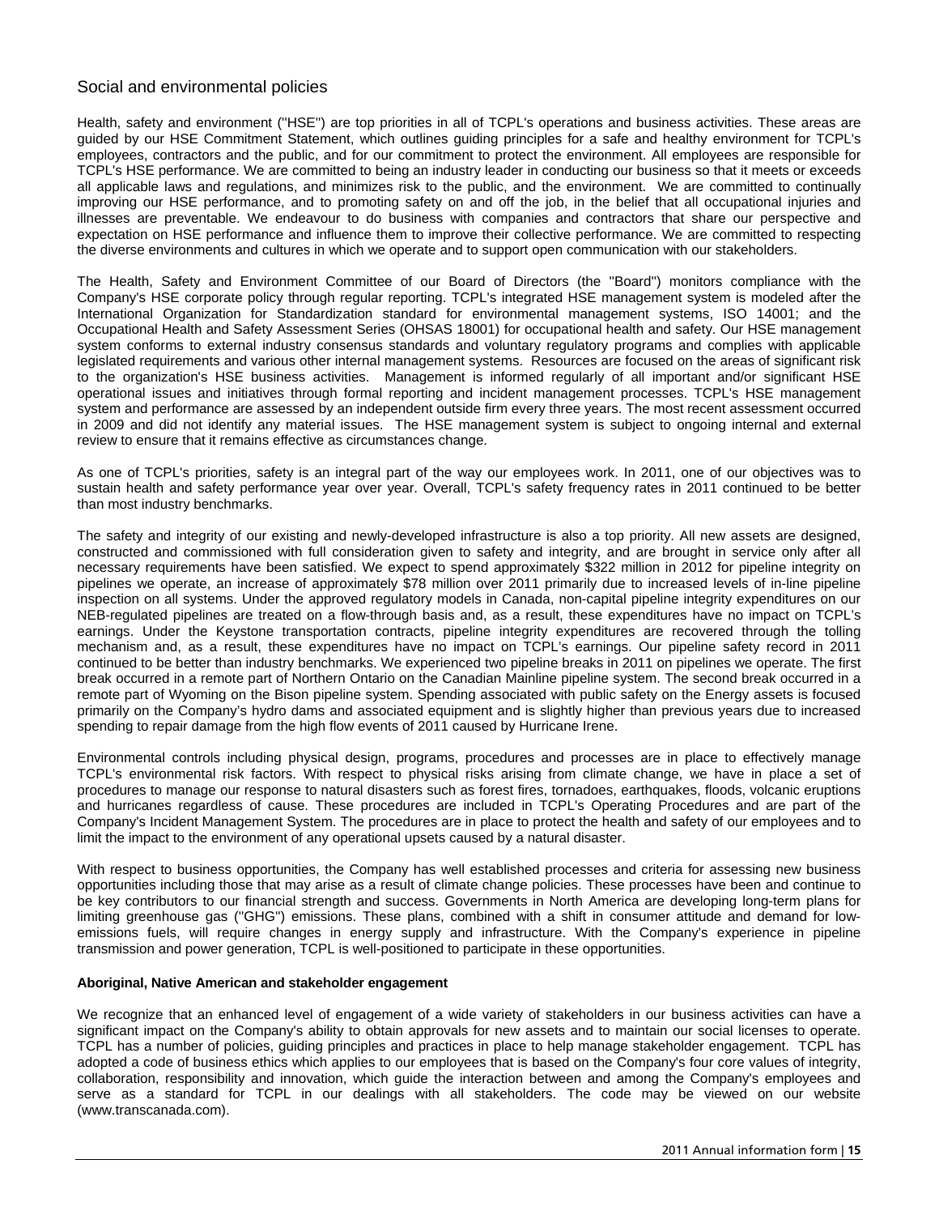## Social and environmental policies

Health, safety and environment ("HSE") are top priorities in all of TCPL's operations and business activities. These areas are guided by our HSE Commitment Statement, which outlines guiding principles for a safe and healthy environment for TCPL's employees, contractors and the public, and for our commitment to protect the environment. All employees are responsible for TCPL's HSE performance. We are committed to being an industry leader in conducting our business so that it meets or exceeds all applicable laws and regulations, and minimizes risk to the public, and the environment. We are committed to continually improving our HSE performance, and to promoting safety on and off the job, in the belief that all occupational injuries and illnesses are preventable. We endeavour to do business with companies and contractors that share our perspective and expectation on HSE performance and influence them to improve their collective performance. We are committed to respecting the diverse environments and cultures in which we operate and to support open communication with our stakeholders.

The Health, Safety and Environment Committee of our Board of Directors (the "Board") monitors compliance with the Company's HSE corporate policy through regular reporting. TCPL's integrated HSE management system is modeled after the International Organization for Standardization standard for environmental management systems, ISO 14001; and the Occupational Health and Safety Assessment Series (OHSAS 18001) for occupational health and safety. Our HSE management system conforms to external industry consensus standards and voluntary regulatory programs and complies with applicable legislated requirements and various other internal management systems. Resources are focused on the areas of significant risk to the organization's HSE business activities. Management is informed regularly of all important and/or significant HSE operational issues and initiatives through formal reporting and incident management processes. TCPL's HSE management system and performance are assessed by an independent outside firm every three years. The most recent assessment occurred in 2009 and did not identify any material issues. The HSE management system is subject to ongoing internal and external review to ensure that it remains effective as circumstances change.

As one of TCPL's priorities, safety is an integral part of the way our employees work. In 2011, one of our objectives was to sustain health and safety performance year over year. Overall, TCPL's safety frequency rates in 2011 continued to be better than most industry benchmarks.

The safety and integrity of our existing and newly-developed infrastructure is also a top priority. All new assets are designed, constructed and commissioned with full consideration given to safety and integrity, and are brought in service only after all necessary requirements have been satisfied. We expect to spend approximately $322 million in 2012 for pipeline integrity on pipelines we operate, an increase of approximately $78 million over 2011 primarily due to increased levels of in-line pipeline inspection on all systems. Under the approved regulatory models in Canada, non-capital pipeline integrity expenditures on our NEB-regulated pipelines are treated on a flow-through basis and, as a result, these expenditures have no impact on TCPL's earnings. Under the Keystone transportation contracts, pipeline integrity expenditures are recovered through the tolling mechanism and, as a result, these expenditures have no impact on TCPL's earnings. Our pipeline safety record in 2011 continued to be better than industry benchmarks. We experienced two pipeline breaks in 2011 on pipelines we operate. The first break occurred in a remote part of Northern Ontario on the Canadian Mainline pipeline system. The second break occurred in a remote part of Wyoming on the Bison pipeline system. Spending associated with public safety on the Energy assets is focused primarily on the Company's hydro dams and associated equipment and is slightly higher than previous years due to increased spending to repair damage from the high flow events of 2011 caused by Hurricane Irene.

Environmental controls including physical design, programs, procedures and processes are in place to effectively manage TCPL's environmental risk factors. With respect to physical risks arising from climate change, we have in place a set of procedures to manage our response to natural disasters such as forest fires, tornadoes, earthquakes, floods, volcanic eruptions and hurricanes regardless of cause. These procedures are included in TCPL's Operating Procedures and are part of the Company's Incident Management System. The procedures are in place to protect the health and safety of our employees and to limit the impact to the environment of any operational upsets caused by a natural disaster.

With respect to business opportunities, the Company has well established processes and criteria for assessing new business opportunities including those that may arise as a result of climate change policies. These processes have been and continue to be key contributors to our financial strength and success. Governments in North America are developing long-term plans for limiting greenhouse gas ("GHG") emissions. These plans, combined with a shift in consumer attitude and demand for low-emissions fuels, will require changes in energy supply and infrastructure. With the Company's experience in pipeline transmission and power generation, TCPL is well-positioned to participate in these opportunities.

**Aboriginal, Native American and stakeholder engagement**

We recognize that an enhanced level of engagement of a wide variety of stakeholders in our business activities can have a significant impact on the Company's ability to obtain approvals for new assets and to maintain our social licenses to operate. TCPL has a number of policies, guiding principles and practices in place to help manage stakeholder engagement. TCPL has adopted a code of business ethics which applies to our employees that is based on the Company's four core values of integrity, collaboration, responsibility and innovation, which guide the interaction between and among the Company's employees and serve as a standard for TCPL in our dealings with all stakeholders. The code may be viewed on our website (www.transcanada.com).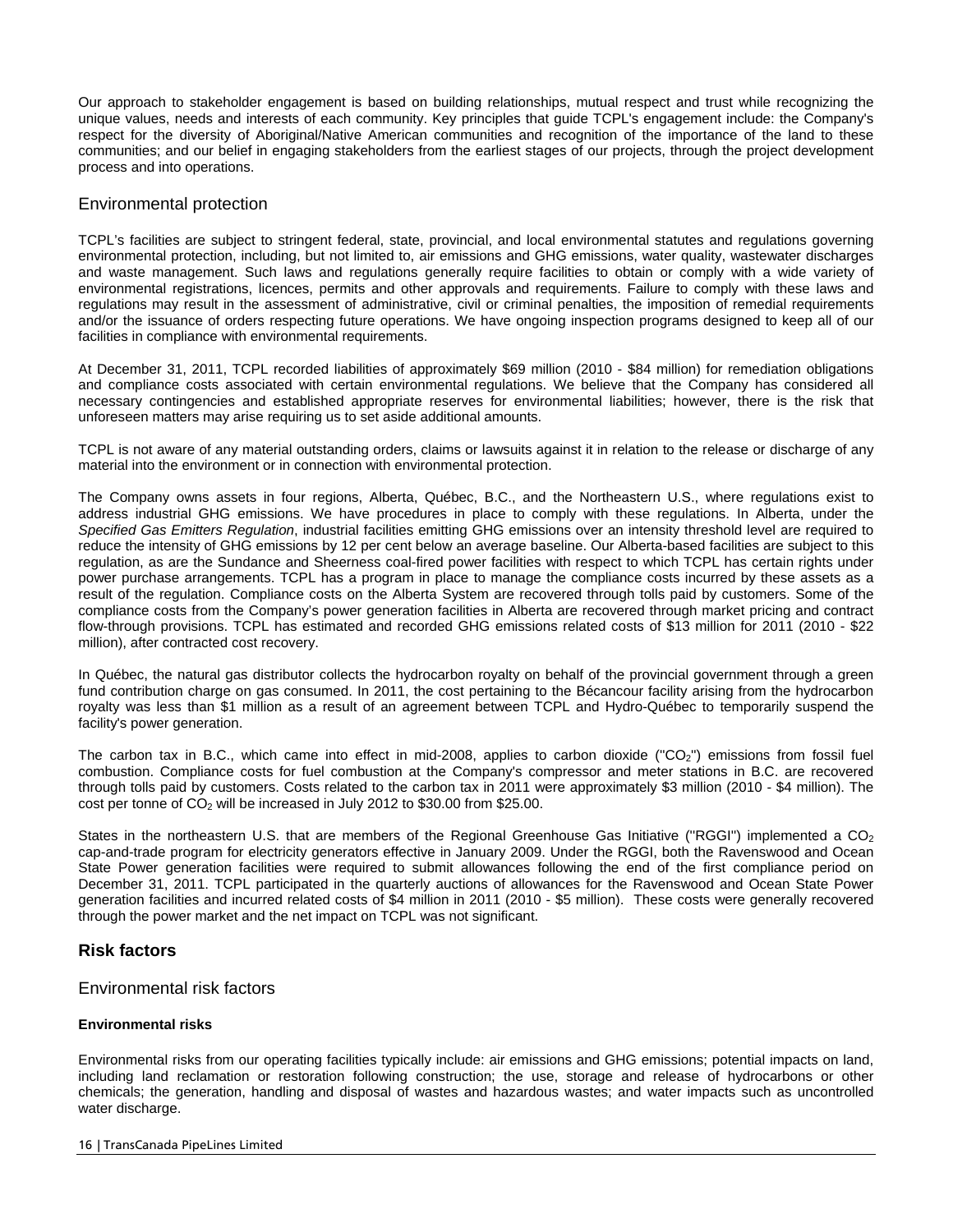Our approach to stakeholder engagement is based on building relationships, mutual respect and trust while recognizing the unique values, needs and interests of each community. Key principles that guide TCPL's engagement include: the Company's respect for the diversity of Aboriginal/Native American communities and recognition of the importance of the land to these communities; and our belief in engaging stakeholders from the earliest stages of our projects, through the project development process and into operations.

## Environmental protection

TCPL's facilities are subject to stringent federal, state, provincial, and local environmental statutes and regulations governing environmental protection, including, but not limited to, air emissions and GHG emissions, water quality, wastewater discharges and waste management. Such laws and regulations generally require facilities to obtain or comply with a wide variety of environmental registrations, licences, permits and other approvals and requirements. Failure to comply with these laws and regulations may result in the assessment of administrative, civil or criminal penalties, the imposition of remedial requirements and/or the issuance of orders respecting future operations. We have ongoing inspection programs designed to keep all of our facilities in compliance with environmental requirements.

At December 31, 2011, TCPL recorded liabilities of approximately $69 million (2010 - $84 million) for remediation obligations and compliance costs associated with certain environmental regulations. We believe that the Company has considered all necessary contingencies and established appropriate reserves for environmental liabilities; however, there is the risk that unforeseen matters may arise requiring us to set aside additional amounts.

TCPL is not aware of any material outstanding orders, claims or lawsuits against it in relation to the release or discharge of any material into the environment or in connection with environmental protection.

The Company owns assets in four regions, Alberta, Québec, B.C., and the Northeastern U.S., where regulations exist to address industrial GHG emissions. We have procedures in place to comply with these regulations. In Alberta, under the *Specified Gas Emitters Regulation*, industrial facilities emitting GHG emissions over an intensity threshold level are required to reduce the intensity of GHG emissions by 12 per cent below an average baseline. Our Alberta-based facilities are subject to this regulation, as are the Sundance and Sheerness coal-fired power facilities with respect to which TCPL has certain rights under power purchase arrangements. TCPL has a program in place to manage the compliance costs incurred by these assets as a result of the regulation. Compliance costs on the Alberta System are recovered through tolls paid by customers. Some of the compliance costs from the Company's power generation facilities in Alberta are recovered through market pricing and contract flow-through provisions. TCPL has estimated and recorded GHG emissions related costs of $13 million for 2011 (2010 - $22 million), after contracted cost recovery.

In Québec, the natural gas distributor collects the hydrocarbon royalty on behalf of the provincial government through a green fund contribution charge on gas consumed. In 2011, the cost pertaining to the Bécancour facility arising from the hydrocarbon royalty was less than $1 million as a result of an agreement between TCPL and Hydro-Québec to temporarily suspend the facility's power generation.

The carbon tax in B.C., which came into effect in mid-2008, applies to carbon dioxide ("$CO_2$") emissions from fossil fuel combustion. Compliance costs for fuel combustion at the Company's compressor and meter stations in B.C. are recovered through tolls paid by customers. Costs related to the carbon tax in 2011 were approximately $3 million (2010 - $4 million). The cost per tonne of $CO_2$ will be increased in July 2012 to $30.00 from $25.00.

States in the northeastern U.S. that are members of the Regional Greenhouse Gas Initiative ("RGGI") implemented a $CO_2$ cap-and-trade program for electricity generators effective in January 2009. Under the RGGI, both the Ravenswood and Ocean State Power generation facilities were required to submit allowances following the end of the first compliance period on December 31, 2011. TCPL participated in the quarterly auctions of allowances for the Ravenswood and Ocean State Power generation facilities and incurred related costs of $4 million in 2011 (2010 - $5 million). These costs were generally recovered through the power market and the net impact on TCPL was not significant.

# Risk factors

## Environmental risk factors

### Environmental risks

Environmental risks from our operating facilities typically include: air emissions and GHG emissions; potential impacts on land, including land reclamation or restoration following construction; the use, storage and release of hydrocarbons or other chemicals; the generation, handling and disposal of wastes and hazardous wastes; and water impacts such as uncontrolled water discharge.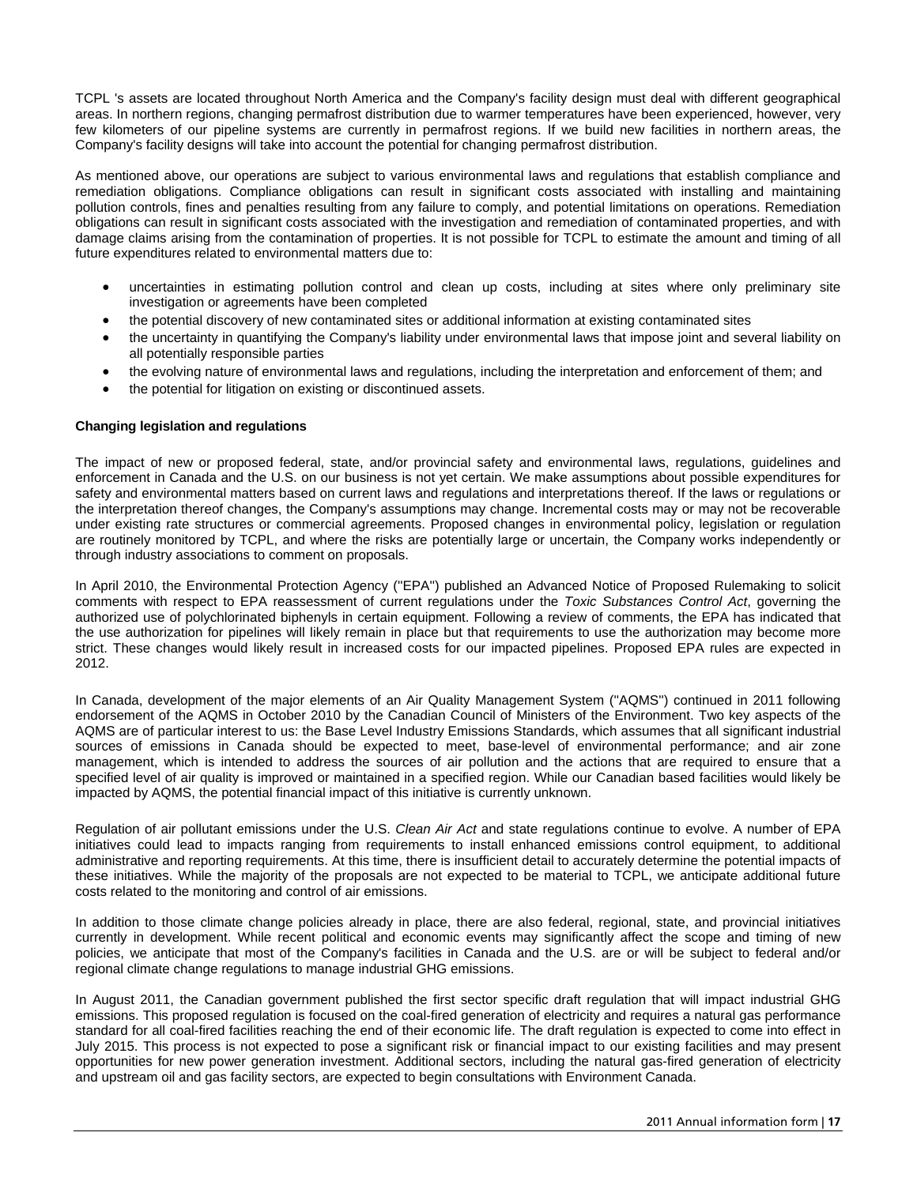TCPL 's assets are located throughout North America and the Company's facility design must deal with different geographical areas. In northern regions, changing permafrost distribution due to warmer temperatures have been experienced, however, very few kilometers of our pipeline systems are currently in permafrost regions. If we build new facilities in northern areas, the Company's facility designs will take into account the potential for changing permafrost distribution.

As mentioned above, our operations are subject to various environmental laws and regulations that establish compliance and remediation obligations. Compliance obligations can result in significant costs associated with installing and maintaining pollution controls, fines and penalties resulting from any failure to comply, and potential limitations on operations. Remediation obligations can result in significant costs associated with the investigation and remediation of contaminated properties, and with damage claims arising from the contamination of properties. It is not possible for TCPL to estimate the amount and timing of all future expenditures related to environmental matters due to:

- uncertainties in estimating pollution control and clean up costs, including at sites where only preliminary site investigation or agreements have been completed
- the potential discovery of new contaminated sites or additional information at existing contaminated sites
- the uncertainty in quantifying the Company's liability under environmental laws that impose joint and several liability on all potentially responsible parties
- the evolving nature of environmental laws and regulations, including the interpretation and enforcement of them; and
- the potential for litigation on existing or discontinued assets.

**Changing legislation and regulations**

The impact of new or proposed federal, state, and/or provincial safety and environmental laws, regulations, guidelines and enforcement in Canada and the U.S. on our business is not yet certain. We make assumptions about possible expenditures for safety and environmental matters based on current laws and regulations and interpretations thereof. If the laws or regulations or the interpretation thereof changes, the Company's assumptions may change. Incremental costs may or may not be recoverable under existing rate structures or commercial agreements. Proposed changes in environmental policy, legislation or regulation are routinely monitored by TCPL, and where the risks are potentially large or uncertain, the Company works independently or through industry associations to comment on proposals.

In April 2010, the Environmental Protection Agency ("EPA") published an Advanced Notice of Proposed Rulemaking to solicit comments with respect to EPA reassessment of current regulations under the *Toxic Substances Control Act*, governing the authorized use of polychlorinated biphenyls in certain equipment. Following a review of comments, the EPA has indicated that the use authorization for pipelines will likely remain in place but that requirements to use the authorization may become more strict. These changes would likely result in increased costs for our impacted pipelines. Proposed EPA rules are expected in 2012.

In Canada, development of the major elements of an Air Quality Management System ("AQMS") continued in 2011 following endorsement of the AQMS in October 2010 by the Canadian Council of Ministers of the Environment. Two key aspects of the AQMS are of particular interest to us: the Base Level Industry Emissions Standards, which assumes that all significant industrial sources of emissions in Canada should be expected to meet, base-level of environmental performance; and air zone management, which is intended to address the sources of air pollution and the actions that are required to ensure that a specified level of air quality is improved or maintained in a specified region. While our Canadian based facilities would likely be impacted by AQMS, the potential financial impact of this initiative is currently unknown.

Regulation of air pollutant emissions under the U.S. *Clean Air Act* and state regulations continue to evolve. A number of EPA initiatives could lead to impacts ranging from requirements to install enhanced emissions control equipment, to additional administrative and reporting requirements. At this time, there is insufficient detail to accurately determine the potential impacts of these initiatives. While the majority of the proposals are not expected to be material to TCPL, we anticipate additional future costs related to the monitoring and control of air emissions.

In addition to those climate change policies already in place, there are also federal, regional, state, and provincial initiatives currently in development. While recent political and economic events may significantly affect the scope and timing of new policies, we anticipate that most of the Company's facilities in Canada and the U.S. are or will be subject to federal and/or regional climate change regulations to manage industrial GHG emissions.

In August 2011, the Canadian government published the first sector specific draft regulation that will impact industrial GHG emissions. This proposed regulation is focused on the coal-fired generation of electricity and requires a natural gas performance standard for all coal-fired facilities reaching the end of their economic life. The draft regulation is expected to come into effect in July 2015. This process is not expected to pose a significant risk or financial impact to our existing facilities and may present opportunities for new power generation investment. Additional sectors, including the natural gas-fired generation of electricity and upstream oil and gas facility sectors, are expected to begin consultations with Environment Canada.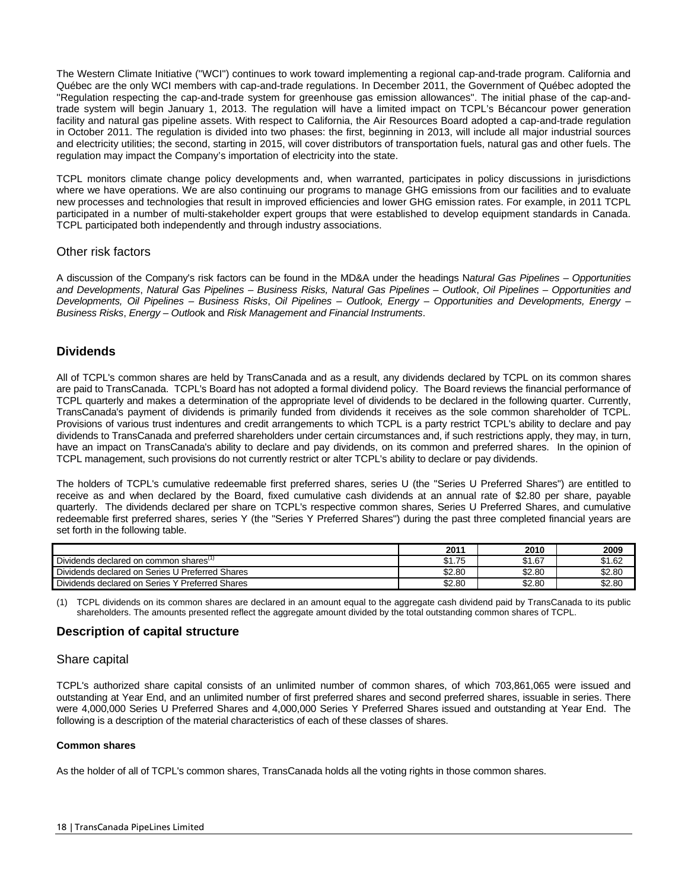The Western Climate Initiative ("WCI") continues to work toward implementing a regional cap-and-trade program. California and Québec are the only WCI members with cap-and-trade regulations. In December 2011, the Government of Québec adopted the "Regulation respecting the cap-and-trade system for greenhouse gas emission allowances". The initial phase of the cap-and-trade system will begin January 1, 2013. The regulation will have a limited impact on TCPL's Bécancour power generation facility and natural gas pipeline assets. With respect to California, the Air Resources Board adopted a cap-and-trade regulation in October 2011. The regulation is divided into two phases: the first, beginning in 2013, will include all major industrial sources and electricity utilities; the second, starting in 2015, will cover distributors of transportation fuels, natural gas and other fuels. The regulation may impact the Company's importation of electricity into the state.

TCPL monitors climate change policy developments and, when warranted, participates in policy discussions in jurisdictions where we have operations. We are also continuing our programs to manage GHG emissions from our facilities and to evaluate new processes and technologies that result in improved efficiencies and lower GHG emission rates. For example, in 2011 TCPL participated in a number of multi-stakeholder expert groups that were established to develop equipment standards in Canada. TCPL participated both independently and through industry associations.

## Other risk factors

A discussion of the Company's risk factors can be found in the MD&A under the headings N*atural Gas Pipelines – Opportunities and Developments*, *Natural Gas Pipelines – Business Risks, Natural Gas Pipelines – Outlook*, *Oil Pipelines – Opportunities and Developments, Oil Pipelines – Business Risks*, *Oil Pipelines – Outlook, Energy – Opportunities and Developments, Energy – Business Risks*, *Energy – Outloo*k and *Risk Management and Financial Instruments*.

# Dividends

All of TCPL's common shares are held by TransCanada and as a result, any dividends declared by TCPL on its common shares are paid to TransCanada. TCPL's Board has not adopted a formal dividend policy. The Board reviews the financial performance of TCPL quarterly and makes a determination of the appropriate level of dividends to be declared in the following quarter. Currently, TransCanada's payment of dividends is primarily funded from dividends it receives as the sole common shareholder of TCPL. Provisions of various trust indentures and credit arrangements to which TCPL is a party restrict TCPL's ability to declare and pay dividends to TransCanada and preferred shareholders under certain circumstances and, if such restrictions apply, they may, in turn, have an impact on TransCanada's ability to declare and pay dividends, on its common and preferred shares. In the opinion of TCPL management, such provisions do not currently restrict or alter TCPL's ability to declare or pay dividends.

The holders of TCPL's cumulative redeemable first preferred shares, series U (the "Series U Preferred Shares") are entitled to receive as and when declared by the Board, fixed cumulative cash dividends at an annual rate of $2.80 per share, payable quarterly. The dividends declared per share on TCPL's respective common shares, Series U Preferred Shares, and cumulative redeemable first preferred shares, series Y (the "Series Y Preferred Shares") during the past three completed financial years are set forth in the following table.

| | 2011 | 2010 | 2009 |
|---|---|---|---|
| Dividends declared on common shares[1] | $1.75 | $1.67 | $1.62 |
| Dividends declared on Series U Preferred Shares | $2.80 | $2.80 | $2.80 |
| Dividends declared on Series Y Preferred Shares | $2.80 | $2.80 | $2.80 |

(1) TCPL dividends on its common shares are declared in an amount equal to the aggregate cash dividend paid by TransCanada to its public shareholders. The amounts presented reflect the aggregate amount divided by the total outstanding common shares of TCPL.

# Description of capital structure

## Share capital

TCPL's authorized share capital consists of an unlimited number of common shares, of which 703,861,065 were issued and outstanding at Year End, and an unlimited number of first preferred shares and second preferred shares, issuable in series. There were 4,000,000 Series U Preferred Shares and 4,000,000 Series Y Preferred Shares issued and outstanding at Year End. The following is a description of the material characteristics of each of these classes of shares.

### Common shares

As the holder of all of TCPL's common shares, TransCanada holds all the voting rights in those common shares.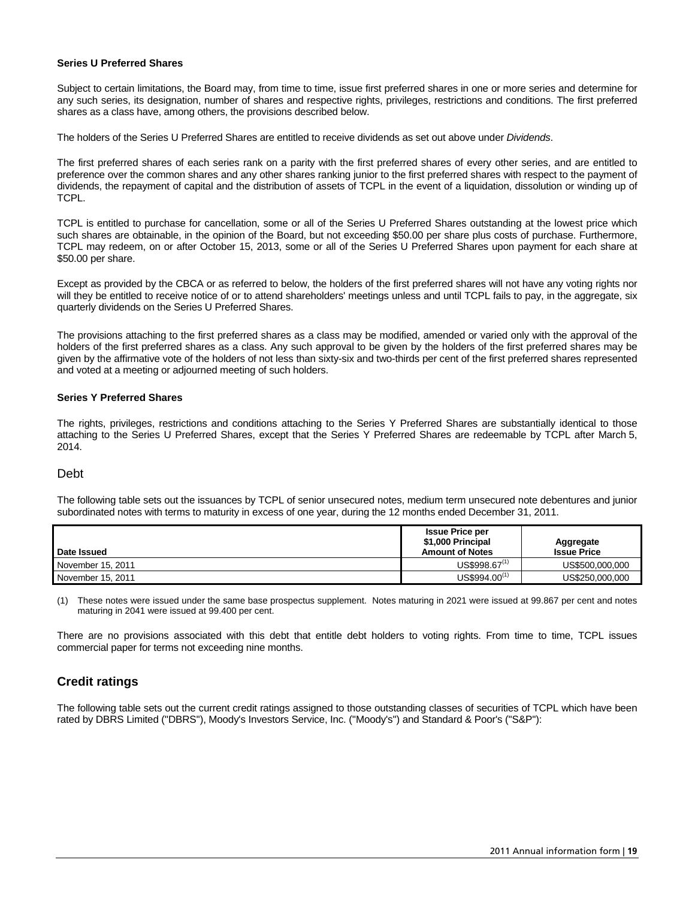### Series U Preferred Shares

Subject to certain limitations, the Board may, from time to time, issue first preferred shares in one or more series and determine for any such series, its designation, number of shares and respective rights, privileges, restrictions and conditions. The first preferred shares as a class have, among others, the provisions described below.

The holders of the Series U Preferred Shares are entitled to receive dividends as set out above under *Dividends*.

The first preferred shares of each series rank on a parity with the first preferred shares of every other series, and are entitled to preference over the common shares and any other shares ranking junior to the first preferred shares with respect to the payment of dividends, the repayment of capital and the distribution of assets of TCPL in the event of a liquidation, dissolution or winding up of TCPL.

TCPL is entitled to purchase for cancellation, some or all of the Series U Preferred Shares outstanding at the lowest price which such shares are obtainable, in the opinion of the Board, but not exceeding $50.00 per share plus costs of purchase. Furthermore, TCPL may redeem, on or after October 15, 2013, some or all of the Series U Preferred Shares upon payment for each share at $50.00 per share.

Except as provided by the CBCA or as referred to below, the holders of the first preferred shares will not have any voting rights nor will they be entitled to receive notice of or to attend shareholders' meetings unless and until TCPL fails to pay, in the aggregate, six quarterly dividends on the Series U Preferred Shares.

The provisions attaching to the first preferred shares as a class may be modified, amended or varied only with the approval of the holders of the first preferred shares as a class. Any such approval to be given by the holders of the first preferred shares may be given by the affirmative vote of the holders of not less than sixty-six and two-thirds per cent of the first preferred shares represented and voted at a meeting or adjourned meeting of such holders.

### Series Y Preferred Shares

The rights, privileges, restrictions and conditions attaching to the Series Y Preferred Shares are substantially identical to those attaching to the Series U Preferred Shares, except that the Series Y Preferred Shares are redeemable by TCPL after March 5, 2014.

## Debt

The following table sets out the issuances by TCPL of senior unsecured notes, medium term unsecured note debentures and junior subordinated notes with terms to maturity in excess of one year, during the 12 months ended December 31, 2011.

| Date Issued | Issue Price per $1,000 Principal Amount of Notes | Aggregate Issue Price |
|---|---|---|
| November 15, 2011 | US$998.67(1) | US$500,000,000 |
| November 15, 2011 | US$994.00(1) | US$250,000,000 |

(1) These notes were issued under the same base prospectus supplement. Notes maturing in 2021 were issued at 99.867 per cent and notes maturing in 2041 were issued at 99.400 per cent.

There are no provisions associated with this debt that entitle debt holders to voting rights. From time to time, TCPL issues commercial paper for terms not exceeding nine months.

## Credit ratings

The following table sets out the current credit ratings assigned to those outstanding classes of securities of TCPL which have been rated by DBRS Limited ("DBRS"), Moody's Investors Service, Inc. ("Moody's") and Standard & Poor's ("S&P"):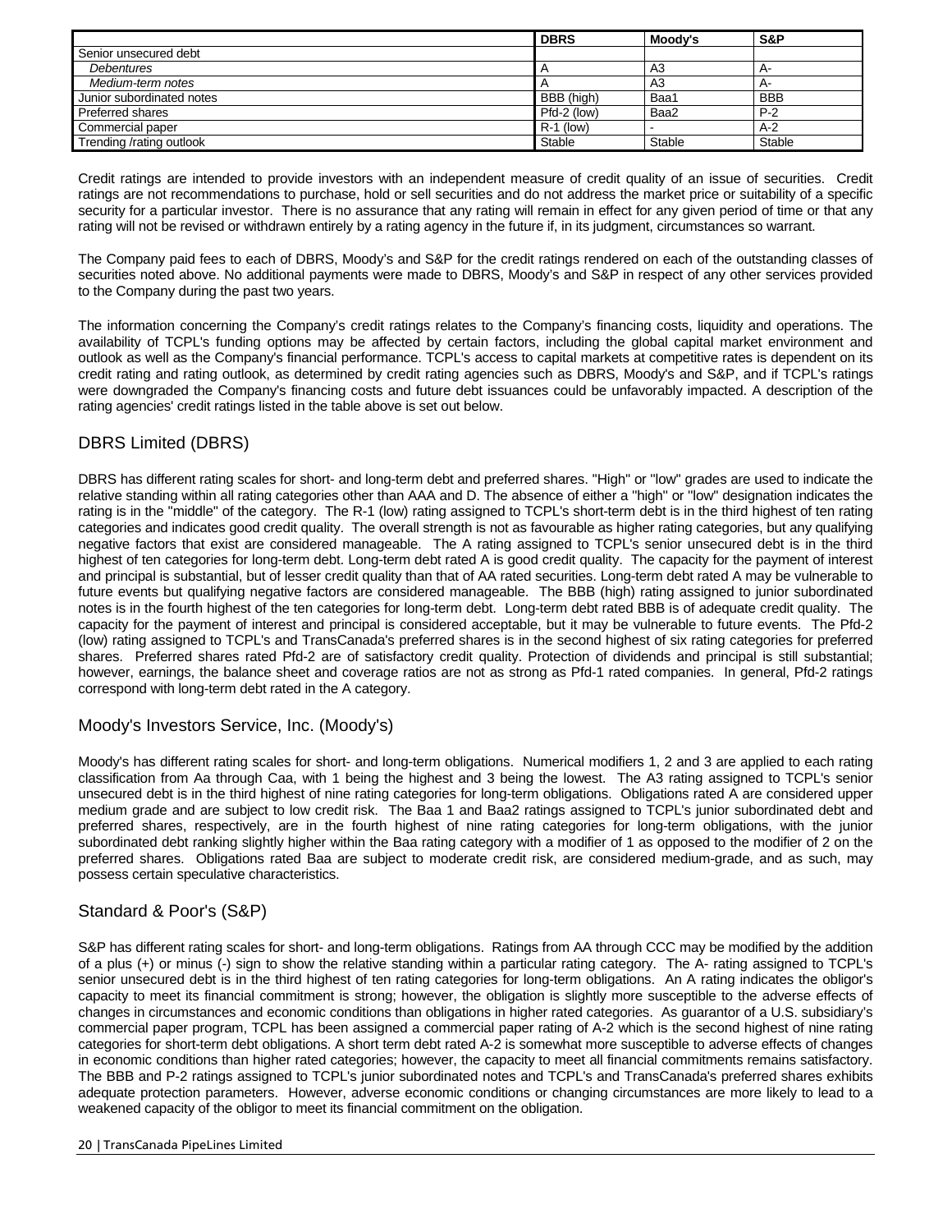| | DBRS | Moody's | S&P |
|---|---|---|---|
| Senior unsecured debt | | | |
| *Debentures* | A | A3 | A- |
| *Medium-term notes* | A | A3 | A- |
| Junior subordinated notes | BBB (high) | Baa1 | BBB |
| Preferred shares | Pfd-2 (low) | Baa2 | P-2 |
| Commercial paper | R-1 (low) | - | A-2 |
| Trending /rating outlook | Stable | Stable | Stable |

Credit ratings are intended to provide investors with an independent measure of credit quality of an issue of securities. Credit ratings are not recommendations to purchase, hold or sell securities and do not address the market price or suitability of a specific security for a particular investor. There is no assurance that any rating will remain in effect for any given period of time or that any rating will not be revised or withdrawn entirely by a rating agency in the future if, in its judgment, circumstances so warrant.

The Company paid fees to each of DBRS, Moody's and S&P for the credit ratings rendered on each of the outstanding classes of securities noted above. No additional payments were made to DBRS, Moody's and S&P in respect of any other services provided to the Company during the past two years.

The information concerning the Company's credit ratings relates to the Company's financing costs, liquidity and operations. The availability of TCPL's funding options may be affected by certain factors, including the global capital market environment and outlook as well as the Company's financial performance. TCPL's access to capital markets at competitive rates is dependent on its credit rating and rating outlook, as determined by credit rating agencies such as DBRS, Moody's and S&P, and if TCPL's ratings were downgraded the Company's financing costs and future debt issuances could be unfavorably impacted. A description of the rating agencies' credit ratings listed in the table above is set out below.

## DBRS Limited (DBRS)

DBRS has different rating scales for short- and long-term debt and preferred shares. "High" or "low" grades are used to indicate the relative standing within all rating categories other than AAA and D. The absence of either a "high" or "low" designation indicates the rating is in the "middle" of the category. The R-1 (low) rating assigned to TCPL's short-term debt is in the third highest of ten rating categories and indicates good credit quality. The overall strength is not as favourable as higher rating categories, but any qualifying negative factors that exist are considered manageable. The A rating assigned to TCPL's senior unsecured debt is in the third highest of ten categories for long-term debt. Long-term debt rated A is good credit quality. The capacity for the payment of interest and principal is substantial, but of lesser credit quality than that of AA rated securities. Long-term debt rated A may be vulnerable to future events but qualifying negative factors are considered manageable. The BBB (high) rating assigned to junior subordinated notes is in the fourth highest of the ten categories for long-term debt. Long-term debt rated BBB is of adequate credit quality. The capacity for the payment of interest and principal is considered acceptable, but it may be vulnerable to future events. The Pfd-2 (low) rating assigned to TCPL's and TransCanada's preferred shares is in the second highest of six rating categories for preferred shares. Preferred shares rated Pfd-2 are of satisfactory credit quality. Protection of dividends and principal is still substantial; however, earnings, the balance sheet and coverage ratios are not as strong as Pfd-1 rated companies. In general, Pfd-2 ratings correspond with long-term debt rated in the A category.

## Moody's Investors Service, Inc. (Moody's)

Moody's has different rating scales for short- and long-term obligations. Numerical modifiers 1, 2 and 3 are applied to each rating classification from Aa through Caa, with 1 being the highest and 3 being the lowest. The A3 rating assigned to TCPL's senior unsecured debt is in the third highest of nine rating categories for long-term obligations. Obligations rated A are considered upper medium grade and are subject to low credit risk. The Baa 1 and Baa2 ratings assigned to TCPL's junior subordinated debt and preferred shares, respectively, are in the fourth highest of nine rating categories for long-term obligations, with the junior subordinated debt ranking slightly higher within the Baa rating category with a modifier of 1 as opposed to the modifier of 2 on the preferred shares. Obligations rated Baa are subject to moderate credit risk, are considered medium-grade, and as such, may possess certain speculative characteristics.

## Standard & Poor's (S&P)

S&P has different rating scales for short- and long-term obligations. Ratings from AA through CCC may be modified by the addition of a plus (+) or minus (-) sign to show the relative standing within a particular rating category. The A- rating assigned to TCPL's senior unsecured debt is in the third highest of ten rating categories for long-term obligations. An A rating indicates the obligor's capacity to meet its financial commitment is strong; however, the obligation is slightly more susceptible to the adverse effects of changes in circumstances and economic conditions than obligations in higher rated categories. As guarantor of a U.S. subsidiary's commercial paper program, TCPL has been assigned a commercial paper rating of A-2 which is the second highest of nine rating categories for short-term debt obligations. A short term debt rated A-2 is somewhat more susceptible to adverse effects of changes in economic conditions than higher rated categories; however, the capacity to meet all financial commitments remains satisfactory. The BBB and P-2 ratings assigned to TCPL's junior subordinated notes and TCPL's and TransCanada's preferred shares exhibits adequate protection parameters. However, adverse economic conditions or changing circumstances are more likely to lead to a weakened capacity of the obligor to meet its financial commitment on the obligation.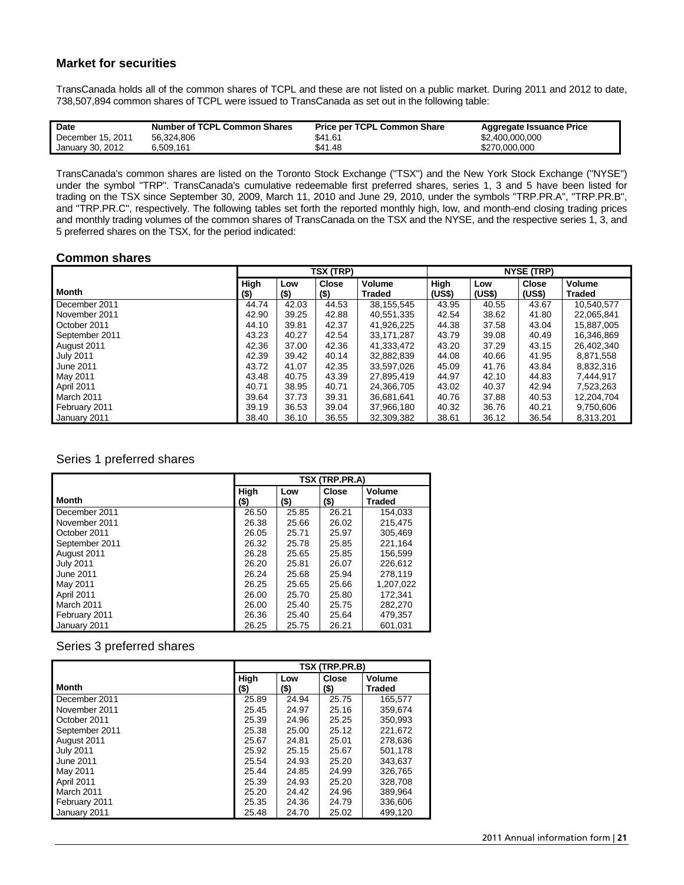## Market for securities

TransCanada holds all of the common shares of TCPL and these are not listed on a public market. During 2011 and 2012 to date, 738,507,894 common shares of TCPL were issued to TransCanada as set out in the following table:

| Date | Number of TCPL Common Shares | Price per TCPL Common Share | Aggregate Issuance Price |
|---|---|---|---|
| December 15, 2011 | 56,324,806 | $41.61 | $2,400,000,000 |
| January 30, 2012 | 6,509,161 | $41.48 | $270,000,000 |

TransCanada's common shares are listed on the Toronto Stock Exchange ("TSX") and the New York Stock Exchange ("NYSE") under the symbol "TRP". TransCanada's cumulative redeemable first preferred shares, series 1, 3 and 5 have been listed for trading on the TSX since September 30, 2009, March 11, 2010 and June 29, 2010, under the symbols "TRP.PR.A", "TRP.PR.B", and "TRP.PR.C", respectively. The following tables set forth the reported monthly high, low, and month-end closing trading prices and monthly trading volumes of the common shares of TransCanada on the TSX and the NYSE, and the respective series 1, 3, and 5 preferred shares on the TSX, for the period indicated:

### Common shares

| | TSX (TRP) | | | | NYSE (TRP) | | | |
|---|---|---|---|---|---|---|---|---|
| Month | High ($) | Low ($) | Close ($) | Volume Traded | High (US$) | Low (US$) | Close (US$) | Volume Traded |
| December 2011 | 44.74 | 42.03 | 44.53 | 38,155,545 | 43.95 | 40.55 | 43.67 | 10,540,577 |
| November 2011 | 42.90 | 39.25 | 42.88 | 40,551,335 | 42.54 | 38.62 | 41.80 | 22,065,841 |
| October 2011 | 44.10 | 39.81 | 42.37 | 41,926,225 | 44.38 | 37.58 | 43.04 | 15,887,005 |
| September 2011 | 43.23 | 40.27 | 42.54 | 33,171,287 | 43.79 | 39.08 | 40.49 | 16,346,869 |
| August 2011 | 42.36 | 37.00 | 42.36 | 41,333,472 | 43.20 | 37.29 | 43.15 | 26,402,340 |
| July 2011 | 42.39 | 39.42 | 40.14 | 32,882,839 | 44.08 | 40.66 | 41.95 | 8,871,558 |
| June 2011 | 43.72 | 41.07 | 42.35 | 33,597,026 | 45.09 | 41.76 | 43.84 | 8,832,316 |
| May 2011 | 43.48 | 40.75 | 43.39 | 27,895,419 | 44.97 | 42.10 | 44.83 | 7,444,917 |
| April 2011 | 40.71 | 38.95 | 40.71 | 24,366,705 | 43.02 | 40.37 | 42.94 | 7,523,263 |
| March 2011 | 39.64 | 37.73 | 39.31 | 36,681,641 | 40.76 | 37.88 | 40.53 | 12,204,704 |
| February 2011 | 39.19 | 36.53 | 39.04 | 37,966,180 | 40.32 | 36.76 | 40.21 | 9,750,606 |
| January 2011 | 38.40 | 36.10 | 36.55 | 32,309,382 | 38.61 | 36.12 | 36.54 | 8,313,201 |

### Series 1 preferred shares

| | TSX (TRP.PR.A) | | | |
|---|---|---|---|---|
| Month | High ($) | Low ($) | Close ($) | Volume Traded |
| December 2011 | 26.50 | 25.85 | 26.21 | 154,033 |
| November 2011 | 26.38 | 25.66 | 26.02 | 215,475 |
| October 2011 | 26.05 | 25.71 | 25.97 | 305,469 |
| September 2011 | 26.32 | 25.78 | 25.85 | 221,164 |
| August 2011 | 26.28 | 25.65 | 25.85 | 156,599 |
| July 2011 | 26.20 | 25.81 | 26.07 | 226,612 |
| June 2011 | 26.24 | 25.68 | 25.94 | 278,119 |
| May 2011 | 26.25 | 25.65 | 25.66 | 1,207,022 |
| April 2011 | 26.00 | 25.70 | 25.80 | 172,341 |
| March 2011 | 26.00 | 25.40 | 25.75 | 282,270 |
| February 2011 | 26.36 | 25.40 | 25.64 | 479,357 |
| January 2011 | 26.25 | 25.75 | 26.21 | 601,031 |

### Series 3 preferred shares

| | TSX (TRP.PR.B) | | | |
|---|---|---|---|---|
| Month | High ($) | Low ($) | Close ($) | Volume Traded |
| December 2011 | 25.89 | 24.94 | 25.75 | 165,577 |
| November 2011 | 25.45 | 24.97 | 25.16 | 359,674 |
| October 2011 | 25.39 | 24.96 | 25.25 | 350,993 |
| September 2011 | 25.38 | 25.00 | 25.12 | 221,672 |
| August 2011 | 25.67 | 24.81 | 25.01 | 278,636 |
| July 2011 | 25.92 | 25.15 | 25.67 | 501,178 |
| June 2011 | 25.54 | 24.93 | 25.20 | 343,637 |
| May 2011 | 25.44 | 24.85 | 24.99 | 326,765 |
| April 2011 | 25.39 | 24.93 | 25.20 | 328,708 |
| March 2011 | 25.20 | 24.42 | 24.96 | 389,964 |
| February 2011 | 25.35 | 24.36 | 24.79 | 336,606 |
| January 2011 | 25.48 | 24.70 | 25.02 | 499,120 |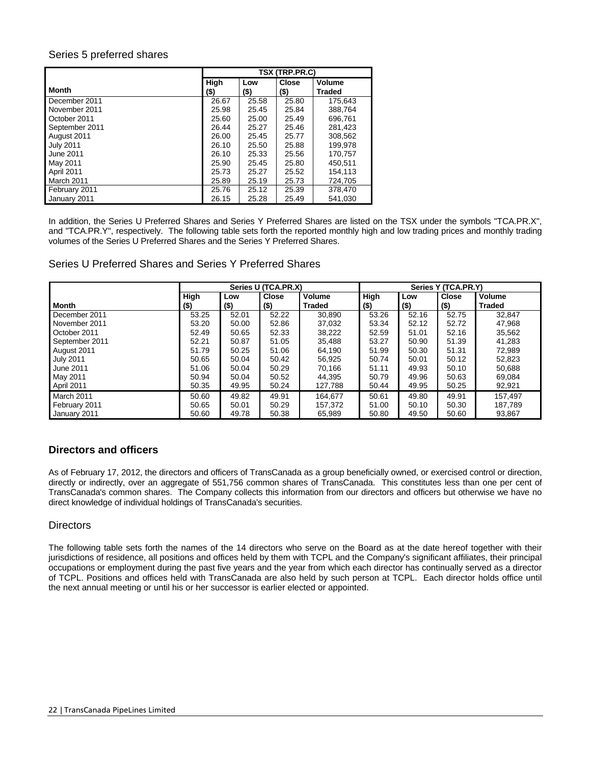## Series 5 preferred shares

| | TSX (TRP.PR.C) | | | |
|---|---|---|---|---|
| Month | High ($) | Low ($) | Close ($) | Volume Traded |
| December 2011 | 26.67 | 25.58 | 25.80 | 175,643 |
| November 2011 | 25.98 | 25.45 | 25.84 | 388,764 |
| October 2011 | 25.60 | 25.00 | 25.49 | 696,761 |
| September 2011 | 26.44 | 25.27 | 25.46 | 281,423 |
| August 2011 | 26.00 | 25.45 | 25.77 | 308,562 |
| July 2011 | 26.10 | 25.50 | 25.88 | 199,978 |
| June 2011 | 26.10 | 25.33 | 25.56 | 170,757 |
| May 2011 | 25.90 | 25.45 | 25.80 | 450,511 |
| April 2011 | 25.73 | 25.27 | 25.52 | 154,113 |
| March 2011 | 25.89 | 25.19 | 25.73 | 724,705 |
| February 2011 | 25.76 | 25.12 | 25.39 | 378,470 |
| January 2011 | 26.15 | 25.28 | 25.49 | 541,030 |

In addition, the Series U Preferred Shares and Series Y Preferred Shares are listed on the TSX under the symbols "TCA.PR.X", and "TCA.PR.Y", respectively. The following table sets forth the reported monthly high and low trading prices and monthly trading volumes of the Series U Preferred Shares and the Series Y Preferred Shares.

## Series U Preferred Shares and Series Y Preferred Shares

| | Series U (TCA.PR.X) | | | | Series Y (TCA.PR.Y) | | | |
|---|---|---|---|---|---|---|---|---|
| Month | High ($) | Low ($) | Close ($) | Volume Traded | High ($) | Low ($) | Close ($) | Volume Traded |
| December 2011 | 53.25 | 52.01 | 52.22 | 30,890 | 53.26 | 52.16 | 52.75 | 32,847 |
| November 2011 | 53.20 | 50.00 | 52.86 | 37,032 | 53.34 | 52.12 | 52.72 | 47,968 |
| October 2011 | 52.49 | 50.65 | 52.33 | 38,222 | 52.59 | 51.01 | 52.16 | 35,562 |
| September 2011 | 52.21 | 50.87 | 51.05 | 35,488 | 53.27 | 50.90 | 51.39 | 41,283 |
| August 2011 | 51.79 | 50.25 | 51.06 | 64,190 | 51.99 | 50.30 | 51.31 | 72,989 |
| July 2011 | 50.65 | 50.04 | 50.42 | 56,925 | 50.74 | 50.01 | 50.12 | 52,823 |
| June 2011 | 51.06 | 50.04 | 50.29 | 70,166 | 51.11 | 49.93 | 50.10 | 50,688 |
| May 2011 | 50.94 | 50.04 | 50.52 | 44,395 | 50.79 | 49.96 | 50.63 | 69,084 |
| April 2011 | 50.35 | 49.95 | 50.24 | 127,788 | 50.44 | 49.95 | 50.25 | 92,921 |
| March 2011 | 50.60 | 49.82 | 49.91 | 164,677 | 50.61 | 49.80 | 49.91 | 157,497 |
| February 2011 | 50.65 | 50.01 | 50.29 | 157,372 | 51.00 | 50.10 | 50.30 | 187,789 |
| January 2011 | 50.60 | 49.78 | 50.38 | 65,989 | 50.80 | 49.50 | 50.60 | 93,867 |

# Directors and officers

As of February 17, 2012, the directors and officers of TransCanada as a group beneficially owned, or exercised control or direction, directly or indirectly, over an aggregate of 551,756 common shares of TransCanada. This constitutes less than one per cent of TransCanada's common shares. The Company collects this information from our directors and officers but otherwise we have no direct knowledge of individual holdings of TransCanada's securities.

## Directors

The following table sets forth the names of the 14 directors who serve on the Board as at the date hereof together with their jurisdictions of residence, all positions and offices held by them with TCPL and the Company's significant affiliates, their principal occupations or employment during the past five years and the year from which each director has continually served as a director of TCPL. Positions and offices held with TransCanada are also held by such person at TCPL. Each director holds office until the next annual meeting or until his or her successor is earlier elected or appointed.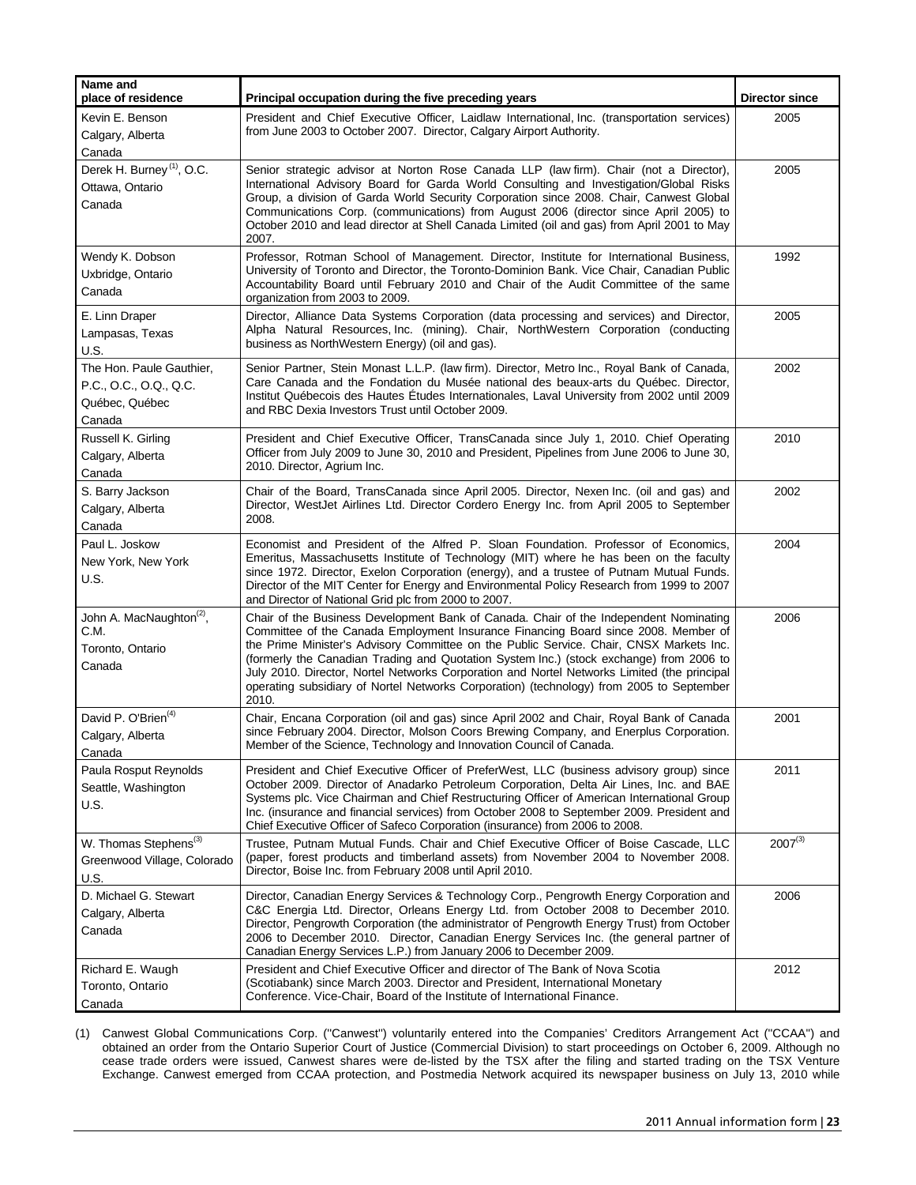| Name and place of residence | Principal occupation during the five preceding years | Director since |
|---|---|---|
| Kevin E. Benson<br>Calgary, Alberta<br>Canada | President and Chief Executive Officer, Laidlaw International, Inc. (transportation services) from June 2003 to October 2007. Director, Calgary Airport Authority. | 2005 |
| Derek H. Burney[(1)], O.C.<br>Ottawa, Ontario<br>Canada | Senior strategic advisor at Norton Rose Canada LLP (law firm). Chair (not a Director), International Advisory Board for Garda World Consulting and Investigation/Global Risks Group, a division of Garda World Security Corporation since 2008. Chair, Canwest Global Communications Corp. (communications) from August 2006 (director since April 2005) to October 2010 and lead director at Shell Canada Limited (oil and gas) from April 2001 to May 2007. | 2005 |
| Wendy K. Dobson<br>Uxbridge, Ontario<br>Canada | Professor, Rotman School of Management. Director, Institute for International Business, University of Toronto and Director, the Toronto-Dominion Bank. Vice Chair, Canadian Public Accountability Board until February 2010 and Chair of the Audit Committee of the same organization from 2003 to 2009. | 1992 |
| E. Linn Draper<br>Lampasas, Texas<br>U.S. | Director, Alliance Data Systems Corporation (data processing and services) and Director, Alpha Natural Resources, Inc. (mining). Chair, NorthWestern Corporation (conducting business as NorthWestern Energy) (oil and gas). | 2005 |
| The Hon. Paule Gauthier,<br>P.C., O.C., O.Q., Q.C.<br>Québec, Québec<br>Canada | Senior Partner, Stein Monast L.L.P. (law firm). Director, Metro Inc., Royal Bank of Canada, Care Canada and the Fondation du Musée national des beaux-arts du Québec. Director, Institut Québecois des Hautes Études Internationales, Laval University from 2002 until 2009 and RBC Dexia Investors Trust until October 2009. | 2002 |
| Russell K. Girling<br>Calgary, Alberta<br>Canada | President and Chief Executive Officer, TransCanada since July 1, 2010. Chief Operating Officer from July 2009 to June 30, 2010 and President, Pipelines from June 2006 to June 30, 2010. Director, Agrium Inc. | 2010 |
| S. Barry Jackson<br>Calgary, Alberta<br>Canada | Chair of the Board, TransCanada since April 2005. Director, Nexen Inc. (oil and gas) and Director, WestJet Airlines Ltd. Director Cordero Energy Inc. from April 2005 to September 2008. | 2002 |
| Paul L. Joskow<br>New York, New York<br>U.S. | Economist and President of the Alfred P. Sloan Foundation. Professor of Economics, Emeritus, Massachusetts Institute of Technology (MIT) where he has been on the faculty since 1972. Director, Exelon Corporation (energy), and a trustee of Putnam Mutual Funds. Director of the MIT Center for Energy and Environmental Policy Research from 1999 to 2007 and Director of National Grid plc from 2000 to 2007. | 2004 |
| John A. MacNaughton[(2)],<br>C.M.<br>Toronto, Ontario<br>Canada | Chair of the Business Development Bank of Canada. Chair of the Independent Nominating Committee of the Canada Employment Insurance Financing Board since 2008. Member of the Prime Minister's Advisory Committee on the Public Service. Chair, CNSX Markets Inc. (formerly the Canadian Trading and Quotation System Inc.) (stock exchange) from 2006 to July 2010. Director, Nortel Networks Corporation and Nortel Networks Limited (the principal operating subsidiary of Nortel Networks Corporation) (technology) from 2005 to September 2010. | 2006 |
| David P. O'Brien[(4)]<br>Calgary, Alberta<br>Canada | Chair, Encana Corporation (oil and gas) since April 2002 and Chair, Royal Bank of Canada since February 2004. Director, Molson Coors Brewing Company, and Enerplus Corporation. Member of the Science, Technology and Innovation Council of Canada. | 2001 |
| Paula Rosput Reynolds<br>Seattle, Washington<br>U.S. | President and Chief Executive Officer of PreferWest, LLC (business advisory group) since October 2009. Director of Anadarko Petroleum Corporation, Delta Air Lines, Inc. and BAE Systems plc. Vice Chairman and Chief Restructuring Officer of American International Group Inc. (insurance and financial services) from October 2008 to September 2009. President and Chief Executive Officer of Safeco Corporation (insurance) from 2006 to 2008. | 2011 |
| W. Thomas Stephens[(3)]<br>Greenwood Village, Colorado<br>U.S. | Trustee, Putnam Mutual Funds. Chair and Chief Executive Officer of Boise Cascade, LLC (paper, forest products and timberland assets) from November 2004 to November 2008. Director, Boise Inc. from February 2008 until April 2010. | 2007[(3)] |
| D. Michael G. Stewart<br>Calgary, Alberta<br>Canada | Director, Canadian Energy Services & Technology Corp., Pengrowth Energy Corporation and C&C Energia Ltd. Director, Orleans Energy Ltd. from October 2008 to December 2010. Director, Pengrowth Corporation (the administrator of Pengrowth Energy Trust) from October 2006 to December 2010. Director, Canadian Energy Services Inc. (the general partner of Canadian Energy Services L.P.) from January 2006 to December 2009. | 2006 |
| Richard E. Waugh<br>Toronto, Ontario<br>Canada | President and Chief Executive Officer and director of The Bank of Nova Scotia (Scotiabank) since March 2003. Director and President, International Monetary Conference. Vice-Chair, Board of the Institute of International Finance. | 2012 |

(1) Canwest Global Communications Corp. ("Canwest") voluntarily entered into the Companies' Creditors Arrangement Act ("CCAA") and obtained an order from the Ontario Superior Court of Justice (Commercial Division) to start proceedings on October 6, 2009. Although no cease trade orders were issued, Canwest shares were de-listed by the TSX after the filing and started trading on the TSX Venture Exchange. Canwest emerged from CCAA protection, and Postmedia Network acquired its newspaper business on July 13, 2010 while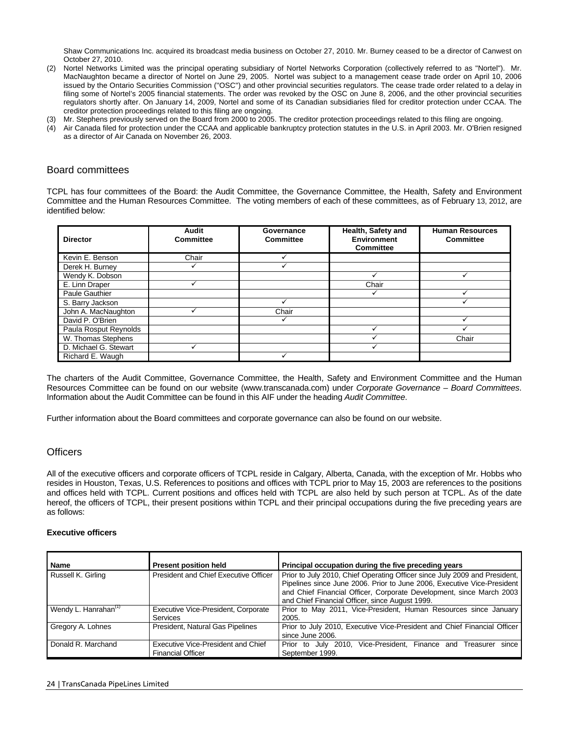Shaw Communications Inc. acquired its broadcast media business on October 27, 2010. Mr. Burney ceased to be a director of Canwest on October 27, 2010.

(2) Nortel Networks Limited was the principal operating subsidiary of Nortel Networks Corporation (collectively referred to as "Nortel"). Mr. MacNaughton became a director of Nortel on June 29, 2005. Nortel was subject to a management cease trade order on April 10, 2006 issued by the Ontario Securities Commission ("OSC") and other provincial securities regulators. The cease trade order related to a delay in filing some of Nortel's 2005 financial statements. The order was revoked by the OSC on June 8, 2006, and the other provincial securities regulators shortly after. On January 14, 2009, Nortel and some of its Canadian subsidiaries filed for creditor protection under CCAA. The creditor protection proceedings related to this filing are ongoing.

(3) Mr. Stephens previously served on the Board from 2000 to 2005. The creditor protection proceedings related to this filing are ongoing.

(4) Air Canada filed for protection under the CCAA and applicable bankruptcy protection statutes in the U.S. in April 2003. Mr. O'Brien resigned as a director of Air Canada on November 26, 2003.

## Board committees

TCPL has four committees of the Board: the Audit Committee, the Governance Committee, the Health, Safety and Environment Committee and the Human Resources Committee. The voting members of each of these committees, as of February 13, 2012, are identified below:

| Director | Audit Committee | Governance Committee | Health, Safety and Environment Committee | Human Resources Committee |
|---|---|---|---|---|
| Kevin E. Benson | Chair | ✓ | | |
| Derek H. Burney | ✓ | ✓ | | |
| Wendy K. Dobson | | | ✓ | ✓ |
| E. Linn Draper | ✓ | | Chair | |
| Paule Gauthier | | | ✓ | ✓ |
| S. Barry Jackson | | ✓ | | ✓ |
| John A. MacNaughton | ✓ | Chair | | |
| David P. O'Brien | | ✓ | | ✓ |
| Paula Rosput Reynolds | | | ✓ | ✓ |
| W. Thomas Stephens | | | ✓ | Chair |
| D. Michael G. Stewart | ✓ | | ✓ | |
| Richard E. Waugh | | ✓ | | |

The charters of the Audit Committee, Governance Committee, the Health, Safety and Environment Committee and the Human Resources Committee can be found on our website (www.transcanada.com) under *Corporate Governance – Board Committees*. Information about the Audit Committee can be found in this AIF under the heading *Audit Committee*.

Further information about the Board committees and corporate governance can also be found on our website.

## Officers

All of the executive officers and corporate officers of TCPL reside in Calgary, Alberta, Canada, with the exception of Mr. Hobbs who resides in Houston, Texas, U.S. References to positions and offices with TCPL prior to May 15, 2003 are references to the positions and offices held with TCPL. Current positions and offices held with TCPL are also held by such person at TCPL. As of the date hereof, the officers of TCPL, their present positions within TCPL and their principal occupations during the five preceding years are as follows:

**Executive officers**

| Name | Present position held | Principal occupation during the five preceding years |
|---|---|---|
| Russell K. Girling | President and Chief Executive Officer | Prior to July 2010, Chief Operating Officer since July 2009 and President, Pipelines since June 2006. Prior to June 2006, Executive Vice-President and Chief Financial Officer, Corporate Development, since March 2003 and Chief Financial Officer, since August 1999. |
| Wendy L. Hanrahan[1] | Executive Vice-President, Corporate Services | Prior to May 2011, Vice-President, Human Resources since January 2005. |
| Gregory A. Lohnes | President, Natural Gas Pipelines | Prior to July 2010, Executive Vice-President and Chief Financial Officer since June 2006. |
| Donald R. Marchand | Executive Vice-President and Chief Financial Officer | Prior to July 2010, Vice-President, Finance and Treasurer since September 1999. |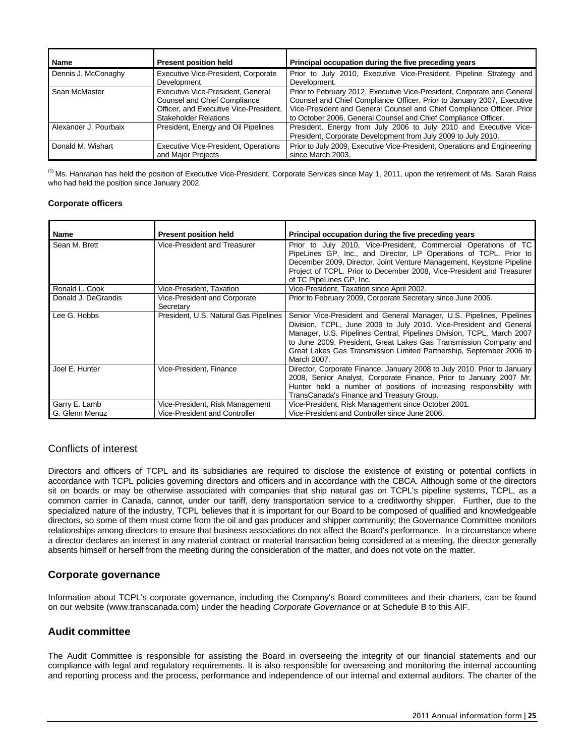| Name | Present position held | Principal occupation during the five preceding years |
| --- | --- | --- |
| Dennis J. McConaghy | Executive Vice-President, Corporate Development | Prior to July 2010, Executive Vice-President, Pipeline Strategy and Development. |
| Sean McMaster | Executive Vice-President, General Counsel and Chief Compliance Officer, and Executive Vice-President, Stakeholder Relations | Prior to February 2012, Executive Vice-President, Corporate and General Counsel and Chief Compliance Officer. Prior to January 2007, Executive Vice-President and General Counsel and Chief Compliance Officer. Prior to October 2006, General Counsel and Chief Compliance Officer. |
| Alexander J. Pourbaix | President, Energy and Oil Pipelines | President, Energy from July 2006 to July 2010 and Executive Vice-President, Corporate Development from July 2009 to July 2010. |
| Donald M. Wishart | Executive Vice-President, Operations and Major Projects | Prior to July 2009, Executive Vice-President, Operations and Engineering since March 2003. |

[1] Ms. Hanrahan has held the position of Executive Vice-President, Corporate Services since May 1, 2011, upon the retirement of Ms. Sarah Raiss who had held the position since January 2002.

**Corporate officers**

| Name | Present position held | Principal occupation during the five preceding years |
| --- | --- | --- |
| Sean M. Brett | Vice-President and Treasurer | Prior to July 2010, Vice-President, Commercial Operations of TC PipeLines GP, Inc., and Director, LP Operations of TCPL. Prior to December 2009, Director, Joint Venture Management, Keystone Pipeline Project of TCPL. Prior to December 2008, Vice-President and Treasurer of TC PipeLines GP, Inc. |
| Ronald L. Cook | Vice-President, Taxation | Vice-President, Taxation since April 2002. |
| Donald J. DeGrandis | Vice-President and Corporate Secretary | Prior to February 2009, Corporate Secretary since June 2006. |
| Lee G. Hobbs | President, U.S. Natural Gas Pipelines | Senior Vice-President and General Manager, U.S. Pipelines, Pipelines Division, TCPL, June 2009 to July 2010. Vice-President and General Manager, U.S. Pipelines Central, Pipelines Division, TCPL, March 2007 to June 2009. President, Great Lakes Gas Transmission Company and Great Lakes Gas Transmission Limited Partnership, September 2006 to March 2007. |
| Joel E. Hunter | Vice-President, Finance | Director, Corporate Finance, January 2008 to July 2010. Prior to January 2008, Senior Analyst, Corporate Finance. Prior to January 2007 Mr. Hunter held a number of positions of increasing responsibility with TransCanada's Finance and Treasury Group. |
| Garry E. Lamb | Vice-President, Risk Management | Vice-President, Risk Management since October 2001. |
| G. Glenn Menuz | Vice-President and Controller | Vice-President and Controller since June 2006. |

## Conflicts of interest

Directors and officers of TCPL and its subsidiaries are required to disclose the existence of existing or potential conflicts in accordance with TCPL policies governing directors and officers and in accordance with the CBCA. Although some of the directors sit on boards or may be otherwise associated with companies that ship natural gas on TCPL's pipeline systems, TCPL, as a common carrier in Canada, cannot, under our tariff, deny transportation service to a creditworthy shipper. Further, due to the specialized nature of the industry, TCPL believes that it is important for our Board to be composed of qualified and knowledgeable directors, so some of them must come from the oil and gas producer and shipper community; the Governance Committee monitors relationships among directors to ensure that business associations do not affect the Board's performance. In a circumstance where a director declares an interest in any material contract or material transaction being considered at a meeting, the director generally absents himself or herself from the meeting during the consideration of the matter, and does not vote on the matter.

## Corporate governance

Information about TCPL's corporate governance, including the Company's Board committees and their charters, can be found on our website (www.transcanada.com) under the heading *Corporate Governance* or at Schedule B to this AIF.

## Audit committee

The Audit Committee is responsible for assisting the Board in overseeing the integrity of our financial statements and our compliance with legal and regulatory requirements. It is also responsible for overseeing and monitoring the internal accounting and reporting process and the process, performance and independence of our internal and external auditors. The charter of the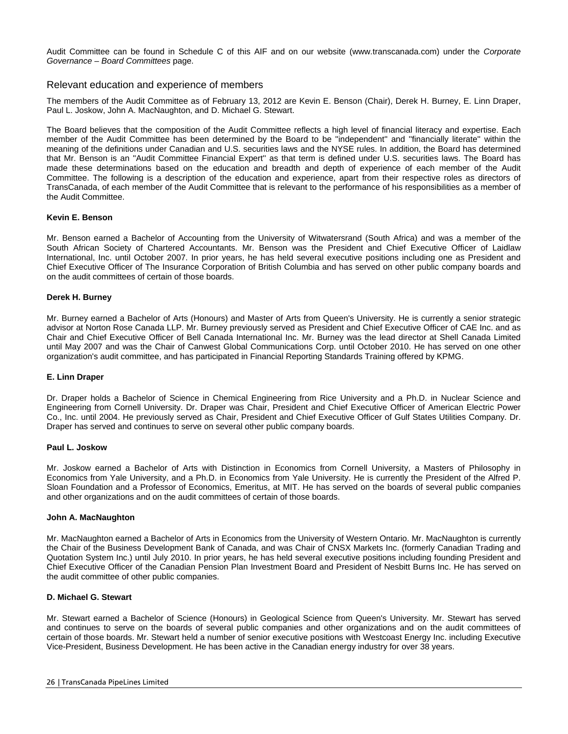Audit Committee can be found in Schedule C of this AIF and on our website (www.transcanada.com) under the *Corporate Governance – Board Committees* page.

## Relevant education and experience of members

The members of the Audit Committee as of February 13, 2012 are Kevin E. Benson (Chair), Derek H. Burney, E. Linn Draper, Paul L. Joskow, John A. MacNaughton, and D. Michael G. Stewart.

The Board believes that the composition of the Audit Committee reflects a high level of financial literacy and expertise. Each member of the Audit Committee has been determined by the Board to be "independent" and "financially literate" within the meaning of the definitions under Canadian and U.S. securities laws and the NYSE rules. In addition, the Board has determined that Mr. Benson is an "Audit Committee Financial Expert" as that term is defined under U.S. securities laws. The Board has made these determinations based on the education and breadth and depth of experience of each member of the Audit Committee. The following is a description of the education and experience, apart from their respective roles as directors of TransCanada, of each member of the Audit Committee that is relevant to the performance of his responsibilities as a member of the Audit Committee.

**Kevin E. Benson**

Mr. Benson earned a Bachelor of Accounting from the University of Witwatersrand (South Africa) and was a member of the South African Society of Chartered Accountants. Mr. Benson was the President and Chief Executive Officer of Laidlaw International, Inc. until October 2007. In prior years, he has held several executive positions including one as President and Chief Executive Officer of The Insurance Corporation of British Columbia and has served on other public company boards and on the audit committees of certain of those boards.

**Derek H. Burney**

Mr. Burney earned a Bachelor of Arts (Honours) and Master of Arts from Queen's University. He is currently a senior strategic advisor at Norton Rose Canada LLP. Mr. Burney previously served as President and Chief Executive Officer of CAE Inc. and as Chair and Chief Executive Officer of Bell Canada International Inc. Mr. Burney was the lead director at Shell Canada Limited until May 2007 and was the Chair of Canwest Global Communications Corp. until October 2010. He has served on one other organization's audit committee, and has participated in Financial Reporting Standards Training offered by KPMG.

**E. Linn Draper**

Dr. Draper holds a Bachelor of Science in Chemical Engineering from Rice University and a Ph.D. in Nuclear Science and Engineering from Cornell University. Dr. Draper was Chair, President and Chief Executive Officer of American Electric Power Co., Inc. until 2004. He previously served as Chair, President and Chief Executive Officer of Gulf States Utilities Company. Dr. Draper has served and continues to serve on several other public company boards.

**Paul L. Joskow**

Mr. Joskow earned a Bachelor of Arts with Distinction in Economics from Cornell University, a Masters of Philosophy in Economics from Yale University, and a Ph.D. in Economics from Yale University. He is currently the President of the Alfred P. Sloan Foundation and a Professor of Economics, Emeritus, at MIT. He has served on the boards of several public companies and other organizations and on the audit committees of certain of those boards.

**John A. MacNaughton**

Mr. MacNaughton earned a Bachelor of Arts in Economics from the University of Western Ontario. Mr. MacNaughton is currently the Chair of the Business Development Bank of Canada, and was Chair of CNSX Markets Inc. (formerly Canadian Trading and Quotation System Inc.) until July 2010. In prior years, he has held several executive positions including founding President and Chief Executive Officer of the Canadian Pension Plan Investment Board and President of Nesbitt Burns Inc. He has served on the audit committee of other public companies.

**D. Michael G. Stewart**

Mr. Stewart earned a Bachelor of Science (Honours) in Geological Science from Queen's University. Mr. Stewart has served and continues to serve on the boards of several public companies and other organizations and on the audit committees of certain of those boards. Mr. Stewart held a number of senior executive positions with Westcoast Energy Inc. including Executive Vice-President, Business Development. He has been active in the Canadian energy industry for over 38 years.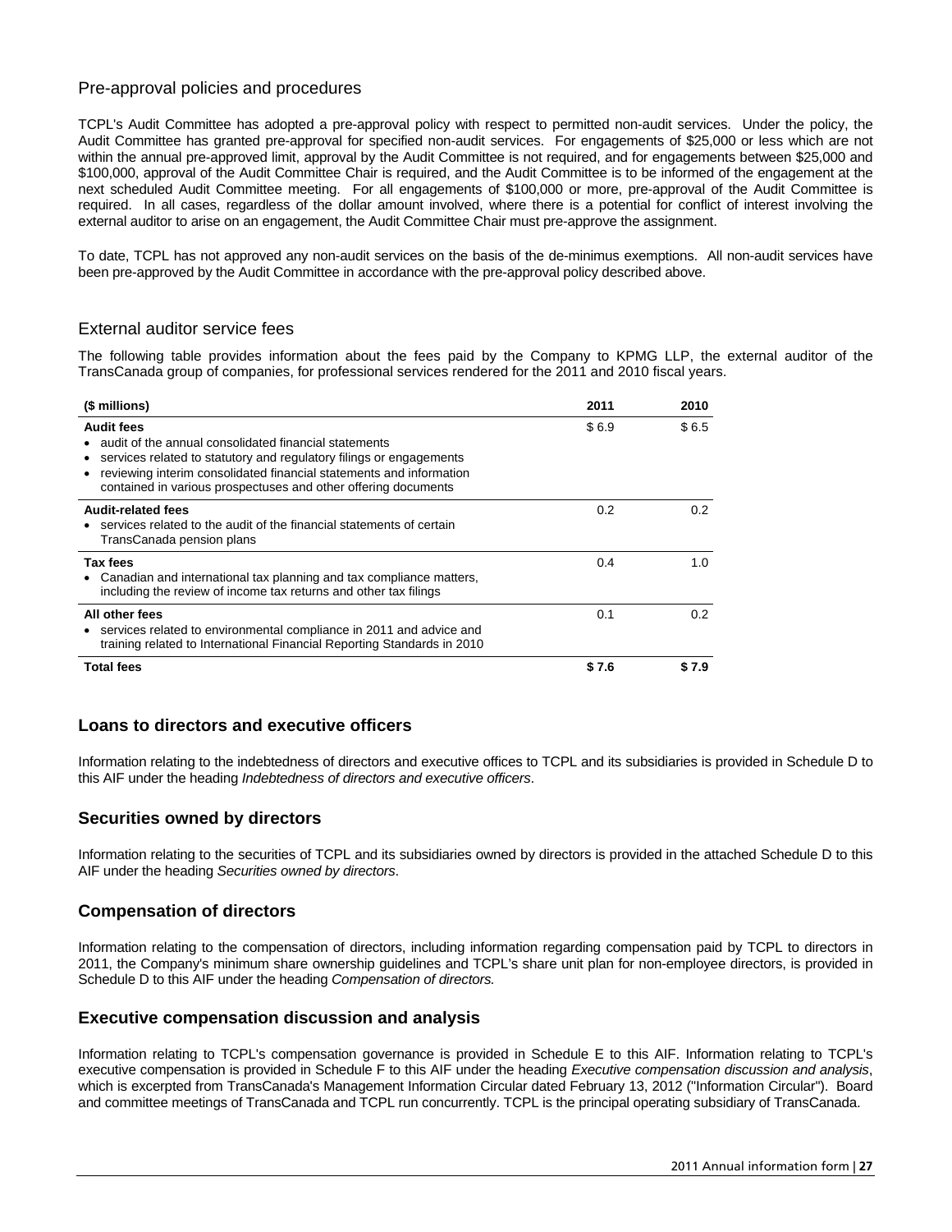### Pre-approval policies and procedures

TCPL's Audit Committee has adopted a pre-approval policy with respect to permitted non-audit services. Under the policy, the Audit Committee has granted pre-approval for specified non-audit services. For engagements of $25,000 or less which are not within the annual pre-approved limit, approval by the Audit Committee is not required, and for engagements between $25,000 and $100,000, approval of the Audit Committee Chair is required, and the Audit Committee is to be informed of the engagement at the next scheduled Audit Committee meeting. For all engagements of $100,000 or more, pre-approval of the Audit Committee is required. In all cases, regardless of the dollar amount involved, where there is a potential for conflict of interest involving the external auditor to arise on an engagement, the Audit Committee Chair must pre-approve the assignment.

To date, TCPL has not approved any non-audit services on the basis of the de-minimus exemptions. All non-audit services have been pre-approved by the Audit Committee in accordance with the pre-approval policy described above.

### External auditor service fees

The following table provides information about the fees paid by the Company to KPMG LLP, the external auditor of the TransCanada group of companies, for professional services rendered for the 2011 and 2010 fiscal years.

| ($ millions) | 2011 | 2010 |
|---|---|---|
| **Audit fees**<br>• audit of the annual consolidated financial statements<br>• services related to statutory and regulatory filings or engagements<br>• reviewing interim consolidated financial statements and information contained in various prospectuses and other offering documents | $ 6.9 | $ 6.5 |
| **Audit-related fees**<br>• services related to the audit of the financial statements of certain TransCanada pension plans | 0.2 | 0.2 |
| **Tax fees**<br>• Canadian and international tax planning and tax compliance matters, including the review of income tax returns and other tax filings | 0.4 | 1.0 |
| **All other fees**<br>• services related to environmental compliance in 2011 and advice and training related to International Financial Reporting Standards in 2010 | 0.1 | 0.2 |
| **Total fees** | **$ 7.6** | **$ 7.9** |

## Loans to directors and executive officers

Information relating to the indebtedness of directors and executive offices to TCPL and its subsidiaries is provided in Schedule D to this AIF under the heading *Indebtedness of directors and executive officers*.

## Securities owned by directors

Information relating to the securities of TCPL and its subsidiaries owned by directors is provided in the attached Schedule D to this AIF under the heading *Securities owned by directors*.

## Compensation of directors

Information relating to the compensation of directors, including information regarding compensation paid by TCPL to directors in 2011, the Company's minimum share ownership guidelines and TCPL's share unit plan for non-employee directors, is provided in Schedule D to this AIF under the heading *Compensation of directors.*

## Executive compensation discussion and analysis

Information relating to TCPL's compensation governance is provided in Schedule E to this AIF. Information relating to TCPL's executive compensation is provided in Schedule F to this AIF under the heading *Executive compensation discussion and analysis*, which is excerpted from TransCanada's Management Information Circular dated February 13, 2012 ("Information Circular"). Board and committee meetings of TransCanada and TCPL run concurrently. TCPL is the principal operating subsidiary of TransCanada.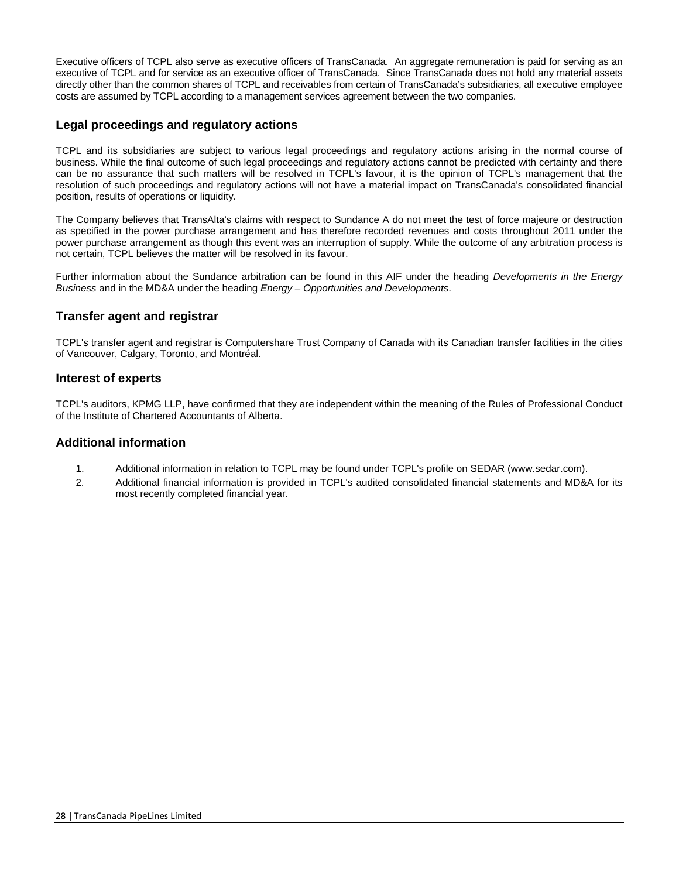Executive officers of TCPL also serve as executive officers of TransCanada. An aggregate remuneration is paid for serving as an executive of TCPL and for service as an executive officer of TransCanada. Since TransCanada does not hold any material assets directly other than the common shares of TCPL and receivables from certain of TransCanada's subsidiaries, all executive employee costs are assumed by TCPL according to a management services agreement between the two companies.

## Legal proceedings and regulatory actions

TCPL and its subsidiaries are subject to various legal proceedings and regulatory actions arising in the normal course of business. While the final outcome of such legal proceedings and regulatory actions cannot be predicted with certainty and there can be no assurance that such matters will be resolved in TCPL's favour, it is the opinion of TCPL's management that the resolution of such proceedings and regulatory actions will not have a material impact on TransCanada's consolidated financial position, results of operations or liquidity.

The Company believes that TransAlta's claims with respect to Sundance A do not meet the test of force majeure or destruction as specified in the power purchase arrangement and has therefore recorded revenues and costs throughout 2011 under the power purchase arrangement as though this event was an interruption of supply. While the outcome of any arbitration process is not certain, TCPL believes the matter will be resolved in its favour.

Further information about the Sundance arbitration can be found in this AIF under the heading *Developments in the Energy Business* and in the MD&A under the heading *Energy – Opportunities and Developments*.

## Transfer agent and registrar

TCPL's transfer agent and registrar is Computershare Trust Company of Canada with its Canadian transfer facilities in the cities of Vancouver, Calgary, Toronto, and Montréal.

## Interest of experts

TCPL's auditors, KPMG LLP, have confirmed that they are independent within the meaning of the Rules of Professional Conduct of the Institute of Chartered Accountants of Alberta.

## Additional information

1. Additional information in relation to TCPL may be found under TCPL's profile on SEDAR (www.sedar.com).
2. Additional financial information is provided in TCPL's audited consolidated financial statements and MD&A for its most recently completed financial year.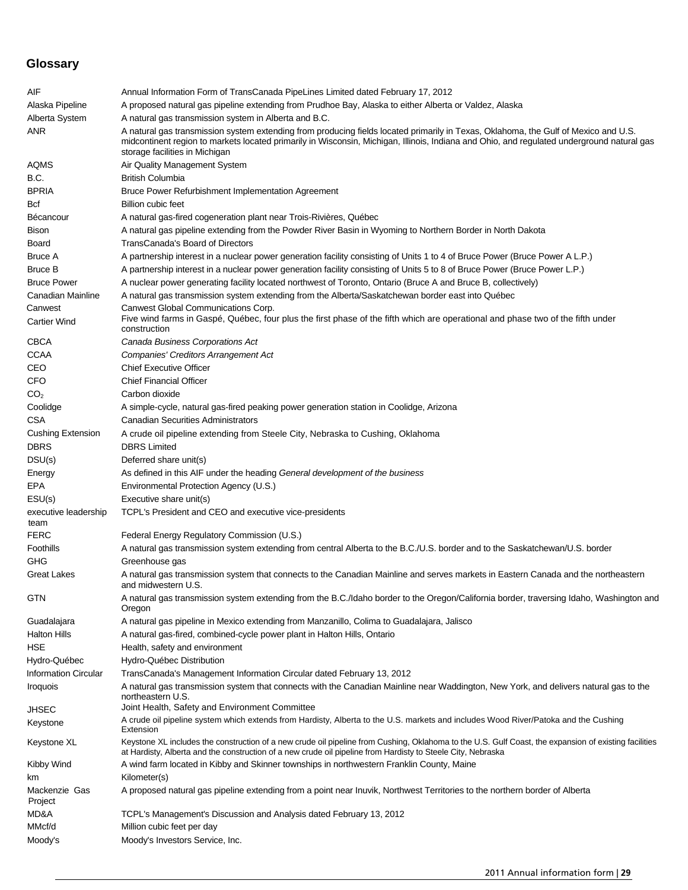## Glossary

| | |
|---|---|
| AIF | Annual Information Form of TransCanada PipeLines Limited dated February 17, 2012 |
| Alaska Pipeline | A proposed natural gas pipeline extending from Prudhoe Bay, Alaska to either Alberta or Valdez, Alaska |
| Alberta System | A natural gas transmission system in Alberta and B.C. |
| ANR | A natural gas transmission system extending from producing fields located primarily in Texas, Oklahoma, the Gulf of Mexico and U.S. midcontinent region to markets located primarily in Wisconsin, Michigan, Illinois, Indiana and Ohio, and regulated underground natural gas storage facilities in Michigan |
| AQMS | Air Quality Management System |
| B.C. | British Columbia |
| BPRIA | Bruce Power Refurbishment Implementation Agreement |
| Bcf | Billion cubic feet |
| Bécancour | A natural gas-fired cogeneration plant near Trois-Rivières, Québec |
| Bison | A natural gas pipeline extending from the Powder River Basin in Wyoming to Northern Border in North Dakota |
| Board | TransCanada's Board of Directors |
| Bruce A | A partnership interest in a nuclear power generation facility consisting of Units 1 to 4 of Bruce Power (Bruce Power A L.P.) |
| Bruce B | A partnership interest in a nuclear power generation facility consisting of Units 5 to 8 of Bruce Power (Bruce Power L.P.) |
| Bruce Power | A nuclear power generating facility located northwest of Toronto, Ontario (Bruce A and Bruce B, collectively) |
| Canadian Mainline | A natural gas transmission system extending from the Alberta/Saskatchewan border east into Québec |
| Canwest | Canwest Global Communications Corp. |
| Cartier Wind | Five wind farms in Gaspé, Québec, four plus the first phase of the fifth which are operational and phase two of the fifth under construction |
| CBCA | *Canada Business Corporations Act* |
| CCAA | *Companies' Creditors Arrangement Act* |
| CEO | Chief Executive Officer |
| CFO | Chief Financial Officer |
| $CO_2$ | Carbon dioxide |
| Coolidge | A simple-cycle, natural gas-fired peaking power generation station in Coolidge, Arizona |
| CSA | Canadian Securities Administrators |
| Cushing Extension | A crude oil pipeline extending from Steele City, Nebraska to Cushing, Oklahoma |
| DBRS | DBRS Limited |
| DSU(s) | Deferred share unit(s) |
| Energy | As defined in this AIF under the heading *General development of the business* |
| EPA | Environmental Protection Agency (U.S.) |
| ESU(s) | Executive share unit(s) |
| executive leadership team | TCPL's President and CEO and executive vice-presidents |
| FERC | Federal Energy Regulatory Commission (U.S.) |
| Foothills | A natural gas transmission system extending from central Alberta to the B.C./U.S. border and to the Saskatchewan/U.S. border |
| GHG | Greenhouse gas |
| Great Lakes | A natural gas transmission system that connects to the Canadian Mainline and serves markets in Eastern Canada and the northeastern and midwestern U.S. |
| GTN | A natural gas transmission system extending from the B.C./Idaho border to the Oregon/California border, traversing Idaho, Washington and Oregon |
| Guadalajara | A natural gas pipeline in Mexico extending from Manzanillo, Colima to Guadalajara, Jalisco |
| Halton Hills | A natural gas-fired, combined-cycle power plant in Halton Hills, Ontario |
| HSE | Health, safety and environment |
| Hydro-Québec | Hydro-Québec Distribution |
| Information Circular | TransCanada's Management Information Circular dated February 13, 2012 |
| Iroquois | A natural gas transmission system that connects with the Canadian Mainline near Waddington, New York, and delivers natural gas to the northeastern U.S. |
| JHSEC | Joint Health, Safety and Environment Committee |
| Keystone | A crude oil pipeline system which extends from Hardisty, Alberta to the U.S. markets and includes Wood River/Patoka and the Cushing Extension |
| Keystone XL | Keystone XL includes the construction of a new crude oil pipeline from Cushing, Oklahoma to the U.S. Gulf Coast, the expansion of existing facilities at Hardisty, Alberta and the construction of a new crude oil pipeline from Hardisty to Steele City, Nebraska |
| Kibby Wind | A wind farm located in Kibby and Skinner townships in northwestern Franklin County, Maine |
| km | Kilometer(s) |
| Mackenzie Gas Project | A proposed natural gas pipeline extending from a point near Inuvik, Northwest Territories to the northern border of Alberta |
| MD&A | TCPL's Management's Discussion and Analysis dated February 13, 2012 |
| MMcf/d | Million cubic feet per day |
| Moody's | Moody's Investors Service, Inc. |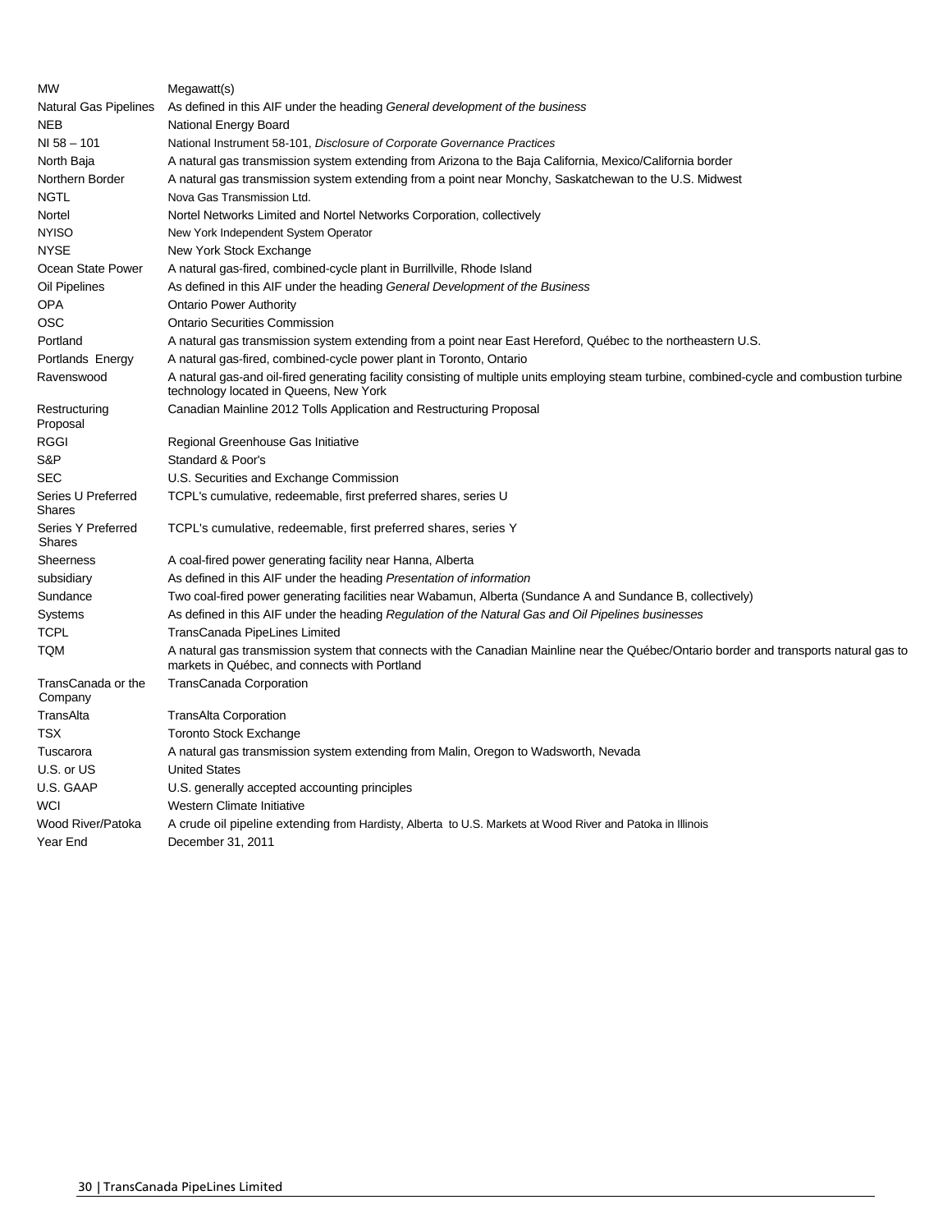| | |
|---|---|
| MW | Megawatt(s) |
| Natural Gas Pipelines | As defined in this AIF under the heading *General development of the business* |
| NEB | National Energy Board |
| NI 58 – 101 | National Instrument 58-101, *Disclosure of Corporate Governance Practices* |
| North Baja | A natural gas transmission system extending from Arizona to the Baja California, Mexico/California border |
| Northern Border | A natural gas transmission system extending from a point near Monchy, Saskatchewan to the U.S. Midwest |
| NGTL | Nova Gas Transmission Ltd. |
| Nortel | Nortel Networks Limited and Nortel Networks Corporation, collectively |
| NYISO | New York Independent System Operator |
| NYSE | New York Stock Exchange |
| Ocean State Power | A natural gas-fired, combined-cycle plant in Burrillville, Rhode Island |
| Oil Pipelines | As defined in this AIF under the heading *General Development of the Business* |
| OPA | Ontario Power Authority |
| OSC | Ontario Securities Commission |
| Portland | A natural gas transmission system extending from a point near East Hereford, Québec to the northeastern U.S. |
| Portlands Energy | A natural gas-fired, combined-cycle power plant in Toronto, Ontario |
| Ravenswood | A natural gas-and oil-fired generating facility consisting of multiple units employing steam turbine, combined-cycle and combustion turbine technology located in Queens, New York |
| Restructuring Proposal | Canadian Mainline 2012 Tolls Application and Restructuring Proposal |
| RGGI | Regional Greenhouse Gas Initiative |
| S&P | Standard & Poor's |
| SEC | U.S. Securities and Exchange Commission |
| Series U Preferred Shares | TCPL's cumulative, redeemable, first preferred shares, series U |
| Series Y Preferred Shares | TCPL's cumulative, redeemable, first preferred shares, series Y |
| Sheerness | A coal-fired power generating facility near Hanna, Alberta |
| subsidiary | As defined in this AIF under the heading *Presentation of information* |
| Sundance | Two coal-fired power generating facilities near Wabamun, Alberta (Sundance A and Sundance B, collectively) |
| Systems | As defined in this AIF under the heading *Regulation of the Natural Gas and Oil Pipelines businesses* |
| TCPL | TransCanada PipeLines Limited |
| TQM | A natural gas transmission system that connects with the Canadian Mainline near the Québec/Ontario border and transports natural gas to markets in Québec, and connects with Portland |
| TransCanada or the Company | TransCanada Corporation |
| TransAlta | TransAlta Corporation |
| TSX | Toronto Stock Exchange |
| Tuscarora | A natural gas transmission system extending from Malin, Oregon to Wadsworth, Nevada |
| U.S. or US | United States |
| U.S. GAAP | U.S. generally accepted accounting principles |
| WCI | Western Climate Initiative |
| Wood River/Patoka | A crude oil pipeline extending from Hardisty, Alberta to U.S. Markets at Wood River and Patoka in Illinois |
| Year End | December 31, 2011 |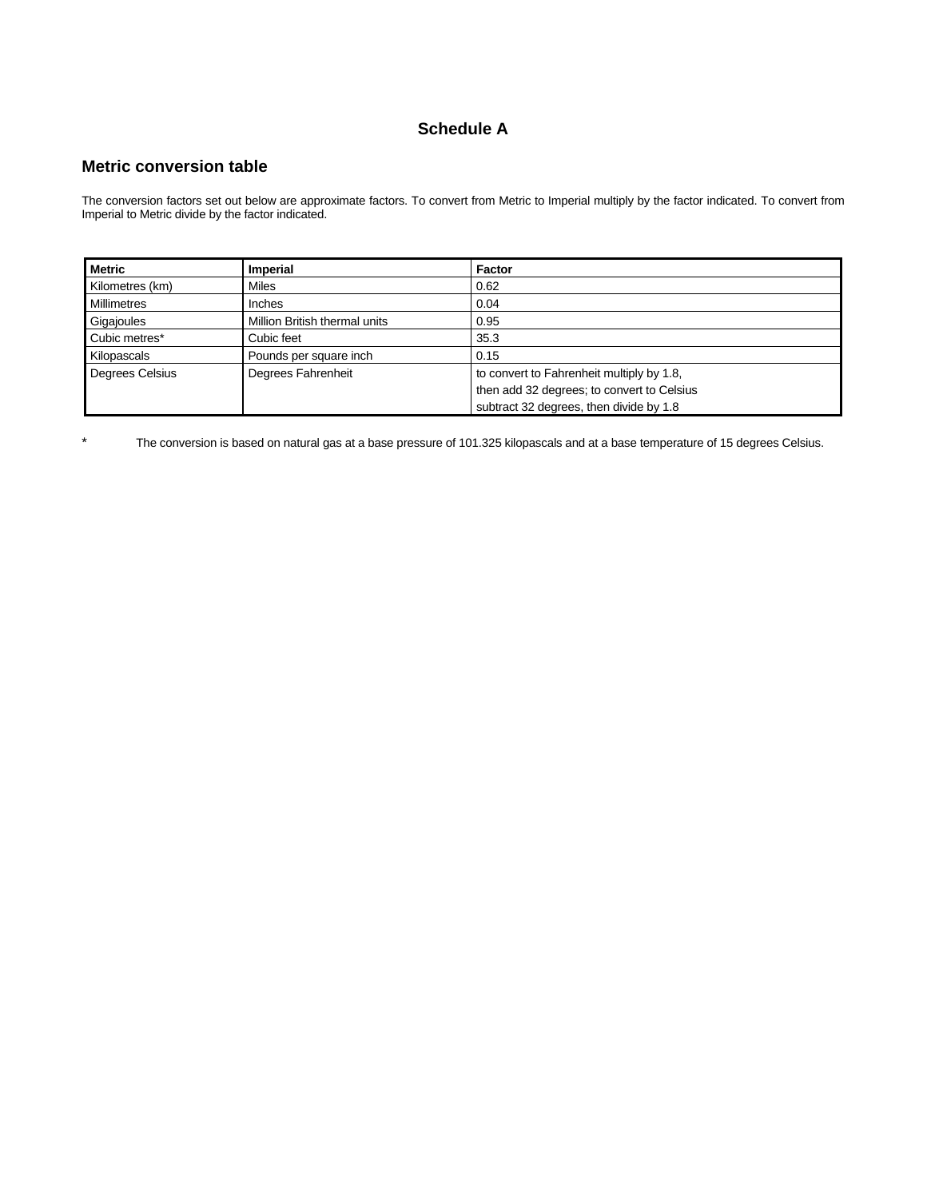# Schedule A

## Metric conversion table

The conversion factors set out below are approximate factors. To convert from Metric to Imperial multiply by the factor indicated. To convert from Imperial to Metric divide by the factor indicated.

| Metric | Imperial | Factor |
|---|---|---|
| Kilometres (km) | Miles | 0.62 |
| Millimetres | Inches | 0.04 |
| Gigajoules | Million British thermal units | 0.95 |
| Cubic metres* | Cubic feet | 35.3 |
| Kilopascals | Pounds per square inch | 0.15 |
| Degrees Celsius | Degrees Fahrenheit | to convert to Fahrenheit multiply by 1.8, then add 32 degrees; to convert to Celsius subtract 32 degrees, then divide by 1.8 |

\* The conversion is based on natural gas at a base pressure of 101.325 kilopascals and at a base temperature of 15 degrees Celsius.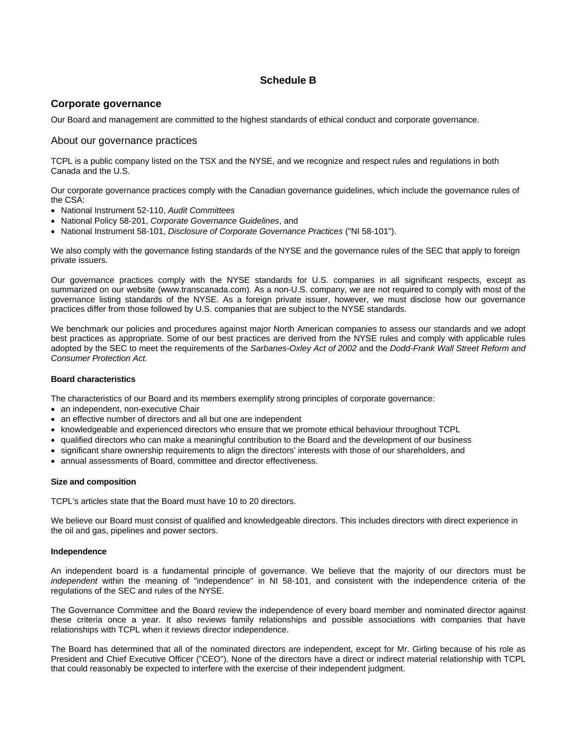# Schedule B

## Corporate governance

Our Board and management are committed to the highest standards of ethical conduct and corporate governance.

### About our governance practices

TCPL is a public company listed on the TSX and the NYSE, and we recognize and respect rules and regulations in both Canada and the U.S.

Our corporate governance practices comply with the Canadian governance guidelines, which include the governance rules of the CSA:

- National Instrument 52-110, *Audit Committees*
- National Policy 58-201, *Corporate Governance Guidelines*, and
- National Instrument 58-101, *Disclosure of Corporate Governance Practices* ("NI 58-101").

We also comply with the governance listing standards of the NYSE and the governance rules of the SEC that apply to foreign private issuers.

Our governance practices comply with the NYSE standards for U.S. companies in all significant respects, except as summarized on our website (www.transcanada.com). As a non-U.S. company, we are not required to comply with most of the governance listing standards of the NYSE. As a foreign private issuer, however, we must disclose how our governance practices differ from those followed by U.S. companies that are subject to the NYSE standards.

We benchmark our policies and procedures against major North American companies to assess our standards and we adopt best practices as appropriate. Some of our best practices are derived from the NYSE rules and comply with applicable rules adopted by the SEC to meet the requirements of the *Sarbanes-Oxley Act of 2002* and the *Dodd-Frank Wall Street Reform and Consumer Protection Act.*

#### Board characteristics

The characteristics of our Board and its members exemplify strong principles of corporate governance:

- an independent, non-executive Chair
- an effective number of directors and all but one are independent
- knowledgeable and experienced directors who ensure that we promote ethical behaviour throughout TCPL
- qualified directors who can make a meaningful contribution to the Board and the development of our business
- significant share ownership requirements to align the directors' interests with those of our shareholders, and
- annual assessments of Board, committee and director effectiveness.

#### Size and composition

TCPL's articles state that the Board must have 10 to 20 directors.

We believe our Board must consist of qualified and knowledgeable directors. This includes directors with direct experience in the oil and gas, pipelines and power sectors.

#### Independence

An independent board is a fundamental principle of governance. We believe that the majority of our directors must be *independent* within the meaning of "independence" in NI 58-101, and consistent with the independence criteria of the regulations of the SEC and rules of the NYSE.

The Governance Committee and the Board review the independence of every board member and nominated director against these criteria once a year. It also reviews family relationships and possible associations with companies that have relationships with TCPL when it reviews director independence.

The Board has determined that all of the nominated directors are independent, except for Mr. Girling because of his role as President and Chief Executive Officer ("CEO"). None of the directors have a direct or indirect material relationship with TCPL that could reasonably be expected to interfere with the exercise of their independent judgment.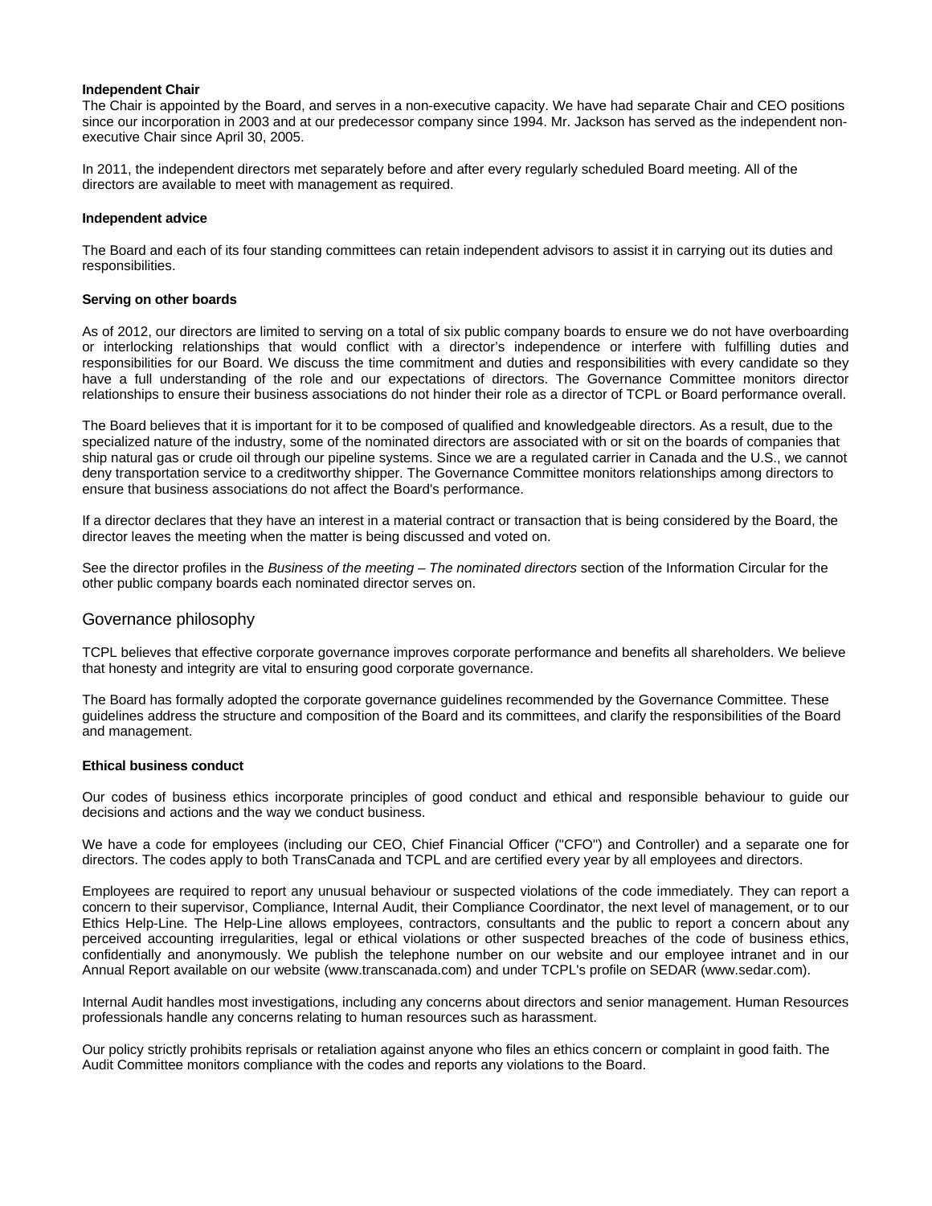**Independent Chair**

The Chair is appointed by the Board, and serves in a non-executive capacity. We have had separate Chair and CEO positions since our incorporation in 2003 and at our predecessor company since 1994. Mr. Jackson has served as the independent non-executive Chair since April 30, 2005.

In 2011, the independent directors met separately before and after every regularly scheduled Board meeting. All of the directors are available to meet with management as required.

**Independent advice**

The Board and each of its four standing committees can retain independent advisors to assist it in carrying out its duties and responsibilities.

**Serving on other boards**

As of 2012, our directors are limited to serving on a total of six public company boards to ensure we do not have overboarding or interlocking relationships that would conflict with a director's independence or interfere with fulfilling duties and responsibilities for our Board. We discuss the time commitment and duties and responsibilities with every candidate so they have a full understanding of the role and our expectations of directors. The Governance Committee monitors director relationships to ensure their business associations do not hinder their role as a director of TCPL or Board performance overall.

The Board believes that it is important for it to be composed of qualified and knowledgeable directors. As a result, due to the specialized nature of the industry, some of the nominated directors are associated with or sit on the boards of companies that ship natural gas or crude oil through our pipeline systems. Since we are a regulated carrier in Canada and the U.S., we cannot deny transportation service to a creditworthy shipper. The Governance Committee monitors relationships among directors to ensure that business associations do not affect the Board's performance.

If a director declares that they have an interest in a material contract or transaction that is being considered by the Board, the director leaves the meeting when the matter is being discussed and voted on.

See the director profiles in the *Business of the meeting – The nominated directors* section of the Information Circular for the other public company boards each nominated director serves on.

## Governance philosophy

TCPL believes that effective corporate governance improves corporate performance and benefits all shareholders. We believe that honesty and integrity are vital to ensuring good corporate governance.

The Board has formally adopted the corporate governance guidelines recommended by the Governance Committee. These guidelines address the structure and composition of the Board and its committees, and clarify the responsibilities of the Board and management.

**Ethical business conduct**

Our codes of business ethics incorporate principles of good conduct and ethical and responsible behaviour to guide our decisions and actions and the way we conduct business.

We have a code for employees (including our CEO, Chief Financial Officer ("CFO") and Controller) and a separate one for directors. The codes apply to both TransCanada and TCPL and are certified every year by all employees and directors.

Employees are required to report any unusual behaviour or suspected violations of the code immediately. They can report a concern to their supervisor, Compliance, Internal Audit, their Compliance Coordinator, the next level of management, or to our Ethics Help-Line. The Help-Line allows employees, contractors, consultants and the public to report a concern about any perceived accounting irregularities, legal or ethical violations or other suspected breaches of the code of business ethics, confidentially and anonymously. We publish the telephone number on our website and our employee intranet and in our Annual Report available on our website (www.transcanada.com) and under TCPL's profile on SEDAR (www.sedar.com).

Internal Audit handles most investigations, including any concerns about directors and senior management. Human Resources professionals handle any concerns relating to human resources such as harassment.

Our policy strictly prohibits reprisals or retaliation against anyone who files an ethics concern or complaint in good faith. The Audit Committee monitors compliance with the codes and reports any violations to the Board.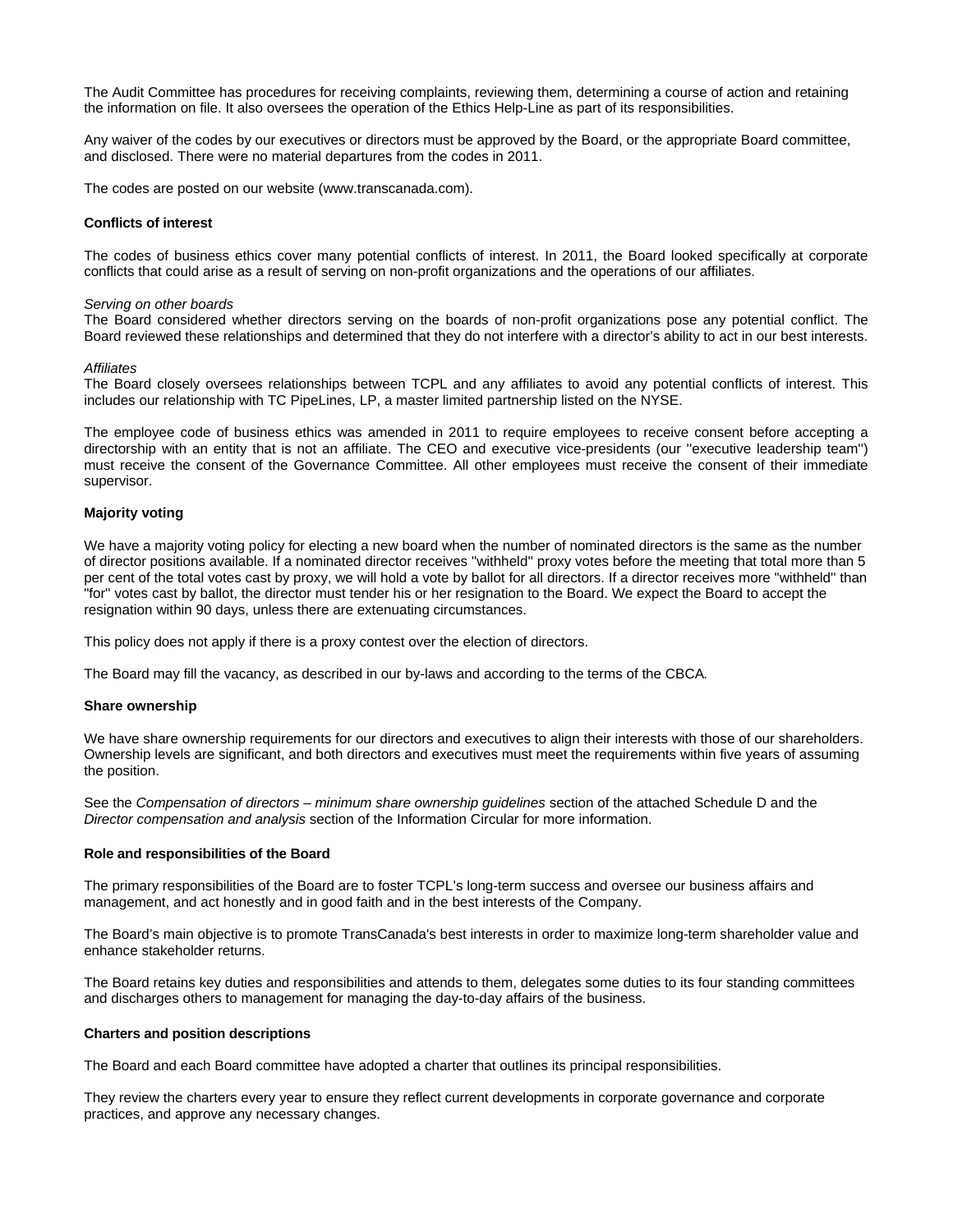The Audit Committee has procedures for receiving complaints, reviewing them, determining a course of action and retaining the information on file. It also oversees the operation of the Ethics Help-Line as part of its responsibilities.

Any waiver of the codes by our executives or directors must be approved by the Board, or the appropriate Board committee, and disclosed. There were no material departures from the codes in 2011.

The codes are posted on our website (www.transcanada.com).

**Conflicts of interest**

The codes of business ethics cover many potential conflicts of interest. In 2011, the Board looked specifically at corporate conflicts that could arise as a result of serving on non-profit organizations and the operations of our affiliates.

*Serving on other boards*
The Board considered whether directors serving on the boards of non-profit organizations pose any potential conflict. The Board reviewed these relationships and determined that they do not interfere with a director's ability to act in our best interests.

*Affiliates*
The Board closely oversees relationships between TCPL and any affiliates to avoid any potential conflicts of interest. This includes our relationship with TC PipeLines, LP, a master limited partnership listed on the NYSE.

The employee code of business ethics was amended in 2011 to require employees to receive consent before accepting a directorship with an entity that is not an affiliate. The CEO and executive vice-presidents (our "executive leadership team") must receive the consent of the Governance Committee. All other employees must receive the consent of their immediate supervisor.

**Majority voting**

We have a majority voting policy for electing a new board when the number of nominated directors is the same as the number of director positions available. If a nominated director receives "withheld" proxy votes before the meeting that total more than 5 per cent of the total votes cast by proxy, we will hold a vote by ballot for all directors. If a director receives more "withheld" than "for" votes cast by ballot, the director must tender his or her resignation to the Board. We expect the Board to accept the resignation within 90 days, unless there are extenuating circumstances.

This policy does not apply if there is a proxy contest over the election of directors.

The Board may fill the vacancy, as described in our by-laws and according to the terms of the CBCA.

**Share ownership**

We have share ownership requirements for our directors and executives to align their interests with those of our shareholders. Ownership levels are significant, and both directors and executives must meet the requirements within five years of assuming the position.

See the *Compensation of directors – minimum share ownership guidelines* section of the attached Schedule D and the *Director compensation and analysis* section of the Information Circular for more information.

**Role and responsibilities of the Board**

The primary responsibilities of the Board are to foster TCPL's long-term success and oversee our business affairs and management, and act honestly and in good faith and in the best interests of the Company.

The Board's main objective is to promote TransCanada's best interests in order to maximize long-term shareholder value and enhance stakeholder returns.

The Board retains key duties and responsibilities and attends to them, delegates some duties to its four standing committees and discharges others to management for managing the day-to-day affairs of the business.

**Charters and position descriptions**

The Board and each Board committee have adopted a charter that outlines its principal responsibilities.

They review the charters every year to ensure they reflect current developments in corporate governance and corporate practices, and approve any necessary changes.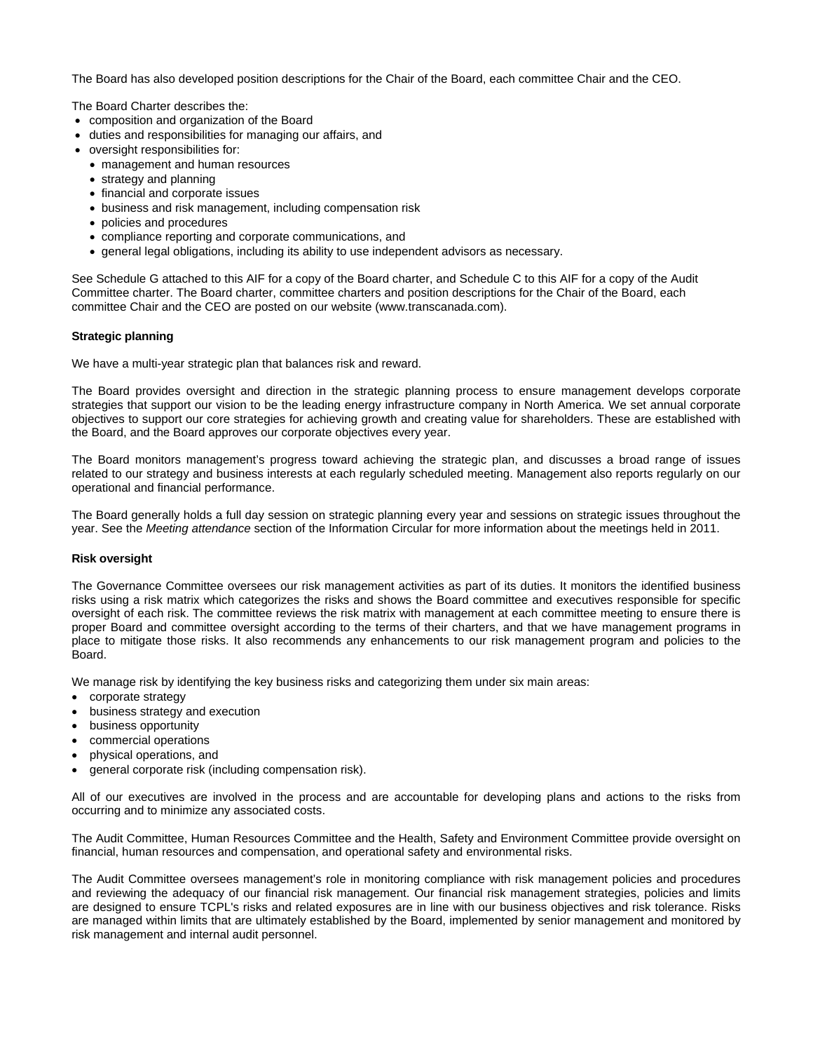The Board has also developed position descriptions for the Chair of the Board, each committee Chair and the CEO.

The Board Charter describes the:

- composition and organization of the Board
- duties and responsibilities for managing our affairs, and
- oversight responsibilities for:
  - management and human resources
  - strategy and planning
  - financial and corporate issues
  - business and risk management, including compensation risk
  - policies and procedures
  - compliance reporting and corporate communications, and
  - general legal obligations, including its ability to use independent advisors as necessary.

See Schedule G attached to this AIF for a copy of the Board charter, and Schedule C to this AIF for a copy of the Audit Committee charter. The Board charter, committee charters and position descriptions for the Chair of the Board, each committee Chair and the CEO are posted on our website (www.transcanada.com).

**Strategic planning**

We have a multi-year strategic plan that balances risk and reward.

The Board provides oversight and direction in the strategic planning process to ensure management develops corporate strategies that support our vision to be the leading energy infrastructure company in North America. We set annual corporate objectives to support our core strategies for achieving growth and creating value for shareholders. These are established with the Board, and the Board approves our corporate objectives every year.

The Board monitors management's progress toward achieving the strategic plan, and discusses a broad range of issues related to our strategy and business interests at each regularly scheduled meeting. Management also reports regularly on our operational and financial performance.

The Board generally holds a full day session on strategic planning every year and sessions on strategic issues throughout the year. See the *Meeting attendance* section of the Information Circular for more information about the meetings held in 2011.

**Risk oversight**

The Governance Committee oversees our risk management activities as part of its duties. It monitors the identified business risks using a risk matrix which categorizes the risks and shows the Board committee and executives responsible for specific oversight of each risk. The committee reviews the risk matrix with management at each committee meeting to ensure there is proper Board and committee oversight according to the terms of their charters, and that we have management programs in place to mitigate those risks. It also recommends any enhancements to our risk management program and policies to the Board.

We manage risk by identifying the key business risks and categorizing them under six main areas:

- corporate strategy
- business strategy and execution
- business opportunity
- commercial operations
- physical operations, and
- general corporate risk (including compensation risk).

All of our executives are involved in the process and are accountable for developing plans and actions to the risks from occurring and to minimize any associated costs.

The Audit Committee, Human Resources Committee and the Health, Safety and Environment Committee provide oversight on financial, human resources and compensation, and operational safety and environmental risks.

The Audit Committee oversees management's role in monitoring compliance with risk management policies and procedures and reviewing the adequacy of our financial risk management. Our financial risk management strategies, policies and limits are designed to ensure TCPL's risks and related exposures are in line with our business objectives and risk tolerance. Risks are managed within limits that are ultimately established by the Board, implemented by senior management and monitored by risk management and internal audit personnel.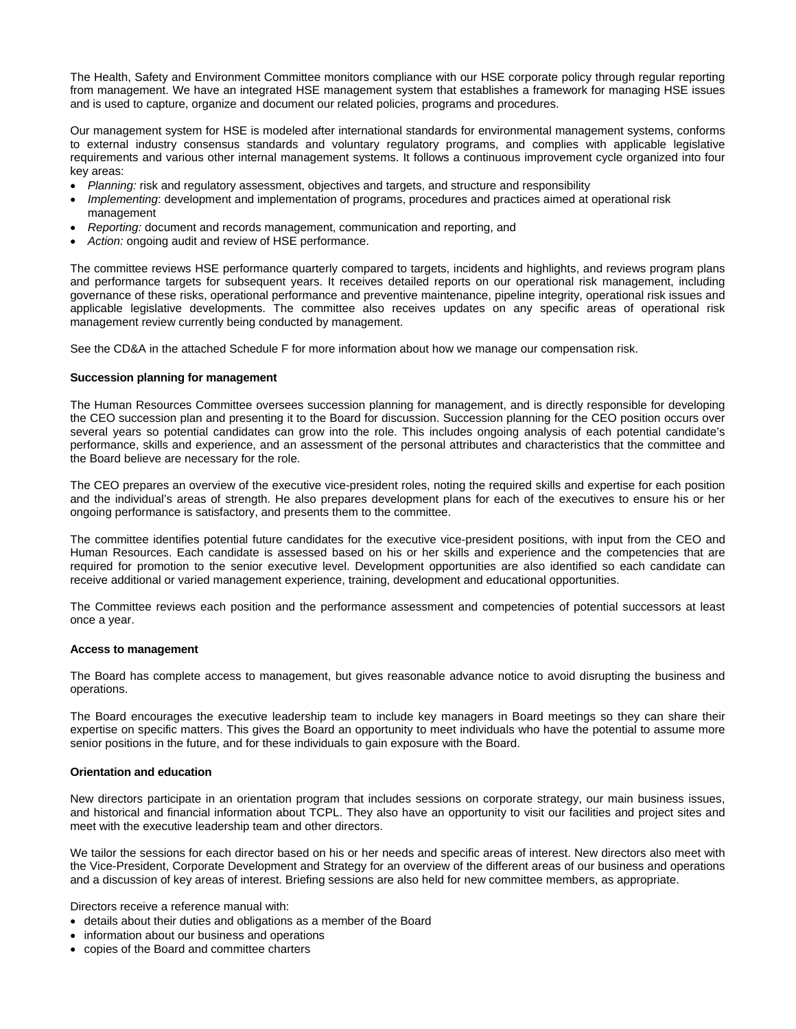The Health, Safety and Environment Committee monitors compliance with our HSE corporate policy through regular reporting from management. We have an integrated HSE management system that establishes a framework for managing HSE issues and is used to capture, organize and document our related policies, programs and procedures.

Our management system for HSE is modeled after international standards for environmental management systems, conforms to external industry consensus standards and voluntary regulatory programs, and complies with applicable legislative requirements and various other internal management systems. It follows a continuous improvement cycle organized into four key areas:

- *Planning:* risk and regulatory assessment, objectives and targets, and structure and responsibility
- *Implementing*: development and implementation of programs, procedures and practices aimed at operational risk management
- *Reporting:* document and records management, communication and reporting, and
- *Action:* ongoing audit and review of HSE performance.

The committee reviews HSE performance quarterly compared to targets, incidents and highlights, and reviews program plans and performance targets for subsequent years. It receives detailed reports on our operational risk management, including governance of these risks, operational performance and preventive maintenance, pipeline integrity, operational risk issues and applicable legislative developments. The committee also receives updates on any specific areas of operational risk management review currently being conducted by management.

See the CD&A in the attached Schedule F for more information about how we manage our compensation risk.

**Succession planning for management**

The Human Resources Committee oversees succession planning for management, and is directly responsible for developing the CEO succession plan and presenting it to the Board for discussion. Succession planning for the CEO position occurs over several years so potential candidates can grow into the role. This includes ongoing analysis of each potential candidate's performance, skills and experience, and an assessment of the personal attributes and characteristics that the committee and the Board believe are necessary for the role.

The CEO prepares an overview of the executive vice-president roles, noting the required skills and expertise for each position and the individual's areas of strength. He also prepares development plans for each of the executives to ensure his or her ongoing performance is satisfactory, and presents them to the committee.

The committee identifies potential future candidates for the executive vice-president positions, with input from the CEO and Human Resources. Each candidate is assessed based on his or her skills and experience and the competencies that are required for promotion to the senior executive level. Development opportunities are also identified so each candidate can receive additional or varied management experience, training, development and educational opportunities.

The Committee reviews each position and the performance assessment and competencies of potential successors at least once a year.

**Access to management**

The Board has complete access to management, but gives reasonable advance notice to avoid disrupting the business and operations.

The Board encourages the executive leadership team to include key managers in Board meetings so they can share their expertise on specific matters. This gives the Board an opportunity to meet individuals who have the potential to assume more senior positions in the future, and for these individuals to gain exposure with the Board.

**Orientation and education**

New directors participate in an orientation program that includes sessions on corporate strategy, our main business issues, and historical and financial information about TCPL. They also have an opportunity to visit our facilities and project sites and meet with the executive leadership team and other directors.

We tailor the sessions for each director based on his or her needs and specific areas of interest. New directors also meet with the Vice-President, Corporate Development and Strategy for an overview of the different areas of our business and operations and a discussion of key areas of interest. Briefing sessions are also held for new committee members, as appropriate.

Directors receive a reference manual with:

- details about their duties and obligations as a member of the Board
- information about our business and operations
- copies of the Board and committee charters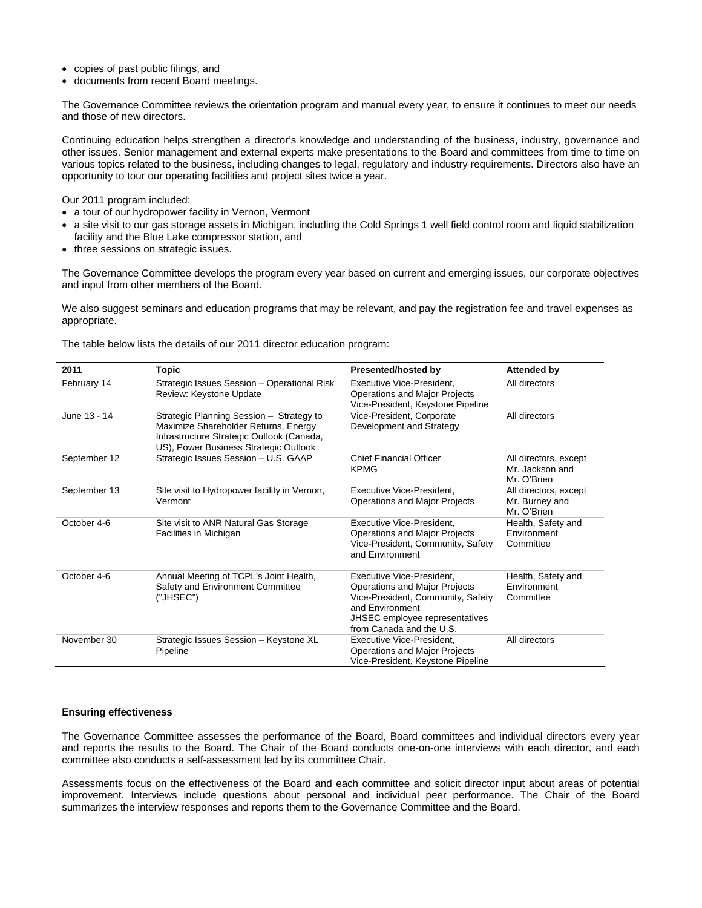- copies of past public filings, and
- documents from recent Board meetings.

The Governance Committee reviews the orientation program and manual every year, to ensure it continues to meet our needs and those of new directors.

Continuing education helps strengthen a director's knowledge and understanding of the business, industry, governance and other issues. Senior management and external experts make presentations to the Board and committees from time to time on various topics related to the business, including changes to legal, regulatory and industry requirements. Directors also have an opportunity to tour our operating facilities and project sites twice a year.

Our 2011 program included:

- a tour of our hydropower facility in Vernon, Vermont
- a site visit to our gas storage assets in Michigan, including the Cold Springs 1 well field control room and liquid stabilization facility and the Blue Lake compressor station, and
- three sessions on strategic issues.

The Governance Committee develops the program every year based on current and emerging issues, our corporate objectives and input from other members of the Board.

We also suggest seminars and education programs that may be relevant, and pay the registration fee and travel expenses as appropriate.

The table below lists the details of our 2011 director education program:

| 2011 | Topic | Presented/hosted by | Attended by |
|---|---|---|---|
| February 14 | Strategic Issues Session – Operational Risk Review: Keystone Update | Executive Vice-President, Operations and Major Projects<br>Vice-President, Keystone Pipeline | All directors |
| June 13 - 14 | Strategic Planning Session – Strategy to Maximize Shareholder Returns, Energy Infrastructure Strategic Outlook (Canada, US), Power Business Strategic Outlook | Vice-President, Corporate Development and Strategy | All directors |
| September 12 | Strategic Issues Session – U.S. GAAP | Chief Financial Officer<br>KPMG | All directors, except Mr. Jackson and Mr. O'Brien |
| September 13 | Site visit to Hydropower facility in Vernon, Vermont | Executive Vice-President, Operations and Major Projects | All directors, except Mr. Burney and Mr. O'Brien |
| October 4-6 | Site visit to ANR Natural Gas Storage Facilities in Michigan | Executive Vice-President, Operations and Major Projects<br>Vice-President, Community, Safety and Environment | Health, Safety and Environment Committee |
| October 4-6 | Annual Meeting of TCPL's Joint Health, Safety and Environment Committee ("JHSEC") | Executive Vice-President, Operations and Major Projects<br>Vice-President, Community, Safety and Environment<br>JHSEC employee representatives from Canada and the U.S. | Health, Safety and Environment Committee |
| November 30 | Strategic Issues Session – Keystone XL Pipeline | Executive Vice-President, Operations and Major Projects<br>Vice-President, Keystone Pipeline | All directors |

**Ensuring effectiveness**

The Governance Committee assesses the performance of the Board, Board committees and individual directors every year and reports the results to the Board. The Chair of the Board conducts one-on-one interviews with each director, and each committee also conducts a self-assessment led by its committee Chair.

Assessments focus on the effectiveness of the Board and each committee and solicit director input about areas of potential improvement. Interviews include questions about personal and individual peer performance. The Chair of the Board summarizes the interview responses and reports them to the Governance Committee and the Board.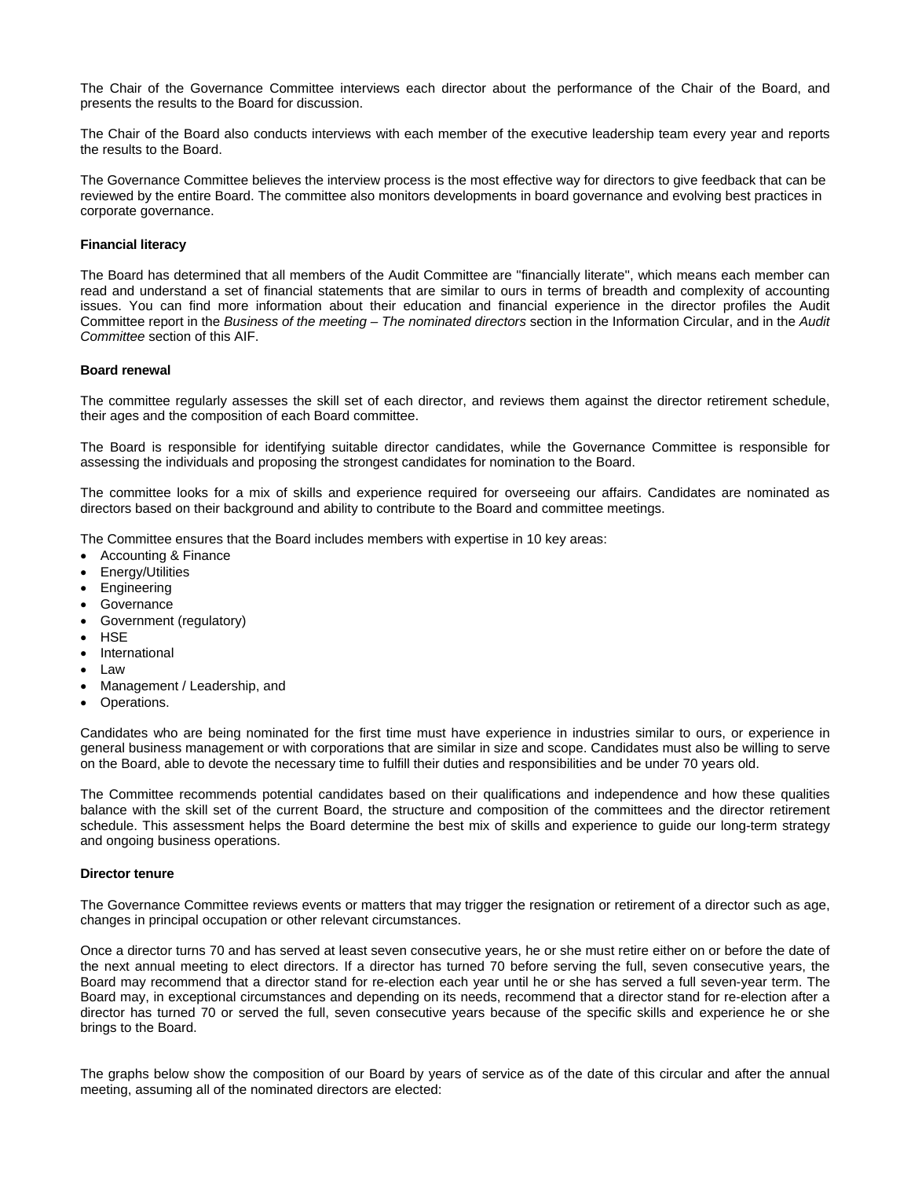The Chair of the Governance Committee interviews each director about the performance of the Chair of the Board, and presents the results to the Board for discussion.

The Chair of the Board also conducts interviews with each member of the executive leadership team every year and reports the results to the Board.

The Governance Committee believes the interview process is the most effective way for directors to give feedback that can be reviewed by the entire Board. The committee also monitors developments in board governance and evolving best practices in corporate governance.

**Financial literacy**

The Board has determined that all members of the Audit Committee are "financially literate", which means each member can read and understand a set of financial statements that are similar to ours in terms of breadth and complexity of accounting issues. You can find more information about their education and financial experience in the director profiles the Audit Committee report in the *Business of the meeting – The nominated directors* section in the Information Circular, and in the *Audit Committee* section of this AIF.

**Board renewal**

The committee regularly assesses the skill set of each director, and reviews them against the director retirement schedule, their ages and the composition of each Board committee.

The Board is responsible for identifying suitable director candidates, while the Governance Committee is responsible for assessing the individuals and proposing the strongest candidates for nomination to the Board.

The committee looks for a mix of skills and experience required for overseeing our affairs. Candidates are nominated as directors based on their background and ability to contribute to the Board and committee meetings.

The Committee ensures that the Board includes members with expertise in 10 key areas:

- Accounting & Finance
- Energy/Utilities
- Engineering
- Governance
- Government (regulatory)
- HSE
- International
- Law
- Management / Leadership, and
- Operations.

Candidates who are being nominated for the first time must have experience in industries similar to ours, or experience in general business management or with corporations that are similar in size and scope. Candidates must also be willing to serve on the Board, able to devote the necessary time to fulfill their duties and responsibilities and be under 70 years old.

The Committee recommends potential candidates based on their qualifications and independence and how these qualities balance with the skill set of the current Board, the structure and composition of the committees and the director retirement schedule. This assessment helps the Board determine the best mix of skills and experience to guide our long-term strategy and ongoing business operations.

**Director tenure**

The Governance Committee reviews events or matters that may trigger the resignation or retirement of a director such as age, changes in principal occupation or other relevant circumstances.

Once a director turns 70 and has served at least seven consecutive years, he or she must retire either on or before the date of the next annual meeting to elect directors. If a director has turned 70 before serving the full, seven consecutive years, the Board may recommend that a director stand for re-election each year until he or she has served a full seven-year term. The Board may, in exceptional circumstances and depending on its needs, recommend that a director stand for re-election after a director has turned 70 or served the full, seven consecutive years because of the specific skills and experience he or she brings to the Board.

The graphs below show the composition of our Board by years of service as of the date of this circular and after the annual meeting, assuming all of the nominated directors are elected: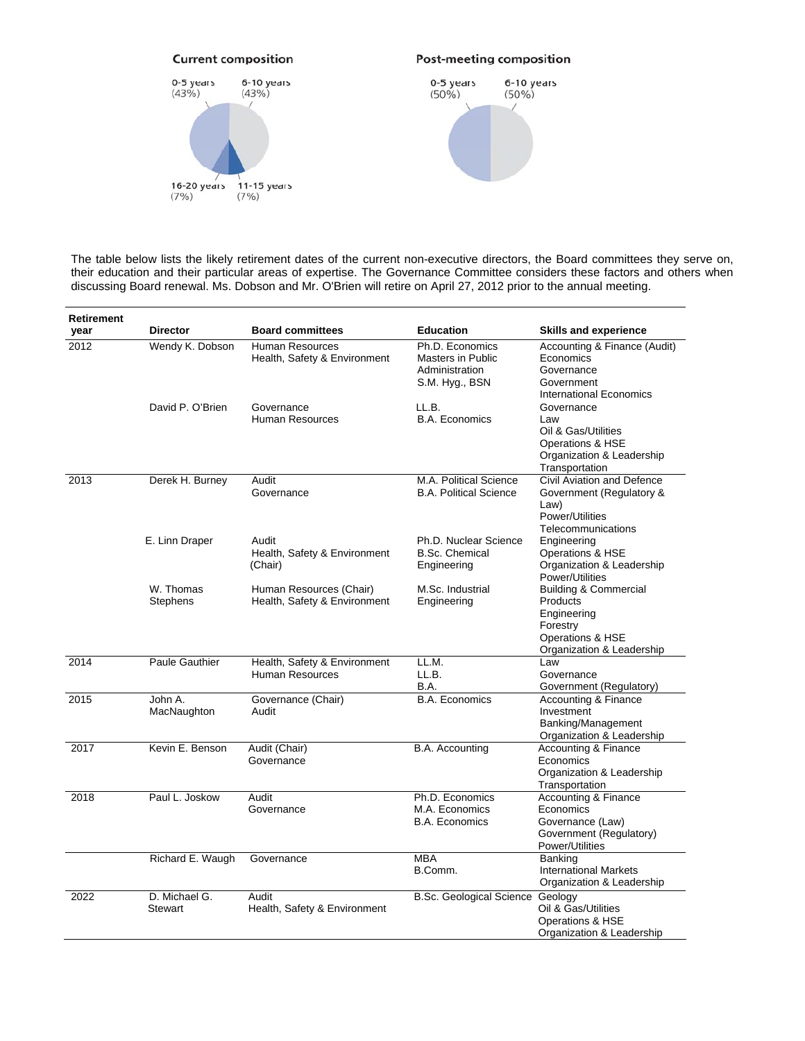**Current composition**

0-5 years (43%)
6-10 years (43%)
16-20 years (7%)
11-15 years (7%)

**Post-meeting composition**

0-5 years (50%)
6-10 years (50%)

The table below lists the likely retirement dates of the current non-executive directors, the Board committees they serve on, their education and their particular areas of expertise. The Governance Committee considers these factors and others when discussing Board renewal. Ms. Dobson and Mr. O'Brien will retire on April 27, 2012 prior to the annual meeting.

| Retirement year | Director | Board committees | Education | Skills and experience |
|---|---|---|---|---|
| 2012 | Wendy K. Dobson | Human Resources<br>Health, Safety & Environment | Ph.D. Economics<br>Masters in Public Administration<br>S.M. Hyg., BSN | Accounting & Finance (Audit)<br>Economics<br>Governance<br>Government<br>International Economics |
| | David P. O'Brien | Governance<br>Human Resources | LL.B.<br>B.A. Economics | Governance<br>Law<br>Oil & Gas/Utilities<br>Operations & HSE<br>Organization & Leadership<br>Transportation |
| 2013 | Derek H. Burney | Audit<br>Governance | M.A. Political Science<br>B.A. Political Science | Civil Aviation and Defence<br>Government (Regulatory & Law)<br>Power/Utilities<br>Telecommunications |
| | E. Linn Draper | Audit<br>Health, Safety & Environment (Chair) | Ph.D. Nuclear Science<br>B.Sc. Chemical Engineering | Engineering<br>Operations & HSE<br>Organization & Leadership<br>Power/Utilities |
| | W. Thomas Stephens | Human Resources (Chair)<br>Health, Safety & Environment | M.Sc. Industrial Engineering | Building & Commercial Products<br>Engineering<br>Forestry<br>Operations & HSE<br>Organization & Leadership |
| 2014 | Paule Gauthier | Health, Safety & Environment<br>Human Resources | LL.M.<br>LL.B.<br>B.A. | Law<br>Governance<br>Government (Regulatory) |
| 2015 | John A. MacNaughton | Governance (Chair)<br>Audit | B.A. Economics | Accounting & Finance<br>Investment<br>Banking/Management<br>Organization & Leadership |
| 2017 | Kevin E. Benson | Audit (Chair)<br>Governance | B.A. Accounting | Accounting & Finance<br>Economics<br>Organization & Leadership<br>Transportation |
| 2018 | Paul L. Joskow | Audit<br>Governance | Ph.D. Economics<br>M.A. Economics<br>B.A. Economics | Accounting & Finance<br>Economics<br>Governance (Law)<br>Government (Regulatory)<br>Power/Utilities |
| | Richard E. Waugh | Governance | MBA<br>B.Comm. | Banking<br>International Markets<br>Organization & Leadership |
| 2022 | D. Michael G. Stewart | Audit<br>Health, Safety & Environment | B.Sc. Geological Science | Geology<br>Oil & Gas/Utilities<br>Operations & HSE<br>Organization & Leadership |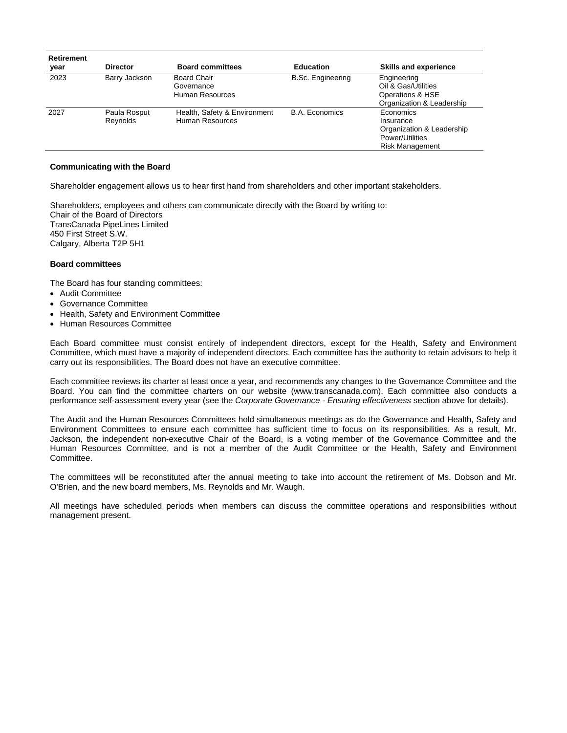| Retirement year | Director | Board committees | Education | Skills and experience |
|---|---|---|---|---|
| 2023 | Barry Jackson | Board Chair<br>Governance<br>Human Resources | B.Sc. Engineering | Engineering<br>Oil & Gas/Utilities<br>Operations & HSE<br>Organization & Leadership |
| 2027 | Paula Rosput Reynolds | Health, Safety & Environment<br>Human Resources | B.A. Economics | Economics<br>Insurance<br>Organization & Leadership<br>Power/Utilities<br>Risk Management |

**Communicating with the Board**

Shareholder engagement allows us to hear first hand from shareholders and other important stakeholders.

Shareholders, employees and others can communicate directly with the Board by writing to:
Chair of the Board of Directors
TransCanada PipeLines Limited
450 First Street S.W.
Calgary, Alberta T2P 5H1

**Board committees**

The Board has four standing committees:

- Audit Committee
- Governance Committee
- Health, Safety and Environment Committee
- Human Resources Committee

Each Board committee must consist entirely of independent directors, except for the Health, Safety and Environment Committee, which must have a majority of independent directors. Each committee has the authority to retain advisors to help it carry out its responsibilities. The Board does not have an executive committee.

Each committee reviews its charter at least once a year, and recommends any changes to the Governance Committee and the Board. You can find the committee charters on our website (www.transcanada.com). Each committee also conducts a performance self-assessment every year (see the *Corporate Governance - Ensuring effectiveness* section above for details).

The Audit and the Human Resources Committees hold simultaneous meetings as do the Governance and Health, Safety and Environment Committees to ensure each committee has sufficient time to focus on its responsibilities. As a result, Mr. Jackson, the independent non-executive Chair of the Board, is a voting member of the Governance Committee and the Human Resources Committee, and is not a member of the Audit Committee or the Health, Safety and Environment Committee.

The committees will be reconstituted after the annual meeting to take into account the retirement of Ms. Dobson and Mr. O'Brien, and the new board members, Ms. Reynolds and Mr. Waugh.

All meetings have scheduled periods when members can discuss the committee operations and responsibilities without management present.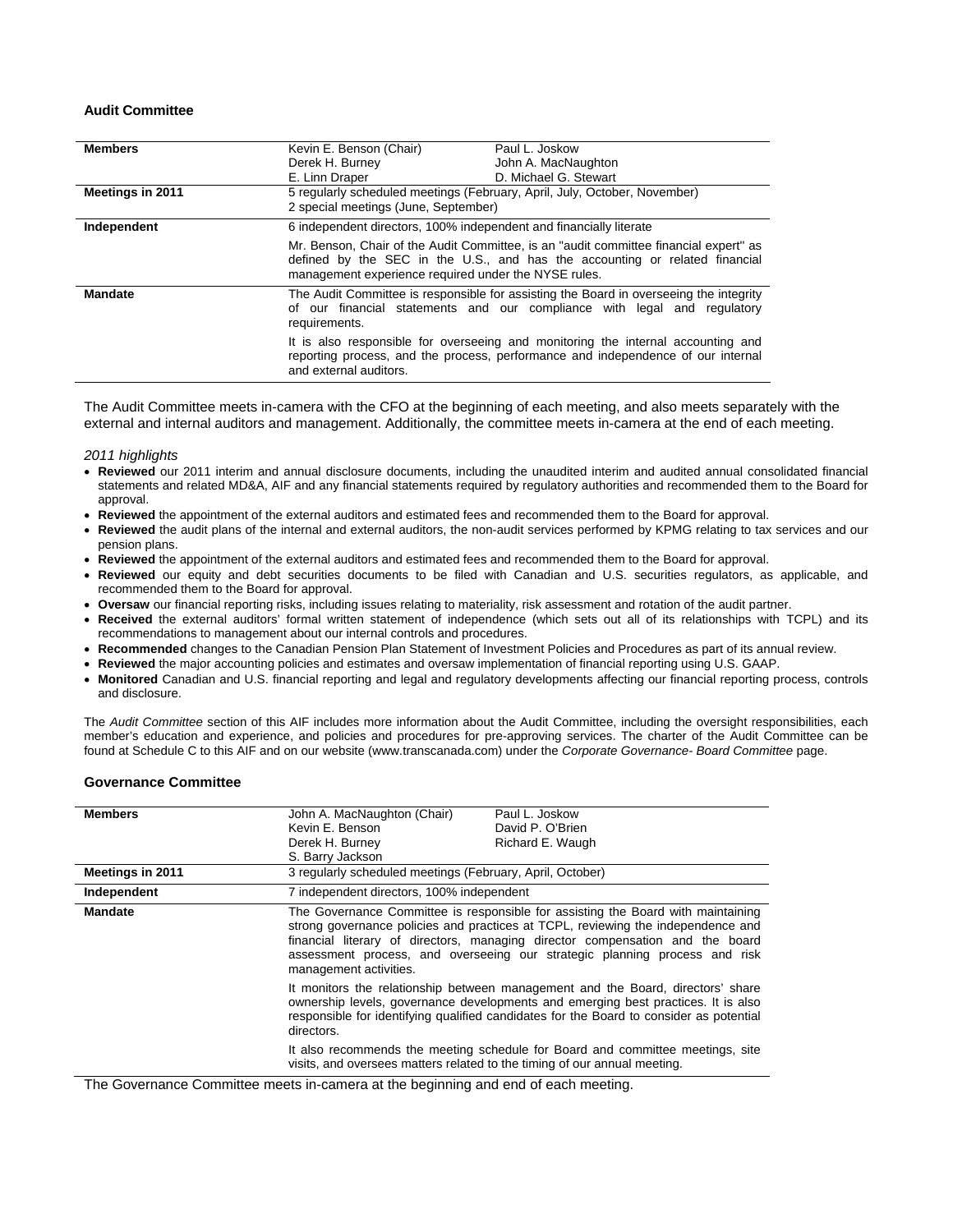### Audit Committee

| | | |
|---|---|---|
| **Members** | Kevin E. Benson (Chair)<br>Derek H. Burney<br>E. Linn Draper | Paul L. Joskow<br>John A. MacNaughton<br>D. Michael G. Stewart |
| **Meetings in 2011** | 5 regularly scheduled meetings (February, April, July, October, November)<br>2 special meetings (June, September) | |
| **Independent** | 6 independent directors, 100% independent and financially literate<br><br>Mr. Benson, Chair of the Audit Committee, is an "audit committee financial expert" as defined by the SEC in the U.S., and has the accounting or related financial management experience required under the NYSE rules. | |
| **Mandate** | The Audit Committee is responsible for assisting the Board in overseeing the integrity of our financial statements and our compliance with legal and regulatory requirements.<br><br>It is also responsible for overseeing and monitoring the internal accounting and reporting process, and the process, performance and independence of our internal and external auditors. | |

The Audit Committee meets in-camera with the CFO at the beginning of each meeting, and also meets separately with the external and internal auditors and management. Additionally, the committee meets in-camera at the end of each meeting.

*2011 highlights*

- **Reviewed** our 2011 interim and annual disclosure documents, including the unaudited interim and audited annual consolidated financial statements and related MD&A, AIF and any financial statements required by regulatory authorities and recommended them to the Board for approval.
- **Reviewed** the appointment of the external auditors and estimated fees and recommended them to the Board for approval.
- **Reviewed** the audit plans of the internal and external auditors, the non-audit services performed by KPMG relating to tax services and our pension plans.
- **Reviewed** the appointment of the external auditors and estimated fees and recommended them to the Board for approval.
- **Reviewed** our equity and debt securities documents to be filed with Canadian and U.S. securities regulators, as applicable, and recommended them to the Board for approval.
- **Oversaw** our financial reporting risks, including issues relating to materiality, risk assessment and rotation of the audit partner.
- **Received** the external auditors' formal written statement of independence (which sets out all of its relationships with TCPL) and its recommendations to management about our internal controls and procedures.
- **Recommended** changes to the Canadian Pension Plan Statement of Investment Policies and Procedures as part of its annual review.
- **Reviewed** the major accounting policies and estimates and oversaw implementation of financial reporting using U.S. GAAP.
- **Monitored** Canadian and U.S. financial reporting and legal and regulatory developments affecting our financial reporting process, controls and disclosure.

The *Audit Committee* section of this AIF includes more information about the Audit Committee, including the oversight responsibilities, each member's education and experience, and policies and procedures for pre-approving services. The charter of the Audit Committee can be found at Schedule C to this AIF and on our website (www.transcanada.com) under the *Corporate Governance- Board Committee* page.

### Governance Committee

| | | |
|---|---|---|
| **Members** | John A. MacNaughton (Chair)<br>Kevin E. Benson<br>Derek H. Burney<br>S. Barry Jackson | Paul L. Joskow<br>David P. O'Brien<br>Richard E. Waugh |
| **Meetings in 2011** | 3 regularly scheduled meetings (February, April, October) | |
| **Independent** | 7 independent directors, 100% independent | |
| **Mandate** | The Governance Committee is responsible for assisting the Board with maintaining strong governance policies and practices at TCPL, reviewing the independence and financial literary of directors, managing director compensation and the board assessment process, and overseeing our strategic planning process and risk management activities.<br><br>It monitors the relationship between management and the Board, directors' share ownership levels, governance developments and emerging best practices. It is also responsible for identifying qualified candidates for the Board to consider as potential directors.<br><br>It also recommends the meeting schedule for Board and committee meetings, site visits, and oversees matters related to the timing of our annual meeting. | |

The Governance Committee meets in-camera at the beginning and end of each meeting.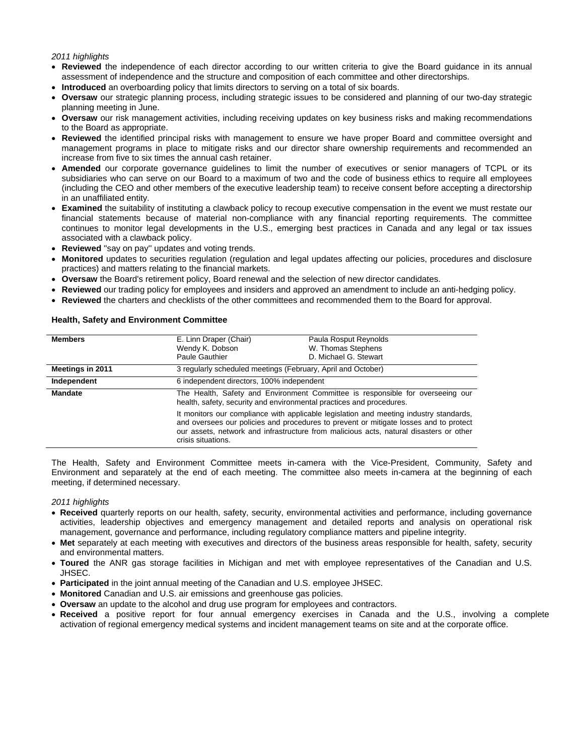*2011 highlights*

- **Reviewed** the independence of each director according to our written criteria to give the Board guidance in its annual assessment of independence and the structure and composition of each committee and other directorships.
- **Introduced** an overboarding policy that limits directors to serving on a total of six boards.
- **Oversaw** our strategic planning process, including strategic issues to be considered and planning of our two-day strategic planning meeting in June.
- **Oversaw** our risk management activities, including receiving updates on key business risks and making recommendations to the Board as appropriate.
- **Reviewed** the identified principal risks with management to ensure we have proper Board and committee oversight and management programs in place to mitigate risks and our director share ownership requirements and recommended an increase from five to six times the annual cash retainer.
- **Amended** our corporate governance guidelines to limit the number of executives or senior managers of TCPL or its subsidiaries who can serve on our Board to a maximum of two and the code of business ethics to require all employees (including the CEO and other members of the executive leadership team) to receive consent before accepting a directorship in an unaffiliated entity.
- **Examined** the suitability of instituting a clawback policy to recoup executive compensation in the event we must restate our financial statements because of material non-compliance with any financial reporting requirements. The committee continues to monitor legal developments in the U.S., emerging best practices in Canada and any legal or tax issues associated with a clawback policy.
- **Reviewed** "say on pay" updates and voting trends.
- **Monitored** updates to securities regulation (regulation and legal updates affecting our policies, procedures and disclosure practices) and matters relating to the financial markets.
- **Oversaw** the Board's retirement policy, Board renewal and the selection of new director candidates.
- **Reviewed** our trading policy for employees and insiders and approved an amendment to include an anti-hedging policy.
- **Reviewed** the charters and checklists of the other committees and recommended them to the Board for approval.

**Health, Safety and Environment Committee**

| | | |
|---|---|---|
| **Members** | E. Linn Draper (Chair)<br>Wendy K. Dobson<br>Paule Gauthier | Paula Rosput Reynolds<br>W. Thomas Stephens<br>D. Michael G. Stewart |
| **Meetings in 2011** | 3 regularly scheduled meetings (February, April and October) | |
| **Independent** | 6 independent directors, 100% independent | |
| **Mandate** | The Health, Safety and Environment Committee is responsible for overseeing our health, safety, security and environmental practices and procedures.<br><br>It monitors our compliance with applicable legislation and meeting industry standards, and oversees our policies and procedures to prevent or mitigate losses and to protect our assets, network and infrastructure from malicious acts, natural disasters or other crisis situations. | |

The Health, Safety and Environment Committee meets in-camera with the Vice-President, Community, Safety and Environment and separately at the end of each meeting. The committee also meets in-camera at the beginning of each meeting, if determined necessary.

*2011 highlights*

- **Received** quarterly reports on our health, safety, security, environmental activities and performance, including governance activities, leadership objectives and emergency management and detailed reports and analysis on operational risk management, governance and performance, including regulatory compliance matters and pipeline integrity.
- **Met** separately at each meeting with executives and directors of the business areas responsible for health, safety, security and environmental matters.
- **Toured** the ANR gas storage facilities in Michigan and met with employee representatives of the Canadian and U.S. JHSEC.
- **Participated** in the joint annual meeting of the Canadian and U.S. employee JHSEC.
- **Monitored** Canadian and U.S. air emissions and greenhouse gas policies.
- **Oversaw** an update to the alcohol and drug use program for employees and contractors.
- **Received** a positive report for four annual emergency exercises in Canada and the U.S., involving a complete activation of regional emergency medical systems and incident management teams on site and at the corporate office.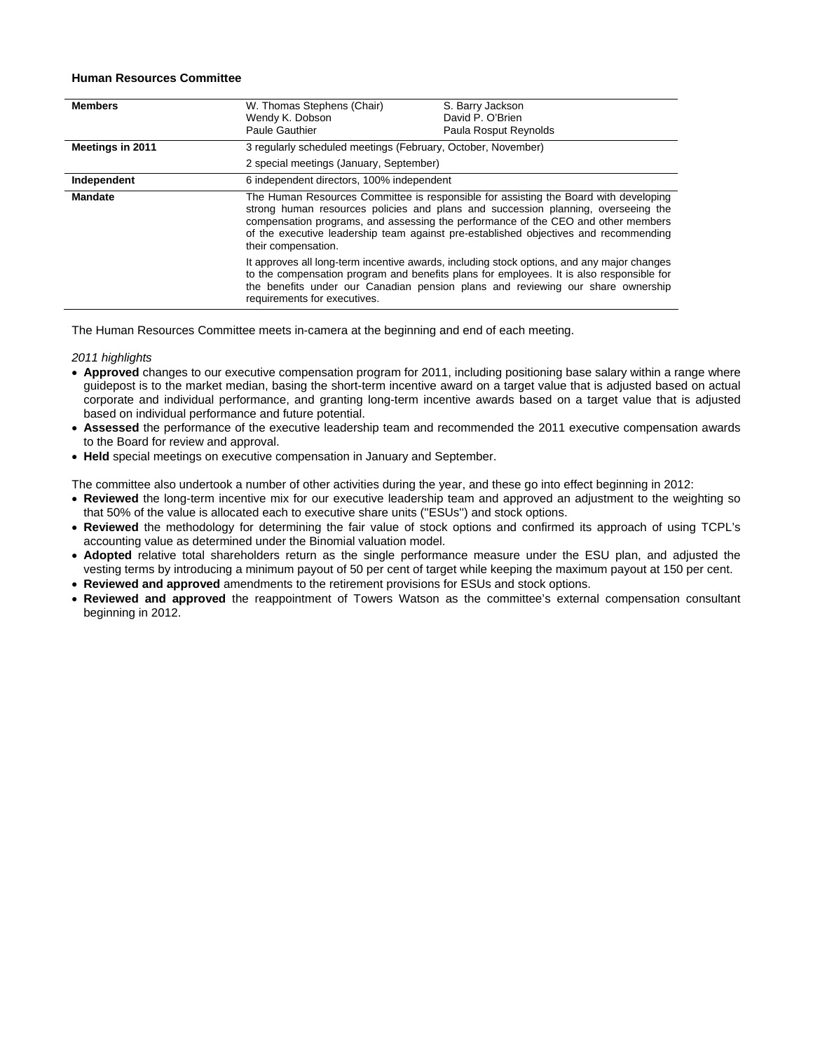**Human Resources Committee**

| | | |
|---|---|---|
| **Members** | W. Thomas Stephens (Chair)<br>Wendy K. Dobson<br>Paule Gauthier | S. Barry Jackson<br>David P. O'Brien<br>Paula Rosput Reynolds |
| **Meetings in 2011** | 3 regularly scheduled meetings (February, October, November)<br>2 special meetings (January, September) | |
| **Independent** | 6 independent directors, 100% independent | |
| **Mandate** | The Human Resources Committee is responsible for assisting the Board with developing strong human resources policies and plans and succession planning, overseeing the compensation programs, and assessing the performance of the CEO and other members of the executive leadership team against pre-established objectives and recommending their compensation.<br><br>It approves all long-term incentive awards, including stock options, and any major changes to the compensation program and benefits plans for employees. It is also responsible for the benefits under our Canadian pension plans and reviewing our share ownership requirements for executives. | |

The Human Resources Committee meets in-camera at the beginning and end of each meeting.

*2011 highlights*

- **Approved** changes to our executive compensation program for 2011, including positioning base salary within a range where guidepost is to the market median, basing the short-term incentive award on a target value that is adjusted based on actual corporate and individual performance, and granting long-term incentive awards based on a target value that is adjusted based on individual performance and future potential.
- **Assessed** the performance of the executive leadership team and recommended the 2011 executive compensation awards to the Board for review and approval.
- **Held** special meetings on executive compensation in January and September.

The committee also undertook a number of other activities during the year, and these go into effect beginning in 2012:

- **Reviewed** the long-term incentive mix for our executive leadership team and approved an adjustment to the weighting so that 50% of the value is allocated each to executive share units ("ESUs") and stock options.
- **Reviewed** the methodology for determining the fair value of stock options and confirmed its approach of using TCPL's accounting value as determined under the Binomial valuation model.
- **Adopted** relative total shareholders return as the single performance measure under the ESU plan, and adjusted the vesting terms by introducing a minimum payout of 50 per cent of target while keeping the maximum payout at 150 per cent.
- **Reviewed and approved** amendments to the retirement provisions for ESUs and stock options.
- **Reviewed and approved** the reappointment of Towers Watson as the committee's external compensation consultant beginning in 2012.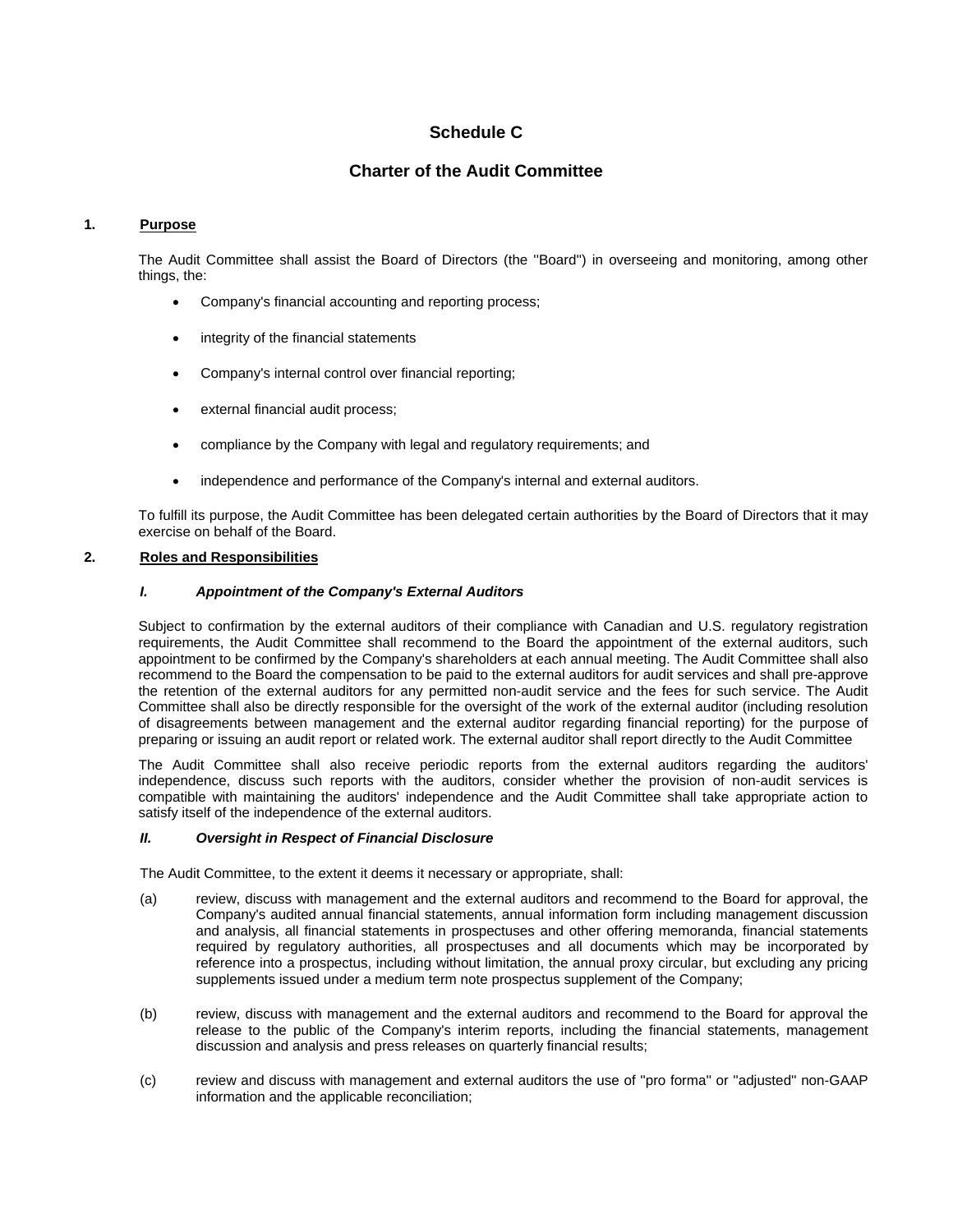# Schedule C

## Charter of the Audit Committee

### 1. Purpose

The Audit Committee shall assist the Board of Directors (the "Board") in overseeing and monitoring, among other things, the:

- Company's financial accounting and reporting process;
- integrity of the financial statements
- Company's internal control over financial reporting;
- external financial audit process;
- compliance by the Company with legal and regulatory requirements; and
- independence and performance of the Company's internal and external auditors.

To fulfill its purpose, the Audit Committee has been delegated certain authorities by the Board of Directors that it may exercise on behalf of the Board.

### 2. Roles and Responsibilities

#### *I. Appointment of the Company's External Auditors*

Subject to confirmation by the external auditors of their compliance with Canadian and U.S. regulatory registration requirements, the Audit Committee shall recommend to the Board the appointment of the external auditors, such appointment to be confirmed by the Company's shareholders at each annual meeting. The Audit Committee shall also recommend to the Board the compensation to be paid to the external auditors for audit services and shall pre-approve the retention of the external auditors for any permitted non-audit service and the fees for such service. The Audit Committee shall also be directly responsible for the oversight of the work of the external auditor (including resolution of disagreements between management and the external auditor regarding financial reporting) for the purpose of preparing or issuing an audit report or related work. The external auditor shall report directly to the Audit Committee

The Audit Committee shall also receive periodic reports from the external auditors regarding the auditors' independence, discuss such reports with the auditors, consider whether the provision of non-audit services is compatible with maintaining the auditors' independence and the Audit Committee shall take appropriate action to satisfy itself of the independence of the external auditors.

#### *II. Oversight in Respect of Financial Disclosure*

The Audit Committee, to the extent it deems it necessary or appropriate, shall:

(a) review, discuss with management and the external auditors and recommend to the Board for approval, the Company's audited annual financial statements, annual information form including management discussion and analysis, all financial statements in prospectuses and other offering memoranda, financial statements required by regulatory authorities, all prospectuses and all documents which may be incorporated by reference into a prospectus, including without limitation, the annual proxy circular, but excluding any pricing supplements issued under a medium term note prospectus supplement of the Company;

(b) review, discuss with management and the external auditors and recommend to the Board for approval the release to the public of the Company's interim reports, including the financial statements, management discussion and analysis and press releases on quarterly financial results;

(c) review and discuss with management and external auditors the use of "pro forma" or "adjusted" non-GAAP information and the applicable reconciliation;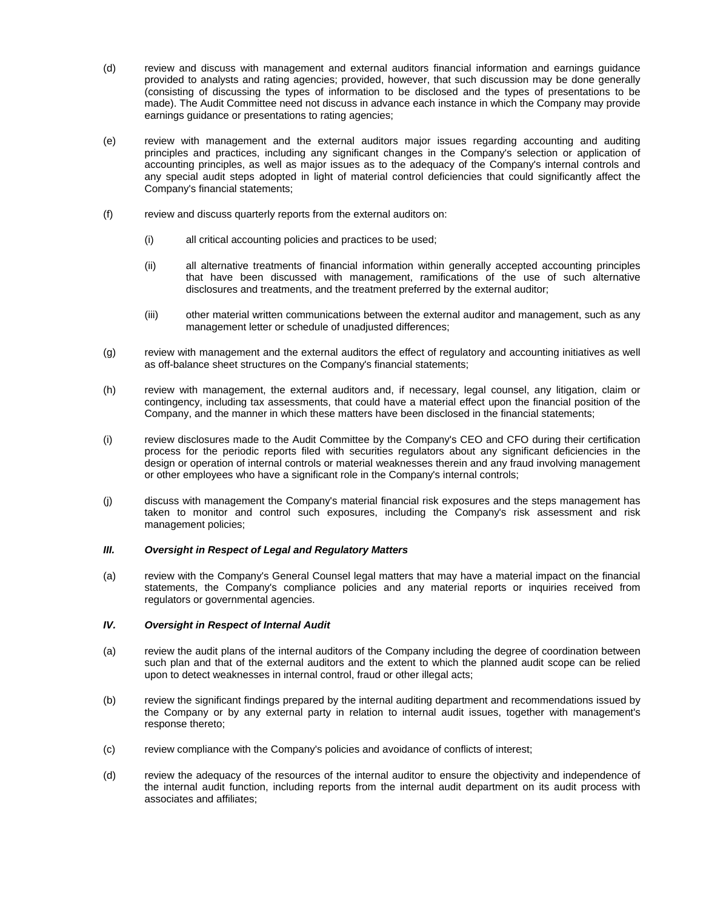(d) review and discuss with management and external auditors financial information and earnings guidance provided to analysts and rating agencies; provided, however, that such discussion may be done generally (consisting of discussing the types of information to be disclosed and the types of presentations to be made). The Audit Committee need not discuss in advance each instance in which the Company may provide earnings guidance or presentations to rating agencies;

(e) review with management and the external auditors major issues regarding accounting and auditing principles and practices, including any significant changes in the Company's selection or application of accounting principles, as well as major issues as to the adequacy of the Company's internal controls and any special audit steps adopted in light of material control deficiencies that could significantly affect the Company's financial statements;

(f) review and discuss quarterly reports from the external auditors on:

(i) all critical accounting policies and practices to be used;

(ii) all alternative treatments of financial information within generally accepted accounting principles that have been discussed with management, ramifications of the use of such alternative disclosures and treatments, and the treatment preferred by the external auditor;

(iii) other material written communications between the external auditor and management, such as any management letter or schedule of unadjusted differences;

(g) review with management and the external auditors the effect of regulatory and accounting initiatives as well as off-balance sheet structures on the Company's financial statements;

(h) review with management, the external auditors and, if necessary, legal counsel, any litigation, claim or contingency, including tax assessments, that could have a material effect upon the financial position of the Company, and the manner in which these matters have been disclosed in the financial statements;

(i) review disclosures made to the Audit Committee by the Company's CEO and CFO during their certification process for the periodic reports filed with securities regulators about any significant deficiencies in the design or operation of internal controls or material weaknesses therein and any fraud involving management or other employees who have a significant role in the Company's internal controls;

(j) discuss with management the Company's material financial risk exposures and the steps management has taken to monitor and control such exposures, including the Company's risk assessment and risk management policies;

***III. Oversight in Respect of Legal and Regulatory Matters***

(a) review with the Company's General Counsel legal matters that may have a material impact on the financial statements, the Company's compliance policies and any material reports or inquiries received from regulators or governmental agencies.

***IV. Oversight in Respect of Internal Audit***

(a) review the audit plans of the internal auditors of the Company including the degree of coordination between such plan and that of the external auditors and the extent to which the planned audit scope can be relied upon to detect weaknesses in internal control, fraud or other illegal acts;

(b) review the significant findings prepared by the internal auditing department and recommendations issued by the Company or by any external party in relation to internal audit issues, together with management's response thereto;

(c) review compliance with the Company's policies and avoidance of conflicts of interest;

(d) review the adequacy of the resources of the internal auditor to ensure the objectivity and independence of the internal audit function, including reports from the internal audit department on its audit process with associates and affiliates;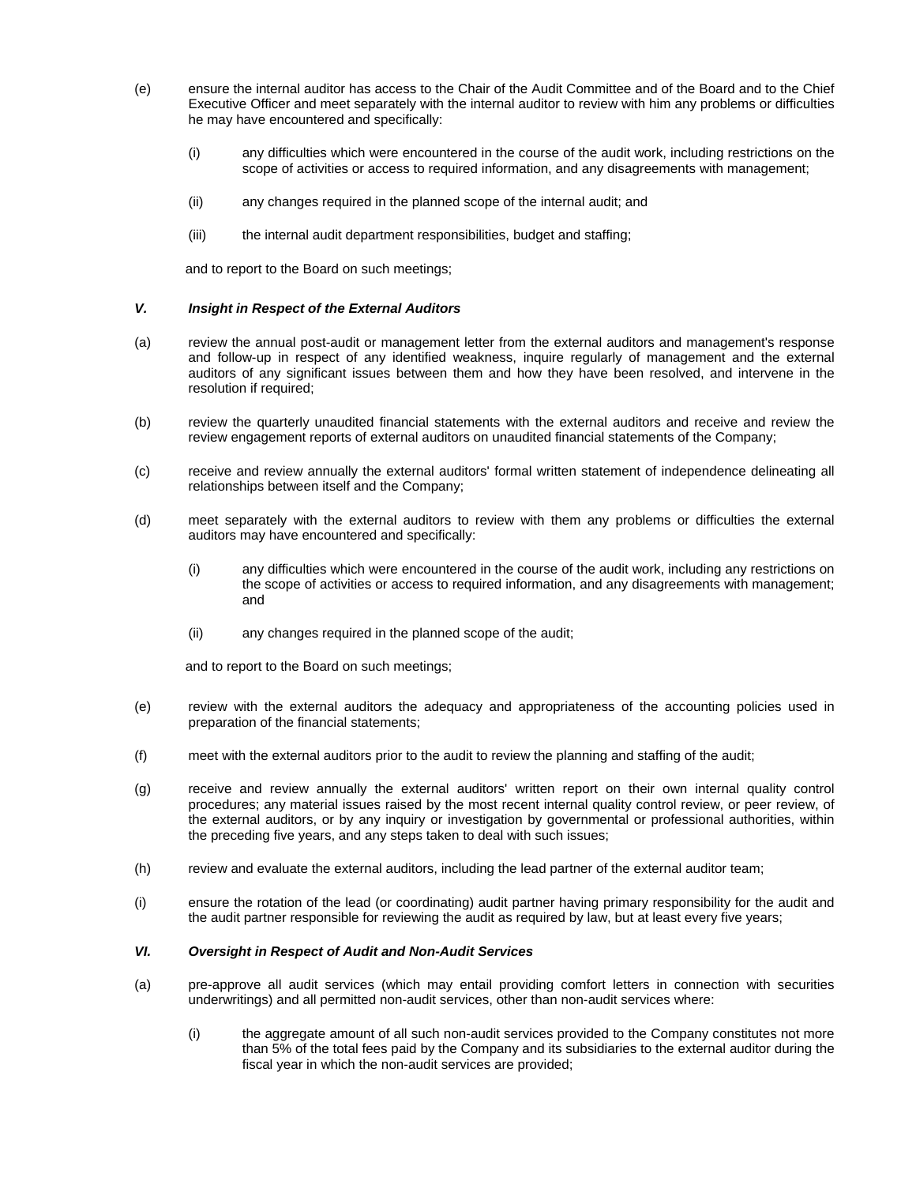(e) ensure the internal auditor has access to the Chair of the Audit Committee and of the Board and to the Chief Executive Officer and meet separately with the internal auditor to review with him any problems or difficulties he may have encountered and specifically:

  (i) any difficulties which were encountered in the course of the audit work, including restrictions on the scope of activities or access to required information, and any disagreements with management;

  (ii) any changes required in the planned scope of the internal audit; and

  (iii) the internal audit department responsibilities, budget and staffing;

and to report to the Board on such meetings;

***V. Insight in Respect of the External Auditors***

(a) review the annual post-audit or management letter from the external auditors and management's response and follow-up in respect of any identified weakness, inquire regularly of management and the external auditors of any significant issues between them and how they have been resolved, and intervene in the resolution if required;

(b) review the quarterly unaudited financial statements with the external auditors and receive and review the review engagement reports of external auditors on unaudited financial statements of the Company;

(c) receive and review annually the external auditors' formal written statement of independence delineating all relationships between itself and the Company;

(d) meet separately with the external auditors to review with them any problems or difficulties the external auditors may have encountered and specifically:

  (i) any difficulties which were encountered in the course of the audit work, including any restrictions on the scope of activities or access to required information, and any disagreements with management; and

  (ii) any changes required in the planned scope of the audit;

and to report to the Board on such meetings;

(e) review with the external auditors the adequacy and appropriateness of the accounting policies used in preparation of the financial statements;

(f) meet with the external auditors prior to the audit to review the planning and staffing of the audit;

(g) receive and review annually the external auditors' written report on their own internal quality control procedures; any material issues raised by the most recent internal quality control review, or peer review, of the external auditors, or by any inquiry or investigation by governmental or professional authorities, within the preceding five years, and any steps taken to deal with such issues;

(h) review and evaluate the external auditors, including the lead partner of the external auditor team;

(i) ensure the rotation of the lead (or coordinating) audit partner having primary responsibility for the audit and the audit partner responsible for reviewing the audit as required by law, but at least every five years;

***VI. Oversight in Respect of Audit and Non-Audit Services***

(a) pre-approve all audit services (which may entail providing comfort letters in connection with securities underwritings) and all permitted non-audit services, other than non-audit services where:

  (i) the aggregate amount of all such non-audit services provided to the Company constitutes not more than 5% of the total fees paid by the Company and its subsidiaries to the external auditor during the fiscal year in which the non-audit services are provided;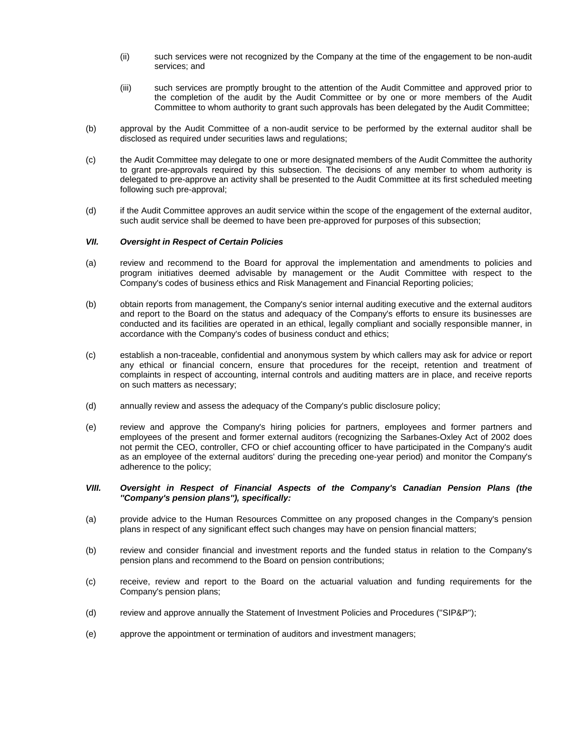(ii) such services were not recognized by the Company at the time of the engagement to be non-audit services; and

(iii) such services are promptly brought to the attention of the Audit Committee and approved prior to the completion of the audit by the Audit Committee or by one or more members of the Audit Committee to whom authority to grant such approvals has been delegated by the Audit Committee;

(b) approval by the Audit Committee of a non-audit service to be performed by the external auditor shall be disclosed as required under securities laws and regulations;

(c) the Audit Committee may delegate to one or more designated members of the Audit Committee the authority to grant pre-approvals required by this subsection. The decisions of any member to whom authority is delegated to pre-approve an activity shall be presented to the Audit Committee at its first scheduled meeting following such pre-approval;

(d) if the Audit Committee approves an audit service within the scope of the engagement of the external auditor, such audit service shall be deemed to have been pre-approved for purposes of this subsection;

***VII. Oversight in Respect of Certain Policies***

(a) review and recommend to the Board for approval the implementation and amendments to policies and program initiatives deemed advisable by management or the Audit Committee with respect to the Company's codes of business ethics and Risk Management and Financial Reporting policies;

(b) obtain reports from management, the Company's senior internal auditing executive and the external auditors and report to the Board on the status and adequacy of the Company's efforts to ensure its businesses are conducted and its facilities are operated in an ethical, legally compliant and socially responsible manner, in accordance with the Company's codes of business conduct and ethics;

(c) establish a non-traceable, confidential and anonymous system by which callers may ask for advice or report any ethical or financial concern, ensure that procedures for the receipt, retention and treatment of complaints in respect of accounting, internal controls and auditing matters are in place, and receive reports on such matters as necessary;

(d) annually review and assess the adequacy of the Company's public disclosure policy;

(e) review and approve the Company's hiring policies for partners, employees and former partners and employees of the present and former external auditors (recognizing the Sarbanes-Oxley Act of 2002 does not permit the CEO, controller, CFO or chief accounting officer to have participated in the Company's audit as an employee of the external auditors' during the preceding one-year period) and monitor the Company's adherence to the policy;

***VIII. Oversight in Respect of Financial Aspects of the Company's Canadian Pension Plans (the "Company's pension plans"), specifically:***

(a) provide advice to the Human Resources Committee on any proposed changes in the Company's pension plans in respect of any significant effect such changes may have on pension financial matters;

(b) review and consider financial and investment reports and the funded status in relation to the Company's pension plans and recommend to the Board on pension contributions;

(c) receive, review and report to the Board on the actuarial valuation and funding requirements for the Company's pension plans;

(d) review and approve annually the Statement of Investment Policies and Procedures ("SIP&P");

(e) approve the appointment or termination of auditors and investment managers;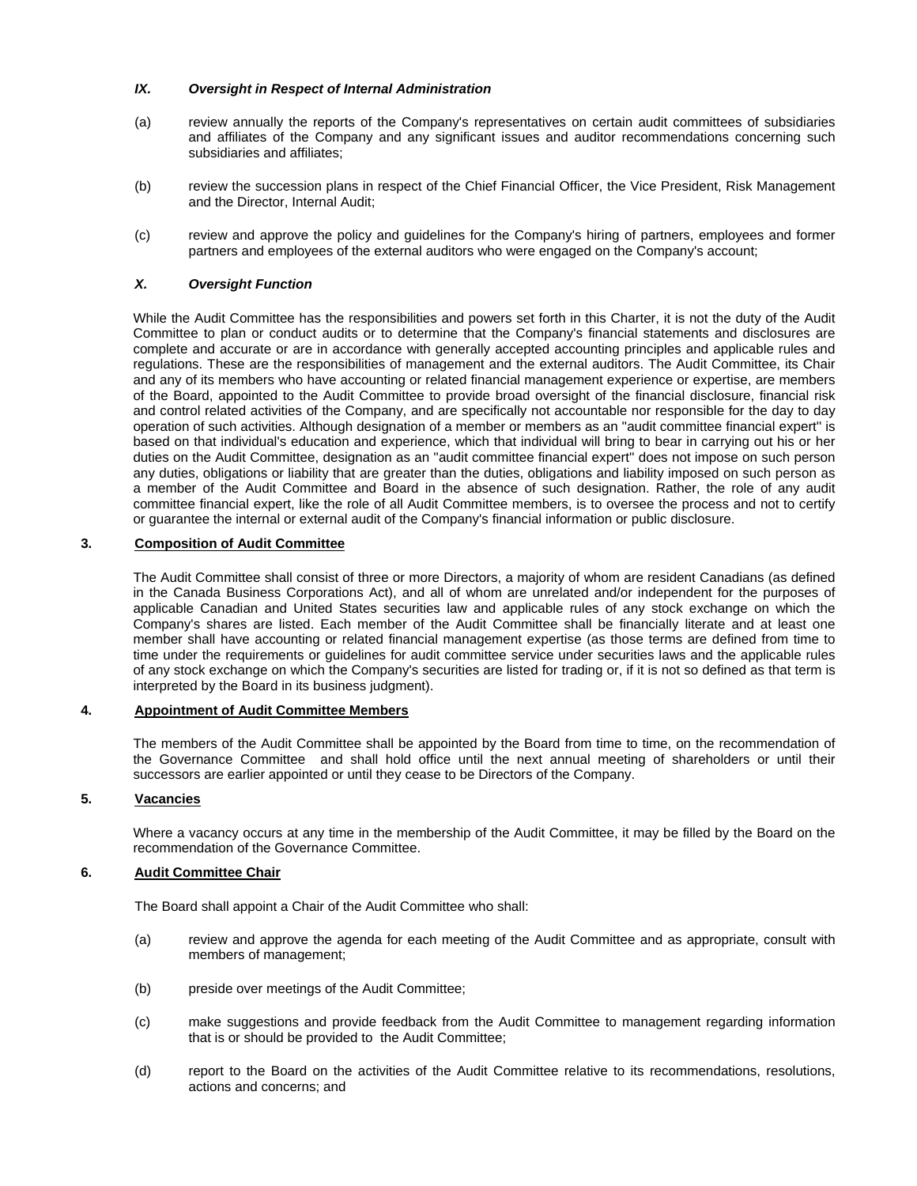### *IX. Oversight in Respect of Internal Administration*

(a) review annually the reports of the Company's representatives on certain audit committees of subsidiaries and affiliates of the Company and any significant issues and auditor recommendations concerning such subsidiaries and affiliates;

(b) review the succession plans in respect of the Chief Financial Officer, the Vice President, Risk Management and the Director, Internal Audit;

(c) review and approve the policy and guidelines for the Company's hiring of partners, employees and former partners and employees of the external auditors who were engaged on the Company's account;

### *X. Oversight Function*

While the Audit Committee has the responsibilities and powers set forth in this Charter, it is not the duty of the Audit Committee to plan or conduct audits or to determine that the Company's financial statements and disclosures are complete and accurate or are in accordance with generally accepted accounting principles and applicable rules and regulations. These are the responsibilities of management and the external auditors. The Audit Committee, its Chair and any of its members who have accounting or related financial management experience or expertise, are members of the Board, appointed to the Audit Committee to provide broad oversight of the financial disclosure, financial risk and control related activities of the Company, and are specifically not accountable nor responsible for the day to day operation of such activities. Although designation of a member or members as an "audit committee financial expert" is based on that individual's education and experience, which that individual will bring to bear in carrying out his or her duties on the Audit Committee, designation as an "audit committee financial expert" does not impose on such person any duties, obligations or liability that are greater than the duties, obligations and liability imposed on such person as a member of the Audit Committee and Board in the absence of such designation. Rather, the role of any audit committee financial expert, like the role of all Audit Committee members, is to oversee the process and not to certify or guarantee the internal or external audit of the Company's financial information or public disclosure.

## 3. Composition of Audit Committee

The Audit Committee shall consist of three or more Directors, a majority of whom are resident Canadians (as defined in the Canada Business Corporations Act), and all of whom are unrelated and/or independent for the purposes of applicable Canadian and United States securities law and applicable rules of any stock exchange on which the Company's shares are listed. Each member of the Audit Committee shall be financially literate and at least one member shall have accounting or related financial management expertise (as those terms are defined from time to time under the requirements or guidelines for audit committee service under securities laws and the applicable rules of any stock exchange on which the Company's securities are listed for trading or, if it is not so defined as that term is interpreted by the Board in its business judgment).

## 4. Appointment of Audit Committee Members

The members of the Audit Committee shall be appointed by the Board from time to time, on the recommendation of the Governance Committee and shall hold office until the next annual meeting of shareholders or until their successors are earlier appointed or until they cease to be Directors of the Company.

## 5. Vacancies

Where a vacancy occurs at any time in the membership of the Audit Committee, it may be filled by the Board on the recommendation of the Governance Committee.

## 6. Audit Committee Chair

The Board shall appoint a Chair of the Audit Committee who shall:

(a) review and approve the agenda for each meeting of the Audit Committee and as appropriate, consult with members of management;

(b) preside over meetings of the Audit Committee;

(c) make suggestions and provide feedback from the Audit Committee to management regarding information that is or should be provided to the Audit Committee;

(d) report to the Board on the activities of the Audit Committee relative to its recommendations, resolutions, actions and concerns; and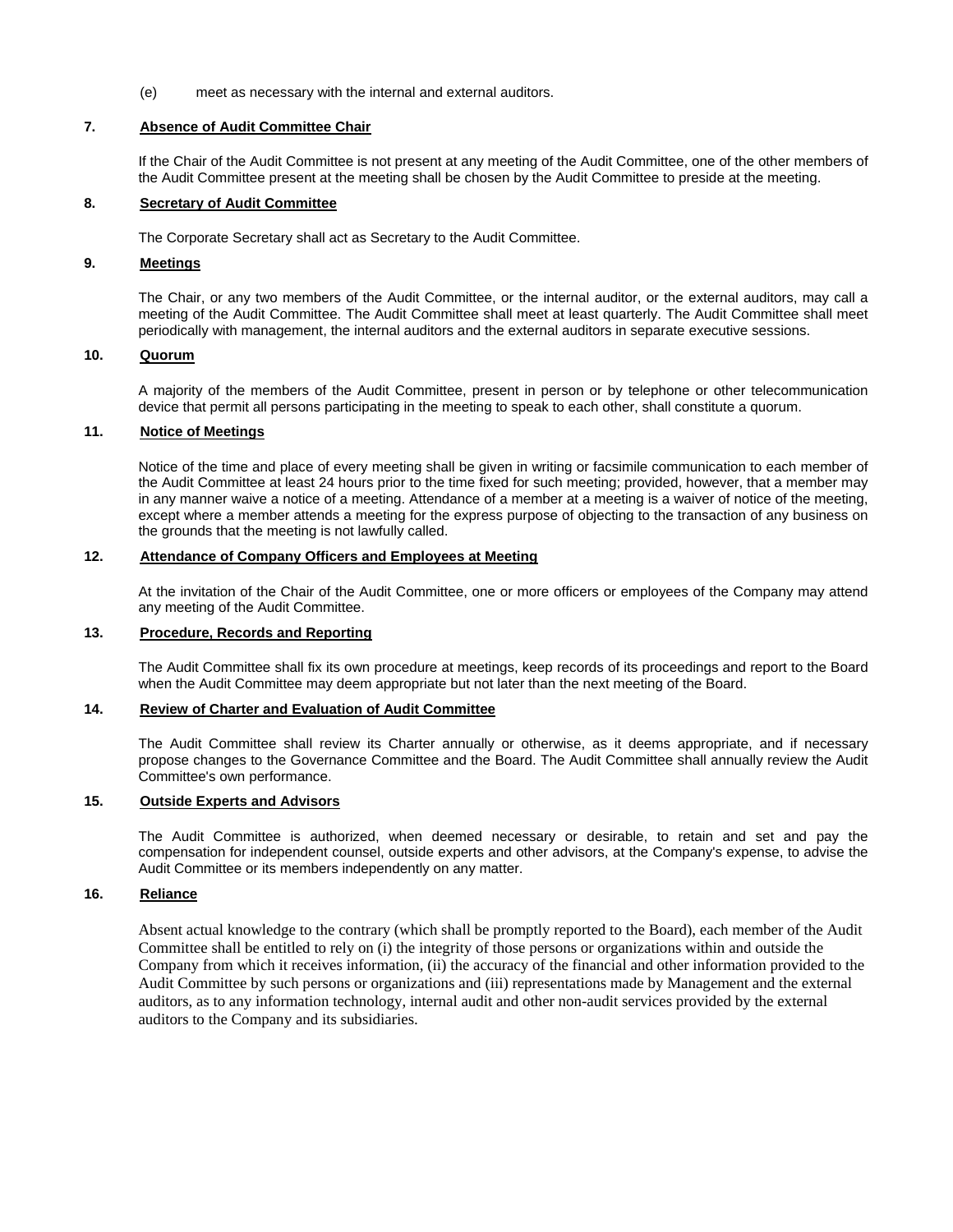(e) meet as necessary with the internal and external auditors.

## 7. Absence of Audit Committee Chair

If the Chair of the Audit Committee is not present at any meeting of the Audit Committee, one of the other members of the Audit Committee present at the meeting shall be chosen by the Audit Committee to preside at the meeting.

## 8. Secretary of Audit Committee

The Corporate Secretary shall act as Secretary to the Audit Committee.

## 9. Meetings

The Chair, or any two members of the Audit Committee, or the internal auditor, or the external auditors, may call a meeting of the Audit Committee. The Audit Committee shall meet at least quarterly. The Audit Committee shall meet periodically with management, the internal auditors and the external auditors in separate executive sessions.

## 10. Quorum

A majority of the members of the Audit Committee, present in person or by telephone or other telecommunication device that permit all persons participating in the meeting to speak to each other, shall constitute a quorum.

## 11. Notice of Meetings

Notice of the time and place of every meeting shall be given in writing or facsimile communication to each member of the Audit Committee at least 24 hours prior to the time fixed for such meeting; provided, however, that a member may in any manner waive a notice of a meeting. Attendance of a member at a meeting is a waiver of notice of the meeting, except where a member attends a meeting for the express purpose of objecting to the transaction of any business on the grounds that the meeting is not lawfully called.

## 12. Attendance of Company Officers and Employees at Meeting

At the invitation of the Chair of the Audit Committee, one or more officers or employees of the Company may attend any meeting of the Audit Committee.

## 13. Procedure, Records and Reporting

The Audit Committee shall fix its own procedure at meetings, keep records of its proceedings and report to the Board when the Audit Committee may deem appropriate but not later than the next meeting of the Board.

## 14. Review of Charter and Evaluation of Audit Committee

The Audit Committee shall review its Charter annually or otherwise, as it deems appropriate, and if necessary propose changes to the Governance Committee and the Board. The Audit Committee shall annually review the Audit Committee's own performance.

## 15. Outside Experts and Advisors

The Audit Committee is authorized, when deemed necessary or desirable, to retain and set and pay the compensation for independent counsel, outside experts and other advisors, at the Company's expense, to advise the Audit Committee or its members independently on any matter.

## 16. Reliance

Absent actual knowledge to the contrary (which shall be promptly reported to the Board), each member of the Audit Committee shall be entitled to rely on (i) the integrity of those persons or organizations within and outside the Company from which it receives information, (ii) the accuracy of the financial and other information provided to the Audit Committee by such persons or organizations and (iii) representations made by Management and the external auditors, as to any information technology, internal audit and other non-audit services provided by the external auditors to the Company and its subsidiaries.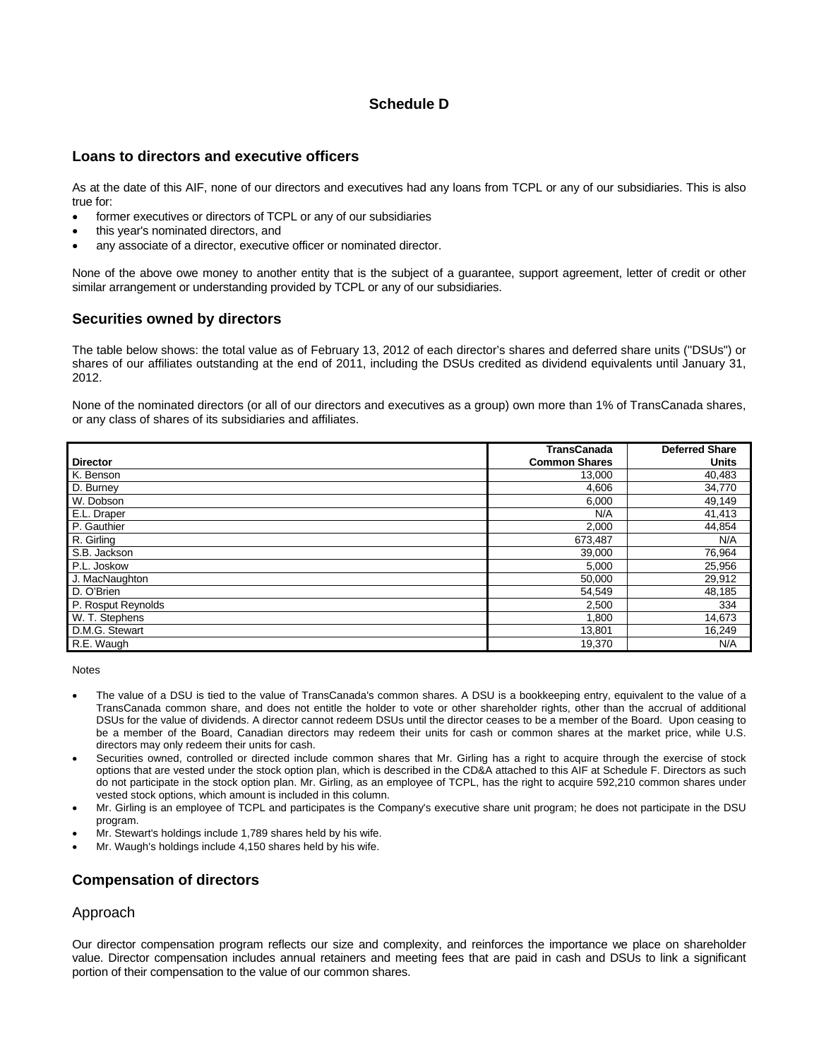# Schedule D

## Loans to directors and executive officers

As at the date of this AIF, none of our directors and executives had any loans from TCPL or any of our subsidiaries. This is also true for:

- former executives or directors of TCPL or any of our subsidiaries
- this year's nominated directors, and
- any associate of a director, executive officer or nominated director.

None of the above owe money to another entity that is the subject of a guarantee, support agreement, letter of credit or other similar arrangement or understanding provided by TCPL or any of our subsidiaries.

## Securities owned by directors

The table below shows: the total value as of February 13, 2012 of each director's shares and deferred share units ("DSUs") or shares of our affiliates outstanding at the end of 2011, including the DSUs credited as dividend equivalents until January 31, 2012.

None of the nominated directors (or all of our directors and executives as a group) own more than 1% of TransCanada shares, or any class of shares of its subsidiaries and affiliates.

| Director | TransCanada Common Shares | Deferred Share Units |
|---|---|---|
| K. Benson | 13,000 | 40,483 |
| D. Burney | 4,606 | 34,770 |
| W. Dobson | 6,000 | 49,149 |
| E.L. Draper | N/A | 41,413 |
| P. Gauthier | 2,000 | 44,854 |
| R. Girling | 673,487 | N/A |
| S.B. Jackson | 39,000 | 76,964 |
| P.L. Joskow | 5,000 | 25,956 |
| J. MacNaughton | 50,000 | 29,912 |
| D. O'Brien | 54,549 | 48,185 |
| P. Rosput Reynolds | 2,500 | 334 |
| W. T. Stephens | 1,800 | 14,673 |
| D.M.G. Stewart | 13,801 | 16,249 |
| R.E. Waugh | 19,370 | N/A |

Notes

- The value of a DSU is tied to the value of TransCanada's common shares. A DSU is a bookkeeping entry, equivalent to the value of a TransCanada common share, and does not entitle the holder to vote or other shareholder rights, other than the accrual of additional DSUs for the value of dividends. A director cannot redeem DSUs until the director ceases to be a member of the Board. Upon ceasing to be a member of the Board, Canadian directors may redeem their units for cash or common shares at the market price, while U.S. directors may only redeem their units for cash.
- Securities owned, controlled or directed include common shares that Mr. Girling has a right to acquire through the exercise of stock options that are vested under the stock option plan, which is described in the CD&A attached to this AIF at Schedule F. Directors as such do not participate in the stock option plan. Mr. Girling, as an employee of TCPL, has the right to acquire 592,210 common shares under vested stock options, which amount is included in this column.
- Mr. Girling is an employee of TCPL and participates is the Company's executive share unit program; he does not participate in the DSU program.
- Mr. Stewart's holdings include 1,789 shares held by his wife.
- Mr. Waugh's holdings include 4,150 shares held by his wife.

## Compensation of directors

### Approach

Our director compensation program reflects our size and complexity, and reinforces the importance we place on shareholder value. Director compensation includes annual retainers and meeting fees that are paid in cash and DSUs to link a significant portion of their compensation to the value of our common shares.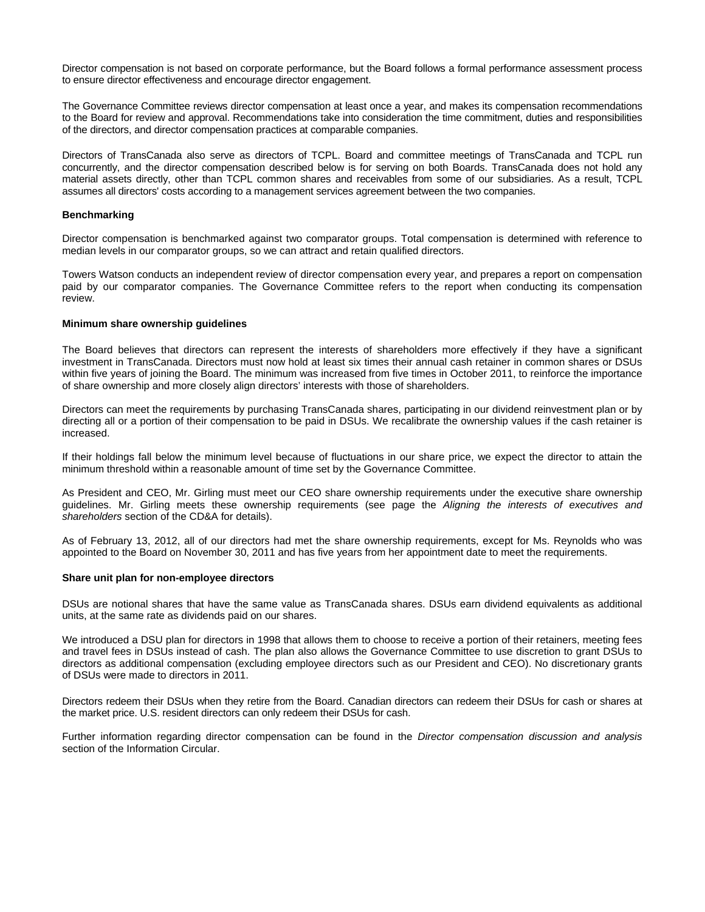Director compensation is not based on corporate performance, but the Board follows a formal performance assessment process to ensure director effectiveness and encourage director engagement.

The Governance Committee reviews director compensation at least once a year, and makes its compensation recommendations to the Board for review and approval. Recommendations take into consideration the time commitment, duties and responsibilities of the directors, and director compensation practices at comparable companies.

Directors of TransCanada also serve as directors of TCPL. Board and committee meetings of TransCanada and TCPL run concurrently, and the director compensation described below is for serving on both Boards. TransCanada does not hold any material assets directly, other than TCPL common shares and receivables from some of our subsidiaries. As a result, TCPL assumes all directors' costs according to a management services agreement between the two companies.

**Benchmarking**

Director compensation is benchmarked against two comparator groups. Total compensation is determined with reference to median levels in our comparator groups, so we can attract and retain qualified directors.

Towers Watson conducts an independent review of director compensation every year, and prepares a report on compensation paid by our comparator companies. The Governance Committee refers to the report when conducting its compensation review.

**Minimum share ownership guidelines**

The Board believes that directors can represent the interests of shareholders more effectively if they have a significant investment in TransCanada. Directors must now hold at least six times their annual cash retainer in common shares or DSUs within five years of joining the Board. The minimum was increased from five times in October 2011, to reinforce the importance of share ownership and more closely align directors' interests with those of shareholders.

Directors can meet the requirements by purchasing TransCanada shares, participating in our dividend reinvestment plan or by directing all or a portion of their compensation to be paid in DSUs. We recalibrate the ownership values if the cash retainer is increased.

If their holdings fall below the minimum level because of fluctuations in our share price, we expect the director to attain the minimum threshold within a reasonable amount of time set by the Governance Committee.

As President and CEO, Mr. Girling must meet our CEO share ownership requirements under the executive share ownership guidelines. Mr. Girling meets these ownership requirements (see page the *Aligning the interests of executives and shareholders* section of the CD&A for details).

As of February 13, 2012, all of our directors had met the share ownership requirements, except for Ms. Reynolds who was appointed to the Board on November 30, 2011 and has five years from her appointment date to meet the requirements.

**Share unit plan for non-employee directors**

DSUs are notional shares that have the same value as TransCanada shares. DSUs earn dividend equivalents as additional units, at the same rate as dividends paid on our shares.

We introduced a DSU plan for directors in 1998 that allows them to choose to receive a portion of their retainers, meeting fees and travel fees in DSUs instead of cash. The plan also allows the Governance Committee to use discretion to grant DSUs to directors as additional compensation (excluding employee directors such as our President and CEO). No discretionary grants of DSUs were made to directors in 2011.

Directors redeem their DSUs when they retire from the Board. Canadian directors can redeem their DSUs for cash or shares at the market price. U.S. resident directors can only redeem their DSUs for cash.

Further information regarding director compensation can be found in the *Director compensation discussion and analysis* section of the Information Circular.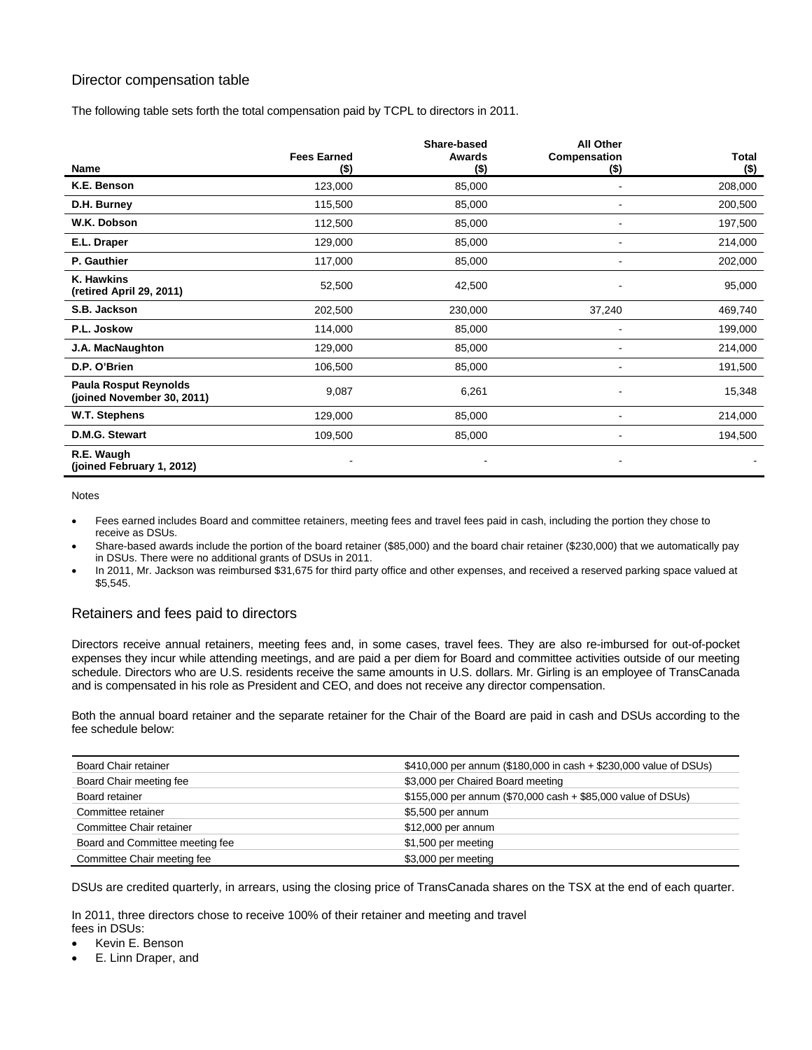## Director compensation table

The following table sets forth the total compensation paid by TCPL to directors in 2011.

| Name | Fees Earned ($) | Share-based Awards ($) | All Other Compensation ($) | Total ($) |
|---|---|---|---|---|
| **K.E. Benson** | 123,000 | 85,000 | - | 208,000 |
| **D.H. Burney** | 115,500 | 85,000 | - | 200,500 |
| **W.K. Dobson** | 112,500 | 85,000 | - | 197,500 |
| **E.L. Draper** | 129,000 | 85,000 | - | 214,000 |
| **P. Gauthier** | 117,000 | 85,000 | - | 202,000 |
| **K. Hawkins (retired April 29, 2011)** | 52,500 | 42,500 | - | 95,000 |
| **S.B. Jackson** | 202,500 | 230,000 | 37,240 | 469,740 |
| **P.L. Joskow** | 114,000 | 85,000 | - | 199,000 |
| **J.A. MacNaughton** | 129,000 | 85,000 | - | 214,000 |
| **D.P. O'Brien** | 106,500 | 85,000 | - | 191,500 |
| **Paula Rosput Reynolds (joined November 30, 2011)** | 9,087 | 6,261 | - | 15,348 |
| **W.T. Stephens** | 129,000 | 85,000 | - | 214,000 |
| **D.M.G. Stewart** | 109,500 | 85,000 | - | 194,500 |
| **R.E. Waugh (joined February 1, 2012)** | - | - | - | - |

Notes

- Fees earned includes Board and committee retainers, meeting fees and travel fees paid in cash, including the portion they chose to receive as DSUs.
- Share-based awards include the portion of the board retainer ($85,000) and the board chair retainer ($230,000) that we automatically pay in DSUs. There were no additional grants of DSUs in 2011.
- In 2011, Mr. Jackson was reimbursed $31,675 for third party office and other expenses, and received a reserved parking space valued at $5,545.

## Retainers and fees paid to directors

Directors receive annual retainers, meeting fees and, in some cases, travel fees. They are also re-imbursed for out-of-pocket expenses they incur while attending meetings, and are paid a per diem for Board and committee activities outside of our meeting schedule. Directors who are U.S. residents receive the same amounts in U.S. dollars. Mr. Girling is an employee of TransCanada and is compensated in his role as President and CEO, and does not receive any director compensation.

Both the annual board retainer and the separate retainer for the Chair of the Board are paid in cash and DSUs according to the fee schedule below:

| | |
|---|---|
| Board Chair retainer | $410,000 per annum ($180,000 in cash + $230,000 value of DSUs) |
| Board Chair meeting fee | $3,000 per Chaired Board meeting |
| Board retainer | $155,000 per annum ($70,000 cash + $85,000 value of DSUs) |
| Committee retainer | $5,500 per annum |
| Committee Chair retainer | $12,000 per annum |
| Board and Committee meeting fee | $1,500 per meeting |
| Committee Chair meeting fee | $3,000 per meeting |

DSUs are credited quarterly, in arrears, using the closing price of TransCanada shares on the TSX at the end of each quarter.

In 2011, three directors chose to receive 100% of their retainer and meeting and travel fees in DSUs:

- Kevin E. Benson
- E. Linn Draper, and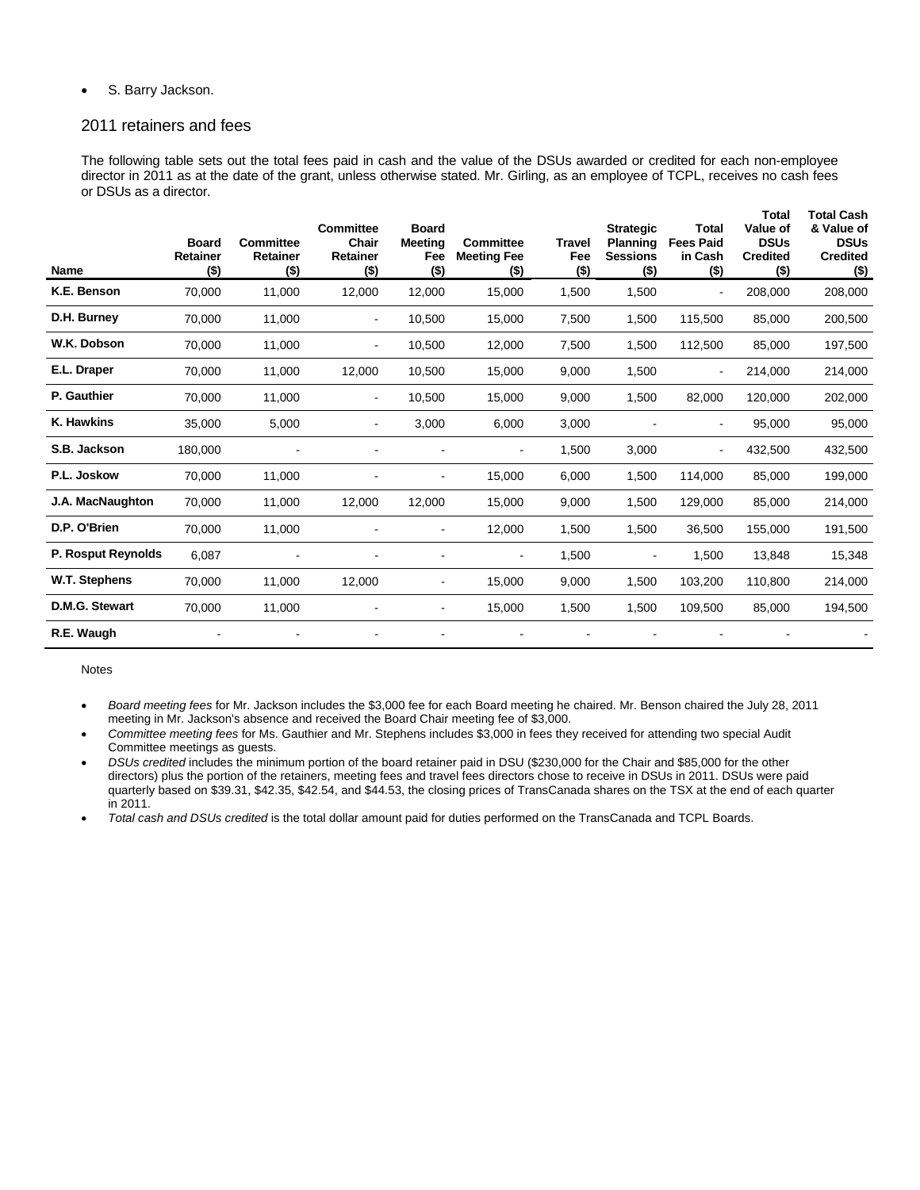- S. Barry Jackson.

## 2011 retainers and fees

The following table sets out the total fees paid in cash and the value of the DSUs awarded or credited for each non-employee director in 2011 as at the date of the grant, unless otherwise stated. Mr. Girling, as an employee of TCPL, receives no cash fees or DSUs as a director.

| Name | Board Retainer ($) | Committee Retainer ($) | Committee Chair Retainer ($) | Board Meeting Fee ($) | Committee Meeting Fee ($) | Travel Fee ($) | Strategic Planning Sessions ($) | Total Fees Paid in Cash ($) | Total Value of DSUs Credited ($) | Total Cash & Value of DSUs Credited ($) |
|---|---|---|---|---|---|---|---|---|---|---|
| **K.E. Benson** | 70,000 | 11,000 | 12,000 | 12,000 | 15,000 | 1,500 | 1,500 | - | 208,000 | 208,000 |
| **D.H. Burney** | 70,000 | 11,000 | - | 10,500 | 15,000 | 7,500 | 1,500 | 115,500 | 85,000 | 200,500 |
| **W.K. Dobson** | 70,000 | 11,000 | - | 10,500 | 12,000 | 7,500 | 1,500 | 112,500 | 85,000 | 197,500 |
| **E.L. Draper** | 70,000 | 11,000 | 12,000 | 10,500 | 15,000 | 9,000 | 1,500 | - | 214,000 | 214,000 |
| **P. Gauthier** | 70,000 | 11,000 | - | 10,500 | 15,000 | 9,000 | 1,500 | 82,000 | 120,000 | 202,000 |
| **K. Hawkins** | 35,000 | 5,000 | - | 3,000 | 6,000 | 3,000 | - | - | 95,000 | 95,000 |
| **S.B. Jackson** | 180,000 | - | - | - | - | 1,500 | 3,000 | - | 432,500 | 432,500 |
| **P.L. Joskow** | 70,000 | 11,000 | - | - | 15,000 | 6,000 | 1,500 | 114,000 | 85,000 | 199,000 |
| **J.A. MacNaughton** | 70,000 | 11,000 | 12,000 | 12,000 | 15,000 | 9,000 | 1,500 | 129,000 | 85,000 | 214,000 |
| **D.P. O'Brien** | 70,000 | 11,000 | - | - | 12,000 | 1,500 | 1,500 | 36,500 | 155,000 | 191,500 |
| **P. Rosput Reynolds** | 6,087 | - | - | - | - | 1,500 | - | 1,500 | 13,848 | 15,348 |
| **W.T. Stephens** | 70,000 | 11,000 | 12,000 | - | 15,000 | 9,000 | 1,500 | 103,200 | 110,800 | 214,000 |
| **D.M.G. Stewart** | 70,000 | 11,000 | - | - | 15,000 | 1,500 | 1,500 | 109,500 | 85,000 | 194,500 |
| **R.E. Waugh** | - | - | - | - | - | - | - | - | - | - |

Notes

- *Board meeting fees* for Mr. Jackson includes the $3,000 fee for each Board meeting he chaired. Mr. Benson chaired the July 28, 2011 meeting in Mr. Jackson's absence and received the Board Chair meeting fee of $3,000.
- *Committee meeting fees* for Ms. Gauthier and Mr. Stephens includes $3,000 in fees they received for attending two special Audit Committee meetings as guests.
- *DSUs credited* includes the minimum portion of the board retainer paid in DSU ($230,000 for the Chair and $85,000 for the other directors) plus the portion of the retainers, meeting fees and travel fees directors chose to receive in DSUs in 2011. DSUs were paid quarterly based on $39.31, $42.35, $42.54, and $44.53, the closing prices of TransCanada shares on the TSX at the end of each quarter in 2011.
- *Total cash and DSUs credited* is the total dollar amount paid for duties performed on the TransCanada and TCPL Boards.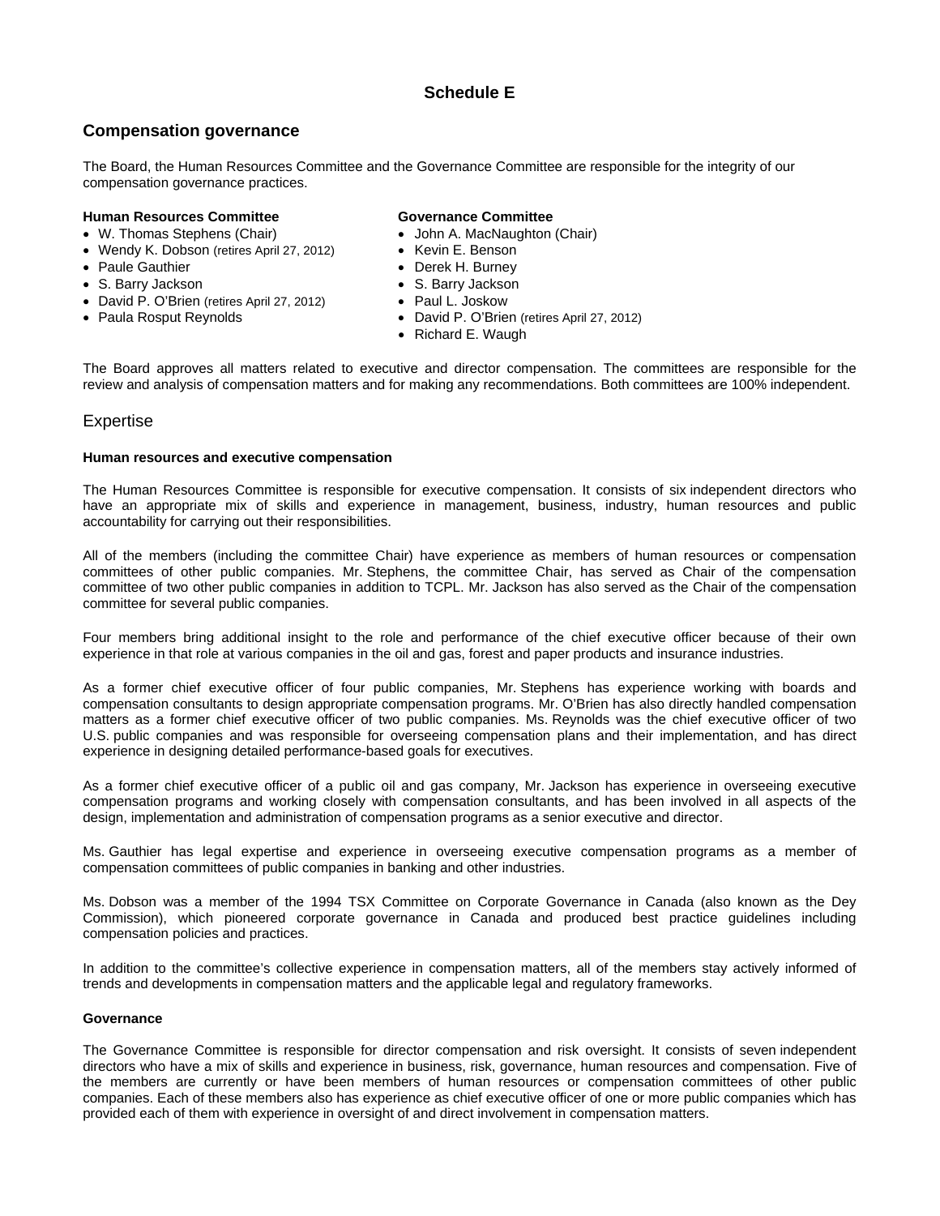# Schedule E

## Compensation governance

The Board, the Human Resources Committee and the Governance Committee are responsible for the integrity of our compensation governance practices.

**Human Resources Committee**

- W. Thomas Stephens (Chair)
- Wendy K. Dobson (retires April 27, 2012)
- Paule Gauthier
- S. Barry Jackson
- David P. O'Brien (retires April 27, 2012)
- Paula Rosput Reynolds

**Governance Committee**

- John A. MacNaughton (Chair)
- Kevin E. Benson
- Derek H. Burney
- S. Barry Jackson
- Paul L. Joskow
- David P. O'Brien (retires April 27, 2012)
- Richard E. Waugh

The Board approves all matters related to executive and director compensation. The committees are responsible for the review and analysis of compensation matters and for making any recommendations. Both committees are 100% independent.

### Expertise

**Human resources and executive compensation**

The Human Resources Committee is responsible for executive compensation. It consists of six independent directors who have an appropriate mix of skills and experience in management, business, industry, human resources and public accountability for carrying out their responsibilities.

All of the members (including the committee Chair) have experience as members of human resources or compensation committees of other public companies. Mr. Stephens, the committee Chair, has served as Chair of the compensation committee of two other public companies in addition to TCPL. Mr. Jackson has also served as the Chair of the compensation committee for several public companies.

Four members bring additional insight to the role and performance of the chief executive officer because of their own experience in that role at various companies in the oil and gas, forest and paper products and insurance industries.

As a former chief executive officer of four public companies, Mr. Stephens has experience working with boards and compensation consultants to design appropriate compensation programs. Mr. O'Brien has also directly handled compensation matters as a former chief executive officer of two public companies. Ms. Reynolds was the chief executive officer of two U.S. public companies and was responsible for overseeing compensation plans and their implementation, and has direct experience in designing detailed performance-based goals for executives.

As a former chief executive officer of a public oil and gas company, Mr. Jackson has experience in overseeing executive compensation programs and working closely with compensation consultants, and has been involved in all aspects of the design, implementation and administration of compensation programs as a senior executive and director.

Ms. Gauthier has legal expertise and experience in overseeing executive compensation programs as a member of compensation committees of public companies in banking and other industries.

Ms. Dobson was a member of the 1994 TSX Committee on Corporate Governance in Canada (also known as the Dey Commission), which pioneered corporate governance in Canada and produced best practice guidelines including compensation policies and practices.

In addition to the committee's collective experience in compensation matters, all of the members stay actively informed of trends and developments in compensation matters and the applicable legal and regulatory frameworks.

**Governance**

The Governance Committee is responsible for director compensation and risk oversight. It consists of seven independent directors who have a mix of skills and experience in business, risk, governance, human resources and compensation. Five of the members are currently or have been members of human resources or compensation committees of other public companies. Each of these members also has experience as chief executive officer of one or more public companies which has provided each of them with experience in oversight of and direct involvement in compensation matters.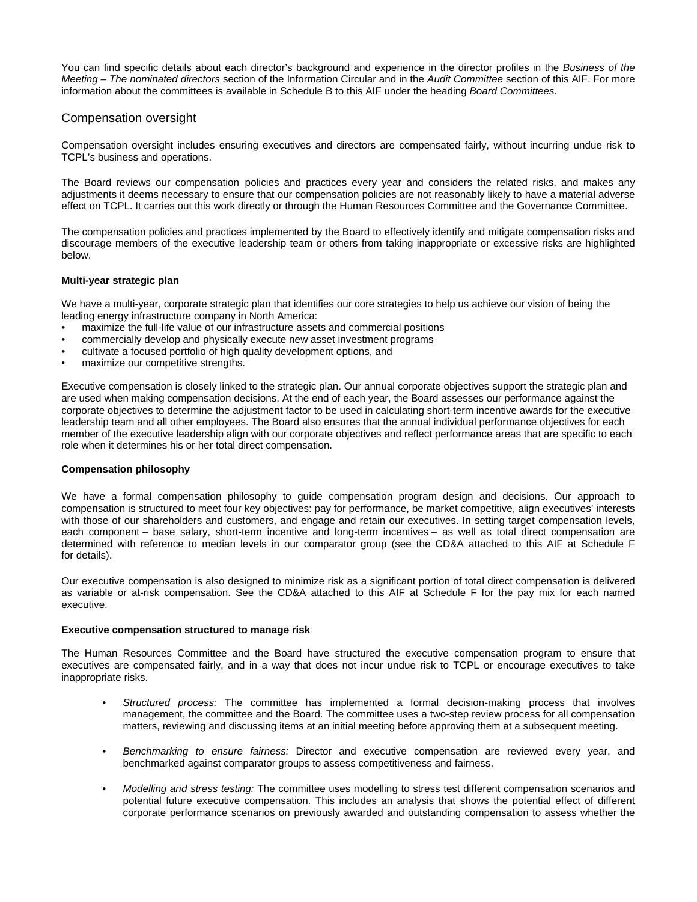You can find specific details about each director's background and experience in the director profiles in the *Business of the Meeting – The nominated directors* section of the Information Circular and in the *Audit Committee* section of this AIF. For more information about the committees is available in Schedule B to this AIF under the heading *Board Committees.*

## Compensation oversight

Compensation oversight includes ensuring executives and directors are compensated fairly, without incurring undue risk to TCPL's business and operations.

The Board reviews our compensation policies and practices every year and considers the related risks, and makes any adjustments it deems necessary to ensure that our compensation policies are not reasonably likely to have a material adverse effect on TCPL. It carries out this work directly or through the Human Resources Committee and the Governance Committee.

The compensation policies and practices implemented by the Board to effectively identify and mitigate compensation risks and discourage members of the executive leadership team or others from taking inappropriate or excessive risks are highlighted below.

**Multi-year strategic plan**

We have a multi-year, corporate strategic plan that identifies our core strategies to help us achieve our vision of being the leading energy infrastructure company in North America:

- maximize the full-life value of our infrastructure assets and commercial positions
- commercially develop and physically execute new asset investment programs
- cultivate a focused portfolio of high quality development options, and
- maximize our competitive strengths.

Executive compensation is closely linked to the strategic plan. Our annual corporate objectives support the strategic plan and are used when making compensation decisions. At the end of each year, the Board assesses our performance against the corporate objectives to determine the adjustment factor to be used in calculating short-term incentive awards for the executive leadership team and all other employees. The Board also ensures that the annual individual performance objectives for each member of the executive leadership align with our corporate objectives and reflect performance areas that are specific to each role when it determines his or her total direct compensation.

**Compensation philosophy**

We have a formal compensation philosophy to guide compensation program design and decisions. Our approach to compensation is structured to meet four key objectives: pay for performance, be market competitive, align executives' interests with those of our shareholders and customers, and engage and retain our executives. In setting target compensation levels, each component – base salary, short-term incentive and long-term incentives – as well as total direct compensation are determined with reference to median levels in our comparator group (see the CD&A attached to this AIF at Schedule F for details).

Our executive compensation is also designed to minimize risk as a significant portion of total direct compensation is delivered as variable or at-risk compensation. See the CD&A attached to this AIF at Schedule F for the pay mix for each named executive.

**Executive compensation structured to manage risk**

The Human Resources Committee and the Board have structured the executive compensation program to ensure that executives are compensated fairly, and in a way that does not incur undue risk to TCPL or encourage executives to take inappropriate risks.

- *Structured process:* The committee has implemented a formal decision-making process that involves management, the committee and the Board. The committee uses a two-step review process for all compensation matters, reviewing and discussing items at an initial meeting before approving them at a subsequent meeting.

- *Benchmarking to ensure fairness:* Director and executive compensation are reviewed every year, and benchmarked against comparator groups to assess competitiveness and fairness.

- *Modelling and stress testing:* The committee uses modelling to stress test different compensation scenarios and potential future executive compensation. This includes an analysis that shows the potential effect of different corporate performance scenarios on previously awarded and outstanding compensation to assess whether the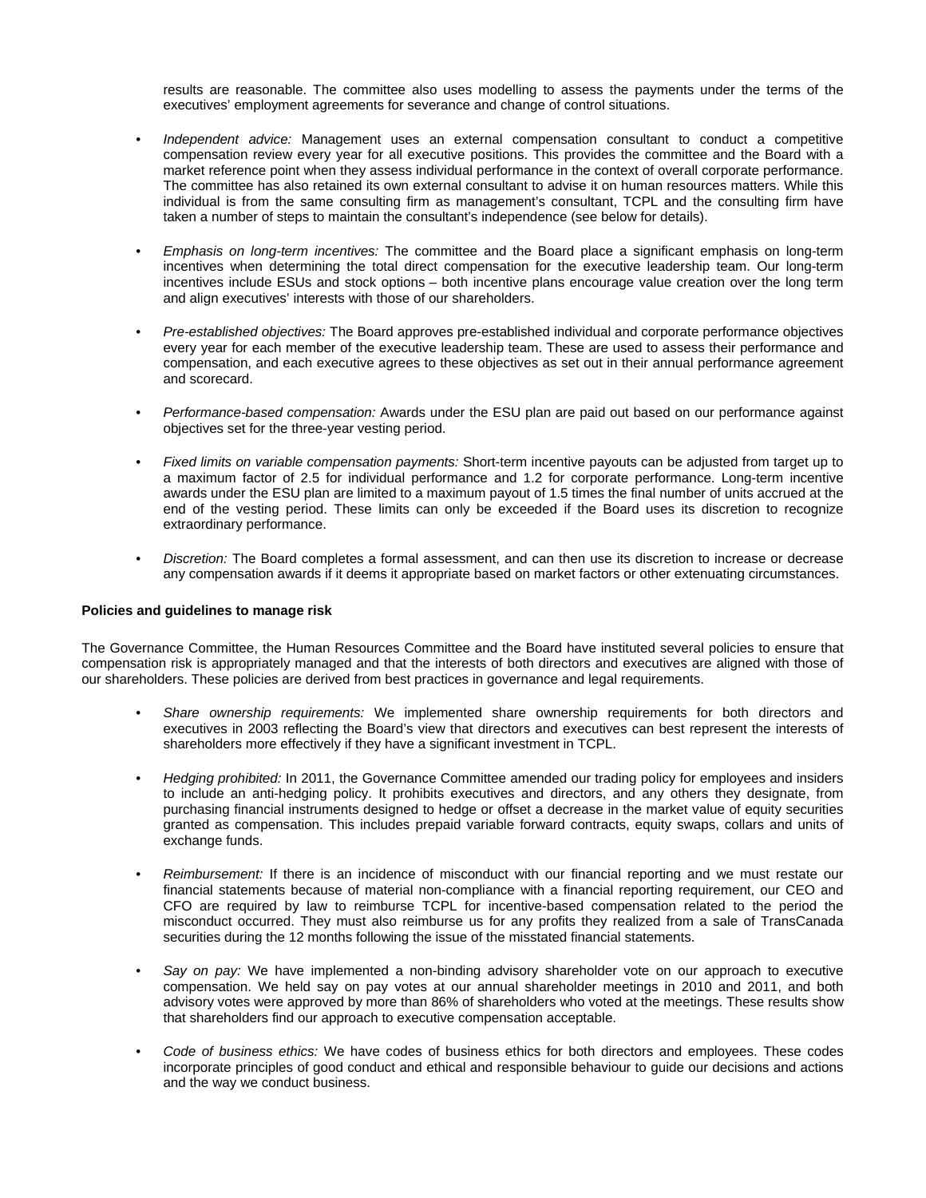results are reasonable. The committee also uses modelling to assess the payments under the terms of the executives' employment agreements for severance and change of control situations.

- *Independent advice:* Management uses an external compensation consultant to conduct a competitive compensation review every year for all executive positions. This provides the committee and the Board with a market reference point when they assess individual performance in the context of overall corporate performance. The committee has also retained its own external consultant to advise it on human resources matters. While this individual is from the same consulting firm as management's consultant, TCPL and the consulting firm have taken a number of steps to maintain the consultant's independence (see below for details).

- *Emphasis on long-term incentives:* The committee and the Board place a significant emphasis on long-term incentives when determining the total direct compensation for the executive leadership team. Our long-term incentives include ESUs and stock options – both incentive plans encourage value creation over the long term and align executives' interests with those of our shareholders.

- *Pre-established objectives:* The Board approves pre-established individual and corporate performance objectives every year for each member of the executive leadership team. These are used to assess their performance and compensation, and each executive agrees to these objectives as set out in their annual performance agreement and scorecard.

- *Performance-based compensation:* Awards under the ESU plan are paid out based on our performance against objectives set for the three-year vesting period.

- *Fixed limits on variable compensation payments:* Short-term incentive payouts can be adjusted from target up to a maximum factor of 2.5 for individual performance and 1.2 for corporate performance. Long-term incentive awards under the ESU plan are limited to a maximum payout of 1.5 times the final number of units accrued at the end of the vesting period. These limits can only be exceeded if the Board uses its discretion to recognize extraordinary performance.

- *Discretion:* The Board completes a formal assessment, and can then use its discretion to increase or decrease any compensation awards if it deems it appropriate based on market factors or other extenuating circumstances.

**Policies and guidelines to manage risk**

The Governance Committee, the Human Resources Committee and the Board have instituted several policies to ensure that compensation risk is appropriately managed and that the interests of both directors and executives are aligned with those of our shareholders. These policies are derived from best practices in governance and legal requirements.

- *Share ownership requirements:* We implemented share ownership requirements for both directors and executives in 2003 reflecting the Board's view that directors and executives can best represent the interests of shareholders more effectively if they have a significant investment in TCPL.

- *Hedging prohibited:* In 2011, the Governance Committee amended our trading policy for employees and insiders to include an anti-hedging policy. It prohibits executives and directors, and any others they designate, from purchasing financial instruments designed to hedge or offset a decrease in the market value of equity securities granted as compensation. This includes prepaid variable forward contracts, equity swaps, collars and units of exchange funds.

- *Reimbursement:* If there is an incidence of misconduct with our financial reporting and we must restate our financial statements because of material non-compliance with a financial reporting requirement, our CEO and CFO are required by law to reimburse TCPL for incentive-based compensation related to the period the misconduct occurred. They must also reimburse us for any profits they realized from a sale of TransCanada securities during the 12 months following the issue of the misstated financial statements.

- *Say on pay:* We have implemented a non-binding advisory shareholder vote on our approach to executive compensation. We held say on pay votes at our annual shareholder meetings in 2010 and 2011, and both advisory votes were approved by more than 86% of shareholders who voted at the meetings. These results show that shareholders find our approach to executive compensation acceptable.

- *Code of business ethics:* We have codes of business ethics for both directors and employees. These codes incorporate principles of good conduct and ethical and responsible behaviour to guide our decisions and actions and the way we conduct business.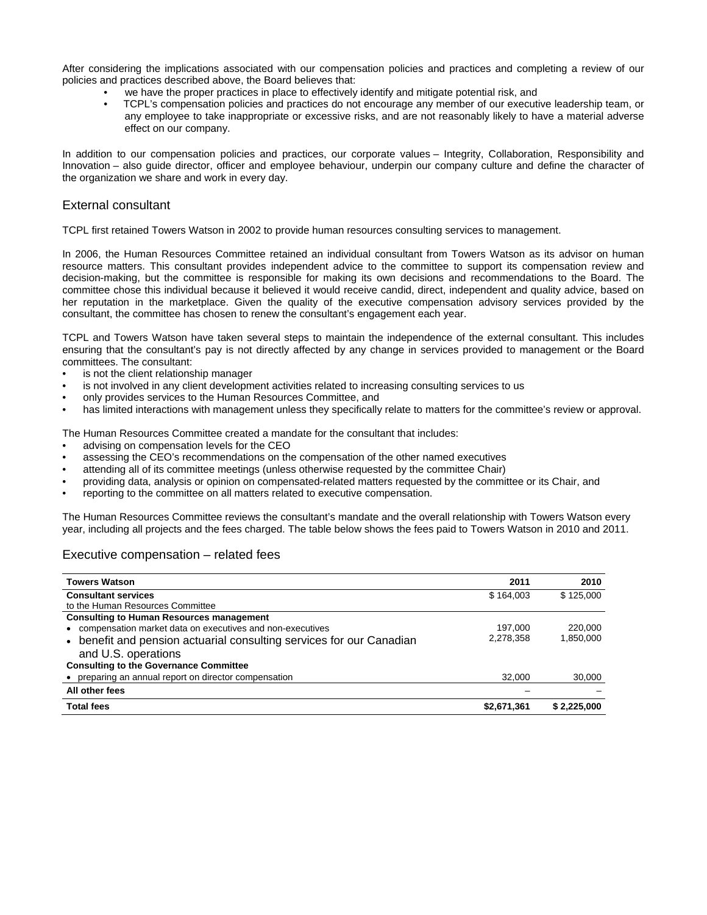After considering the implications associated with our compensation policies and practices and completing a review of our policies and practices described above, the Board believes that:

- we have the proper practices in place to effectively identify and mitigate potential risk, and
- TCPL's compensation policies and practices do not encourage any member of our executive leadership team, or any employee to take inappropriate or excessive risks, and are not reasonably likely to have a material adverse effect on our company.

In addition to our compensation policies and practices, our corporate values – Integrity, Collaboration, Responsibility and Innovation – also guide director, officer and employee behaviour, underpin our company culture and define the character of the organization we share and work in every day.

## External consultant

TCPL first retained Towers Watson in 2002 to provide human resources consulting services to management.

In 2006, the Human Resources Committee retained an individual consultant from Towers Watson as its advisor on human resource matters. This consultant provides independent advice to the committee to support its compensation review and decision-making, but the committee is responsible for making its own decisions and recommendations to the Board. The committee chose this individual because it believed it would receive candid, direct, independent and quality advice, based on her reputation in the marketplace. Given the quality of the executive compensation advisory services provided by the consultant, the committee has chosen to renew the consultant's engagement each year.

TCPL and Towers Watson have taken several steps to maintain the independence of the external consultant. This includes ensuring that the consultant's pay is not directly affected by any change in services provided to management or the Board committees. The consultant:

- is not the client relationship manager
- is not involved in any client development activities related to increasing consulting services to us
- only provides services to the Human Resources Committee, and
- has limited interactions with management unless they specifically relate to matters for the committee's review or approval.

The Human Resources Committee created a mandate for the consultant that includes:

- advising on compensation levels for the CEO
- assessing the CEO's recommendations on the compensation of the other named executives
- attending all of its committee meetings (unless otherwise requested by the committee Chair)
- providing data, analysis or opinion on compensated-related matters requested by the committee or its Chair, and
- reporting to the committee on all matters related to executive compensation.

The Human Resources Committee reviews the consultant's mandate and the overall relationship with Towers Watson every year, including all projects and the fees charged. The table below shows the fees paid to Towers Watson in 2010 and 2011.

## Executive compensation – related fees

| Towers Watson | 2011 | 2010 |
|---|---|---|
| **Consultant services** to the Human Resources Committee | $ 164,003 | $ 125,000 |
| **Consulting to Human Resources management** | | |
| • compensation market data on executives and non-executives | 197,000 | 220,000 |
| • benefit and pension actuarial consulting services for our Canadian and U.S. operations | 2,278,358 | 1,850,000 |
| **Consulting to the Governance Committee** | | |
| • preparing an annual report on director compensation | 32,000 | 30,000 |
| **All other fees** | – | – |
| **Total fees** | **$2,671,361** | **$ 2,225,000** |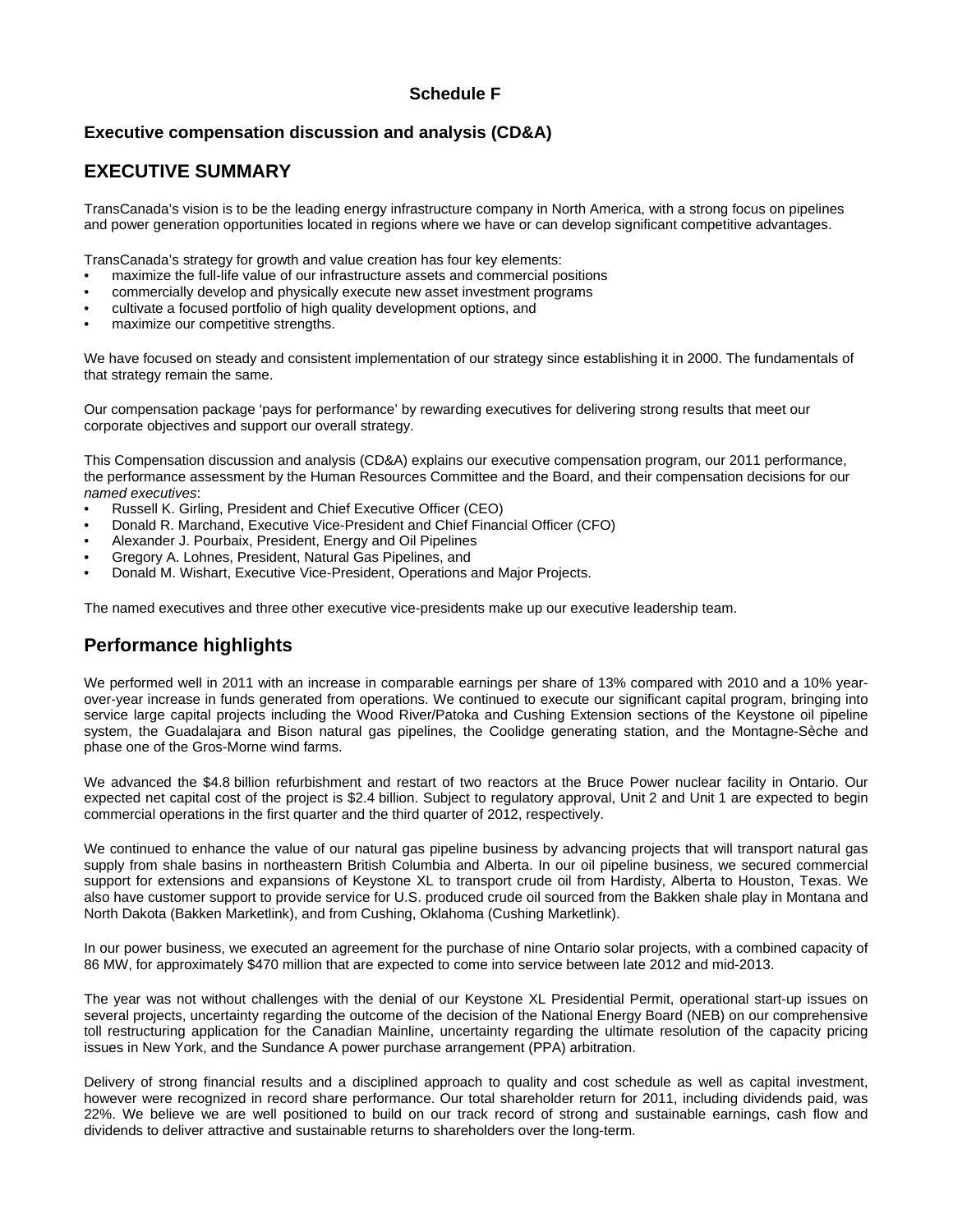**Schedule F**

### Executive compensation discussion and analysis (CD&A)

## EXECUTIVE SUMMARY

TransCanada's vision is to be the leading energy infrastructure company in North America, with a strong focus on pipelines and power generation opportunities located in regions where we have or can develop significant competitive advantages.

TransCanada's strategy for growth and value creation has four key elements:

- maximize the full-life value of our infrastructure assets and commercial positions
- commercially develop and physically execute new asset investment programs
- cultivate a focused portfolio of high quality development options, and
- maximize our competitive strengths.

We have focused on steady and consistent implementation of our strategy since establishing it in 2000. The fundamentals of that strategy remain the same.

Our compensation package 'pays for performance' by rewarding executives for delivering strong results that meet our corporate objectives and support our overall strategy.

This Compensation discussion and analysis (CD&A) explains our executive compensation program, our 2011 performance, the performance assessment by the Human Resources Committee and the Board, and their compensation decisions for our *named executives*:

- Russell K. Girling, President and Chief Executive Officer (CEO)
- Donald R. Marchand, Executive Vice-President and Chief Financial Officer (CFO)
- Alexander J. Pourbaix, President, Energy and Oil Pipelines
- Gregory A. Lohnes, President, Natural Gas Pipelines, and
- Donald M. Wishart, Executive Vice-President, Operations and Major Projects.

The named executives and three other executive vice-presidents make up our executive leadership team.

## Performance highlights

We performed well in 2011 with an increase in comparable earnings per share of 13% compared with 2010 and a 10% year-over-year increase in funds generated from operations. We continued to execute our significant capital program, bringing into service large capital projects including the Wood River/Patoka and Cushing Extension sections of the Keystone oil pipeline system, the Guadalajara and Bison natural gas pipelines, the Coolidge generating station, and the Montagne-Sèche and phase one of the Gros-Morne wind farms.

We advanced the $4.8 billion refurbishment and restart of two reactors at the Bruce Power nuclear facility in Ontario. Our expected net capital cost of the project is $2.4 billion. Subject to regulatory approval, Unit 2 and Unit 1 are expected to begin commercial operations in the first quarter and the third quarter of 2012, respectively.

We continued to enhance the value of our natural gas pipeline business by advancing projects that will transport natural gas supply from shale basins in northeastern British Columbia and Alberta. In our oil pipeline business, we secured commercial support for extensions and expansions of Keystone XL to transport crude oil from Hardisty, Alberta to Houston, Texas. We also have customer support to provide service for U.S. produced crude oil sourced from the Bakken shale play in Montana and North Dakota (Bakken Marketlink), and from Cushing, Oklahoma (Cushing Marketlink).

In our power business, we executed an agreement for the purchase of nine Ontario solar projects, with a combined capacity of 86 MW, for approximately $470 million that are expected to come into service between late 2012 and mid-2013.

The year was not without challenges with the denial of our Keystone XL Presidential Permit, operational start-up issues on several projects, uncertainty regarding the outcome of the decision of the National Energy Board (NEB) on our comprehensive toll restructuring application for the Canadian Mainline, uncertainty regarding the ultimate resolution of the capacity pricing issues in New York, and the Sundance A power purchase arrangement (PPA) arbitration.

Delivery of strong financial results and a disciplined approach to quality and cost schedule as well as capital investment, however were recognized in record share performance. Our total shareholder return for 2011, including dividends paid, was 22%. We believe we are well positioned to build on our track record of strong and sustainable earnings, cash flow and dividends to deliver attractive and sustainable returns to shareholders over the long-term.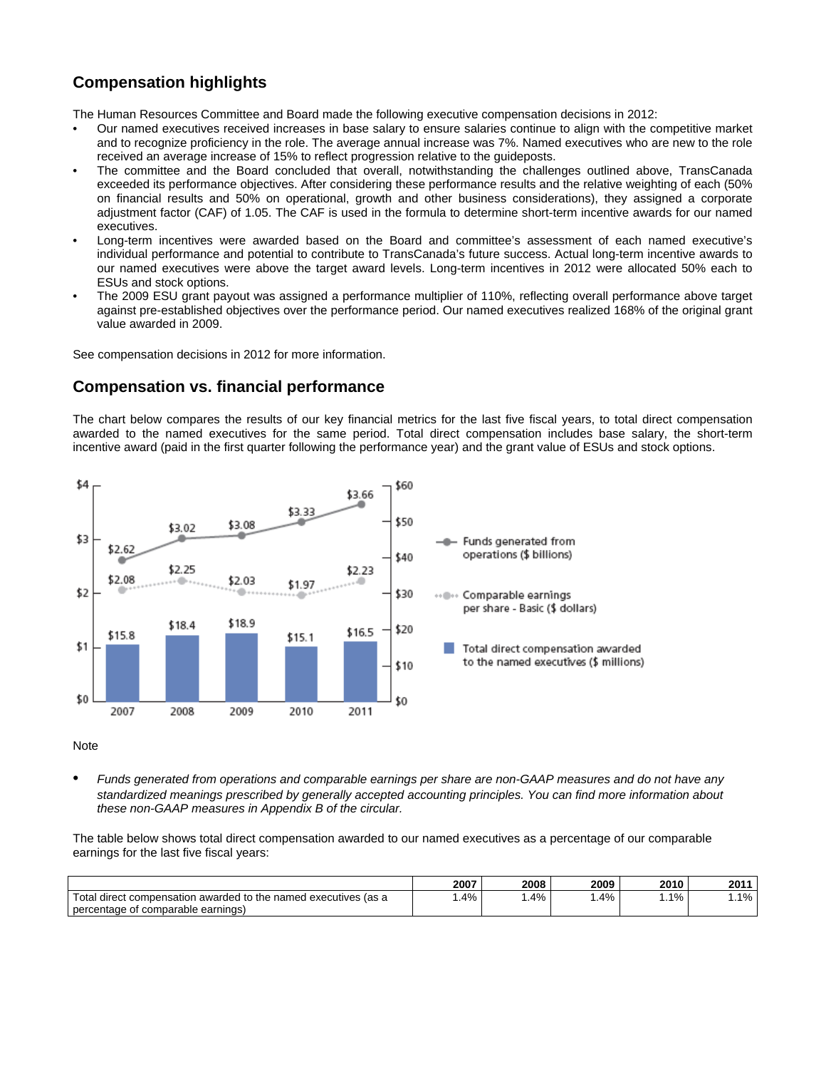## Compensation highlights

The Human Resources Committee and Board made the following executive compensation decisions in 2012:

- Our named executives received increases in base salary to ensure salaries continue to align with the competitive market and to recognize proficiency in the role. The average annual increase was 7%. Named executives who are new to the role received an average increase of 15% to reflect progression relative to the guideposts.
- The committee and the Board concluded that overall, notwithstanding the challenges outlined above, TransCanada exceeded its performance objectives. After considering these performance results and the relative weighting of each (50% on financial results and 50% on operational, growth and other business considerations), they assigned a corporate adjustment factor (CAF) of 1.05. The CAF is used in the formula to determine short-term incentive awards for our named executives.
- Long-term incentives were awarded based on the Board and committee's assessment of each named executive's individual performance and potential to contribute to TransCanada's future success. Actual long-term incentive awards to our named executives were above the target award levels. Long-term incentives in 2012 were allocated 50% each to ESUs and stock options.
- The 2009 ESU grant payout was assigned a performance multiplier of 110%, reflecting overall performance above target against pre-established objectives over the performance period. Our named executives realized 168% of the original grant value awarded in 2009.

See compensation decisions in 2012 for more information.

## Compensation vs. financial performance

The chart below compares the results of our key financial metrics for the last five fiscal years, to total direct compensation awarded to the named executives for the same period. Total direct compensation includes base salary, the short-term incentive award (paid in the first quarter following the performance year) and the grant value of ESUs and stock options.

$4
$3
$2
$1
$0

$60
$50
$40
$30
$20
$10
$0

2007 2008 2009 2010 2011

$2.62 $3.02 $3.08 $3.33 $3.66

$2.08 $2.25 $2.03 $1.97 $2.23

$15.8 $18.4 $18.9 $15.1 $16.5

Funds generated from operations ($ billions)

Comparable earnings per share - Basic ($ dollars)

Total direct compensation awarded to the named executives ($ millions)

Note

- *Funds generated from operations and comparable earnings per share are non-GAAP measures and do not have any standardized meanings prescribed by generally accepted accounting principles. You can find more information about these non-GAAP measures in Appendix B of the circular.*

The table below shows total direct compensation awarded to our named executives as a percentage of our comparable earnings for the last five fiscal years:

| | 2007 | 2008 | 2009 | 2010 | 2011 |
|---|---|---|---|---|---|
| Total direct compensation awarded to the named executives (as a percentage of comparable earnings) | 1.4% | 1.4% | 1.4% | 1.1% | 1.1% |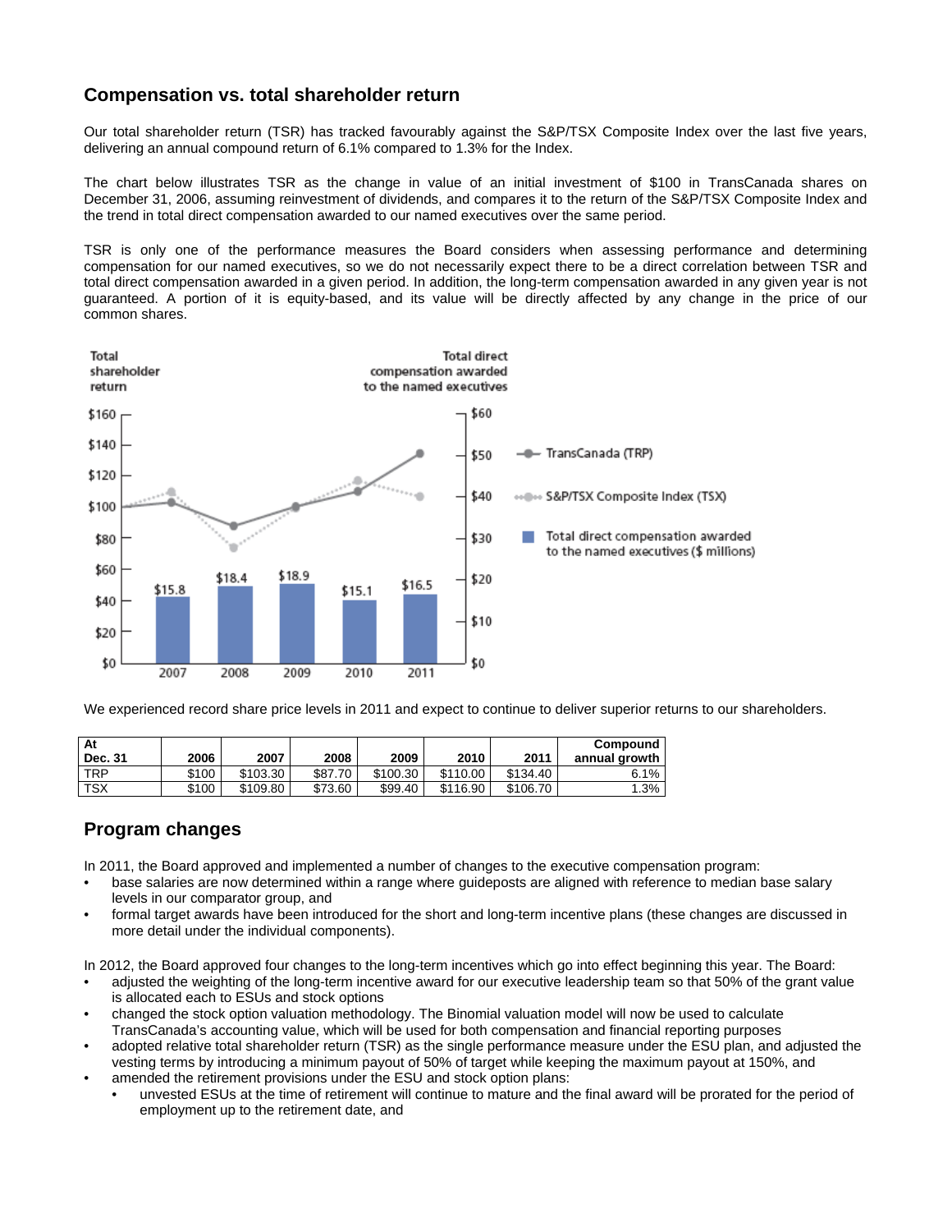## Compensation vs. total shareholder return

Our total shareholder return (TSR) has tracked favourably against the S&P/TSX Composite Index over the last five years, delivering an annual compound return of 6.1% compared to 1.3% for the Index.

The chart below illustrates TSR as the change in value of an initial investment of $100 in TransCanada shares on December 31, 2006, assuming reinvestment of dividends, and compares it to the return of the S&P/TSX Composite Index and the trend in total direct compensation awarded to our named executives over the same period.

TSR is only one of the performance measures the Board considers when assessing performance and determining compensation for our named executives, so we do not necessarily expect there to be a direct correlation between TSR and total direct compensation awarded in a given period. In addition, the long-term compensation awarded in any given year is not guaranteed. A portion of it is equity-based, and its value will be directly affected by any change in the price of our common shares.

Total shareholder return

Total direct compensation awarded to the named executives

$160
$140
$120
$100
$80
$60
$40
$20
$0

$60
$50
$40
$30
$20
$10
$0

$15.8
$18.4
$18.9
$15.1
$16.5

2007
2008
2009
2010
2011

TransCanada (TRP)

S&P/TSX Composite Index (TSX)

Total direct compensation awarded to the named executives ($ millions)

We experienced record share price levels in 2011 and expect to continue to deliver superior returns to our shareholders.

| At Dec. 31 | 2006 | 2007 | 2008 | 2009 | 2010 | 2011 | Compound annual growth |
|---|---|---|---|---|---|---|---|
| TRP | $100 | $103.30 | $87.70 | $100.30 | $110.00 | $134.40 | 6.1% |
| TSX | $100 | $109.80 | $73.60 | $99.40 | $116.90 | $106.70 | 1.3% |

## Program changes

In 2011, the Board approved and implemented a number of changes to the executive compensation program:

- base salaries are now determined within a range where guideposts are aligned with reference to median base salary levels in our comparator group, and
- formal target awards have been introduced for the short and long-term incentive plans (these changes are discussed in more detail under the individual components).

In 2012, the Board approved four changes to the long-term incentives which go into effect beginning this year. The Board:

- adjusted the weighting of the long-term incentive award for our executive leadership team so that 50% of the grant value is allocated each to ESUs and stock options
- changed the stock option valuation methodology. The Binomial valuation model will now be used to calculate TransCanada's accounting value, which will be used for both compensation and financial reporting purposes
- adopted relative total shareholder return (TSR) as the single performance measure under the ESU plan, and adjusted the vesting terms by introducing a minimum payout of 50% of target while keeping the maximum payout at 150%, and
- amended the retirement provisions under the ESU and stock option plans:
  - unvested ESUs at the time of retirement will continue to mature and the final award will be prorated for the period of employment up to the retirement date, and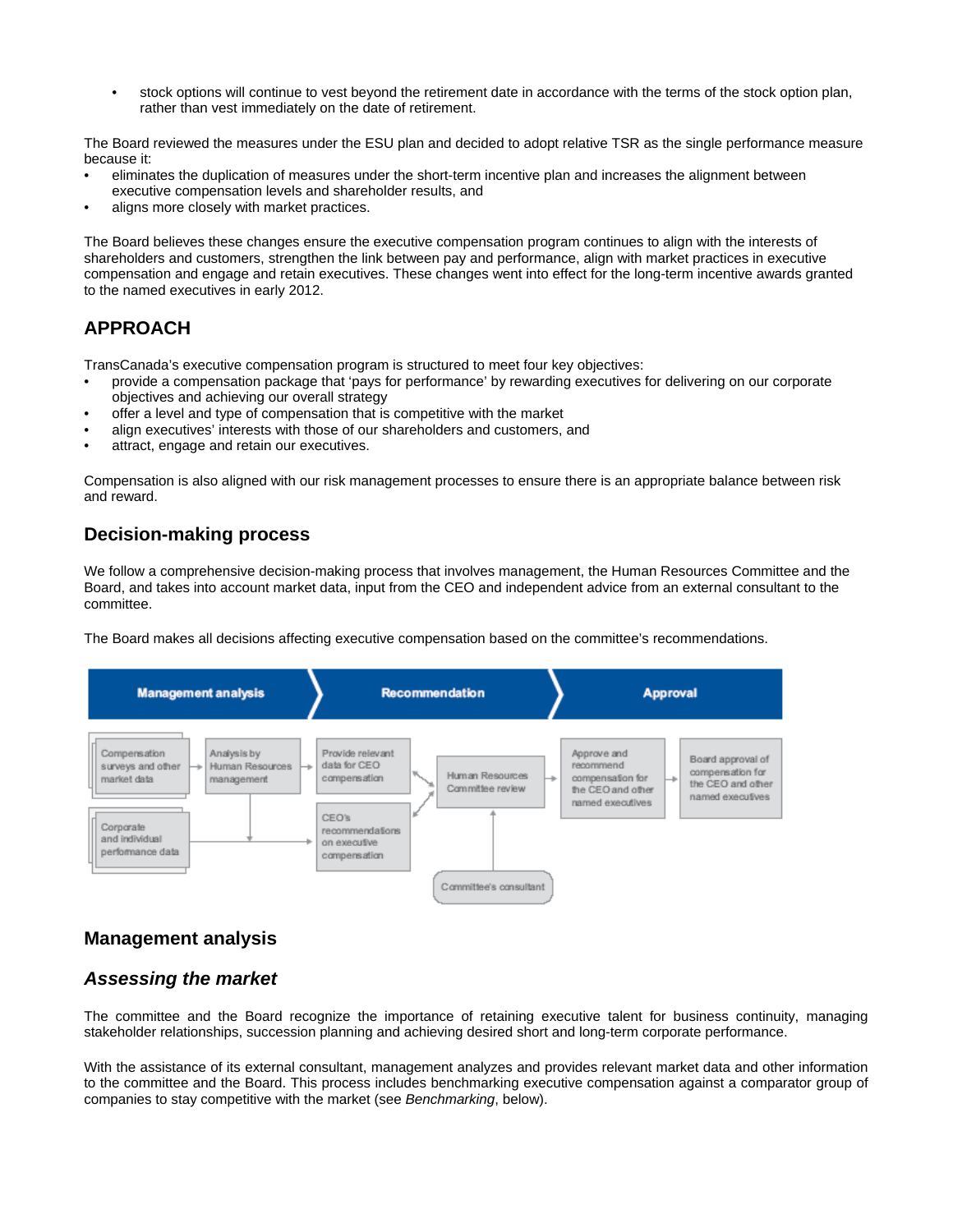- stock options will continue to vest beyond the retirement date in accordance with the terms of the stock option plan, rather than vest immediately on the date of retirement.

The Board reviewed the measures under the ESU plan and decided to adopt relative TSR as the single performance measure because it:

- eliminates the duplication of measures under the short-term incentive plan and increases the alignment between executive compensation levels and shareholder results, and
- aligns more closely with market practices.

The Board believes these changes ensure the executive compensation program continues to align with the interests of shareholders and customers, strengthen the link between pay and performance, align with market practices in executive compensation and engage and retain executives. These changes went into effect for the long-term incentive awards granted to the named executives in early 2012.

## APPROACH

TransCanada's executive compensation program is structured to meet four key objectives:

- provide a compensation package that 'pays for performance' by rewarding executives for delivering on our corporate objectives and achieving our overall strategy
- offer a level and type of compensation that is competitive with the market
- align executives' interests with those of our shareholders and customers, and
- attract, engage and retain our executives.

Compensation is also aligned with our risk management processes to ensure there is an appropriate balance between risk and reward.

### Decision-making process

We follow a comprehensive decision-making process that involves management, the Human Resources Committee and the Board, and takes into account market data, input from the CEO and independent advice from an external consultant to the committee.

The Board makes all decisions affecting executive compensation based on the committee's recommendations.

Management analysis
Recommendation
Approval

Compensation surveys and other market data
Analysis by Human Resources management
Provide relevant data for CEO compensation
Human Resources Committee review
Approve and recommend compensation for the CEO and other named executives
Board approval of compensation for the CEO and other named executives
Corporate and individual performance data
CEO's recommendations on executive compensation
Committee's consultant

### Management analysis

### *Assessing the market*

The committee and the Board recognize the importance of retaining executive talent for business continuity, managing stakeholder relationships, succession planning and achieving desired short and long-term corporate performance.

With the assistance of its external consultant, management analyzes and provides relevant market data and other information to the committee and the Board. This process includes benchmarking executive compensation against a comparator group of companies to stay competitive with the market (see *Benchmarking*, below).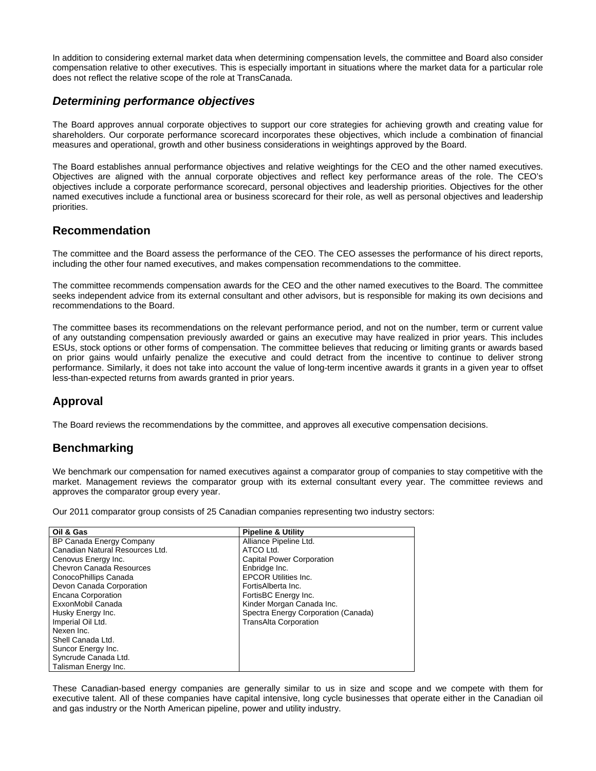In addition to considering external market data when determining compensation levels, the committee and Board also consider compensation relative to other executives. This is especially important in situations where the market data for a particular role does not reflect the relative scope of the role at TransCanada.

### *Determining performance objectives*

The Board approves annual corporate objectives to support our core strategies for achieving growth and creating value for shareholders. Our corporate performance scorecard incorporates these objectives, which include a combination of financial measures and operational, growth and other business considerations in weightings approved by the Board.

The Board establishes annual performance objectives and relative weightings for the CEO and the other named executives. Objectives are aligned with the annual corporate objectives and reflect key performance areas of the role. The CEO's objectives include a corporate performance scorecard, personal objectives and leadership priorities. Objectives for the other named executives include a functional area or business scorecard for their role, as well as personal objectives and leadership priorities.

## Recommendation

The committee and the Board assess the performance of the CEO. The CEO assesses the performance of his direct reports, including the other four named executives, and makes compensation recommendations to the committee.

The committee recommends compensation awards for the CEO and the other named executives to the Board. The committee seeks independent advice from its external consultant and other advisors, but is responsible for making its own decisions and recommendations to the Board.

The committee bases its recommendations on the relevant performance period, and not on the number, term or current value of any outstanding compensation previously awarded or gains an executive may have realized in prior years. This includes ESUs, stock options or other forms of compensation. The committee believes that reducing or limiting grants or awards based on prior gains would unfairly penalize the executive and could detract from the incentive to continue to deliver strong performance. Similarly, it does not take into account the value of long-term incentive awards it grants in a given year to offset less-than-expected returns from awards granted in prior years.

## Approval

The Board reviews the recommendations by the committee, and approves all executive compensation decisions.

## Benchmarking

We benchmark our compensation for named executives against a comparator group of companies to stay competitive with the market. Management reviews the comparator group with its external consultant every year. The committee reviews and approves the comparator group every year.

Our 2011 comparator group consists of 25 Canadian companies representing two industry sectors:

| Oil & Gas | Pipeline & Utility |
|---|---|
| BP Canada Energy Company | Alliance Pipeline Ltd. |
| Canadian Natural Resources Ltd. | ATCO Ltd. |
| Cenovus Energy Inc. | Capital Power Corporation |
| Chevron Canada Resources | Enbridge Inc. |
| ConocoPhillips Canada | EPCOR Utilities Inc. |
| Devon Canada Corporation | FortisAlberta Inc. |
| Encana Corporation | FortisBC Energy Inc. |
| ExxonMobil Canada | Kinder Morgan Canada Inc. |
| Husky Energy Inc. | Spectra Energy Corporation (Canada) |
| Imperial Oil Ltd. | TransAlta Corporation |
| Nexen Inc. | |
| Shell Canada Ltd. | |
| Suncor Energy Inc. | |
| Syncrude Canada Ltd. | |
| Talisman Energy Inc. | |

These Canadian-based energy companies are generally similar to us in size and scope and we compete with them for executive talent. All of these companies have capital intensive, long cycle businesses that operate either in the Canadian oil and gas industry or the North American pipeline, power and utility industry.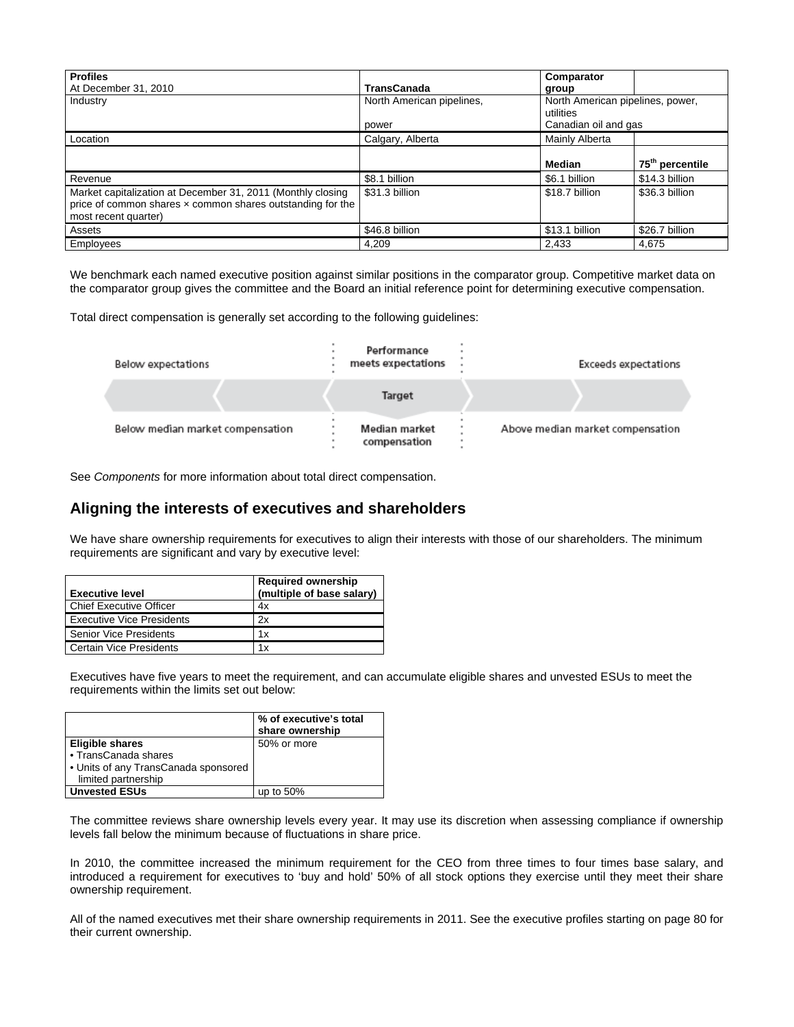| **Profiles**<br>At December 31, 2010 | **TransCanada** | **Comparator group** | |
|---|---|---|---|
| Industry | North American pipelines, power | North American pipelines, power, utilities<br>Canadian oil and gas | |
| Location | Calgary, Alberta | Mainly Alberta | |
| | | **Median** | **75th percentile** |
| Revenue | $8.1 billion | $6.1 billion | $14.3 billion |
| Market capitalization at December 31, 2011 (Monthly closing price of common shares × common shares outstanding for the most recent quarter) | $31.3 billion | $18.7 billion | $36.3 billion |
| Assets | $46.8 billion | $13.1 billion | $26.7 billion |
| Employees | 4,209 | 2,433 | 4,675 |

We benchmark each named executive position against similar positions in the comparator group. Competitive market data on the comparator group gives the committee and the Board an initial reference point for determining executive compensation.

Total direct compensation is generally set according to the following guidelines:

Below expectations

Performance meets expectations

Exceeds expectations

Target

Below median market compensation

Median market compensation

Above median market compensation

See *Components* for more information about total direct compensation.

## Aligning the interests of executives and shareholders

We have share ownership requirements for executives to align their interests with those of our shareholders. The minimum requirements are significant and vary by executive level:

| **Executive level** | **Required ownership (multiple of base salary)** |
|---|---|
| Chief Executive Officer | 4x |
| Executive Vice Presidents | 2x |
| Senior Vice Presidents | 1x |
| Certain Vice Presidents | 1x |

Executives have five years to meet the requirement, and can accumulate eligible shares and unvested ESUs to meet the requirements within the limits set out below:

| | **% of executive's total share ownership** |
|---|---|
| **Eligible shares**<br>• TransCanada shares<br>• Units of any TransCanada sponsored limited partnership | 50% or more |
| **Unvested ESUs** | up to 50% |

The committee reviews share ownership levels every year. It may use its discretion when assessing compliance if ownership levels fall below the minimum because of fluctuations in share price.

In 2010, the committee increased the minimum requirement for the CEO from three times to four times base salary, and introduced a requirement for executives to 'buy and hold' 50% of all stock options they exercise until they meet their share ownership requirement.

All of the named executives met their share ownership requirements in 2011. See the executive profiles starting on page 80 for their current ownership.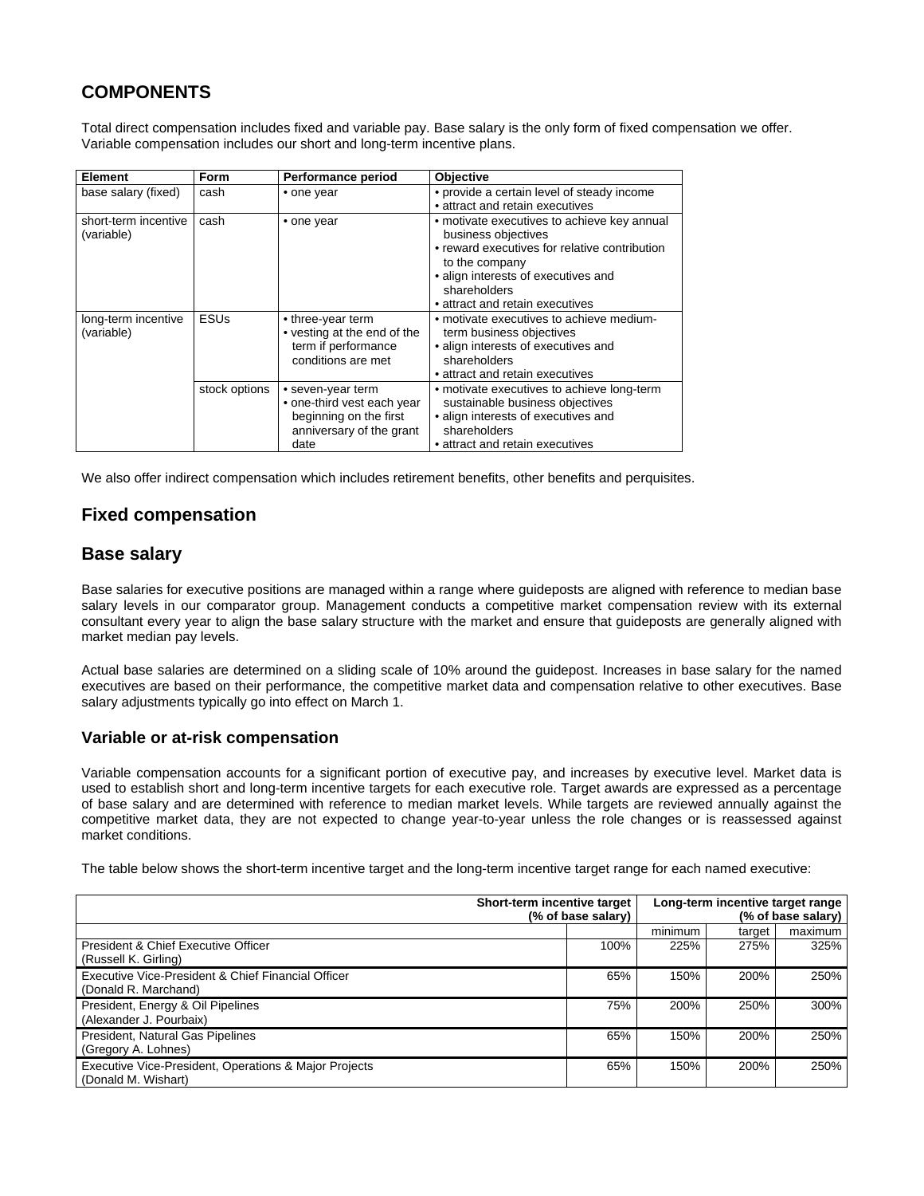## COMPONENTS

Total direct compensation includes fixed and variable pay. Base salary is the only form of fixed compensation we offer. Variable compensation includes our short and long-term incentive plans.

| Element | Form | Performance period | Objective |
|---|---|---|---|
| base salary (fixed) | cash | • one year | • provide a certain level of steady income<br>• attract and retain executives |
| short-term incentive (variable) | cash | • one year | • motivate executives to achieve key annual business objectives<br>• reward executives for relative contribution to the company<br>• align interests of executives and shareholders<br>• attract and retain executives |
| long-term incentive (variable) | ESUs | • three-year term<br>• vesting at the end of the term if performance conditions are met | • motivate executives to achieve medium-term business objectives<br>• align interests of executives and shareholders<br>• attract and retain executives |
| | stock options | • seven-year term<br>• one-third vest each year beginning on the first anniversary of the grant date | • motivate executives to achieve long-term sustainable business objectives<br>• align interests of executives and shareholders<br>• attract and retain executives |

We also offer indirect compensation which includes retirement benefits, other benefits and perquisites.

## Fixed compensation

## Base salary

Base salaries for executive positions are managed within a range where guideposts are aligned with reference to median base salary levels in our comparator group. Management conducts a competitive market compensation review with its external consultant every year to align the base salary structure with the market and ensure that guideposts are generally aligned with market median pay levels.

Actual base salaries are determined on a sliding scale of 10% around the guidepost. Increases in base salary for the named executives are based on their performance, the competitive market data and compensation relative to other executives. Base salary adjustments typically go into effect on March 1.

### Variable or at-risk compensation

Variable compensation accounts for a significant portion of executive pay, and increases by executive level. Market data is used to establish short and long-term incentive targets for each executive role. Target awards are expressed as a percentage of base salary and are determined with reference to median market levels. While targets are reviewed annually against the competitive market data, they are not expected to change year-to-year unless the role changes or is reassessed against market conditions.

The table below shows the short-term incentive target and the long-term incentive target range for each named executive:

| | Short-term incentive target (% of base salary) | Long-term incentive target range (% of base salary) | | |
|---|---|---|---|---|
| | | minimum | target | maximum |
| President & Chief Executive Officer (Russell K. Girling) | 100% | 225% | 275% | 325% |
| Executive Vice-President & Chief Financial Officer (Donald R. Marchand) | 65% | 150% | 200% | 250% |
| President, Energy & Oil Pipelines (Alexander J. Pourbaix) | 75% | 200% | 250% | 300% |
| President, Natural Gas Pipelines (Gregory A. Lohnes) | 65% | 150% | 200% | 250% |
| Executive Vice-President, Operations & Major Projects (Donald M. Wishart) | 65% | 150% | 200% | 250% |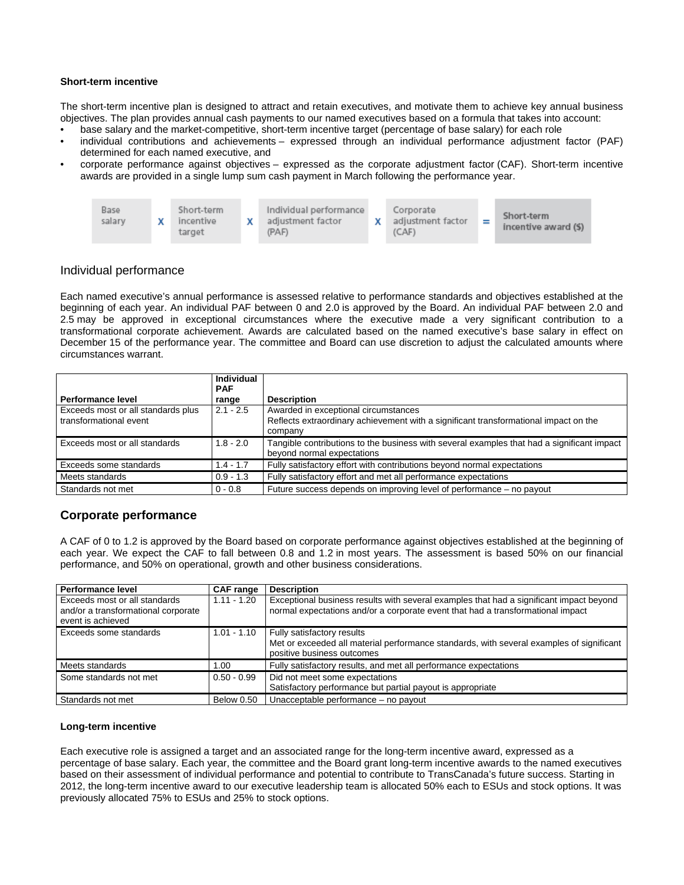**Short-term incentive**

The short-term incentive plan is designed to attract and retain executives, and motivate them to achieve key annual business objectives. The plan provides annual cash payments to our named executives based on a formula that takes into account:

- base salary and the market-competitive, short-term incentive target (percentage of base salary) for each role
- individual contributions and achievements – expressed through an individual performance adjustment factor (PAF) determined for each named executive, and
- corporate performance against objectives – expressed as the corporate adjustment factor (CAF). Short-term incentive awards are provided in a single lump sum cash payment in March following the performance year.

Base salary x Short-term incentive target x Individual performance adjustment factor (PAF) x Corporate adjustment factor (CAF) = Short-term incentive award ($)

## Individual performance

Each named executive's annual performance is assessed relative to performance standards and objectives established at the beginning of each year. An individual PAF between 0 and 2.0 is approved by the Board. An individual PAF between 2.0 and 2.5 may be approved in exceptional circumstances where the executive made a very significant contribution to a transformational corporate achievement. Awards are calculated based on the named executive's base salary in effect on December 15 of the performance year. The committee and Board can use discretion to adjust the calculated amounts where circumstances warrant.

| Performance level | Individual PAF range | Description |
|---|---|---|
| Exceeds most or all standards plus transformational event | 2.1 - 2.5 | Awarded in exceptional circumstances<br>Reflects extraordinary achievement with a significant transformational impact on the company |
| Exceeds most or all standards | 1.8 - 2.0 | Tangible contributions to the business with several examples that had a significant impact beyond normal expectations |
| Exceeds some standards | 1.4 - 1.7 | Fully satisfactory effort with contributions beyond normal expectations |
| Meets standards | 0.9 - 1.3 | Fully satisfactory effort and met all performance expectations |
| Standards not met | 0 - 0.8 | Future success depends on improving level of performance – no payout |

## Corporate performance

A CAF of 0 to 1.2 is approved by the Board based on corporate performance against objectives established at the beginning of each year. We expect the CAF to fall between 0.8 and 1.2 in most years. The assessment is based 50% on our financial performance, and 50% on operational, growth and other business considerations.

| Performance level | CAF range | Description |
|---|---|---|
| Exceeds most or all standards and/or a transformational corporate event is achieved | 1.11 - 1.20 | Exceptional business results with several examples that had a significant impact beyond normal expectations and/or a corporate event that had a transformational impact |
| Exceeds some standards | 1.01 - 1.10 | Fully satisfactory results<br>Met or exceeded all material performance standards, with several examples of significant positive business outcomes |
| Meets standards | 1.00 | Fully satisfactory results, and met all performance expectations |
| Some standards not met | 0.50 - 0.99 | Did not meet some expectations<br>Satisfactory performance but partial payout is appropriate |
| Standards not met | Below 0.50 | Unacceptable performance – no payout |

**Long-term incentive**

Each executive role is assigned a target and an associated range for the long-term incentive award, expressed as a percentage of base salary. Each year, the committee and the Board grant long-term incentive awards to the named executives based on their assessment of individual performance and potential to contribute to TransCanada's future success. Starting in 2012, the long-term incentive award to our executive leadership team is allocated 50% each to ESUs and stock options. It was previously allocated 75% to ESUs and 25% to stock options.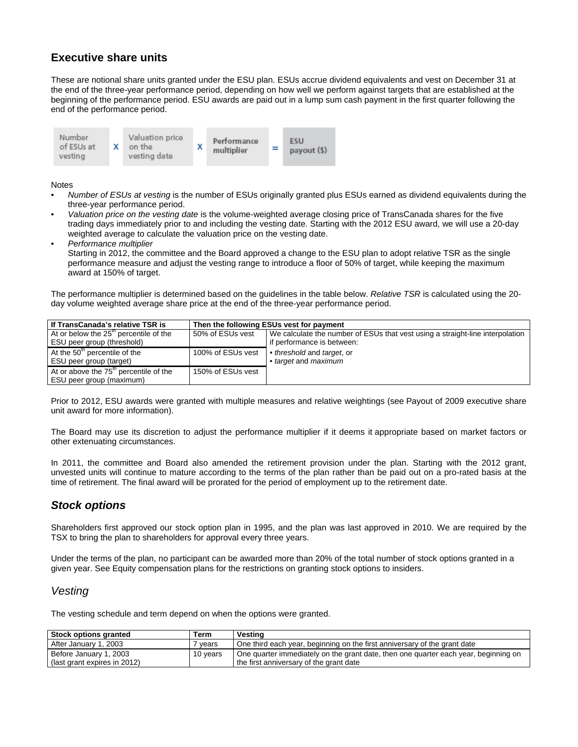## Executive share units

These are notional share units granted under the ESU plan. ESUs accrue dividend equivalents and vest on December 31 at the end of the three-year performance period, depending on how well we perform against targets that are established at the beginning of the performance period. ESU awards are paid out in a lump sum cash payment in the first quarter following the end of the performance period.

Number of ESUs at vesting x Valuation price on the vesting date x Performance multiplier = ESU payout ($)

Notes

- *Number of ESUs at vesting* is the number of ESUs originally granted plus ESUs earned as dividend equivalents during the three-year performance period.
- *Valuation price on the vesting date* is the volume-weighted average closing price of TransCanada shares for the five trading days immediately prior to and including the vesting date. Starting with the 2012 ESU award, we will use a 20-day weighted average to calculate the valuation price on the vesting date.
- *Performance multiplier*
  Starting in 2012, the committee and the Board approved a change to the ESU plan to adopt relative TSR as the single performance measure and adjust the vesting range to introduce a floor of 50% of target, while keeping the maximum award at 150% of target.

The performance multiplier is determined based on the guidelines in the table below. *Relative TSR* is calculated using the 20-day volume weighted average share price at the end of the three-year performance period.

| If TransCanada's relative TSR is | Then the following ESUs vest for payment | |
|---|---|---|
| At or below the 25th percentile of the ESU peer group (threshold) | 50% of ESUs vest | We calculate the number of ESUs that vest using a straight-line interpolation if performance is between:<br>• *threshold* and *target*, or<br>• *target* and *maximum* |
| At the 50th percentile of the ESU peer group (target) | 100% of ESUs vest | |
| At or above the 75th percentile of the ESU peer group (maximum) | 150% of ESUs vest | |

Prior to 2012, ESU awards were granted with multiple measures and relative weightings (see Payout of 2009 executive share unit award for more information).

The Board may use its discretion to adjust the performance multiplier if it deems it appropriate based on market factors or other extenuating circumstances.

In 2011, the committee and Board also amended the retirement provision under the plan. Starting with the 2012 grant, unvested units will continue to mature according to the terms of the plan rather than be paid out on a pro-rated basis at the time of retirement. The final award will be prorated for the period of employment up to the retirement date.

## *Stock options*

Shareholders first approved our stock option plan in 1995, and the plan was last approved in 2010. We are required by the TSX to bring the plan to shareholders for approval every three years.

Under the terms of the plan, no participant can be awarded more than 20% of the total number of stock options granted in a given year. See Equity compensation plans for the restrictions on granting stock options to insiders.

### *Vesting*

The vesting schedule and term depend on when the options were granted.

| Stock options granted | Term | Vesting |
|---|---|---|
| After January 1, 2003 | 7 years | One third each year, beginning on the first anniversary of the grant date |
| Before January 1, 2003 (last grant expires in 2012) | 10 years | One quarter immediately on the grant date, then one quarter each year, beginning on the first anniversary of the grant date |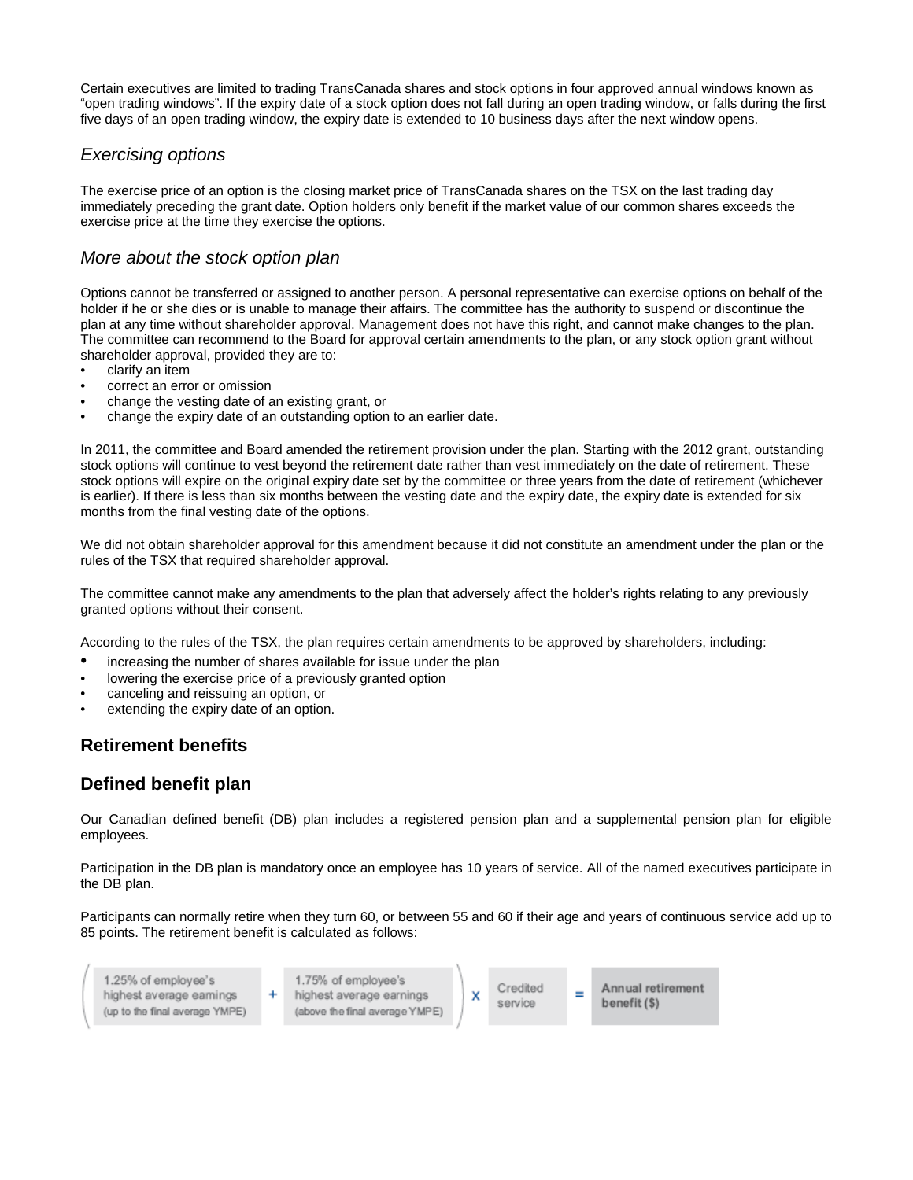Certain executives are limited to trading TransCanada shares and stock options in four approved annual windows known as "open trading windows". If the expiry date of a stock option does not fall during an open trading window, or falls during the first five days of an open trading window, the expiry date is extended to 10 business days after the next window opens.

### *Exercising options*

The exercise price of an option is the closing market price of TransCanada shares on the TSX on the last trading day immediately preceding the grant date. Option holders only benefit if the market value of our common shares exceeds the exercise price at the time they exercise the options.

### *More about the stock option plan*

Options cannot be transferred or assigned to another person. A personal representative can exercise options on behalf of the holder if he or she dies or is unable to manage their affairs. The committee has the authority to suspend or discontinue the plan at any time without shareholder approval. Management does not have this right, and cannot make changes to the plan. The committee can recommend to the Board for approval certain amendments to the plan, or any stock option grant without shareholder approval, provided they are to:

- clarify an item
- correct an error or omission
- change the vesting date of an existing grant, or
- change the expiry date of an outstanding option to an earlier date.

In 2011, the committee and Board amended the retirement provision under the plan. Starting with the 2012 grant, outstanding stock options will continue to vest beyond the retirement date rather than vest immediately on the date of retirement. These stock options will expire on the original expiry date set by the committee or three years from the date of retirement (whichever is earlier). If there is less than six months between the vesting date and the expiry date, the expiry date is extended for six months from the final vesting date of the options.

We did not obtain shareholder approval for this amendment because it did not constitute an amendment under the plan or the rules of the TSX that required shareholder approval.

The committee cannot make any amendments to the plan that adversely affect the holder's rights relating to any previously granted options without their consent.

According to the rules of the TSX, the plan requires certain amendments to be approved by shareholders, including:

- increasing the number of shares available for issue under the plan
- lowering the exercise price of a previously granted option
- canceling and reissuing an option, or
- extending the expiry date of an option.

## Retirement benefits

## Defined benefit plan

Our Canadian defined benefit (DB) plan includes a registered pension plan and a supplemental pension plan for eligible employees.

Participation in the DB plan is mandatory once an employee has 10 years of service. All of the named executives participate in the DB plan.

Participants can normally retire when they turn 60, or between 55 and 60 if their age and years of continuous service add up to 85 points. The retirement benefit is calculated as follows:

( 1.25% of employee's highest average earnings (up to the final average YMPE) + 1.75% of employee's highest average earnings (above the final average YMPE) ) x Credited service = Annual retirement benefit ($)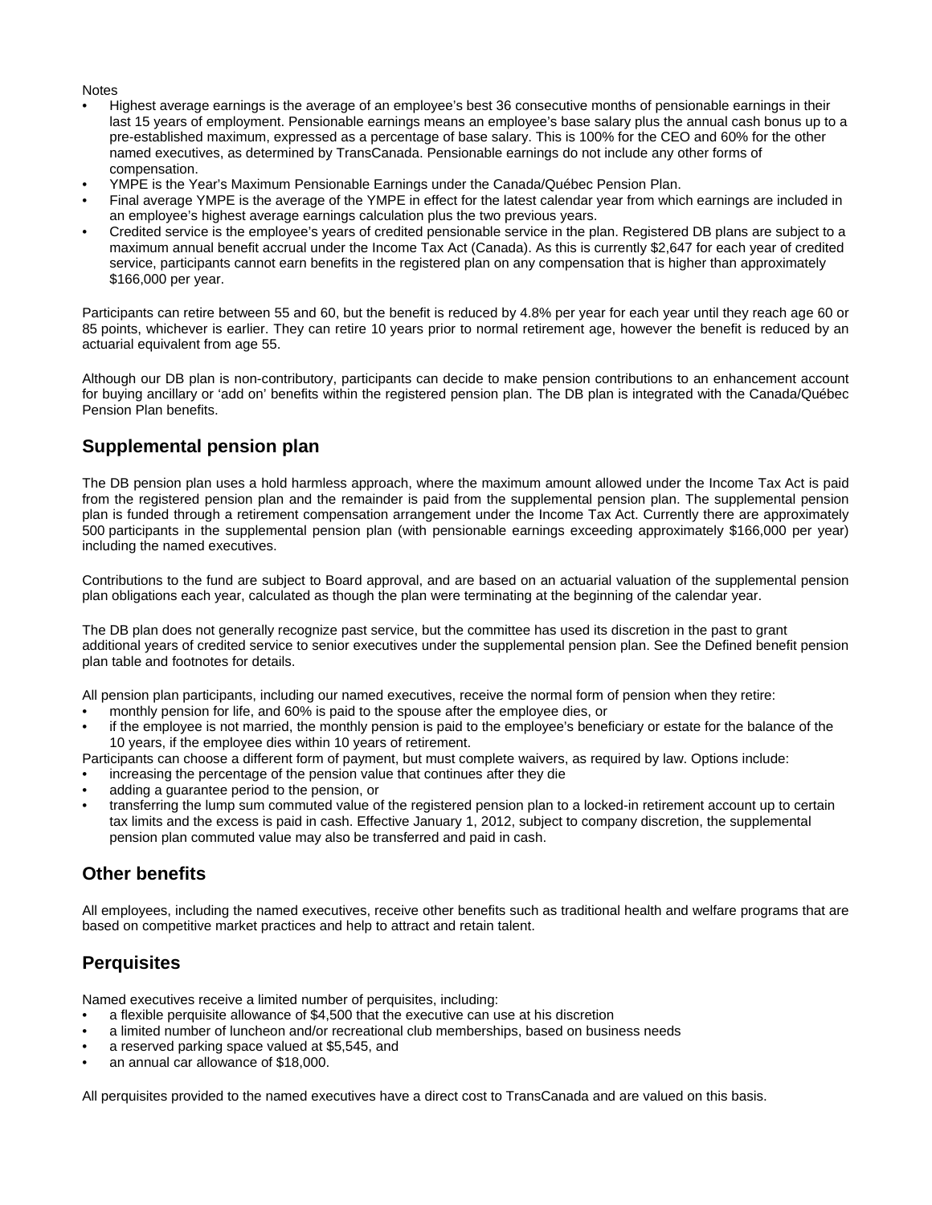Notes

- Highest average earnings is the average of an employee's best 36 consecutive months of pensionable earnings in their last 15 years of employment. Pensionable earnings means an employee's base salary plus the annual cash bonus up to a pre-established maximum, expressed as a percentage of base salary. This is 100% for the CEO and 60% for the other named executives, as determined by TransCanada. Pensionable earnings do not include any other forms of compensation.
- YMPE is the Year's Maximum Pensionable Earnings under the Canada/Québec Pension Plan.
- Final average YMPE is the average of the YMPE in effect for the latest calendar year from which earnings are included in an employee's highest average earnings calculation plus the two previous years.
- Credited service is the employee's years of credited pensionable service in the plan. Registered DB plans are subject to a maximum annual benefit accrual under the Income Tax Act (Canada). As this is currently $2,647 for each year of credited service, participants cannot earn benefits in the registered plan on any compensation that is higher than approximately $166,000 per year.

Participants can retire between 55 and 60, but the benefit is reduced by 4.8% per year for each year until they reach age 60 or 85 points, whichever is earlier. They can retire 10 years prior to normal retirement age, however the benefit is reduced by an actuarial equivalent from age 55.

Although our DB plan is non-contributory, participants can decide to make pension contributions to an enhancement account for buying ancillary or 'add on' benefits within the registered pension plan. The DB plan is integrated with the Canada/Québec Pension Plan benefits.

## Supplemental pension plan

The DB pension plan uses a hold harmless approach, where the maximum amount allowed under the Income Tax Act is paid from the registered pension plan and the remainder is paid from the supplemental pension plan. The supplemental pension plan is funded through a retirement compensation arrangement under the Income Tax Act. Currently there are approximately 500 participants in the supplemental pension plan (with pensionable earnings exceeding approximately $166,000 per year) including the named executives.

Contributions to the fund are subject to Board approval, and are based on an actuarial valuation of the supplemental pension plan obligations each year, calculated as though the plan were terminating at the beginning of the calendar year.

The DB plan does not generally recognize past service, but the committee has used its discretion in the past to grant additional years of credited service to senior executives under the supplemental pension plan. See the Defined benefit pension plan table and footnotes for details.

All pension plan participants, including our named executives, receive the normal form of pension when they retire:

- monthly pension for life, and 60% is paid to the spouse after the employee dies, or
- if the employee is not married, the monthly pension is paid to the employee's beneficiary or estate for the balance of the 10 years, if the employee dies within 10 years of retirement.

Participants can choose a different form of payment, but must complete waivers, as required by law. Options include:

- increasing the percentage of the pension value that continues after they die
- adding a guarantee period to the pension, or
- transferring the lump sum commuted value of the registered pension plan to a locked-in retirement account up to certain tax limits and the excess is paid in cash. Effective January 1, 2012, subject to company discretion, the supplemental pension plan commuted value may also be transferred and paid in cash.

## Other benefits

All employees, including the named executives, receive other benefits such as traditional health and welfare programs that are based on competitive market practices and help to attract and retain talent.

## Perquisites

Named executives receive a limited number of perquisites, including:

- a flexible perquisite allowance of $4,500 that the executive can use at his discretion
- a limited number of luncheon and/or recreational club memberships, based on business needs
- a reserved parking space valued at $5,545, and
- an annual car allowance of $18,000.

All perquisites provided to the named executives have a direct cost to TransCanada and are valued on this basis.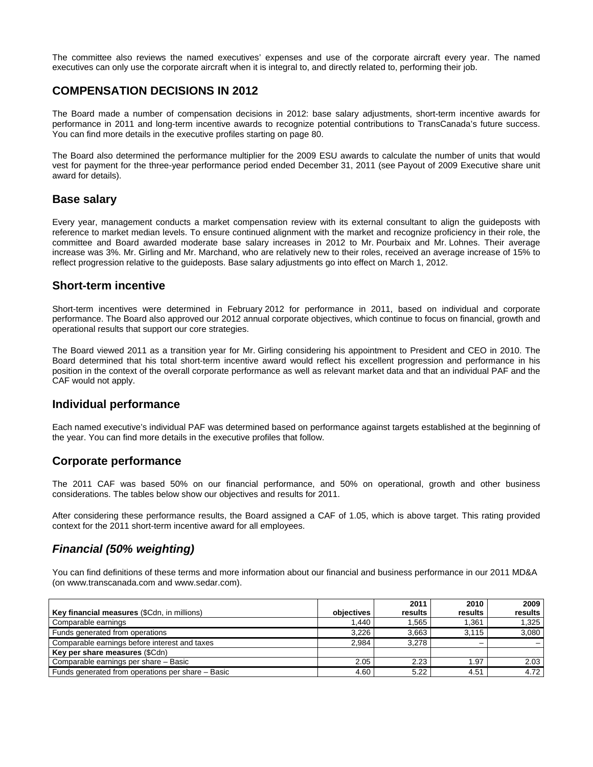The committee also reviews the named executives' expenses and use of the corporate aircraft every year. The named executives can only use the corporate aircraft when it is integral to, and directly related to, performing their job.

## COMPENSATION DECISIONS IN 2012

The Board made a number of compensation decisions in 2012: base salary adjustments, short-term incentive awards for performance in 2011 and long-term incentive awards to recognize potential contributions to TransCanada's future success. You can find more details in the executive profiles starting on page 80.

The Board also determined the performance multiplier for the 2009 ESU awards to calculate the number of units that would vest for payment for the three-year performance period ended December 31, 2011 (see Payout of 2009 Executive share unit award for details).

### Base salary

Every year, management conducts a market compensation review with its external consultant to align the guideposts with reference to market median levels. To ensure continued alignment with the market and recognize proficiency in their role, the committee and Board awarded moderate base salary increases in 2012 to Mr. Pourbaix and Mr. Lohnes. Their average increase was 3%. Mr. Girling and Mr. Marchand, who are relatively new to their roles, received an average increase of 15% to reflect progression relative to the guideposts. Base salary adjustments go into effect on March 1, 2012.

### Short-term incentive

Short-term incentives were determined in February 2012 for performance in 2011, based on individual and corporate performance. The Board also approved our 2012 annual corporate objectives, which continue to focus on financial, growth and operational results that support our core strategies.

The Board viewed 2011 as a transition year for Mr. Girling considering his appointment to President and CEO in 2010. The Board determined that his total short-term incentive award would reflect his excellent progression and performance in his position in the context of the overall corporate performance as well as relevant market data and that an individual PAF and the CAF would not apply.

### Individual performance

Each named executive's individual PAF was determined based on performance against targets established at the beginning of the year. You can find more details in the executive profiles that follow.

### Corporate performance

The 2011 CAF was based 50% on our financial performance, and 50% on operational, growth and other business considerations. The tables below show our objectives and results for 2011.

After considering these performance results, the Board assigned a CAF of 1.05, which is above target. This rating provided context for the 2011 short-term incentive award for all employees.

### *Financial (50% weighting)*

You can find definitions of these terms and more information about our financial and business performance in our 2011 MD&A (on www.transcanada.com and www.sedar.com).

| **Key financial measures** ($Cdn, in millions) | **objectives** | **2011 results** | **2010 results** | **2009 results** |
|---|---|---|---|---|
| Comparable earnings | 1,440 | 1,565 | 1,361 | 1,325 |
| Funds generated from operations | 3,226 | 3,663 | 3,115 | 3,080 |
| Comparable earnings before interest and taxes | 2,984 | 3,278 | – | – |
| **Key per share measures** ($Cdn) | | | | |
| Comparable earnings per share – Basic | 2.05 | 2.23 | 1.97 | 2.03 |
| Funds generated from operations per share – Basic | 4.60 | 5.22 | 4.51 | 4.72 |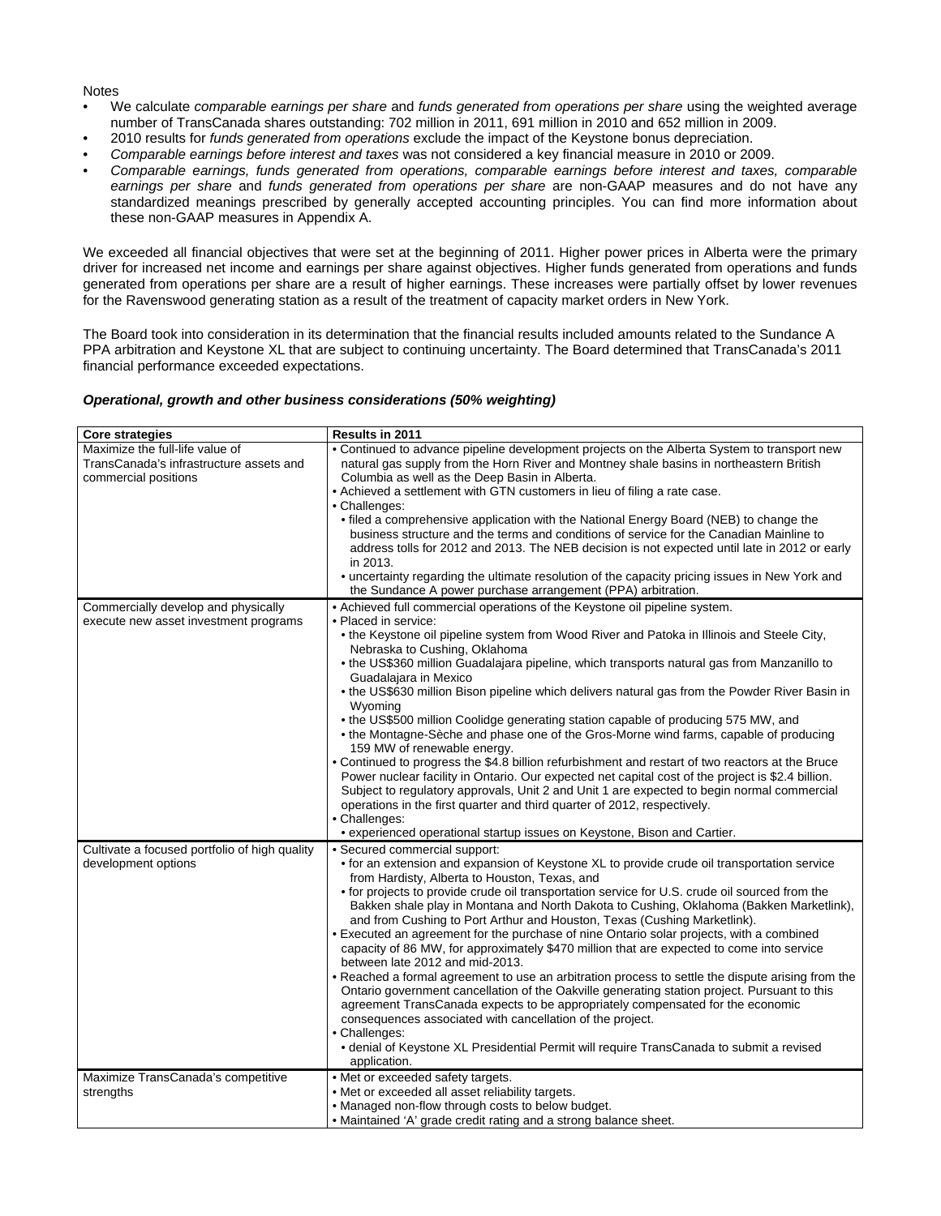Notes

- We calculate *comparable earnings per share* and *funds generated from operations per share* using the weighted average number of TransCanada shares outstanding: 702 million in 2011, 691 million in 2010 and 652 million in 2009.
- 2010 results for *funds generated from operations* exclude the impact of the Keystone bonus depreciation.
- *Comparable earnings before interest and taxes* was not considered a key financial measure in 2010 or 2009.
- *Comparable earnings, funds generated from operations, comparable earnings before interest and taxes, comparable earnings per share* and *funds generated from operations per share* are non-GAAP measures and do not have any standardized meanings prescribed by generally accepted accounting principles. You can find more information about these non-GAAP measures in Appendix A.

We exceeded all financial objectives that were set at the beginning of 2011. Higher power prices in Alberta were the primary driver for increased net income and earnings per share against objectives. Higher funds generated from operations and funds generated from operations per share are a result of higher earnings. These increases were partially offset by lower revenues for the Ravenswood generating station as a result of the treatment of capacity market orders in New York.

The Board took into consideration in its determination that the financial results included amounts related to the Sundance A PPA arbitration and Keystone XL that are subject to continuing uncertainty. The Board determined that TransCanada's 2011 financial performance exceeded expectations.

***Operational, growth and other business considerations (50% weighting)***

| Core strategies | Results in 2011 |
|---|---|
| Maximize the full-life value of TransCanada's infrastructure assets and commercial positions | • Continued to advance pipeline development projects on the Alberta System to transport new natural gas supply from the Horn River and Montney shale basins in northeastern British Columbia as well as the Deep Basin in Alberta.<br>• Achieved a settlement with GTN customers in lieu of filing a rate case.<br>• Challenges:<br>• filed a comprehensive application with the National Energy Board (NEB) to change the business structure and the terms and conditions of service for the Canadian Mainline to address tolls for 2012 and 2013. The NEB decision is not expected until late in 2012 or early in 2013.<br>• uncertainty regarding the ultimate resolution of the capacity pricing issues in New York and the Sundance A power purchase arrangement (PPA) arbitration. |
| Commercially develop and physically execute new asset investment programs | • Achieved full commercial operations of the Keystone oil pipeline system.<br>• Placed in service:<br>• the Keystone oil pipeline system from Wood River and Patoka in Illinois and Steele City, Nebraska to Cushing, Oklahoma<br>• the US$360 million Guadalajara pipeline, which transports natural gas from Manzanillo to Guadalajara in Mexico<br>• the US$630 million Bison pipeline which delivers natural gas from the Powder River Basin in Wyoming<br>• the US$500 million Coolidge generating station capable of producing 575 MW, and<br>• the Montagne-Sèche and phase one of the Gros-Morne wind farms, capable of producing 159 MW of renewable energy.<br>• Continued to progress the $4.8 billion refurbishment and restart of two reactors at the Bruce Power nuclear facility in Ontario. Our expected net capital cost of the project is $2.4 billion. Subject to regulatory approvals, Unit 2 and Unit 1 are expected to begin normal commercial operations in the first quarter and third quarter of 2012, respectively.<br>• Challenges:<br>• experienced operational startup issues on Keystone, Bison and Cartier. |
| Cultivate a focused portfolio of high quality development options | • Secured commercial support:<br>• for an extension and expansion of Keystone XL to provide crude oil transportation service from Hardisty, Alberta to Houston, Texas, and<br>• for projects to provide crude oil transportation service for U.S. crude oil sourced from the Bakken shale play in Montana and North Dakota to Cushing, Oklahoma (Bakken Marketlink), and from Cushing to Port Arthur and Houston, Texas (Cushing Marketlink).<br>• Executed an agreement for the purchase of nine Ontario solar projects, with a combined capacity of 86 MW, for approximately $470 million that are expected to come into service between late 2012 and mid-2013.<br>• Reached a formal agreement to use an arbitration process to settle the dispute arising from the Ontario government cancellation of the Oakville generating station project. Pursuant to this agreement TransCanada expects to be appropriately compensated for the economic consequences associated with cancellation of the project.<br>• Challenges:<br>• denial of Keystone XL Presidential Permit will require TransCanada to submit a revised application. |
| Maximize TransCanada's competitive strengths | • Met or exceeded safety targets.<br>• Met or exceeded all asset reliability targets.<br>• Managed non-flow through costs to below budget.<br>• Maintained 'A' grade credit rating and a strong balance sheet. |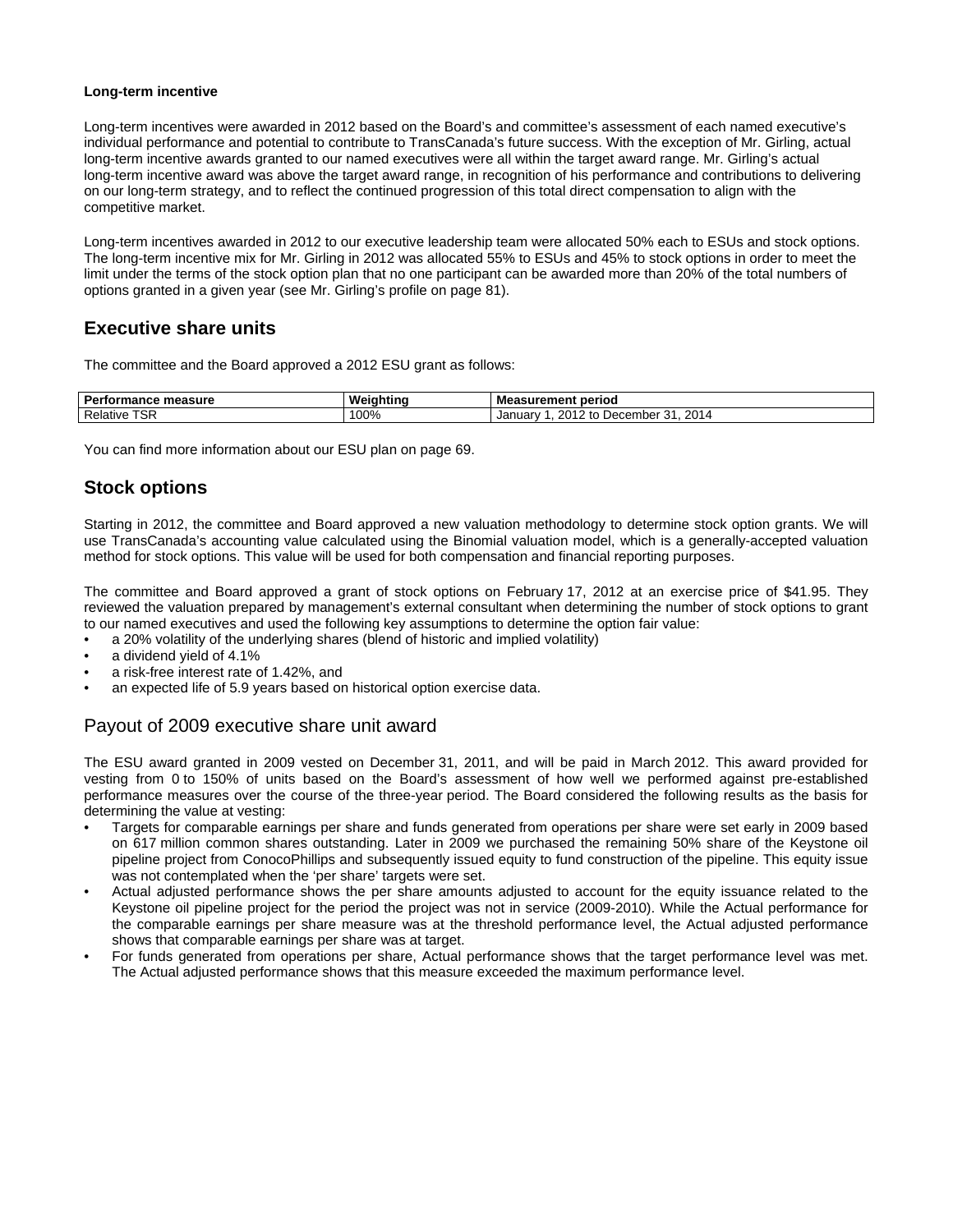**Long-term incentive**

Long-term incentives were awarded in 2012 based on the Board's and committee's assessment of each named executive's individual performance and potential to contribute to TransCanada's future success. With the exception of Mr. Girling, actual long-term incentive awards granted to our named executives were all within the target award range. Mr. Girling's actual long-term incentive award was above the target award range, in recognition of his performance and contributions to delivering on our long-term strategy, and to reflect the continued progression of this total direct compensation to align with the competitive market.

Long-term incentives awarded in 2012 to our executive leadership team were allocated 50% each to ESUs and stock options. The long-term incentive mix for Mr. Girling in 2012 was allocated 55% to ESUs and 45% to stock options in order to meet the limit under the terms of the stock option plan that no one participant can be awarded more than 20% of the total numbers of options granted in a given year (see Mr. Girling's profile on page 81).

## Executive share units

The committee and the Board approved a 2012 ESU grant as follows:

| Performance measure | Weighting | Measurement period |
|---|---|---|
| Relative TSR | 100% | January 1, 2012 to December 31, 2014 |

You can find more information about our ESU plan on page 69.

## Stock options

Starting in 2012, the committee and Board approved a new valuation methodology to determine stock option grants. We will use TransCanada's accounting value calculated using the Binomial valuation model, which is a generally-accepted valuation method for stock options. This value will be used for both compensation and financial reporting purposes.

The committee and Board approved a grant of stock options on February 17, 2012 at an exercise price of $41.95. They reviewed the valuation prepared by management's external consultant when determining the number of stock options to grant to our named executives and used the following key assumptions to determine the option fair value:

- a 20% volatility of the underlying shares (blend of historic and implied volatility)
- a dividend yield of 4.1%
- a risk-free interest rate of 1.42%, and
- an expected life of 5.9 years based on historical option exercise data.

## Payout of 2009 executive share unit award

The ESU award granted in 2009 vested on December 31, 2011, and will be paid in March 2012. This award provided for vesting from 0 to 150% of units based on the Board's assessment of how well we performed against pre-established performance measures over the course of the three-year period. The Board considered the following results as the basis for determining the value at vesting:

- Targets for comparable earnings per share and funds generated from operations per share were set early in 2009 based on 617 million common shares outstanding. Later in 2009 we purchased the remaining 50% share of the Keystone oil pipeline project from ConocoPhillips and subsequently issued equity to fund construction of the pipeline. This equity issue was not contemplated when the 'per share' targets were set.
- Actual adjusted performance shows the per share amounts adjusted to account for the equity issuance related to the Keystone oil pipeline project for the period the project was not in service (2009-2010). While the Actual performance for the comparable earnings per share measure was at the threshold performance level, the Actual adjusted performance shows that comparable earnings per share was at target.
- For funds generated from operations per share, Actual performance shows that the target performance level was met. The Actual adjusted performance shows that this measure exceeded the maximum performance level.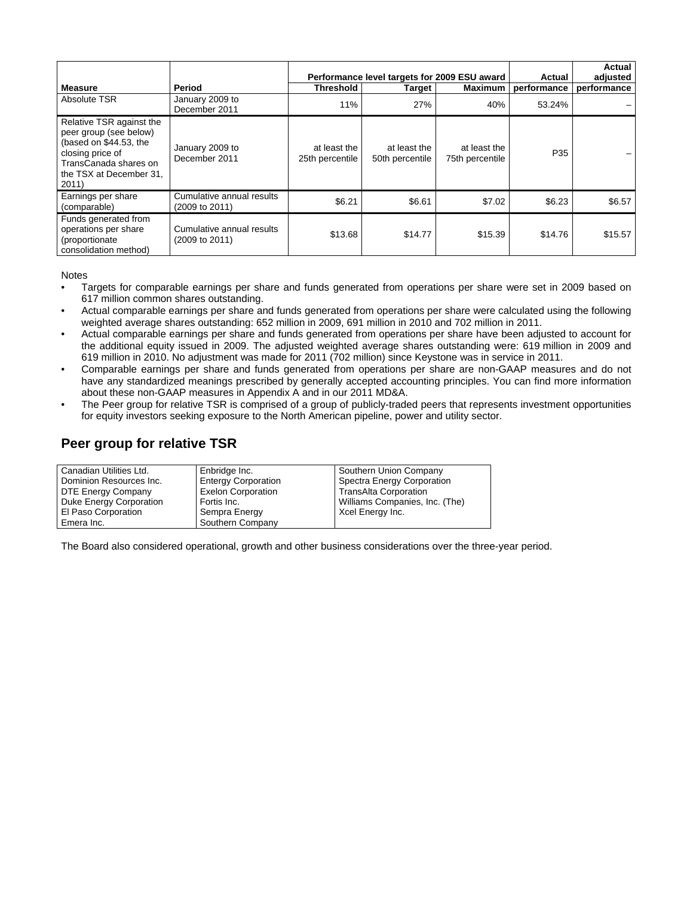| Measure | Period | Performance level targets for 2009 ESU award Threshold | Target | Maximum | Actual performance | Actual adjusted performance |
|---|---|---|---|---|---|---|
| Absolute TSR | January 2009 to December 2011 | 11% | 27% | 40% | 53.24% | – |
| Relative TSR against the peer group (see below) (based on $44.53, the closing price of TransCanada shares on the TSX at December 31, 2011) | January 2009 to December 2011 | at least the 25th percentile | at least the 50th percentile | at least the 75th percentile | P35 | – |
| Earnings per share (comparable) | Cumulative annual results (2009 to 2011) | $6.21 | $6.61 | $7.02 | $6.23 | $6.57 |
| Funds generated from operations per share (proportionate consolidation method) | Cumulative annual results (2009 to 2011) | $13.68 | $14.77 | $15.39 | $14.76 | $15.57 |

Notes

- Targets for comparable earnings per share and funds generated from operations per share were set in 2009 based on 617 million common shares outstanding.
- Actual comparable earnings per share and funds generated from operations per share were calculated using the following weighted average shares outstanding: 652 million in 2009, 691 million in 2010 and 702 million in 2011.
- Actual comparable earnings per share and funds generated from operations per share have been adjusted to account for the additional equity issued in 2009. The adjusted weighted average shares outstanding were: 619 million in 2009 and 619 million in 2010. No adjustment was made for 2011 (702 million) since Keystone was in service in 2011.
- Comparable earnings per share and funds generated from operations per share are non-GAAP measures and do not have any standardized meanings prescribed by generally accepted accounting principles. You can find more information about these non-GAAP measures in Appendix A and in our 2011 MD&A.
- The Peer group for relative TSR is comprised of a group of publicly-traded peers that represents investment opportunities for equity investors seeking exposure to the North American pipeline, power and utility sector.

## Peer group for relative TSR

| | | |
|---|---|---|
| Canadian Utilities Ltd. | Enbridge Inc. | Southern Union Company |
| Dominion Resources Inc. | Entergy Corporation | Spectra Energy Corporation |
| DTE Energy Company | Exelon Corporation | TransAlta Corporation |
| Duke Energy Corporation | Fortis Inc. | Williams Companies, Inc. (The) |
| El Paso Corporation | Sempra Energy | Xcel Energy Inc. |
| Emera Inc. | Southern Company | |

The Board also considered operational, growth and other business considerations over the three-year period.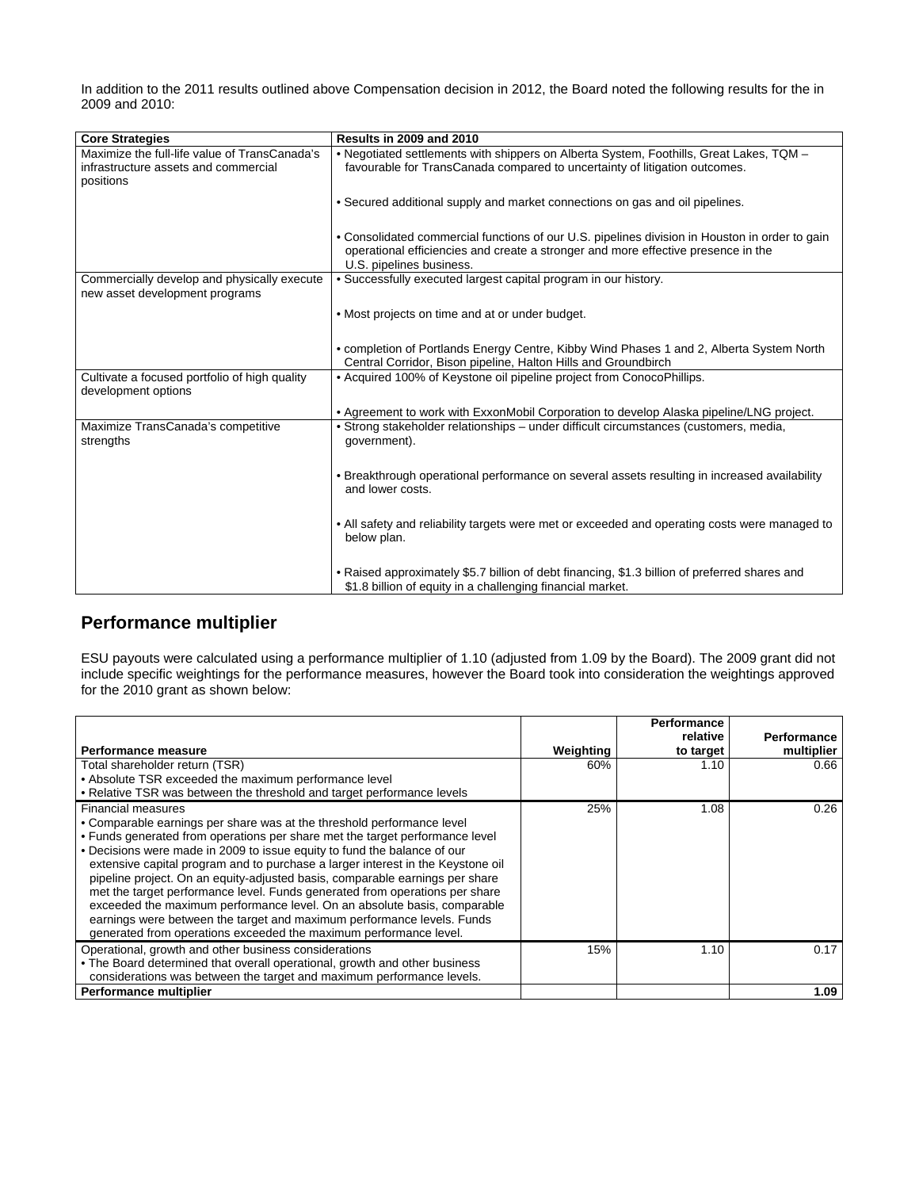In addition to the 2011 results outlined above Compensation decision in 2012, the Board noted the following results for the in 2009 and 2010:

| Core Strategies | Results in 2009 and 2010 |
|---|---|
| Maximize the full-life value of TransCanada's infrastructure assets and commercial positions | • Negotiated settlements with shippers on Alberta System, Foothills, Great Lakes, TQM – favourable for TransCanada compared to uncertainty of litigation outcomes.<br><br>• Secured additional supply and market connections on gas and oil pipelines.<br><br>• Consolidated commercial functions of our U.S. pipelines division in Houston in order to gain operational efficiencies and create a stronger and more effective presence in the U.S. pipelines business. |
| Commercially develop and physically execute new asset development programs | • Successfully executed largest capital program in our history.<br><br>• Most projects on time and at or under budget.<br><br>• completion of Portlands Energy Centre, Kibby Wind Phases 1 and 2, Alberta System North Central Corridor, Bison pipeline, Halton Hills and Groundbirch |
| Cultivate a focused portfolio of high quality development options | • Acquired 100% of Keystone oil pipeline project from ConocoPhillips.<br><br>• Agreement to work with ExxonMobil Corporation to develop Alaska pipeline/LNG project. |
| Maximize TransCanada's competitive strengths | • Strong stakeholder relationships – under difficult circumstances (customers, media, government).<br><br>• Breakthrough operational performance on several assets resulting in increased availability and lower costs.<br><br>• All safety and reliability targets were met or exceeded and operating costs were managed to below plan.<br><br>• Raised approximately $5.7 billion of debt financing, $1.3 billion of preferred shares and $1.8 billion of equity in a challenging financial market. |

## Performance multiplier

ESU payouts were calculated using a performance multiplier of 1.10 (adjusted from 1.09 by the Board). The 2009 grant did not include specific weightings for the performance measures, however the Board took into consideration the weightings approved for the 2010 grant as shown below:

| Performance measure | Weighting | Performance relative to target | Performance multiplier |
|---|---|---|---|
| Total shareholder return (TSR)<br>• Absolute TSR exceeded the maximum performance level<br>• Relative TSR was between the threshold and target performance levels | 60% | 1.10 | 0.66 |
| Financial measures<br>• Comparable earnings per share was at the threshold performance level<br>• Funds generated from operations per share met the target performance level<br>• Decisions were made in 2009 to issue equity to fund the balance of our extensive capital program and to purchase a larger interest in the Keystone oil pipeline project. On an equity-adjusted basis, comparable earnings per share met the target performance level. Funds generated from operations per share exceeded the maximum performance level. On an absolute basis, comparable earnings were between the target and maximum performance levels. Funds generated from operations exceeded the maximum performance level. | 25% | 1.08 | 0.26 |
| Operational, growth and other business considerations<br>• The Board determined that overall operational, growth and other business considerations was between the target and maximum performance levels. | 15% | 1.10 | 0.17 |
| **Performance multiplier** | | | **1.09** |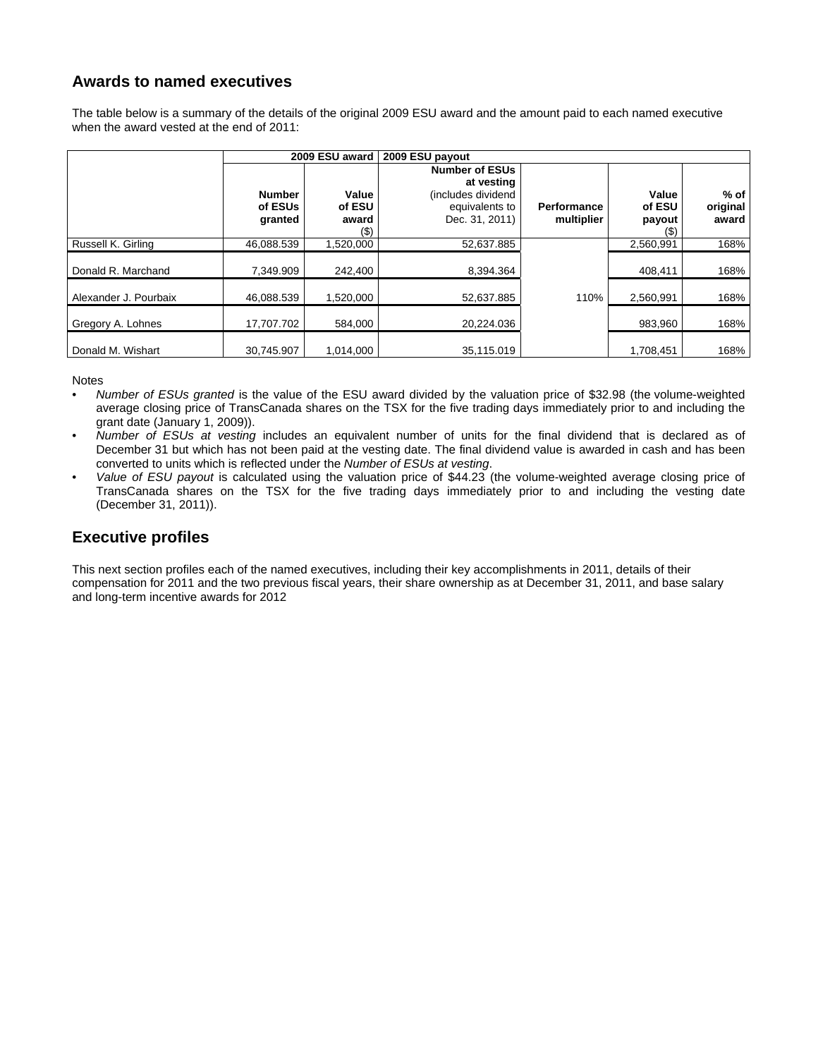## Awards to named executives

The table below is a summary of the details of the original 2009 ESU award and the amount paid to each named executive when the award vested at the end of 2011:

| | 2009 ESU award | | 2009 ESU payout | | | |
|---|---|---|---|---|---|---|
| | Number of ESUs granted | Value of ESU award ($) | Number of ESUs at vesting (includes dividend equivalents to Dec. 31, 2011) | Performance multiplier | Value of ESU payout ($) | % of original award |
| Russell K. Girling | 46,088.539 | 1,520,000 | 52,637.885 | 110% | 2,560,991 | 168% |
| Donald R. Marchand | 7,349.909 | 242,400 | 8,394.364 | 110% | 408,411 | 168% |
| Alexander J. Pourbaix | 46,088.539 | 1,520,000 | 52,637.885 | 110% | 2,560,991 | 168% |
| Gregory A. Lohnes | 17,707.702 | 584,000 | 20,224.036 | 110% | 983,960 | 168% |
| Donald M. Wishart | 30,745.907 | 1,014,000 | 35,115.019 | 110% | 1,708,451 | 168% |

Notes

- *Number of ESUs granted* is the value of the ESU award divided by the valuation price of $32.98 (the volume-weighted average closing price of TransCanada shares on the TSX for the five trading days immediately prior to and including the grant date (January 1, 2009)).
- *Number of ESUs at vesting* includes an equivalent number of units for the final dividend that is declared as of December 31 but which has not been paid at the vesting date. The final dividend value is awarded in cash and has been converted to units which is reflected under the *Number of ESUs at vesting*.
- *Value of ESU payout* is calculated using the valuation price of $44.23 (the volume-weighted average closing price of TransCanada shares on the TSX for the five trading days immediately prior to and including the vesting date (December 31, 2011)).

## Executive profiles

This next section profiles each of the named executives, including their key accomplishments in 2011, details of their compensation for 2011 and the two previous fiscal years, their share ownership as at December 31, 2011, and base salary and long-term incentive awards for 2012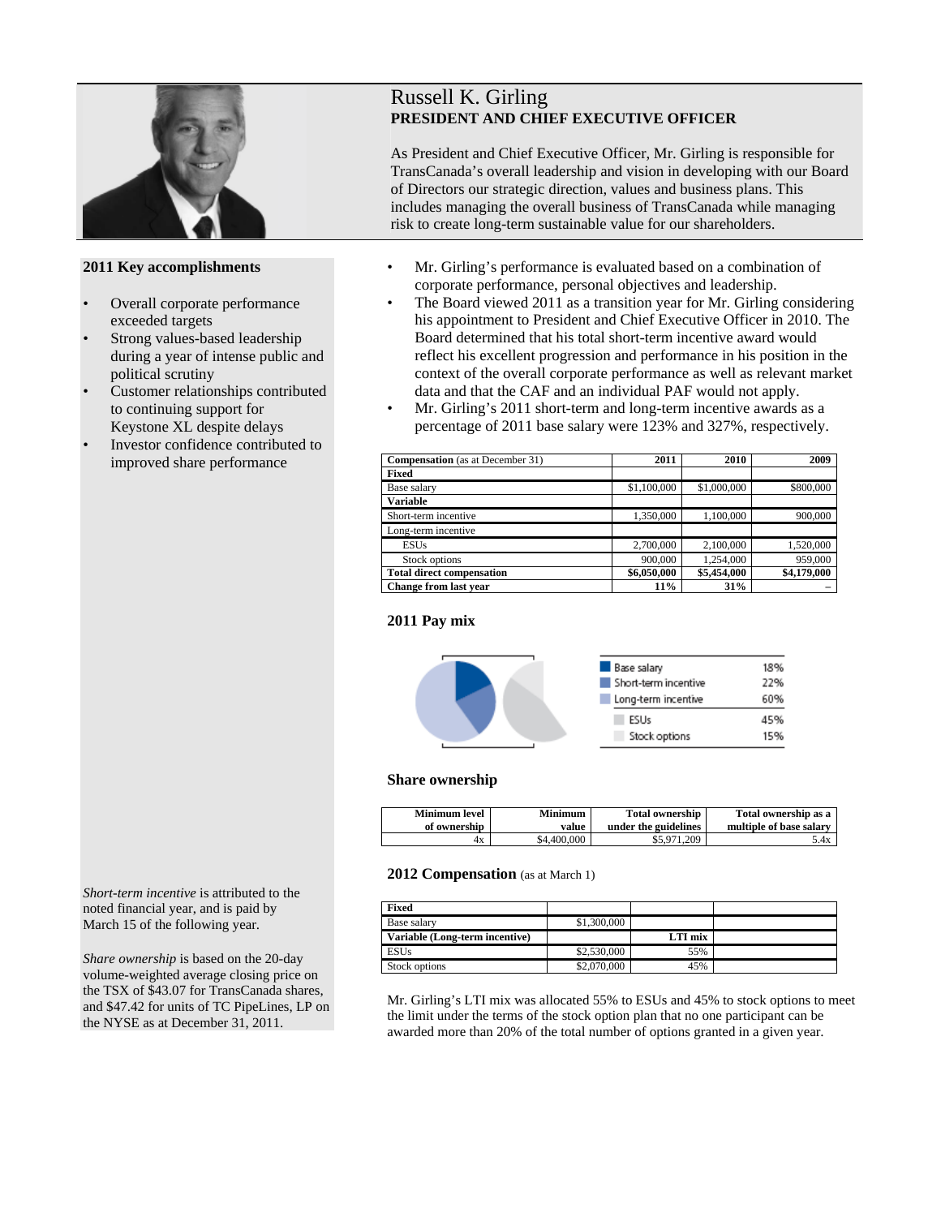# Russell K. Girling

**PRESIDENT AND CHIEF EXECUTIVE OFFICER**

As President and Chief Executive Officer, Mr. Girling is responsible for TransCanada's overall leadership and vision in developing with our Board of Directors our strategic direction, values and business plans. This includes managing the overall business of TransCanada while managing risk to create long-term sustainable value for our shareholders.

### 2011 Key accomplishments

- Overall corporate performance exceeded targets
- Strong values-based leadership during a year of intense public and political scrutiny
- Customer relationships contributed to continuing support for Keystone XL despite delays
- Investor confidence contributed to improved share performance

- Mr. Girling's performance is evaluated based on a combination of corporate performance, personal objectives and leadership.
- The Board viewed 2011 as a transition year for Mr. Girling considering his appointment to President and Chief Executive Officer in 2010. The Board determined that his total short-term incentive award would reflect his excellent progression and performance in his position in the context of the overall corporate performance as well as relevant market data and that the CAF and an individual PAF would not apply.
- Mr. Girling's 2011 short-term and long-term incentive awards as a percentage of 2011 base salary were 123% and 327%, respectively.

| **Compensation** (as at December 31) | 2011 | 2010 | 2009 |
|---|---|---|---|
| **Fixed** | | | |
| Base salary | $1,100,000 | $1,000,000 | $800,000 |
| **Variable** | | | |
| Short-term incentive | 1,350,000 | 1,100,000 | 900,000 |
| Long-term incentive | | | |
| ESUs | 2,700,000 | 2,100,000 | 1,520,000 |
| Stock options | 900,000 | 1,254,000 | 959,000 |
| **Total direct compensation** | **$6,050,000** | **$5,454,000** | **$4,179,000** |
| **Change from last year** | **11%** | **31%** | **–** |

### 2011 Pay mix

Base salary 18%
Short-term incentive 22%
Long-term incentive 60%
ESUs 45%
Stock options 15%

### Share ownership

| Minimum level of ownership | Minimum value | Total ownership under the guidelines | Total ownership as a multiple of base salary |
|---|---|---|---|
| 4x | $4,400,000 | $5,971,209 | 5.4x |

### 2012 Compensation (as at March 1)

| **Fixed** | | | |
|---|---|---|---|
| Base salary | $1,300,000 | | |
| **Variable (Long-term incentive)** | | **LTI mix** | |
| ESUs | $2,530,000 | 55% | |
| Stock options | $2,070,000 | 45% | |

Mr. Girling's LTI mix was allocated 55% to ESUs and 45% to stock options to meet the limit under the terms of the stock option plan that no one participant can be awarded more than 20% of the total number of options granted in a given year.

*Short-term incentive* is attributed to the noted financial year, and is paid by March 15 of the following year.

*Share ownership* is based on the 20-day volume-weighted average closing price on the TSX of $43.07 for TransCanada shares, and $47.42 for units of TC PipeLines, LP on the NYSE as at December 31, 2011.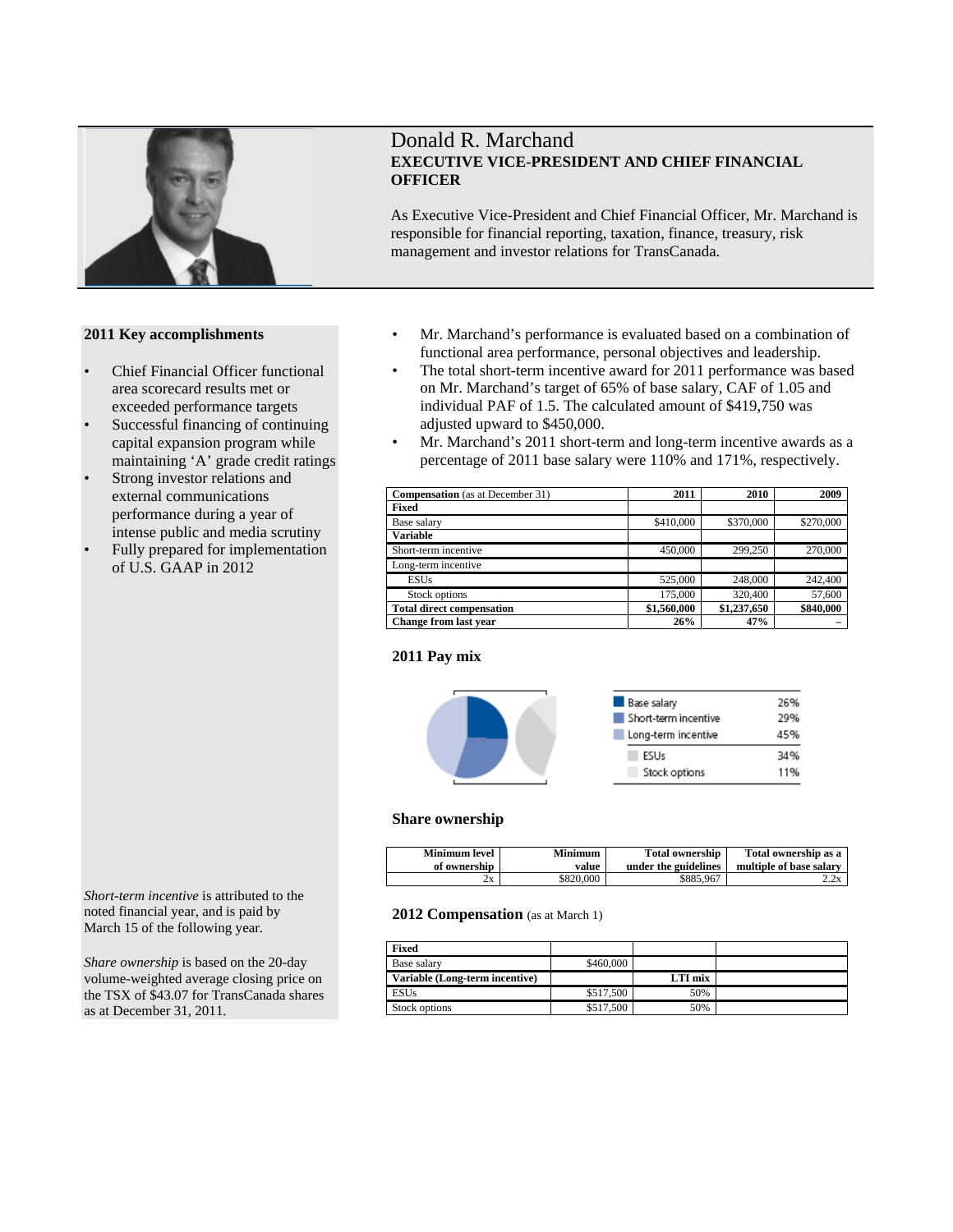## Donald R. Marchand

**EXECUTIVE VICE-PRESIDENT AND CHIEF FINANCIAL OFFICER**

As Executive Vice-President and Chief Financial Officer, Mr. Marchand is responsible for financial reporting, taxation, finance, treasury, risk management and investor relations for TransCanada.

### 2011 Key accomplishments

- Chief Financial Officer functional area scorecard results met or exceeded performance targets
- Successful financing of continuing capital expansion program while maintaining 'A' grade credit ratings
- Strong investor relations and external communications performance during a year of intense public and media scrutiny
- Fully prepared for implementation of U.S. GAAP in 2012

*Short-term incentive* is attributed to the noted financial year, and is paid by March 15 of the following year.

*Share ownership* is based on the 20-day volume-weighted average closing price on the TSX of $43.07 for TransCanada shares as at December 31, 2011.

- Mr. Marchand's performance is evaluated based on a combination of functional area performance, personal objectives and leadership.
- The total short-term incentive award for 2011 performance was based on Mr. Marchand's target of 65% of base salary, CAF of 1.05 and individual PAF of 1.5. The calculated amount of $419,750 was adjusted upward to $450,000.
- Mr. Marchand's 2011 short-term and long-term incentive awards as a percentage of 2011 base salary were 110% and 171%, respectively.

| **Compensation** (as at December 31) | 2011 | 2010 | 2009 |
|---|---|---|---|
| **Fixed** | | | |
| Base salary | $410,000 | $370,000 | $270,000 |
| **Variable** | | | |
| Short-term incentive | 450,000 | 299,250 | 270,000 |
| Long-term incentive | | | |
| ESUs | 525,000 | 248,000 | 242,400 |
| Stock options | 175,000 | 320,400 | 57,600 |
| **Total direct compensation** | **$1,560,000** | **$1,237,650** | **$840,000** |
| **Change from last year** | **26%** | **47%** | **–** |

### 2011 Pay mix

| | |
|---|---|
| Base salary | 26% |
| Short-term incentive | 29% |
| Long-term incentive | 45% |
| ESUs | 34% |
| Stock options | 11% |

### Share ownership

| Minimum level of ownership | Minimum value | Total ownership under the guidelines | Total ownership as a multiple of base salary |
|---|---|---|---|
| 2x | $820,000 | $885,967 | 2.2x |

### 2012 Compensation (as at March 1)

| **Fixed** | | | |
|---|---|---|---|
| Base salary | $460,000 | | |
| **Variable (Long-term incentive)** | | **LTI mix** | |
| ESUs | $517,500 | 50% | |
| Stock options | $517,500 | 50% | |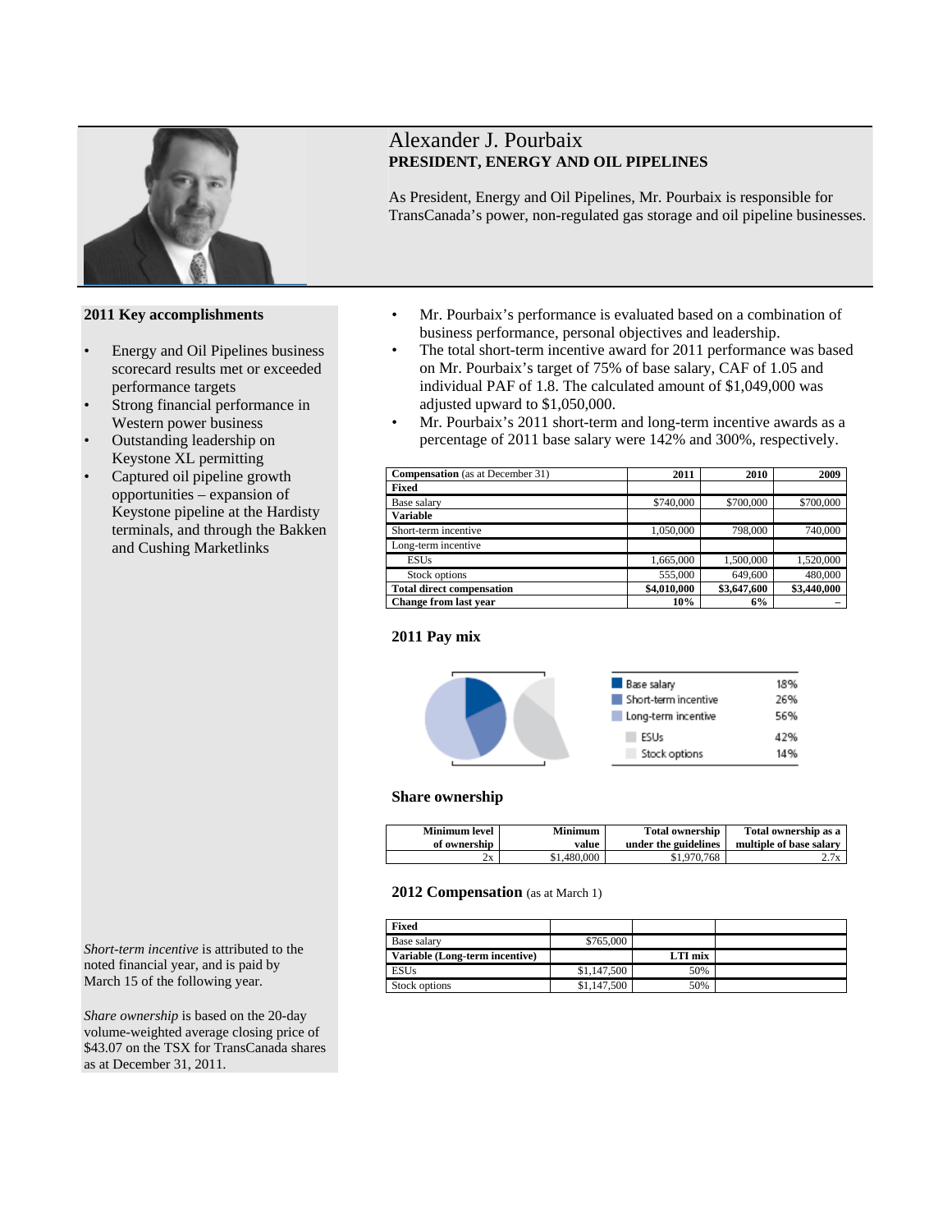# Alexander J. Pourbaix

**PRESIDENT, ENERGY AND OIL PIPELINES**

As President, Energy and Oil Pipelines, Mr. Pourbaix is responsible for TransCanada's power, non-regulated gas storage and oil pipeline businesses.

### 2011 Key accomplishments

- Energy and Oil Pipelines business scorecard results met or exceeded performance targets
- Strong financial performance in Western power business
- Outstanding leadership on Keystone XL permitting
- Captured oil pipeline growth opportunities – expansion of Keystone pipeline at the Hardisty terminals, and through the Bakken and Cushing Marketlinks

*Short-term incentive* is attributed to the noted financial year, and is paid by March 15 of the following year.

*Share ownership* is based on the 20-day volume-weighted average closing price of $43.07 on the TSX for TransCanada shares as at December 31, 2011.

- Mr. Pourbaix's performance is evaluated based on a combination of business performance, personal objectives and leadership.
- The total short-term incentive award for 2011 performance was based on Mr. Pourbaix's target of 75% of base salary, CAF of 1.05 and individual PAF of 1.8. The calculated amount of $1,049,000 was adjusted upward to $1,050,000.
- Mr. Pourbaix's 2011 short-term and long-term incentive awards as a percentage of 2011 base salary were 142% and 300%, respectively.

| **Compensation** (as at December 31) | 2011 | 2010 | 2009 |
|---|---|---|---|
| **Fixed** | | | |
| Base salary | $740,000 | $700,000 | $700,000 |
| **Variable** | | | |
| Short-term incentive | 1,050,000 | 798,000 | 740,000 |
| Long-term incentive | | | |
| ESUs | 1,665,000 | 1,500,000 | 1,520,000 |
| Stock options | 555,000 | 649,600 | 480,000 |
| **Total direct compensation** | **$4,010,000** | **$3,647,600** | **$3,440,000** |
| **Change from last year** | **10%** | **6%** | – |

### 2011 Pay mix

Base salary 18%
Short-term incentive 26%
Long-term incentive 56%
ESUs 42%
Stock options 14%

### Share ownership

| Minimum level of ownership | Minimum value | Total ownership under the guidelines | Total ownership as a multiple of base salary |
|---|---|---|---|
| 2x | $1,480,000 | $1,970,768 | 2.7x |

### 2012 Compensation (as at March 1)

| | | | |
|---|---|---|---|
| **Fixed** | | | |
| Base salary | $765,000 | | |
| **Variable (Long-term incentive)** | | **LTI mix** | |
| ESUs | $1,147,500 | 50% | |
| Stock options | $1,147,500 | 50% | |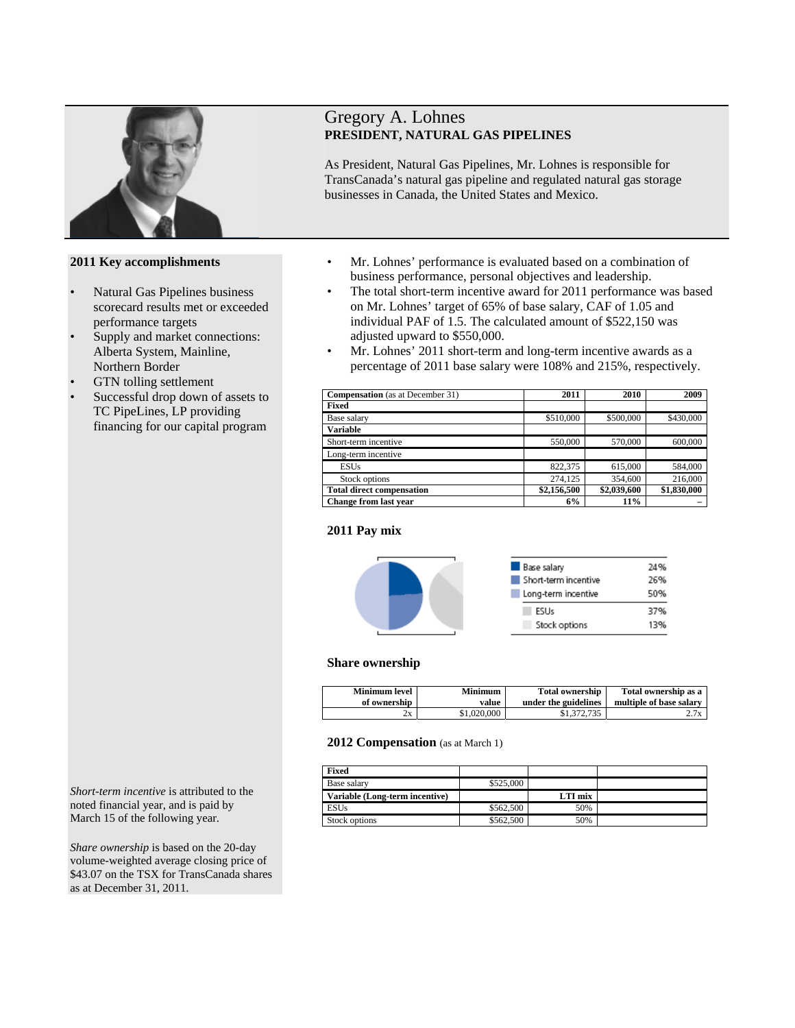# Gregory A. Lohnes

**PRESIDENT, NATURAL GAS PIPELINES**

As President, Natural Gas Pipelines, Mr. Lohnes is responsible for TransCanada's natural gas pipeline and regulated natural gas storage businesses in Canada, the United States and Mexico.

### 2011 Key accomplishments

- Natural Gas Pipelines business scorecard results met or exceeded performance targets
- Supply and market connections: Alberta System, Mainline, Northern Border
- GTN tolling settlement
- Successful drop down of assets to TC PipeLines, LP providing financing for our capital program

*Short-term incentive* is attributed to the noted financial year, and is paid by March 15 of the following year.

*Share ownership* is based on the 20-day volume-weighted average closing price of $43.07 on the TSX for TransCanada shares as at December 31, 2011.

- Mr. Lohnes' performance is evaluated based on a combination of business performance, personal objectives and leadership.
- The total short-term incentive award for 2011 performance was based on Mr. Lohnes' target of 65% of base salary, CAF of 1.05 and individual PAF of 1.5. The calculated amount of $522,150 was adjusted upward to $550,000.
- Mr. Lohnes' 2011 short-term and long-term incentive awards as a percentage of 2011 base salary were 108% and 215%, respectively.

| **Compensation** (as at December 31) | 2011 | 2010 | 2009 |
|---|---|---|---|
| **Fixed** | | | |
| Base salary | $510,000 | $500,000 | $430,000 |
| **Variable** | | | |
| Short-term incentive | 550,000 | 570,000 | 600,000 |
| Long-term incentive | | | |
| ESUs | 822,375 | 615,000 | 584,000 |
| Stock options | 274,125 | 354,600 | 216,000 |
| **Total direct compensation** | **$2,156,500** | **$2,039,600** | **$1,830,000** |
| **Change from last year** | **6%** | **11%** | **–** |

### 2011 Pay mix

Base salary 24%
Short-term incentive 26%
Long-term incentive 50%
ESUs 37%
Stock options 13%

### Share ownership

| Minimum level of ownership | Minimum value | Total ownership under the guidelines | Total ownership as a multiple of base salary |
|---|---|---|---|
| 2x | $1,020,000 | $1,372,735 | 2.7x |

### 2012 Compensation (as at March 1)

| | | | |
|---|---|---|---|
| **Fixed** | | | |
| Base salary | $525,000 | | |
| **Variable (Long-term incentive)** | | **LTI mix** | |
| ESUs | $562,500 | 50% | |
| Stock options | $562,500 | 50% | |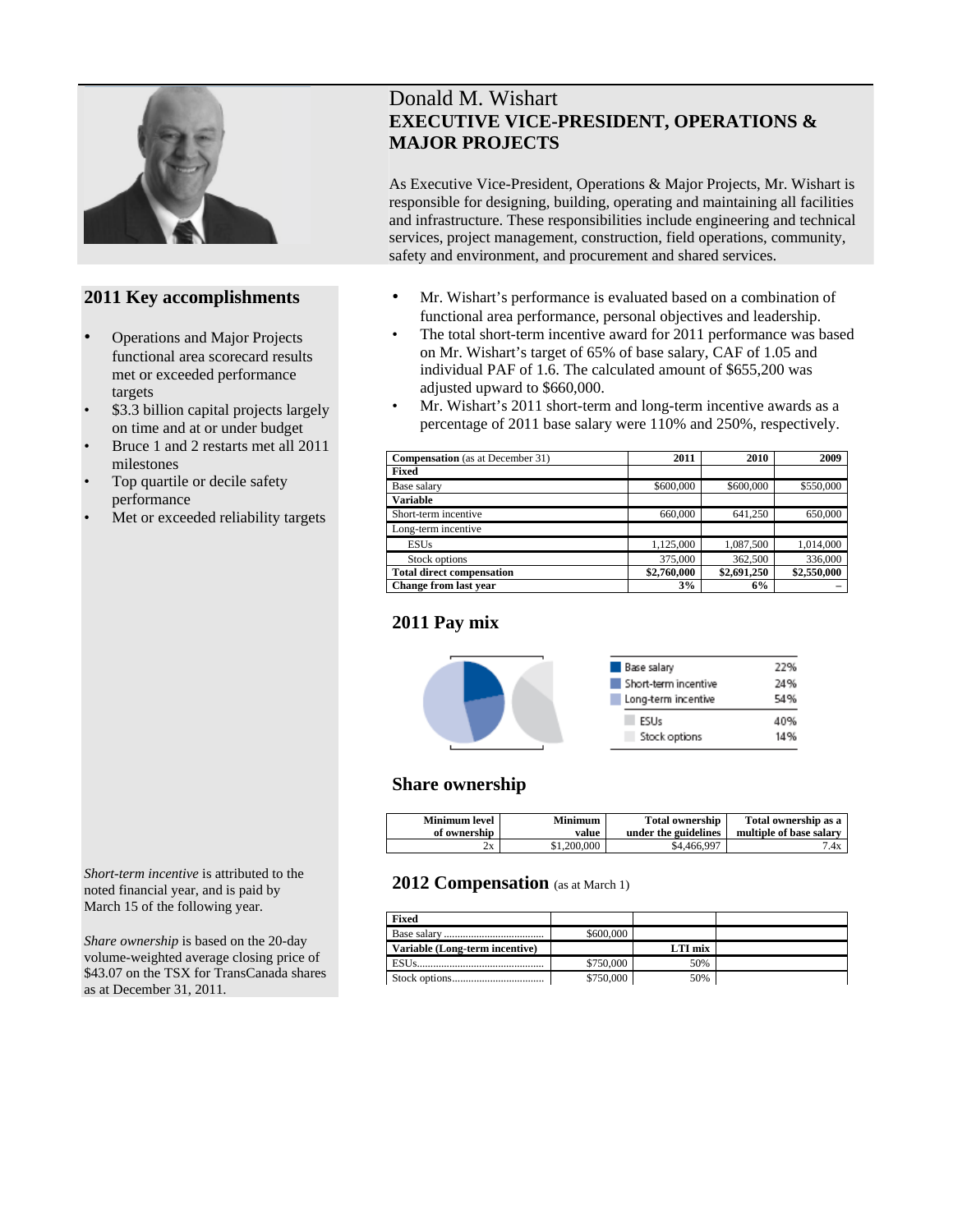# Donald M. Wishart

## EXECUTIVE VICE-PRESIDENT, OPERATIONS & MAJOR PROJECTS

As Executive Vice-President, Operations & Major Projects, Mr. Wishart is responsible for designing, building, operating and maintaining all facilities and infrastructure. These responsibilities include engineering and technical services, project management, construction, field operations, community, safety and environment, and procurement and shared services.

### 2011 Key accomplishments

- Operations and Major Projects functional area scorecard results met or exceeded performance targets
- $3.3 billion capital projects largely on time and at or under budget
- Bruce 1 and 2 restarts met all 2011 milestones
- Top quartile or decile safety performance
- Met or exceeded reliability targets

*Short-term incentive* is attributed to the noted financial year, and is paid by March 15 of the following year.

*Share ownership* is based on the 20-day volume-weighted average closing price of $43.07 on the TSX for TransCanada shares as at December 31, 2011.

- Mr. Wishart's performance is evaluated based on a combination of functional area performance, personal objectives and leadership.
- The total short-term incentive award for 2011 performance was based on Mr. Wishart's target of 65% of base salary, CAF of 1.05 and individual PAF of 1.6. The calculated amount of $655,200 was adjusted upward to $660,000.
- Mr. Wishart's 2011 short-term and long-term incentive awards as a percentage of 2011 base salary were 110% and 250%, respectively.

| **Compensation** (as at December 31) | 2011 | 2010 | 2009 |
|---|---|---|---|
| **Fixed** | | | |
| Base salary | $600,000 | $600,000 | $550,000 |
| **Variable** | | | |
| Short-term incentive | 660,000 | 641,250 | 650,000 |
| Long-term incentive | | | |
| ESUs | 1,125,000 | 1,087,500 | 1,014,000 |
| Stock options | 375,000 | 362,500 | 336,000 |
| **Total direct compensation** | **$2,760,000** | **$2,691,250** | **$2,550,000** |
| **Change from last year** | **3%** | **6%** | **–** |

### 2011 Pay mix

Base salary 22%
Short-term incentive 24%
Long-term incentive 54%
ESUs 40%
Stock options 14%

### Share ownership

| Minimum level of ownership | Minimum value | Total ownership under the guidelines | Total ownership as a multiple of base salary |
|---|---|---|---|
| 2x | $1,200,000 | $4,466,997 | 7.4x |

### 2012 Compensation (as at March 1)

| **Fixed** | | | |
|---|---|---|---|
| Base salary | $600,000 | | |
| **Variable (Long-term incentive)** | | **LTI mix** | |
| ESUs | $750,000 | 50% | |
| Stock options | $750,000 | 50% | |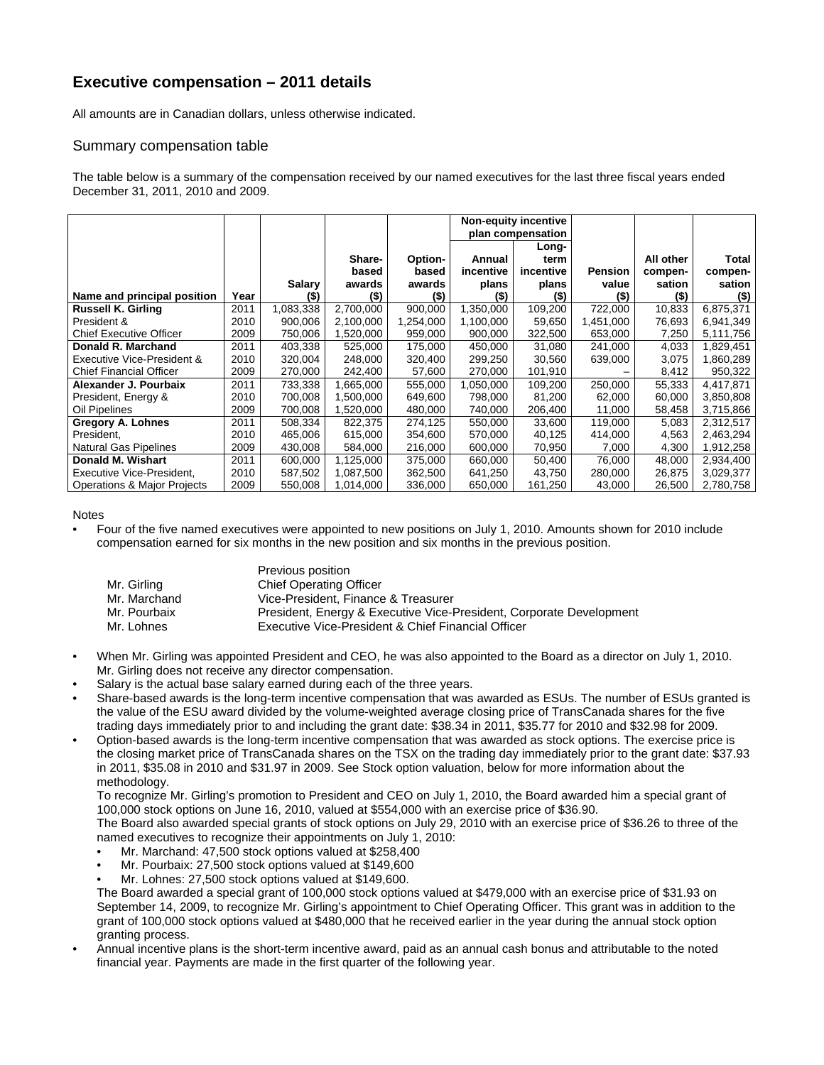## Executive compensation – 2011 details

All amounts are in Canadian dollars, unless otherwise indicated.

### Summary compensation table

The table below is a summary of the compensation received by our named executives for the last three fiscal years ended December 31, 2011, 2010 and 2009.

| | | | | | Non-equity incentive plan compensation | | | | |
|---|---|---|---|---|---|---|---|---|---|
| Name and principal position | Year | Salary ($) | Share-based awards ($) | Option-based awards ($) | Annual incentive plans ($) | Long-term incentive plans ($) | Pension value ($) | All other compen-sation ($) | Total compen-sation ($) |
| **Russell K. Girling** | 2011 | 1,083,338 | 2,700,000 | 900,000 | 1,350,000 | 109,200 | 722,000 | 10,833 | 6,875,371 |
| President & | 2010 | 900,006 | 2,100,000 | 1,254,000 | 1,100,000 | 59,650 | 1,451,000 | 76,693 | 6,941,349 |
| Chief Executive Officer | 2009 | 750,006 | 1,520,000 | 959,000 | 900,000 | 322,500 | 653,000 | 7,250 | 5,111,756 |
| **Donald R. Marchand** | 2011 | 403,338 | 525,000 | 175,000 | 450,000 | 31,080 | 241,000 | 4,033 | 1,829,451 |
| Executive Vice-President & | 2010 | 320,004 | 248,000 | 320,400 | 299,250 | 30,560 | 639,000 | 3,075 | 1,860,289 |
| Chief Financial Officer | 2009 | 270,000 | 242,400 | 57,600 | 270,000 | 101,910 | – | 8,412 | 950,322 |
| **Alexander J. Pourbaix** | 2011 | 733,338 | 1,665,000 | 555,000 | 1,050,000 | 109,200 | 250,000 | 55,333 | 4,417,871 |
| President, Energy & | 2010 | 700,008 | 1,500,000 | 649,600 | 798,000 | 81,200 | 62,000 | 60,000 | 3,850,808 |
| Oil Pipelines | 2009 | 700,008 | 1,520,000 | 480,000 | 740,000 | 206,400 | 11,000 | 58,458 | 3,715,866 |
| **Gregory A. Lohnes** | 2011 | 508,334 | 822,375 | 274,125 | 550,000 | 33,600 | 119,000 | 5,083 | 2,312,517 |
| President, | 2010 | 465,006 | 615,000 | 354,600 | 570,000 | 40,125 | 414,000 | 4,563 | 2,463,294 |
| Natural Gas Pipelines | 2009 | 430,008 | 584,000 | 216,000 | 600,000 | 70,950 | 7,000 | 4,300 | 1,912,258 |
| **Donald M. Wishart** | 2011 | 600,000 | 1,125,000 | 375,000 | 660,000 | 50,400 | 76,000 | 48,000 | 2,934,400 |
| Executive Vice-President, | 2010 | 587,502 | 1,087,500 | 362,500 | 641,250 | 43,750 | 280,000 | 26,875 | 3,029,377 |
| Operations & Major Projects | 2009 | 550,008 | 1,014,000 | 336,000 | 650,000 | 161,250 | 43,000 | 26,500 | 2,780,758 |

Notes

- Four of the five named executives were appointed to new positions on July 1, 2010. Amounts shown for 2010 include compensation earned for six months in the new position and six months in the previous position.

| | Previous position |
|---|---|
| Mr. Girling | Chief Operating Officer |
| Mr. Marchand | Vice-President, Finance & Treasurer |
| Mr. Pourbaix | President, Energy & Executive Vice-President, Corporate Development |
| Mr. Lohnes | Executive Vice-President & Chief Financial Officer |

- When Mr. Girling was appointed President and CEO, he was also appointed to the Board as a director on July 1, 2010. Mr. Girling does not receive any director compensation.
- Salary is the actual base salary earned during each of the three years.
- Share-based awards is the long-term incentive compensation that was awarded as ESUs. The number of ESUs granted is the value of the ESU award divided by the volume-weighted average closing price of TransCanada shares for the five trading days immediately prior to and including the grant date: $38.34 in 2011, $35.77 for 2010 and $32.98 for 2009.
- Option-based awards is the long-term incentive compensation that was awarded as stock options. The exercise price is the closing market price of TransCanada shares on the TSX on the trading day immediately prior to the grant date: $37.93 in 2011, $35.08 in 2010 and $31.97 in 2009. See Stock option valuation, below for more information about the methodology.
  To recognize Mr. Girling's promotion to President and CEO on July 1, 2010, the Board awarded him a special grant of 100,000 stock options on June 16, 2010, valued at $554,000 with an exercise price of $36.90.
  The Board also awarded special grants of stock options on July 29, 2010 with an exercise price of $36.26 to three of the named executives to recognize their appointments on July 1, 2010:
  - Mr. Marchand: 47,500 stock options valued at $258,400
  - Mr. Pourbaix: 27,500 stock options valued at $149,600
  - Mr. Lohnes: 27,500 stock options valued at $149,600.

  The Board awarded a special grant of 100,000 stock options valued at $479,000 with an exercise price of $31.93 on September 14, 2009, to recognize Mr. Girling's appointment to Chief Operating Officer. This grant was in addition to the grant of 100,000 stock options valued at $480,000 that he received earlier in the year during the annual stock option granting process.
- Annual incentive plans is the short-term incentive award, paid as an annual cash bonus and attributable to the noted financial year. Payments are made in the first quarter of the following year.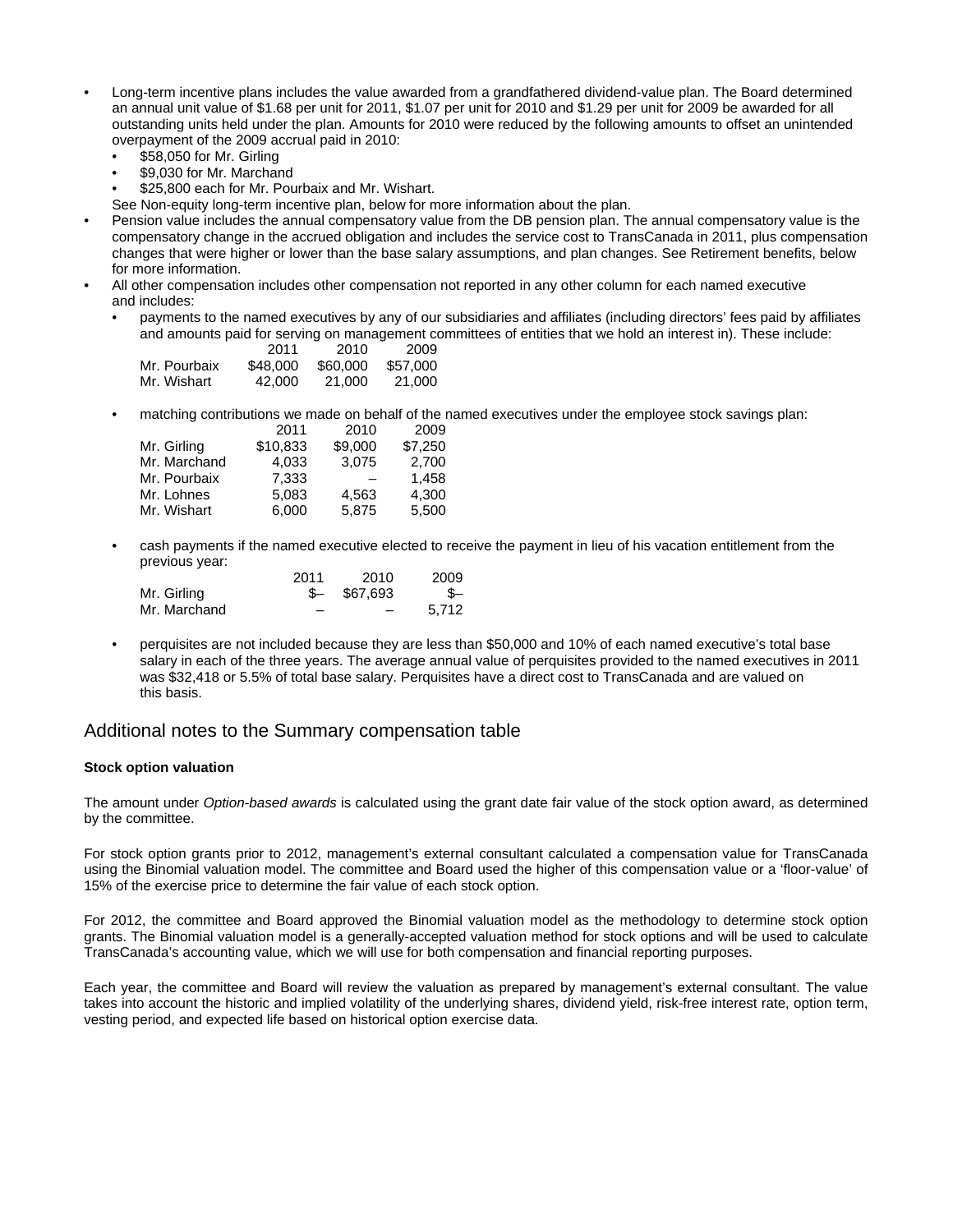- Long-term incentive plans includes the value awarded from a grandfathered dividend-value plan. The Board determined an annual unit value of $1.68 per unit for 2011, $1.07 per unit for 2010 and $1.29 per unit for 2009 be awarded for all outstanding units held under the plan. Amounts for 2010 were reduced by the following amounts to offset an unintended overpayment of the 2009 accrual paid in 2010:
  - $58,050 for Mr. Girling
  - $9,030 for Mr. Marchand
  - $25,800 each for Mr. Pourbaix and Mr. Wishart.

  See Non-equity long-term incentive plan, below for more information about the plan.
- Pension value includes the annual compensatory value from the DB pension plan. The annual compensatory value is the compensatory change in the accrued obligation and includes the service cost to TransCanada in 2011, plus compensation changes that were higher or lower than the base salary assumptions, and plan changes. See Retirement benefits, below for more information.
- All other compensation includes other compensation not reported in any other column for each named executive and includes:
  - payments to the named executives by any of our subsidiaries and affiliates (including directors' fees paid by affiliates and amounts paid for serving on management committees of entities that we hold an interest in). These include:

| | 2011 | 2010 | 2009 |
|---|---|---|---|
| Mr. Pourbaix | $48,000 | $60,000 | $57,000 |
| Mr. Wishart | 42,000 | 21,000 | 21,000 |

  - matching contributions we made on behalf of the named executives under the employee stock savings plan:

| | 2011 | 2010 | 2009 |
|---|---|---|---|
| Mr. Girling | $10,833 | $9,000 | $7,250 |
| Mr. Marchand | 4,033 | 3,075 | 2,700 |
| Mr. Pourbaix | 7,333 | – | 1,458 |
| Mr. Lohnes | 5,083 | 4,563 | 4,300 |
| Mr. Wishart | 6,000 | 5,875 | 5,500 |

  - cash payments if the named executive elected to receive the payment in lieu of his vacation entitlement from the previous year:

| | 2011 | 2010 | 2009 |
|---|---|---|---|
| Mr. Girling | $– | $67,693 | $– |
| Mr. Marchand | – | – | 5,712 |

  - perquisites are not included because they are less than $50,000 and 10% of each named executive's total base salary in each of the three years. The average annual value of perquisites provided to the named executives in 2011 was $32,418 or 5.5% of total base salary. Perquisites have a direct cost to TransCanada and are valued on this basis.

## Additional notes to the Summary compensation table

**Stock option valuation**

The amount under *Option-based awards* is calculated using the grant date fair value of the stock option award, as determined by the committee.

For stock option grants prior to 2012, management's external consultant calculated a compensation value for TransCanada using the Binomial valuation model. The committee and Board used the higher of this compensation value or a 'floor-value' of 15% of the exercise price to determine the fair value of each stock option.

For 2012, the committee and Board approved the Binomial valuation model as the methodology to determine stock option grants. The Binomial valuation model is a generally-accepted valuation method for stock options and will be used to calculate TransCanada's accounting value, which we will use for both compensation and financial reporting purposes.

Each year, the committee and Board will review the valuation as prepared by management's external consultant. The value takes into account the historic and implied volatility of the underlying shares, dividend yield, risk-free interest rate, option term, vesting period, and expected life based on historical option exercise data.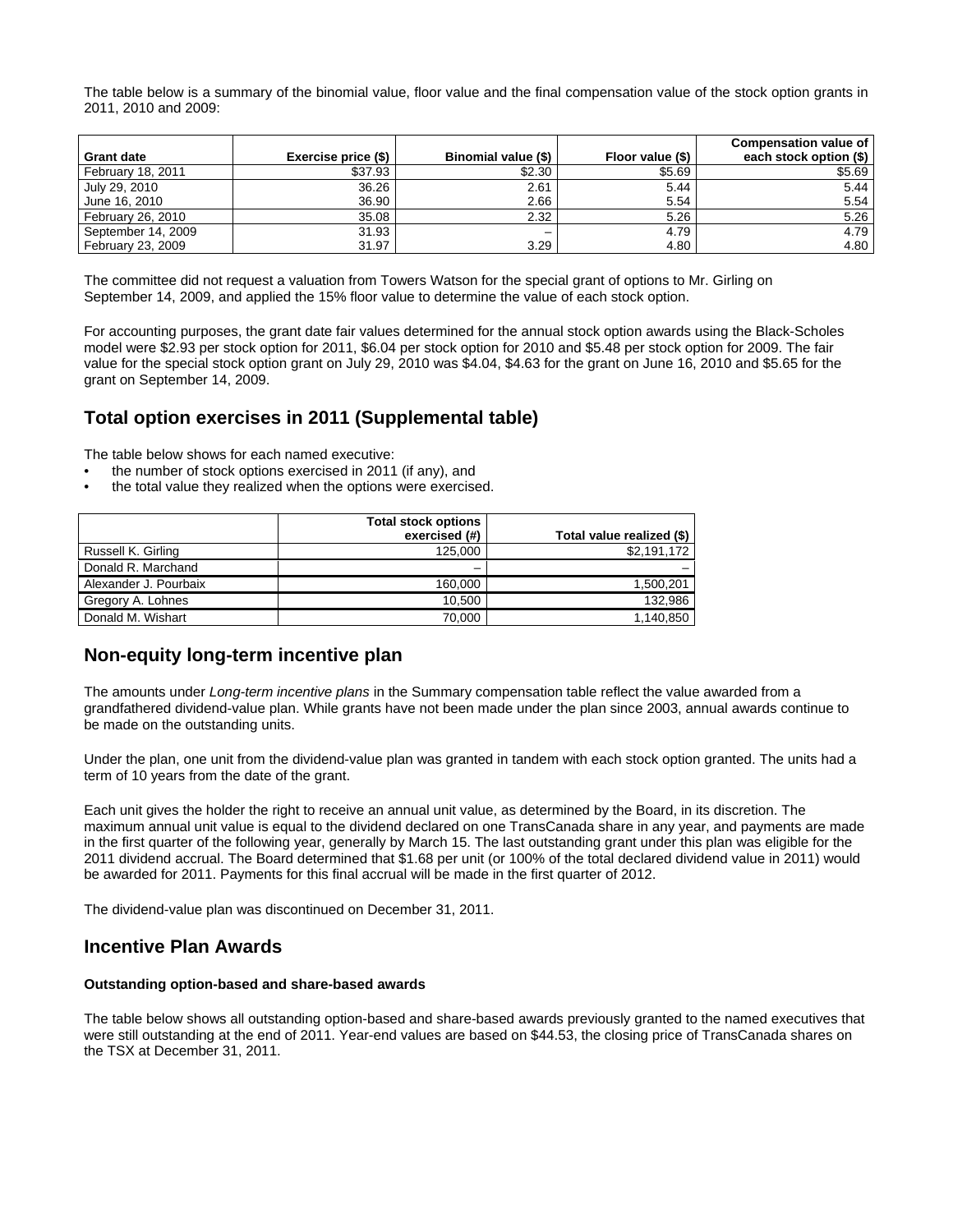The table below is a summary of the binomial value, floor value and the final compensation value of the stock option grants in 2011, 2010 and 2009:

| Grant date | Exercise price ($) | Binomial value ($) | Floor value ($) | Compensation value of each stock option ($) |
|---|---|---|---|---|
| February 18, 2011 | $37.93 | $2.30 | $5.69 | $5.69 |
| July 29, 2010 | 36.26 | 2.61 | 5.44 | 5.44 |
| June 16, 2010 | 36.90 | 2.66 | 5.54 | 5.54 |
| February 26, 2010 | 35.08 | 2.32 | 5.26 | 5.26 |
| September 14, 2009 | 31.93 | – | 4.79 | 4.79 |
| February 23, 2009 | 31.97 | 3.29 | 4.80 | 4.80 |

The committee did not request a valuation from Towers Watson for the special grant of options to Mr. Girling on September 14, 2009, and applied the 15% floor value to determine the value of each stock option.

For accounting purposes, the grant date fair values determined for the annual stock option awards using the Black-Scholes model were $2.93 per stock option for 2011, $6.04 per stock option for 2010 and $5.48 per stock option for 2009. The fair value for the special stock option grant on July 29, 2010 was $4.04, $4.63 for the grant on June 16, 2010 and $5.65 for the grant on September 14, 2009.

## Total option exercises in 2011 (Supplemental table)

The table below shows for each named executive:

- the number of stock options exercised in 2011 (if any), and
- the total value they realized when the options were exercised.

| | Total stock options exercised (#) | Total value realized ($) |
|---|---|---|
| Russell K. Girling | 125,000 | $2,191,172 |
| Donald R. Marchand | – | – |
| Alexander J. Pourbaix | 160,000 | 1,500,201 |
| Gregory A. Lohnes | 10,500 | 132,986 |
| Donald M. Wishart | 70,000 | 1,140,850 |

## Non-equity long-term incentive plan

The amounts under *Long-term incentive plans* in the Summary compensation table reflect the value awarded from a grandfathered dividend-value plan. While grants have not been made under the plan since 2003, annual awards continue to be made on the outstanding units.

Under the plan, one unit from the dividend-value plan was granted in tandem with each stock option granted. The units had a term of 10 years from the date of the grant.

Each unit gives the holder the right to receive an annual unit value, as determined by the Board, in its discretion. The maximum annual unit value is equal to the dividend declared on one TransCanada share in any year, and payments are made in the first quarter of the following year, generally by March 15. The last outstanding grant under this plan was eligible for the 2011 dividend accrual. The Board determined that $1.68 per unit (or 100% of the total declared dividend value in 2011) would be awarded for 2011. Payments for this final accrual will be made in the first quarter of 2012.

The dividend-value plan was discontinued on December 31, 2011.

## Incentive Plan Awards

#### Outstanding option-based and share-based awards

The table below shows all outstanding option-based and share-based awards previously granted to the named executives that were still outstanding at the end of 2011. Year-end values are based on $44.53, the closing price of TransCanada shares on the TSX at December 31, 2011.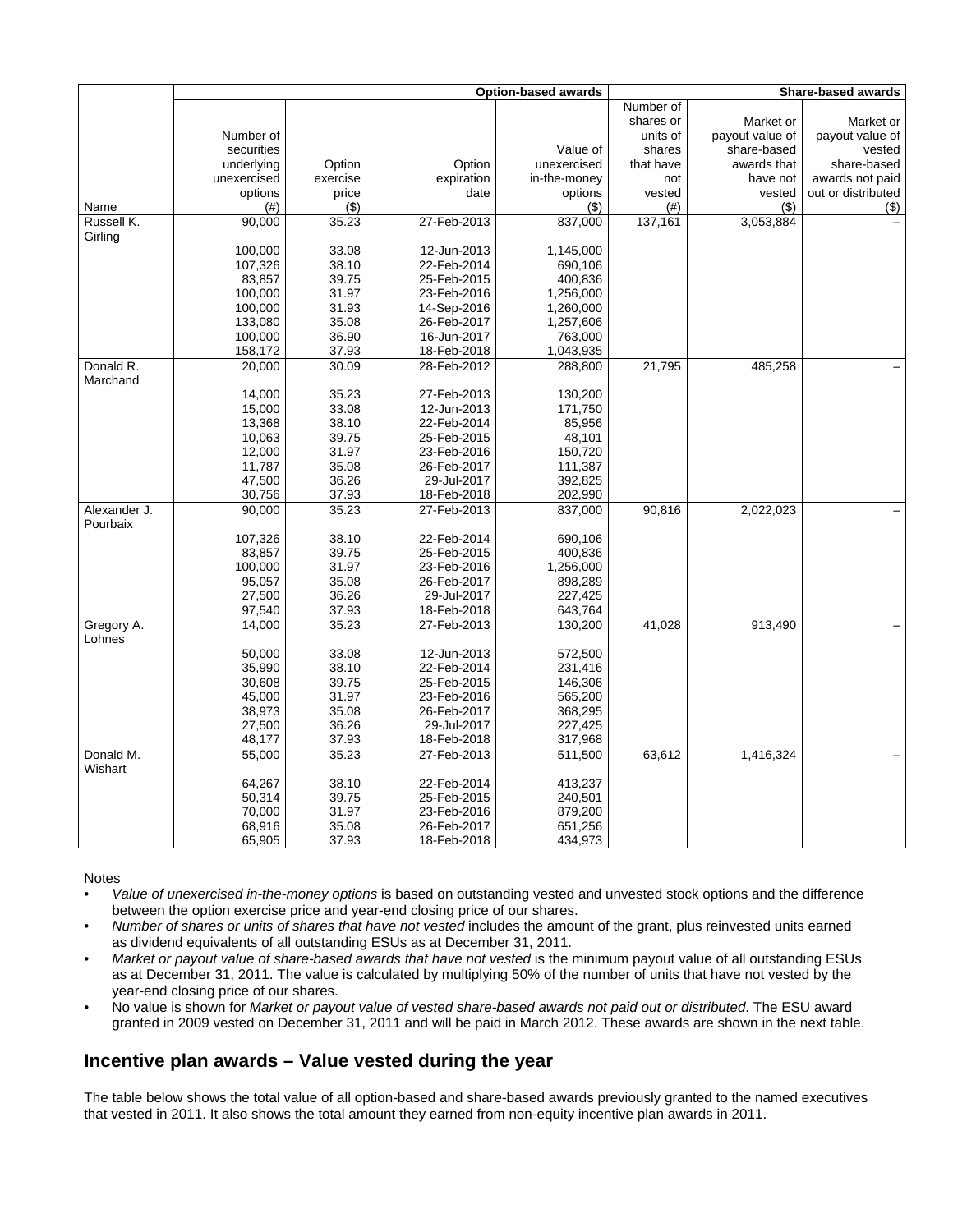| Name | Option-based awards | | | | Share-based awards | | |
|---|---|---|---|---|---|---|---|
| | Number of securities underlying unexercised options (#) | Option exercise price ($) | Option expiration date | Value of unexercised in-the-money options ($) | Number of shares or units of shares that have not vested (#) | Market or payout value of share-based awards that have not vested ($) | Market or payout value of vested share-based awards not paid out or distributed ($) |
| Russell K. Girling | 90,000 | 35.23 | 27-Feb-2013 | 837,000 | 137,161 | 3,053,884 | – |
| | 100,000 | 33.08 | 12-Jun-2013 | 1,145,000 | | | |
| | 107,326 | 38.10 | 22-Feb-2014 | 690,106 | | | |
| | 83,857 | 39.75 | 25-Feb-2015 | 400,836 | | | |
| | 100,000 | 31.97 | 23-Feb-2016 | 1,256,000 | | | |
| | 100,000 | 31.93 | 14-Sep-2016 | 1,260,000 | | | |
| | 133,080 | 35.08 | 26-Feb-2017 | 1,257,606 | | | |
| | 100,000 | 36.90 | 16-Jun-2017 | 763,000 | | | |
| | 158,172 | 37.93 | 18-Feb-2018 | 1,043,935 | | | |
| Donald R. Marchand | 20,000 | 30.09 | 28-Feb-2012 | 288,800 | 21,795 | 485,258 | – |
| | 14,000 | 35.23 | 27-Feb-2013 | 130,200 | | | |
| | 15,000 | 33.08 | 12-Jun-2013 | 171,750 | | | |
| | 13,368 | 38.10 | 22-Feb-2014 | 85,956 | | | |
| | 10,063 | 39.75 | 25-Feb-2015 | 48,101 | | | |
| | 12,000 | 31.97 | 23-Feb-2016 | 150,720 | | | |
| | 11,787 | 35.08 | 26-Feb-2017 | 111,387 | | | |
| | 47,500 | 36.26 | 29-Jul-2017 | 392,825 | | | |
| | 30,756 | 37.93 | 18-Feb-2018 | 202,990 | | | |
| Alexander J. Pourbaix | 90,000 | 35.23 | 27-Feb-2013 | 837,000 | 90,816 | 2,022,023 | – |
| | 107,326 | 38.10 | 22-Feb-2014 | 690,106 | | | |
| | 83,857 | 39.75 | 25-Feb-2015 | 400,836 | | | |
| | 100,000 | 31.97 | 23-Feb-2016 | 1,256,000 | | | |
| | 95,057 | 35.08 | 26-Feb-2017 | 898,289 | | | |
| | 27,500 | 36.26 | 29-Jul-2017 | 227,425 | | | |
| | 97,540 | 37.93 | 18-Feb-2018 | 643,764 | | | |
| Gregory A. Lohnes | 14,000 | 35.23 | 27-Feb-2013 | 130,200 | 41,028 | 913,490 | – |
| | 50,000 | 33.08 | 12-Jun-2013 | 572,500 | | | |
| | 35,990 | 38.10 | 22-Feb-2014 | 231,416 | | | |
| | 30,608 | 39.75 | 25-Feb-2015 | 146,306 | | | |
| | 45,000 | 31.97 | 23-Feb-2016 | 565,200 | | | |
| | 38,973 | 35.08 | 26-Feb-2017 | 368,295 | | | |
| | 27,500 | 36.26 | 29-Jul-2017 | 227,425 | | | |
| | 48,177 | 37.93 | 18-Feb-2018 | 317,968 | | | |
| Donald M. Wishart | 55,000 | 35.23 | 27-Feb-2013 | 511,500 | 63,612 | 1,416,324 | – |
| | 64,267 | 38.10 | 22-Feb-2014 | 413,237 | | | |
| | 50,314 | 39.75 | 25-Feb-2015 | 240,501 | | | |
| | 70,000 | 31.97 | 23-Feb-2016 | 879,200 | | | |
| | 68,916 | 35.08 | 26-Feb-2017 | 651,256 | | | |
| | 65,905 | 37.93 | 18-Feb-2018 | 434,973 | | | |

Notes

- *Value of unexercised in-the-money options* is based on outstanding vested and unvested stock options and the difference between the option exercise price and year-end closing price of our shares.
- *Number of shares or units of shares that have not vested* includes the amount of the grant, plus reinvested units earned as dividend equivalents of all outstanding ESUs as at December 31, 2011.
- *Market or payout value of share-based awards that have not vested* is the minimum payout value of all outstanding ESUs as at December 31, 2011. The value is calculated by multiplying 50% of the number of units that have not vested by the year-end closing price of our shares.
- No value is shown for *Market or payout value of vested share-based awards not paid out or distributed*. The ESU award granted in 2009 vested on December 31, 2011 and will be paid in March 2012. These awards are shown in the next table.

## Incentive plan awards – Value vested during the year

The table below shows the total value of all option-based and share-based awards previously granted to the named executives that vested in 2011. It also shows the total amount they earned from non-equity incentive plan awards in 2011.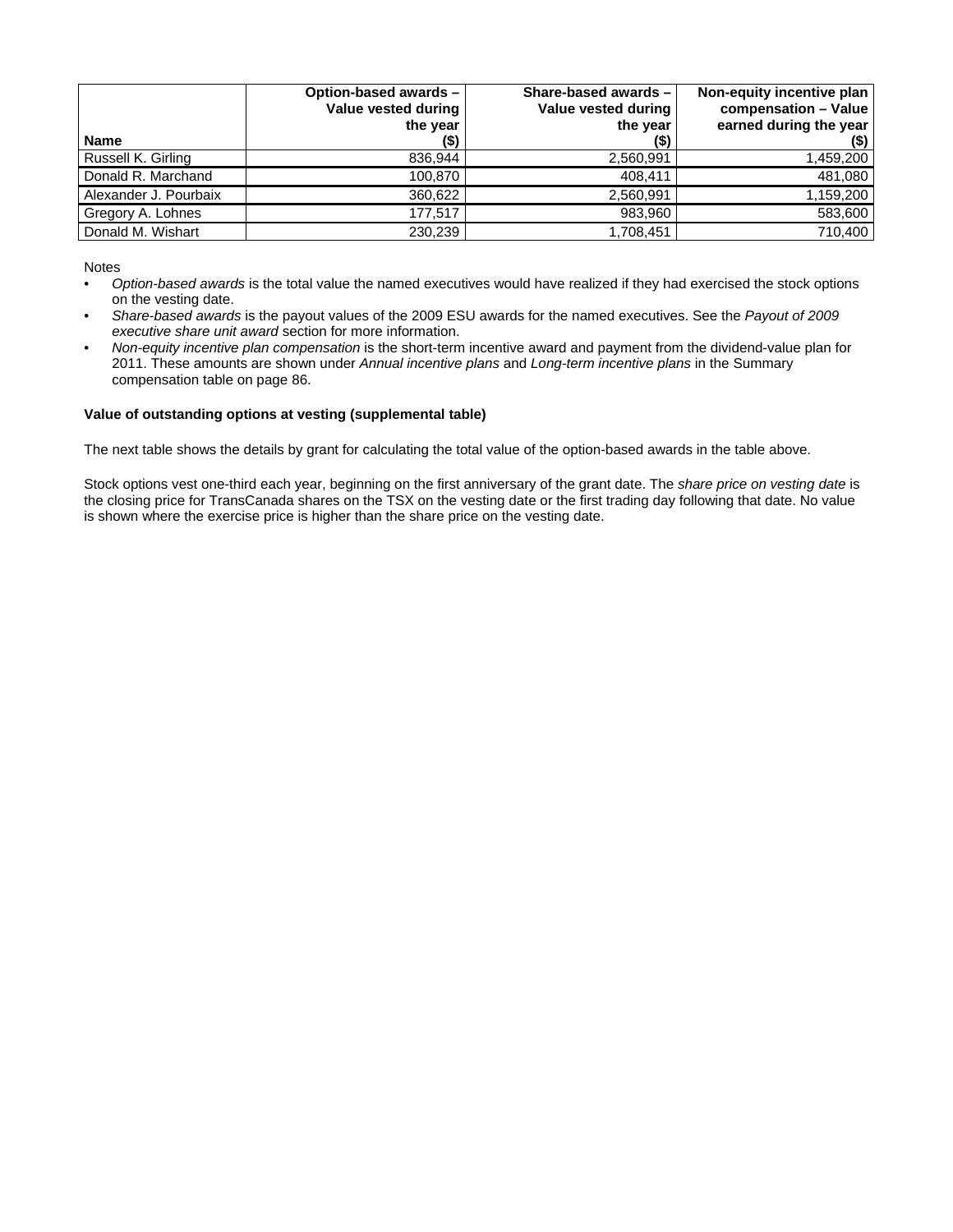| Name | Option-based awards – Value vested during the year ($) | Share-based awards – Value vested during the year ($) | Non-equity incentive plan compensation – Value earned during the year ($) |
| --- | --- | --- | --- |
| Russell K. Girling | 836,944 | 2,560,991 | 1,459,200 |
| Donald R. Marchand | 100,870 | 408,411 | 481,080 |
| Alexander J. Pourbaix | 360,622 | 2,560,991 | 1,159,200 |
| Gregory A. Lohnes | 177,517 | 983,960 | 583,600 |
| Donald M. Wishart | 230,239 | 1,708,451 | 710,400 |

Notes

- *Option-based awards* is the total value the named executives would have realized if they had exercised the stock options on the vesting date.
- *Share-based awards* is the payout values of the 2009 ESU awards for the named executives. See the *Payout of 2009 executive share unit award* section for more information.
- *Non-equity incentive plan compensation* is the short-term incentive award and payment from the dividend-value plan for 2011. These amounts are shown under *Annual incentive plans* and *Long-term incentive plans* in the Summary compensation table on page 86.

**Value of outstanding options at vesting (supplemental table)**

The next table shows the details by grant for calculating the total value of the option-based awards in the table above.

Stock options vest one-third each year, beginning on the first anniversary of the grant date. The *share price on vesting date* is the closing price for TransCanada shares on the TSX on the vesting date or the first trading day following that date. No value is shown where the exercise price is higher than the share price on the vesting date.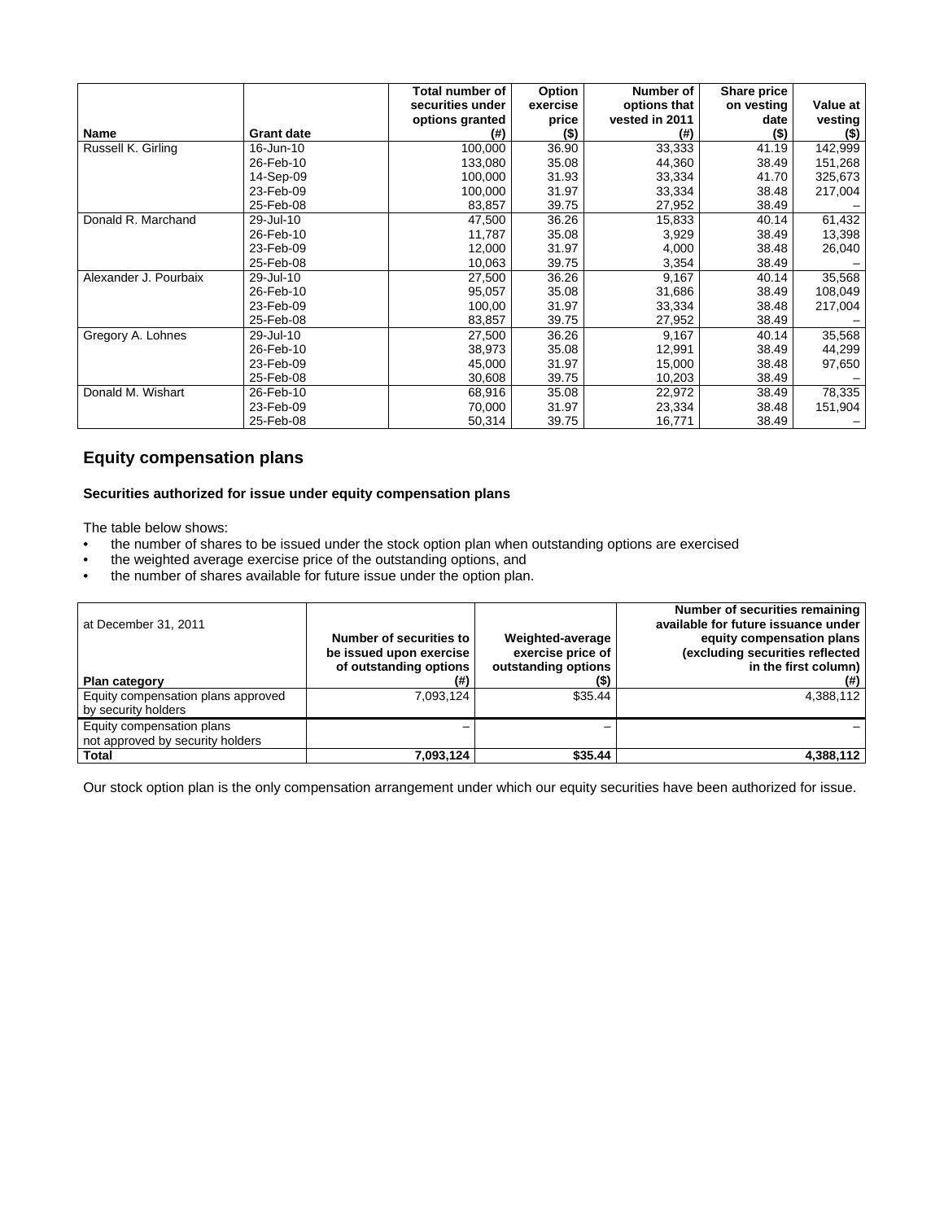| Name | Grant date | Total number of securities under options granted (#) | Option exercise price ($) | Number of options that vested in 2011 (#) | Share price on vesting date ($) | Value at vesting ($) |
|---|---|---|---|---|---|---|
| Russell K. Girling | 16-Jun-10 | 100,000 | 36.90 | 33,333 | 41.19 | 142,999 |
| | 26-Feb-10 | 133,080 | 35.08 | 44,360 | 38.49 | 151,268 |
| | 14-Sep-09 | 100,000 | 31.93 | 33,334 | 41.70 | 325,673 |
| | 23-Feb-09 | 100,000 | 31.97 | 33,334 | 38.48 | 217,004 |
| | 25-Feb-08 | 83,857 | 39.75 | 27,952 | 38.49 | – |
| Donald R. Marchand | 29-Jul-10 | 47,500 | 36.26 | 15,833 | 40.14 | 61,432 |
| | 26-Feb-10 | 11,787 | 35.08 | 3,929 | 38.49 | 13,398 |
| | 23-Feb-09 | 12,000 | 31.97 | 4,000 | 38.48 | 26,040 |
| | 25-Feb-08 | 10,063 | 39.75 | 3,354 | 38.49 | – |
| Alexander J. Pourbaix | 29-Jul-10 | 27,500 | 36.26 | 9,167 | 40.14 | 35,568 |
| | 26-Feb-10 | 95,057 | 35.08 | 31,686 | 38.49 | 108,049 |
| | 23-Feb-09 | 100,00 | 31.97 | 33,334 | 38.48 | 217,004 |
| | 25-Feb-08 | 83,857 | 39.75 | 27,952 | 38.49 | – |
| Gregory A. Lohnes | 29-Jul-10 | 27,500 | 36.26 | 9,167 | 40.14 | 35,568 |
| | 26-Feb-10 | 38,973 | 35.08 | 12,991 | 38.49 | 44,299 |
| | 23-Feb-09 | 45,000 | 31.97 | 15,000 | 38.48 | 97,650 |
| | 25-Feb-08 | 30,608 | 39.75 | 10,203 | 38.49 | – |
| Donald M. Wishart | 26-Feb-10 | 68,916 | 35.08 | 22,972 | 38.49 | 78,335 |
| | 23-Feb-09 | 70,000 | 31.97 | 23,334 | 38.48 | 151,904 |
| | 25-Feb-08 | 50,314 | 39.75 | 16,771 | 38.49 | – |

## Equity compensation plans

### Securities authorized for issue under equity compensation plans

The table below shows:

- the number of shares to be issued under the stock option plan when outstanding options are exercised
- the weighted average exercise price of the outstanding options, and
- the number of shares available for future issue under the option plan.

| at December 31, 2011<br>Plan category | Number of securities to be issued upon exercise of outstanding options (#) | Weighted-average exercise price of outstanding options ($) | Number of securities remaining available for future issuance under equity compensation plans (excluding securities reflected in the first column) (#) |
|---|---|---|---|
| Equity compensation plans approved by security holders | 7,093,124 | $35.44 | 4,388,112 |
| Equity compensation plans not approved by security holders | – | – | – |
| **Total** | **7,093,124** | **$35.44** | **4,388,112** |

Our stock option plan is the only compensation arrangement under which our equity securities have been authorized for issue.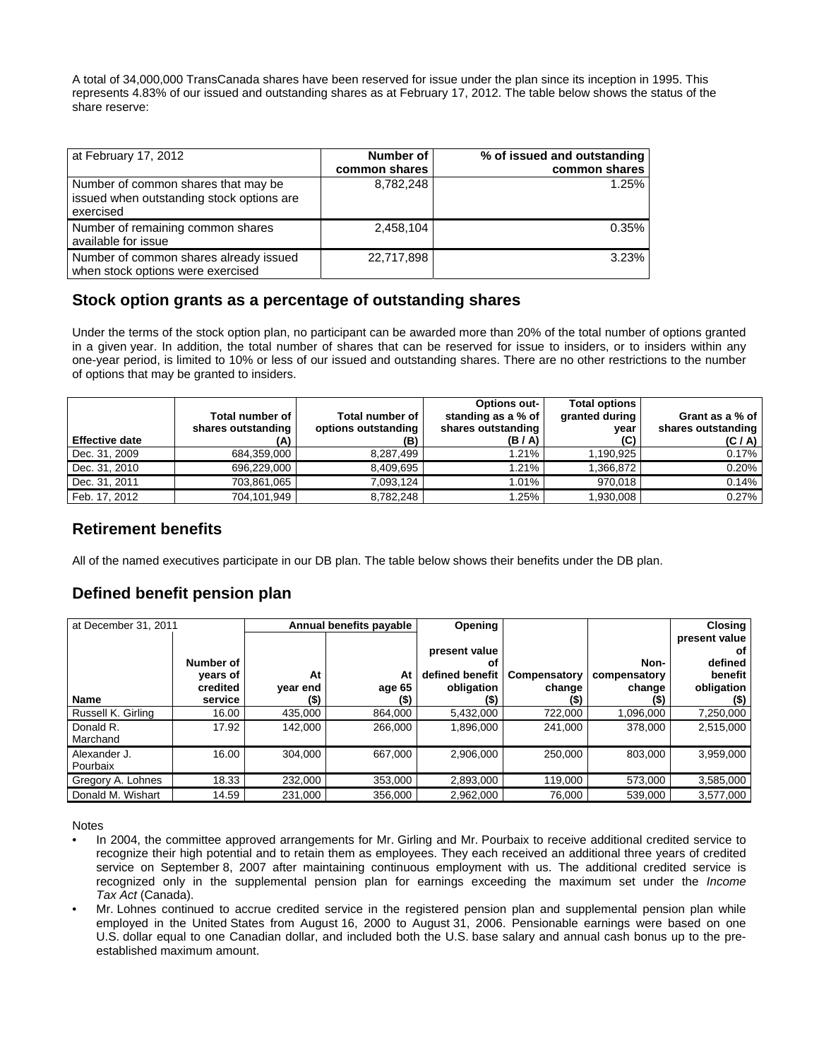A total of 34,000,000 TransCanada shares have been reserved for issue under the plan since its inception in 1995. This represents 4.83% of our issued and outstanding shares as at February 17, 2012. The table below shows the status of the share reserve:

| at February 17, 2012 | Number of common shares | % of issued and outstanding common shares |
|---|---|---|
| Number of common shares that may be issued when outstanding stock options are exercised | 8,782,248 | 1.25% |
| Number of remaining common shares available for issue | 2,458,104 | 0.35% |
| Number of common shares already issued when stock options were exercised | 22,717,898 | 3.23% |

## Stock option grants as a percentage of outstanding shares

Under the terms of the stock option plan, no participant can be awarded more than 20% of the total number of options granted in a given year. In addition, the total number of shares that can be reserved for issue to insiders, or to insiders within any one-year period, is limited to 10% or less of our issued and outstanding shares. There are no other restrictions to the number of options that may be granted to insiders.

| Effective date | Total number of shares outstanding (A) | Total number of options outstanding (B) | Options out-standing as a % of shares outstanding (B / A) | Total options granted during year (C) | Grant as a % of shares outstanding (C / A) |
|---|---|---|---|---|---|
| Dec. 31, 2009 | 684,359,000 | 8,287,499 | 1.21% | 1,190,925 | 0.17% |
| Dec. 31, 2010 | 696,229,000 | 8,409,695 | 1.21% | 1,366,872 | 0.20% |
| Dec. 31, 2011 | 703,861,065 | 7,093,124 | 1.01% | 970,018 | 0.14% |
| Feb. 17, 2012 | 704,101,949 | 8,782,248 | 1.25% | 1,930,008 | 0.27% |

## Retirement benefits

All of the named executives participate in our DB plan. The table below shows their benefits under the DB plan.

## Defined benefit pension plan

| at December 31, 2011 | | Annual benefits payable | | Opening | | | Closing |
|---|---|---|---|---|---|---|---|
| Name | Number of years of credited service | At year end ($) | At age 65 ($) | present value of defined benefit obligation ($) | Compensatory change ($) | Non-compensatory change ($) | present value of defined benefit obligation ($) |
| Russell K. Girling | 16.00 | 435,000 | 864,000 | 5,432,000 | 722,000 | 1,096,000 | 7,250,000 |
| Donald R. Marchand | 17.92 | 142,000 | 266,000 | 1,896,000 | 241,000 | 378,000 | 2,515,000 |
| Alexander J. Pourbaix | 16.00 | 304,000 | 667,000 | 2,906,000 | 250,000 | 803,000 | 3,959,000 |
| Gregory A. Lohnes | 18.33 | 232,000 | 353,000 | 2,893,000 | 119,000 | 573,000 | 3,585,000 |
| Donald M. Wishart | 14.59 | 231,000 | 356,000 | 2,962,000 | 76,000 | 539,000 | 3,577,000 |

Notes

- In 2004, the committee approved arrangements for Mr. Girling and Mr. Pourbaix to receive additional credited service to recognize their high potential and to retain them as employees. They each received an additional three years of credited service on September 8, 2007 after maintaining continuous employment with us. The additional credited service is recognized only in the supplemental pension plan for earnings exceeding the maximum set under the *Income Tax Act* (Canada).
- Mr. Lohnes continued to accrue credited service in the registered pension plan and supplemental pension plan while employed in the United States from August 16, 2000 to August 31, 2006. Pensionable earnings were based on one U.S. dollar equal to one Canadian dollar, and included both the U.S. base salary and annual cash bonus up to the pre-established maximum amount.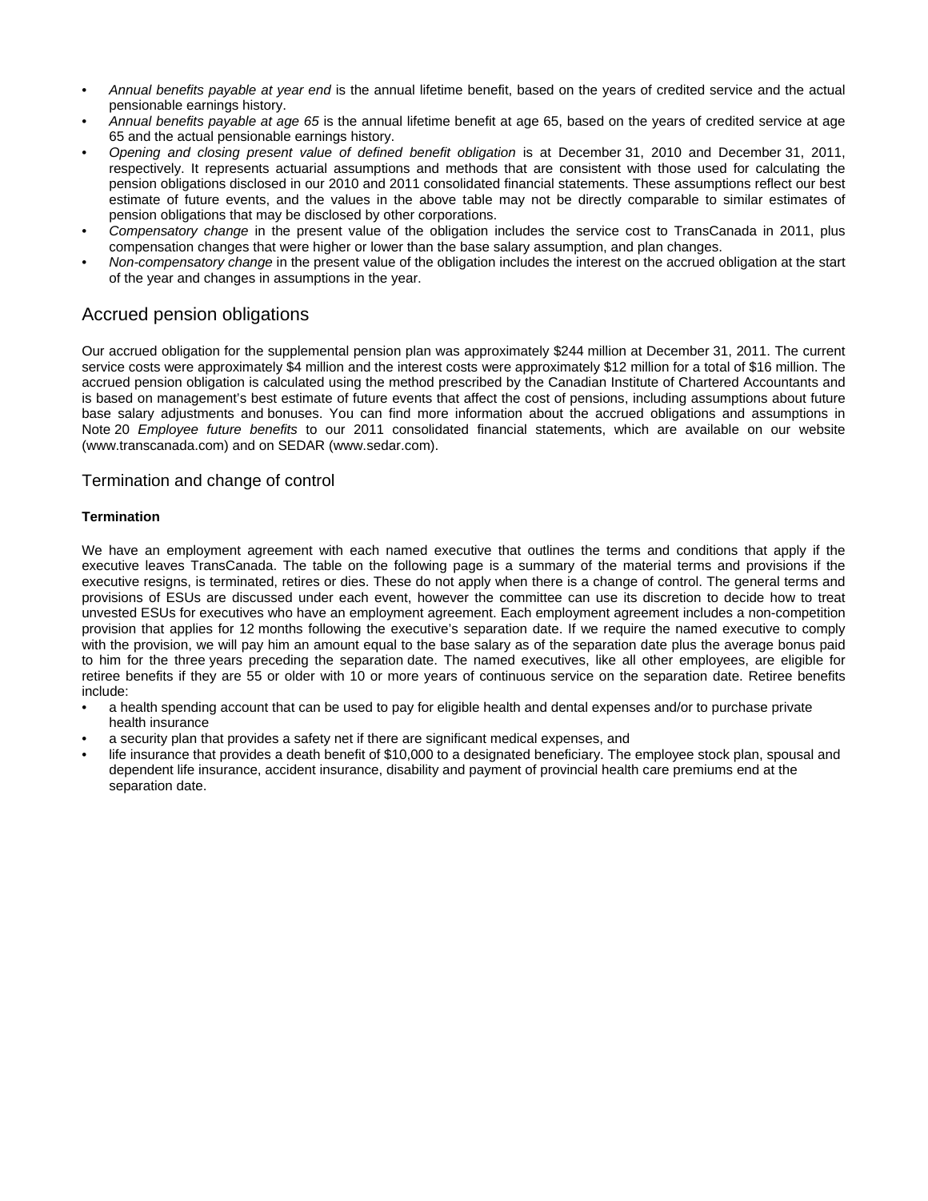- *Annual benefits payable at year end* is the annual lifetime benefit, based on the years of credited service and the actual pensionable earnings history.
- *Annual benefits payable at age 65* is the annual lifetime benefit at age 65, based on the years of credited service at age 65 and the actual pensionable earnings history.
- *Opening and closing present value of defined benefit obligation* is at December 31, 2010 and December 31, 2011, respectively. It represents actuarial assumptions and methods that are consistent with those used for calculating the pension obligations disclosed in our 2010 and 2011 consolidated financial statements. These assumptions reflect our best estimate of future events, and the values in the above table may not be directly comparable to similar estimates of pension obligations that may be disclosed by other corporations.
- *Compensatory change* in the present value of the obligation includes the service cost to TransCanada in 2011, plus compensation changes that were higher or lower than the base salary assumption, and plan changes.
- *Non-compensatory change* in the present value of the obligation includes the interest on the accrued obligation at the start of the year and changes in assumptions in the year.

## Accrued pension obligations

Our accrued obligation for the supplemental pension plan was approximately $244 million at December 31, 2011. The current service costs were approximately $4 million and the interest costs were approximately $12 million for a total of $16 million. The accrued pension obligation is calculated using the method prescribed by the Canadian Institute of Chartered Accountants and is based on management's best estimate of future events that affect the cost of pensions, including assumptions about future base salary adjustments and bonuses. You can find more information about the accrued obligations and assumptions in Note 20 *Employee future benefits* to our 2011 consolidated financial statements, which are available on our website (www.transcanada.com) and on SEDAR (www.sedar.com).

## Termination and change of control

**Termination**

We have an employment agreement with each named executive that outlines the terms and conditions that apply if the executive leaves TransCanada. The table on the following page is a summary of the material terms and provisions if the executive resigns, is terminated, retires or dies. These do not apply when there is a change of control. The general terms and provisions of ESUs are discussed under each event, however the committee can use its discretion to decide how to treat unvested ESUs for executives who have an employment agreement. Each employment agreement includes a non-competition provision that applies for 12 months following the executive's separation date. If we require the named executive to comply with the provision, we will pay him an amount equal to the base salary as of the separation date plus the average bonus paid to him for the three years preceding the separation date. The named executives, like all other employees, are eligible for retiree benefits if they are 55 or older with 10 or more years of continuous service on the separation date. Retiree benefits include:

- a health spending account that can be used to pay for eligible health and dental expenses and/or to purchase private health insurance
- a security plan that provides a safety net if there are significant medical expenses, and
- life insurance that provides a death benefit of $10,000 to a designated beneficiary. The employee stock plan, spousal and dependent life insurance, accident insurance, disability and payment of provincial health care premiums end at the separation date.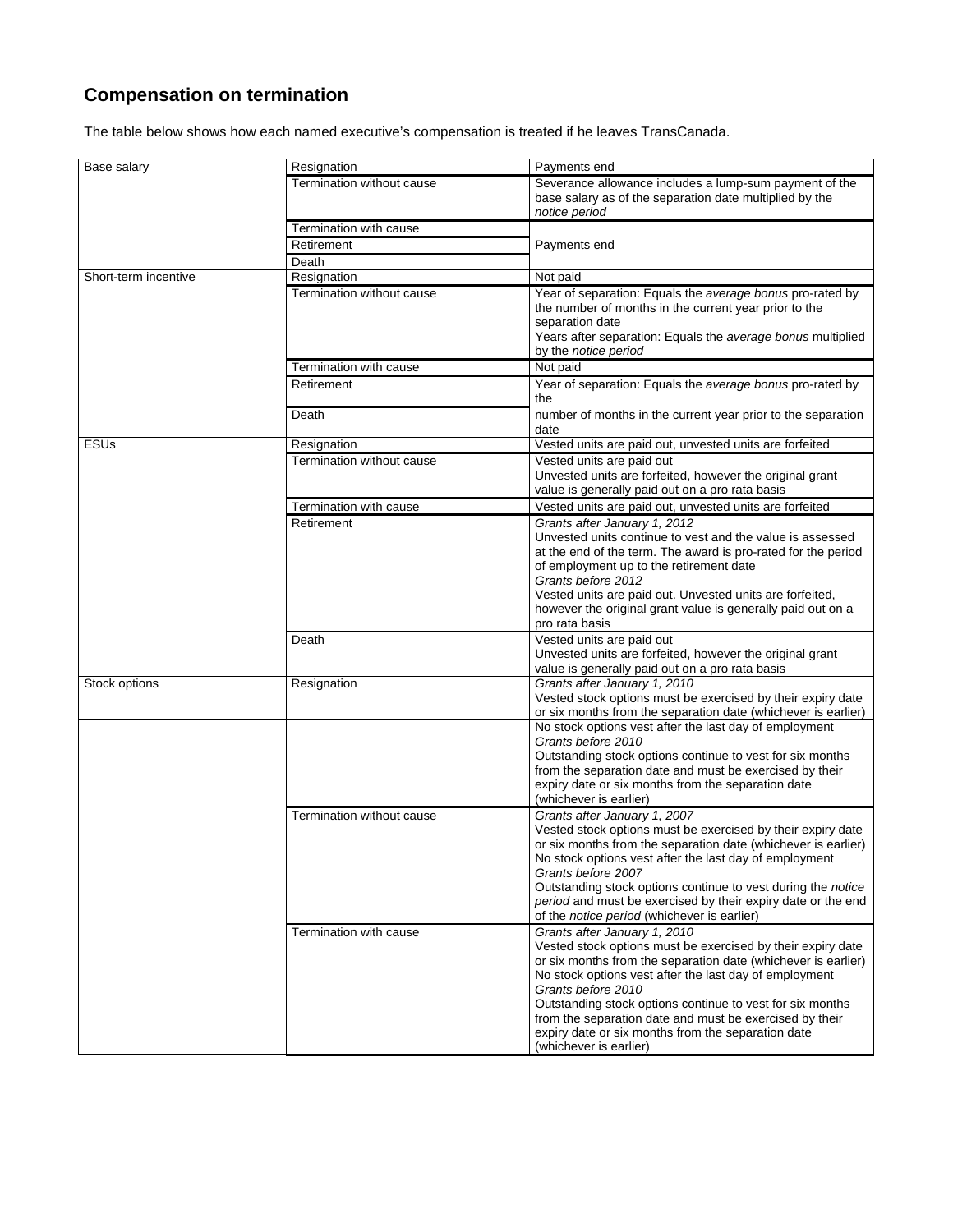## Compensation on termination

The table below shows how each named executive's compensation is treated if he leaves TransCanada.

| | | |
|---|---|---|
| Base salary | Resignation | Payments end |
| | Termination without cause | Severance allowance includes a lump-sum payment of the base salary as of the separation date multiplied by the *notice period* |
| | Termination with cause | Payments end |
| | Retirement | Payments end |
| | Death | Payments end |
| Short-term incentive | Resignation | Not paid |
| | Termination without cause | Year of separation: Equals the *average bonus* pro-rated by the number of months in the current year prior to the separation date<br>Years after separation: Equals the *average bonus* multiplied by the *notice period* |
| | Termination with cause | Not paid |
| | Retirement | Year of separation: Equals the *average bonus* pro-rated by the number of months in the current year prior to the separation date |
| | Death | Year of separation: Equals the *average bonus* pro-rated by the number of months in the current year prior to the separation date |
| ESUs | Resignation | Vested units are paid out, unvested units are forfeited |
| | Termination without cause | Vested units are paid out<br>Unvested units are forfeited, however the original grant value is generally paid out on a pro rata basis |
| | Termination with cause | Vested units are paid out, unvested units are forfeited |
| | Retirement | *Grants after January 1, 2012*<br>Unvested units continue to vest and the value is assessed at the end of the term. The award is pro-rated for the period of employment up to the retirement date<br>*Grants before 2012*<br>Vested units are paid out. Unvested units are forfeited, however the original grant value is generally paid out on a pro rata basis |
| | Death | Vested units are paid out<br>Unvested units are forfeited, however the original grant value is generally paid out on a pro rata basis |
| Stock options | Resignation | *Grants after January 1, 2010*<br>Vested stock options must be exercised by their expiry date or six months from the separation date (whichever is earlier)<br>No stock options vest after the last day of employment<br>*Grants before 2010*<br>Outstanding stock options continue to vest for six months from the separation date and must be exercised by their expiry date or six months from the separation date (whichever is earlier) |
| | Termination without cause | *Grants after January 1, 2007*<br>Vested stock options must be exercised by their expiry date or six months from the separation date (whichever is earlier)<br>No stock options vest after the last day of employment<br>*Grants before 2007*<br>Outstanding stock options continue to vest during the *notice period* and must be exercised by their expiry date or the end of the *notice period* (whichever is earlier) |
| | Termination with cause | *Grants after January 1, 2010*<br>Vested stock options must be exercised by their expiry date or six months from the separation date (whichever is earlier)<br>No stock options vest after the last day of employment<br>*Grants before 2010*<br>Outstanding stock options continue to vest for six months from the separation date and must be exercised by their expiry date or six months from the separation date (whichever is earlier) |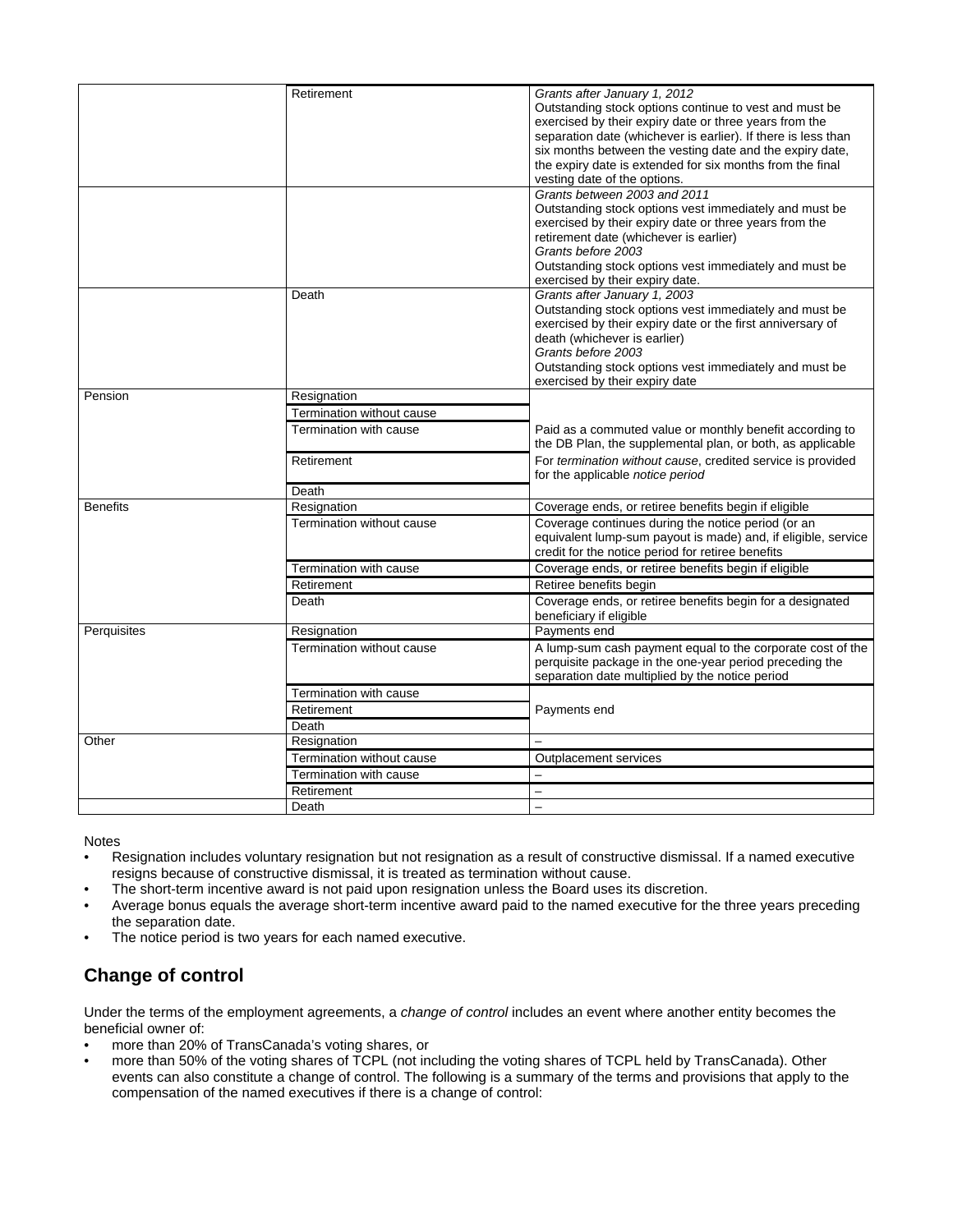| | | |
|---|---|---|
| | Retirement | *Grants after January 1, 2012*<br>Outstanding stock options continue to vest and must be exercised by their expiry date or three years from the separation date (whichever is earlier). If there is less than six months between the vesting date and the expiry date, the expiry date is extended for six months from the final vesting date of the options. |
| | | *Grants between 2003 and 2011*<br>Outstanding stock options vest immediately and must be exercised by their expiry date or three years from the retirement date (whichever is earlier)<br>*Grants before 2003*<br>Outstanding stock options vest immediately and must be exercised by their expiry date. |
| | Death | *Grants after January 1, 2003*<br>Outstanding stock options vest immediately and must be exercised by their expiry date or the first anniversary of death (whichever is earlier)<br>*Grants before 2003*<br>Outstanding stock options vest immediately and must be exercised by their expiry date |
| Pension | Resignation | Paid as a commuted value or monthly benefit according to the DB Plan, the supplemental plan, or both, as applicable<br>For *termination without cause*, credited service is provided for the applicable *notice period* |
| | Termination without cause | |
| | Termination with cause | |
| | Retirement | |
| | Death | |
| Benefits | Resignation | Coverage ends, or retiree benefits begin if eligible |
| | Termination without cause | Coverage continues during the notice period (or an equivalent lump-sum payout is made) and, if eligible, service credit for the notice period for retiree benefits |
| | Termination with cause | Coverage ends, or retiree benefits begin if eligible |
| | Retirement | Retiree benefits begin |
| | Death | Coverage ends, or retiree benefits begin for a designated beneficiary if eligible |
| Perquisites | Resignation | Payments end |
| | Termination without cause | A lump-sum cash payment equal to the corporate cost of the perquisite package in the one-year period preceding the separation date multiplied by the notice period |
| | Termination with cause | Payments end |
| | Retirement | |
| | Death | |
| Other | Resignation | – |
| | Termination without cause | Outplacement services |
| | Termination with cause | – |
| | Retirement | – |
| | Death | – |

Notes

- Resignation includes voluntary resignation but not resignation as a result of constructive dismissal. If a named executive resigns because of constructive dismissal, it is treated as termination without cause.
- The short-term incentive award is not paid upon resignation unless the Board uses its discretion.
- Average bonus equals the average short-term incentive award paid to the named executive for the three years preceding the separation date.
- The notice period is two years for each named executive.

## Change of control

Under the terms of the employment agreements, a *change of control* includes an event where another entity becomes the beneficial owner of:

- more than 20% of TransCanada's voting shares, or
- more than 50% of the voting shares of TCPL (not including the voting shares of TCPL held by TransCanada). Other events can also constitute a change of control. The following is a summary of the terms and provisions that apply to the compensation of the named executives if there is a change of control: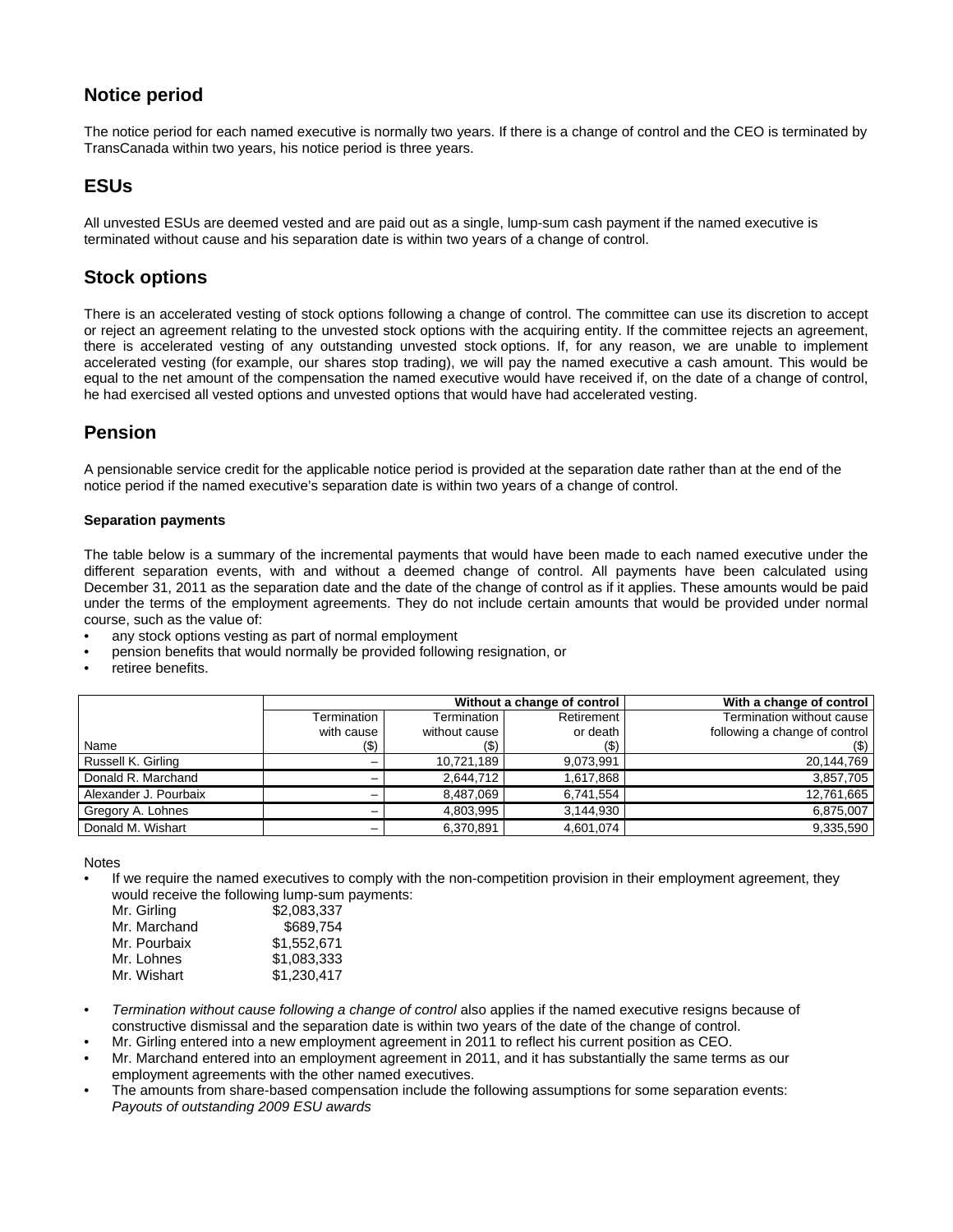## Notice period

The notice period for each named executive is normally two years. If there is a change of control and the CEO is terminated by TransCanada within two years, his notice period is three years.

## ESUs

All unvested ESUs are deemed vested and are paid out as a single, lump-sum cash payment if the named executive is terminated without cause and his separation date is within two years of a change of control.

## Stock options

There is an accelerated vesting of stock options following a change of control. The committee can use its discretion to accept or reject an agreement relating to the unvested stock options with the acquiring entity. If the committee rejects an agreement, there is accelerated vesting of any outstanding unvested stock options. If, for any reason, we are unable to implement accelerated vesting (for example, our shares stop trading), we will pay the named executive a cash amount. This would be equal to the net amount of the compensation the named executive would have received if, on the date of a change of control, he had exercised all vested options and unvested options that would have had accelerated vesting.

## Pension

A pensionable service credit for the applicable notice period is provided at the separation date rather than at the end of the notice period if the named executive's separation date is within two years of a change of control.

#### Separation payments

The table below is a summary of the incremental payments that would have been made to each named executive under the different separation events, with and without a deemed change of control. All payments have been calculated using December 31, 2011 as the separation date and the date of the change of control as if it applies. These amounts would be paid under the terms of the employment agreements. They do not include certain amounts that would be provided under normal course, such as the value of:

- any stock options vesting as part of normal employment
- pension benefits that would normally be provided following resignation, or
- retiree benefits.

| | **Without a change of control** | | | **With a change of control** |
|---|---|---|---|---|
| Name | Termination with cause ($) | Termination without cause ($) | Retirement or death ($) | Termination without cause following a change of control ($) |
| Russell K. Girling | – | 10,721,189 | 9,073,991 | 20,144,769 |
| Donald R. Marchand | – | 2,644,712 | 1,617,868 | 3,857,705 |
| Alexander J. Pourbaix | – | 8,487,069 | 6,741,554 | 12,761,665 |
| Gregory A. Lohnes | – | 4,803,995 | 3,144,930 | 6,875,007 |
| Donald M. Wishart | – | 6,370,891 | 4,601,074 | 9,335,590 |

Notes

- If we require the named executives to comply with the non-competition provision in their employment agreement, they would receive the following lump-sum payments:

| | |
|---|---|
| Mr. Girling | $2,083,337 |
| Mr. Marchand | $689,754 |
| Mr. Pourbaix | $1,552,671 |
| Mr. Lohnes | $1,083,333 |
| Mr. Wishart | $1,230,417 |

- *Termination without cause following a change of control* also applies if the named executive resigns because of constructive dismissal and the separation date is within two years of the date of the change of control.
- Mr. Girling entered into a new employment agreement in 2011 to reflect his current position as CEO.
- Mr. Marchand entered into an employment agreement in 2011, and it has substantially the same terms as our employment agreements with the other named executives.
- The amounts from share-based compensation include the following assumptions for some separation events:
  *Payouts of outstanding 2009 ESU awards*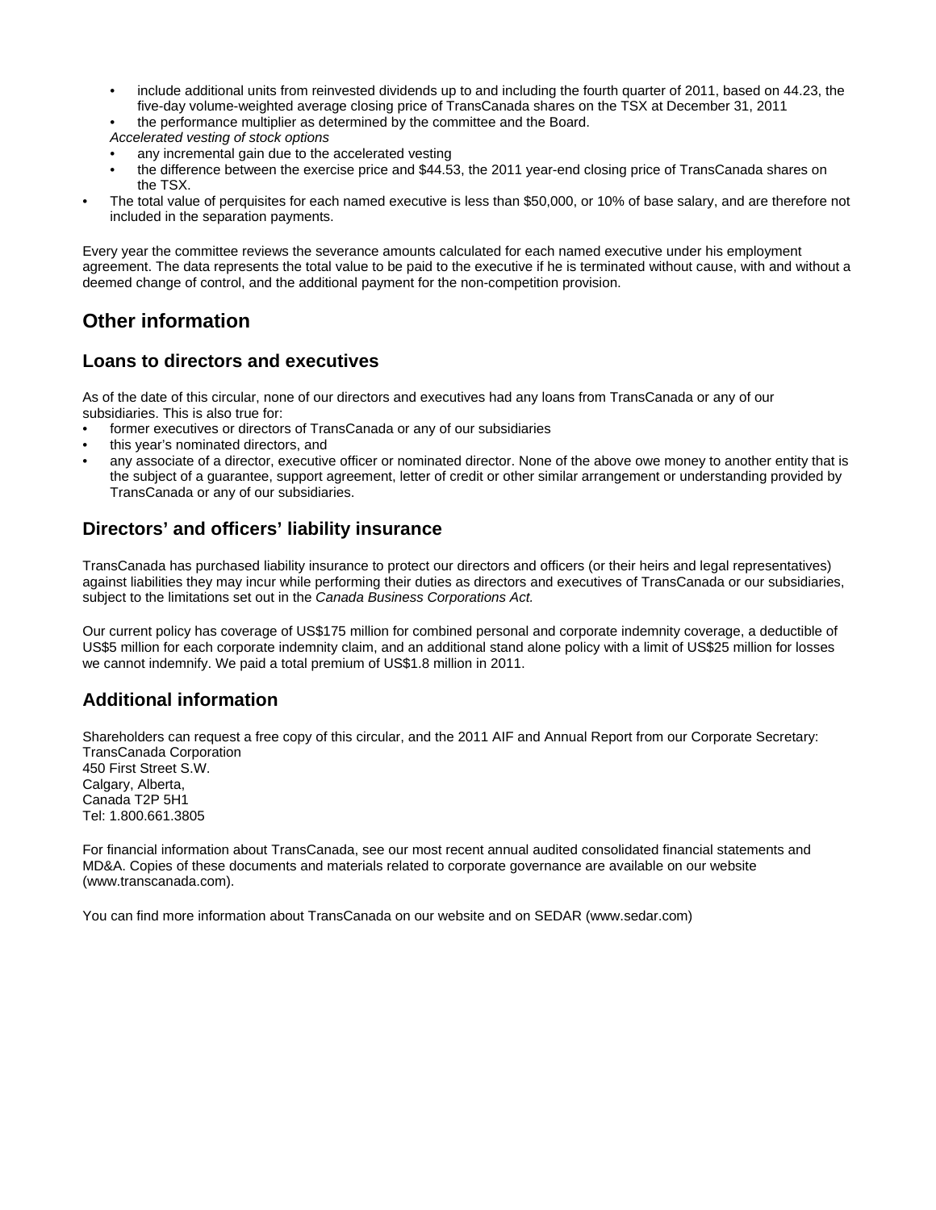- include additional units from reinvested dividends up to and including the fourth quarter of 2011, based on 44.23, the five-day volume-weighted average closing price of TransCanada shares on the TSX at December 31, 2011
- the performance multiplier as determined by the committee and the Board.

*Accelerated vesting of stock options*

- any incremental gain due to the accelerated vesting
- the difference between the exercise price and $44.53, the 2011 year-end closing price of TransCanada shares on the TSX.

- The total value of perquisites for each named executive is less than $50,000, or 10% of base salary, and are therefore not included in the separation payments.

Every year the committee reviews the severance amounts calculated for each named executive under his employment agreement. The data represents the total value to be paid to the executive if he is terminated without cause, with and without a deemed change of control, and the additional payment for the non-competition provision.

# Other information

## Loans to directors and executives

As of the date of this circular, none of our directors and executives had any loans from TransCanada or any of our subsidiaries. This is also true for:

- former executives or directors of TransCanada or any of our subsidiaries
- this year's nominated directors, and
- any associate of a director, executive officer or nominated director. None of the above owe money to another entity that is the subject of a guarantee, support agreement, letter of credit or other similar arrangement or understanding provided by TransCanada or any of our subsidiaries.

## Directors' and officers' liability insurance

TransCanada has purchased liability insurance to protect our directors and officers (or their heirs and legal representatives) against liabilities they may incur while performing their duties as directors and executives of TransCanada or our subsidiaries, subject to the limitations set out in the *Canada Business Corporations Act.*

Our current policy has coverage of US$175 million for combined personal and corporate indemnity coverage, a deductible of US$5 million for each corporate indemnity claim, and an additional stand alone policy with a limit of US$25 million for losses we cannot indemnify. We paid a total premium of US$1.8 million in 2011.

## Additional information

Shareholders can request a free copy of this circular, and the 2011 AIF and Annual Report from our Corporate Secretary:
TransCanada Corporation
450 First Street S.W.
Calgary, Alberta,
Canada T2P 5H1
Tel: 1.800.661.3805

For financial information about TransCanada, see our most recent annual audited consolidated financial statements and MD&A. Copies of these documents and materials related to corporate governance are available on our website (www.transcanada.com).

You can find more information about TransCanada on our website and on SEDAR (www.sedar.com)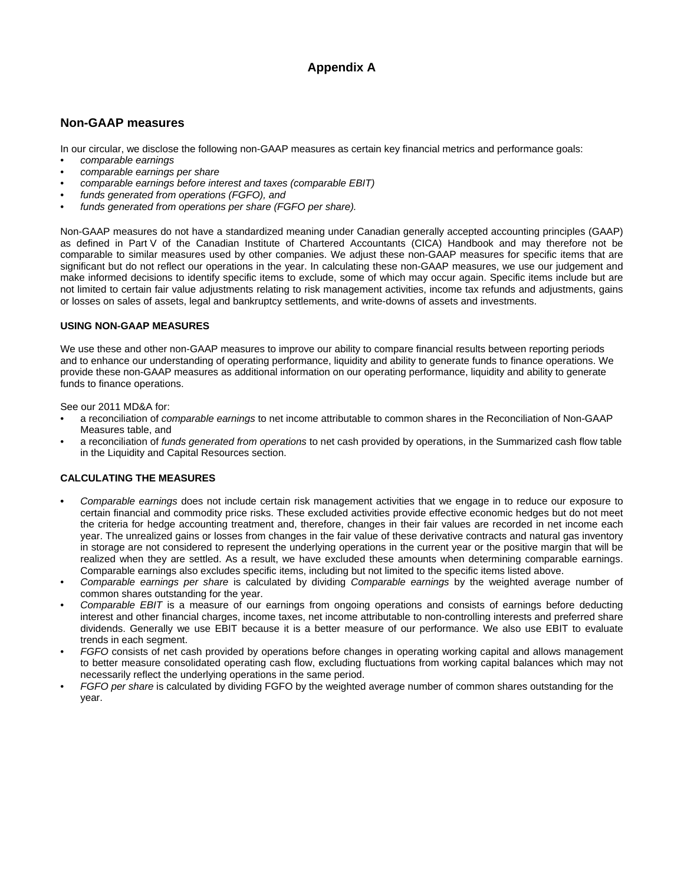# Appendix A

## Non-GAAP measures

In our circular, we disclose the following non-GAAP measures as certain key financial metrics and performance goals:

- *comparable earnings*
- *comparable earnings per share*
- *comparable earnings before interest and taxes (comparable EBIT)*
- *funds generated from operations (FGFO), and*
- *funds generated from operations per share (FGFO per share).*

Non-GAAP measures do not have a standardized meaning under Canadian generally accepted accounting principles (GAAP) as defined in Part V of the Canadian Institute of Chartered Accountants (CICA) Handbook and may therefore not be comparable to similar measures used by other companies. We adjust these non-GAAP measures for specific items that are significant but do not reflect our operations in the year. In calculating these non-GAAP measures, we use our judgement and make informed decisions to identify specific items to exclude, some of which may occur again. Specific items include but are not limited to certain fair value adjustments relating to risk management activities, income tax refunds and adjustments, gains or losses on sales of assets, legal and bankruptcy settlements, and write-downs of assets and investments.

#### USING NON-GAAP MEASURES

We use these and other non-GAAP measures to improve our ability to compare financial results between reporting periods and to enhance our understanding of operating performance, liquidity and ability to generate funds to finance operations. We provide these non-GAAP measures as additional information on our operating performance, liquidity and ability to generate funds to finance operations.

See our 2011 MD&A for:

- a reconciliation of *comparable earnings* to net income attributable to common shares in the Reconciliation of Non-GAAP Measures table, and
- a reconciliation of *funds generated from operations* to net cash provided by operations, in the Summarized cash flow table in the Liquidity and Capital Resources section.

#### CALCULATING THE MEASURES

- *Comparable earnings* does not include certain risk management activities that we engage in to reduce our exposure to certain financial and commodity price risks. These excluded activities provide effective economic hedges but do not meet the criteria for hedge accounting treatment and, therefore, changes in their fair values are recorded in net income each year. The unrealized gains or losses from changes in the fair value of these derivative contracts and natural gas inventory in storage are not considered to represent the underlying operations in the current year or the positive margin that will be realized when they are settled. As a result, we have excluded these amounts when determining comparable earnings. Comparable earnings also excludes specific items, including but not limited to the specific items listed above.
- *Comparable earnings per share* is calculated by dividing *Comparable earnings* by the weighted average number of common shares outstanding for the year.
- *Comparable EBIT* is a measure of our earnings from ongoing operations and consists of earnings before deducting interest and other financial charges, income taxes, net income attributable to non-controlling interests and preferred share dividends. Generally we use EBIT because it is a better measure of our performance. We also use EBIT to evaluate trends in each segment.
- *FGFO* consists of net cash provided by operations before changes in operating working capital and allows management to better measure consolidated operating cash flow, excluding fluctuations from working capital balances which may not necessarily reflect the underlying operations in the same period.
- *FGFO per share* is calculated by dividing FGFO by the weighted average number of common shares outstanding for the year.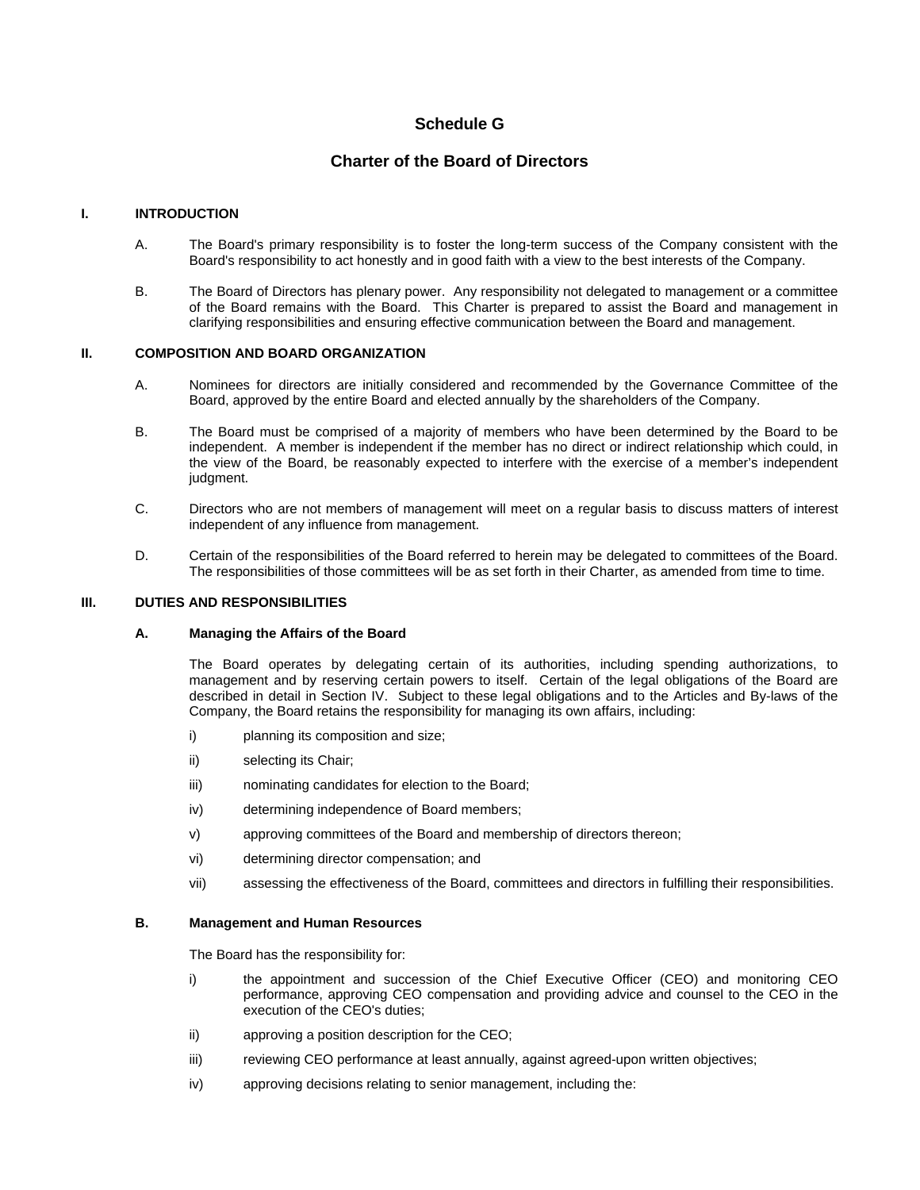# Schedule G

## Charter of the Board of Directors

### I. INTRODUCTION

A. The Board's primary responsibility is to foster the long-term success of the Company consistent with the Board's responsibility to act honestly and in good faith with a view to the best interests of the Company.

B. The Board of Directors has plenary power. Any responsibility not delegated to management or a committee of the Board remains with the Board. This Charter is prepared to assist the Board and management in clarifying responsibilities and ensuring effective communication between the Board and management.

### II. COMPOSITION AND BOARD ORGANIZATION

A. Nominees for directors are initially considered and recommended by the Governance Committee of the Board, approved by the entire Board and elected annually by the shareholders of the Company.

B. The Board must be comprised of a majority of members who have been determined by the Board to be independent. A member is independent if the member has no direct or indirect relationship which could, in the view of the Board, be reasonably expected to interfere with the exercise of a member's independent judgment.

C. Directors who are not members of management will meet on a regular basis to discuss matters of interest independent of any influence from management.

D. Certain of the responsibilities of the Board referred to herein may be delegated to committees of the Board. The responsibilities of those committees will be as set forth in their Charter, as amended from time to time.

### III. DUTIES AND RESPONSIBILITIES

#### A. Managing the Affairs of the Board

The Board operates by delegating certain of its authorities, including spending authorizations, to management and by reserving certain powers to itself. Certain of the legal obligations of the Board are described in detail in Section IV. Subject to these legal obligations and to the Articles and By-laws of the Company, the Board retains the responsibility for managing its own affairs, including:

i) planning its composition and size;

ii) selecting its Chair;

iii) nominating candidates for election to the Board;

iv) determining independence of Board members;

v) approving committees of the Board and membership of directors thereon;

vi) determining director compensation; and

vii) assessing the effectiveness of the Board, committees and directors in fulfilling their responsibilities.

#### B. Management and Human Resources

The Board has the responsibility for:

i) the appointment and succession of the Chief Executive Officer (CEO) and monitoring CEO performance, approving CEO compensation and providing advice and counsel to the CEO in the execution of the CEO's duties;

ii) approving a position description for the CEO;

iii) reviewing CEO performance at least annually, against agreed-upon written objectives;

iv) approving decisions relating to senior management, including the: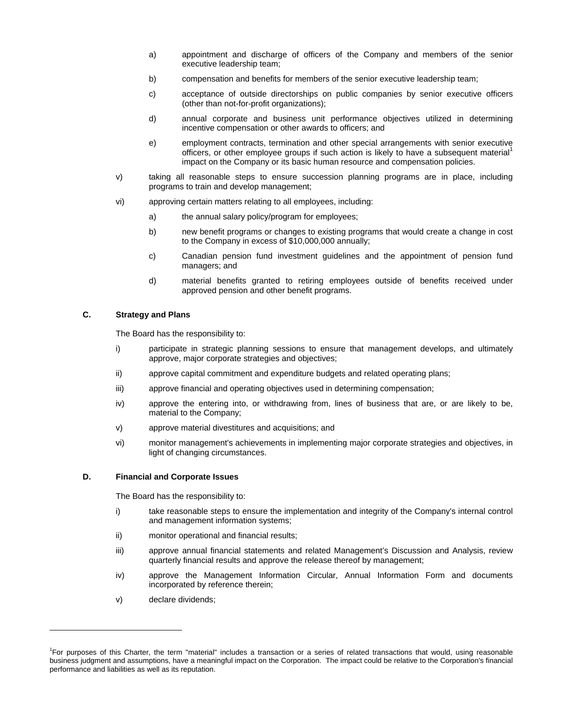a) appointment and discharge of officers of the Company and members of the senior executive leadership team;

b) compensation and benefits for members of the senior executive leadership team;

c) acceptance of outside directorships on public companies by senior executive officers (other than not-for-profit organizations);

d) annual corporate and business unit performance objectives utilized in determining incentive compensation or other awards to officers; and

e) employment contracts, termination and other special arrangements with senior executive officers, or other employee groups if such action is likely to have a subsequent material[1] impact on the Company or its basic human resource and compensation policies.

v) taking all reasonable steps to ensure succession planning programs are in place, including programs to train and develop management;

vi) approving certain matters relating to all employees, including:

a) the annual salary policy/program for employees;

b) new benefit programs or changes to existing programs that would create a change in cost to the Company in excess of $10,000,000 annually;

c) Canadian pension fund investment guidelines and the appointment of pension fund managers; and

d) material benefits granted to retiring employees outside of benefits received under approved pension and other benefit programs.

### C. Strategy and Plans

The Board has the responsibility to:

i) participate in strategic planning sessions to ensure that management develops, and ultimately approve, major corporate strategies and objectives;

ii) approve capital commitment and expenditure budgets and related operating plans;

iii) approve financial and operating objectives used in determining compensation;

iv) approve the entering into, or withdrawing from, lines of business that are, or are likely to be, material to the Company;

v) approve material divestitures and acquisitions; and

vi) monitor management's achievements in implementing major corporate strategies and objectives, in light of changing circumstances.

### D. Financial and Corporate Issues

The Board has the responsibility to:

i) take reasonable steps to ensure the implementation and integrity of the Company's internal control and management information systems;

ii) monitor operational and financial results;

iii) approve annual financial statements and related Management's Discussion and Analysis, review quarterly financial results and approve the release thereof by management;

iv) approve the Management Information Circular, Annual Information Form and documents incorporated by reference therein;

v) declare dividends;

---

[1] For purposes of this Charter, the term "material" includes a transaction or a series of related transactions that would, using reasonable business judgment and assumptions, have a meaningful impact on the Corporation. The impact could be relative to the Corporation's financial performance and liabilities as well as its reputation.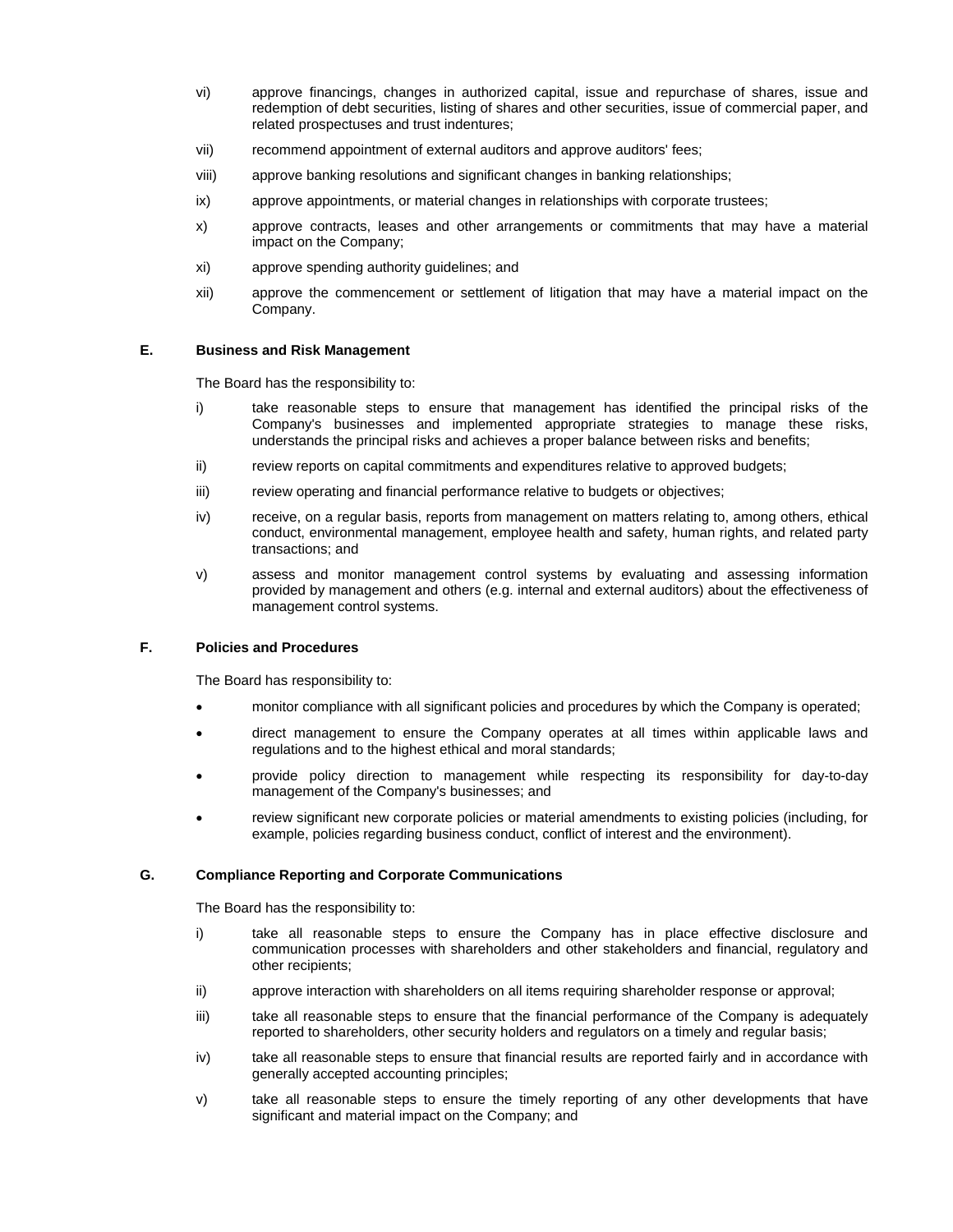vi) approve financings, changes in authorized capital, issue and repurchase of shares, issue and redemption of debt securities, listing of shares and other securities, issue of commercial paper, and related prospectuses and trust indentures;

vii) recommend appointment of external auditors and approve auditors' fees;

viii) approve banking resolutions and significant changes in banking relationships;

ix) approve appointments, or material changes in relationships with corporate trustees;

x) approve contracts, leases and other arrangements or commitments that may have a material impact on the Company;

xi) approve spending authority guidelines; and

xii) approve the commencement or settlement of litigation that may have a material impact on the Company.

**E. Business and Risk Management**

The Board has the responsibility to:

i) take reasonable steps to ensure that management has identified the principal risks of the Company's businesses and implemented appropriate strategies to manage these risks, understands the principal risks and achieves a proper balance between risks and benefits;

ii) review reports on capital commitments and expenditures relative to approved budgets;

iii) review operating and financial performance relative to budgets or objectives;

iv) receive, on a regular basis, reports from management on matters relating to, among others, ethical conduct, environmental management, employee health and safety, human rights, and related party transactions; and

v) assess and monitor management control systems by evaluating and assessing information provided by management and others (e.g. internal and external auditors) about the effectiveness of management control systems.

**F. Policies and Procedures**

The Board has responsibility to:

- monitor compliance with all significant policies and procedures by which the Company is operated;
- direct management to ensure the Company operates at all times within applicable laws and regulations and to the highest ethical and moral standards;
- provide policy direction to management while respecting its responsibility for day-to-day management of the Company's businesses; and
- review significant new corporate policies or material amendments to existing policies (including, for example, policies regarding business conduct, conflict of interest and the environment).

**G. Compliance Reporting and Corporate Communications**

The Board has the responsibility to:

i) take all reasonable steps to ensure the Company has in place effective disclosure and communication processes with shareholders and other stakeholders and financial, regulatory and other recipients;

ii) approve interaction with shareholders on all items requiring shareholder response or approval;

iii) take all reasonable steps to ensure that the financial performance of the Company is adequately reported to shareholders, other security holders and regulators on a timely and regular basis;

iv) take all reasonable steps to ensure that financial results are reported fairly and in accordance with generally accepted accounting principles;

v) take all reasonable steps to ensure the timely reporting of any other developments that have significant and material impact on the Company; and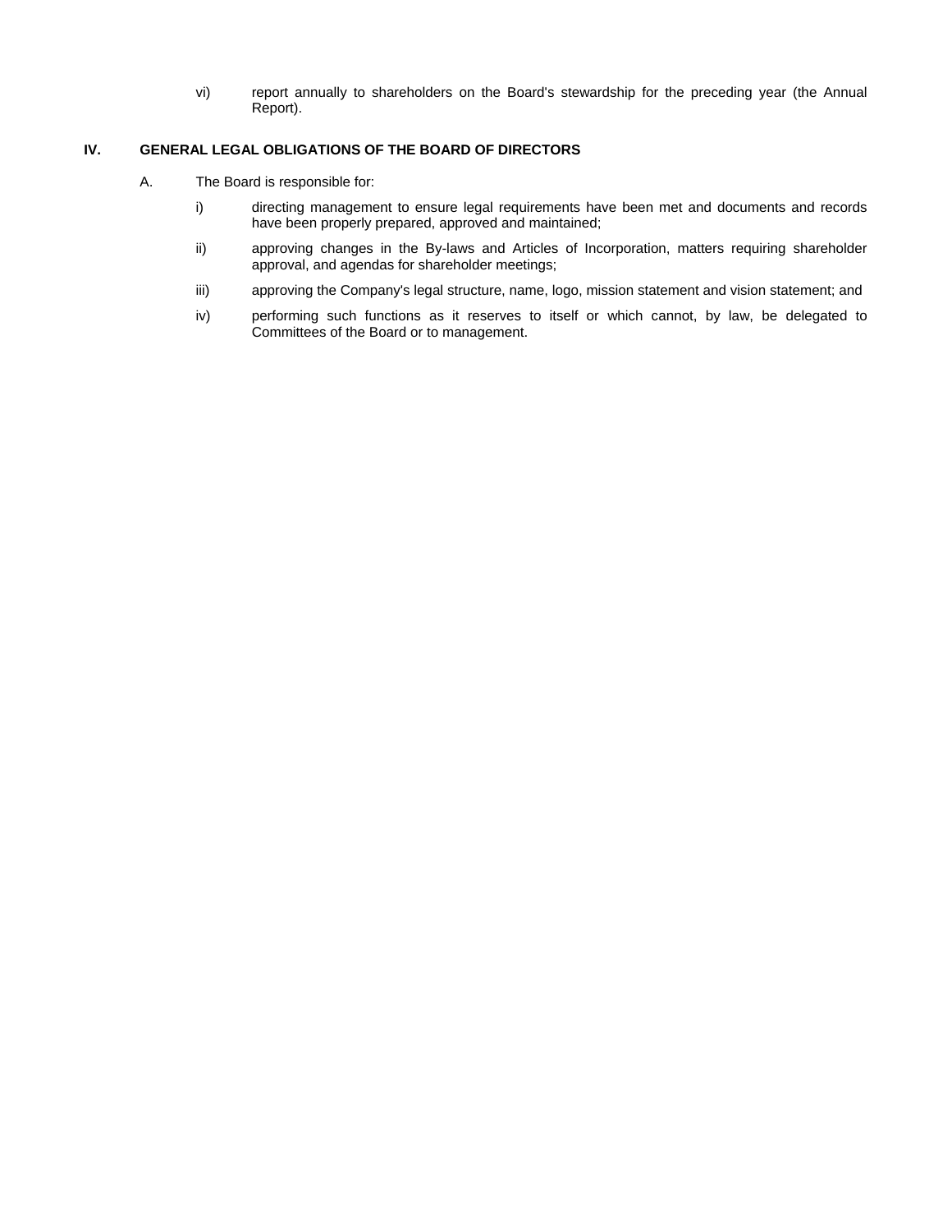vi) report annually to shareholders on the Board's stewardship for the preceding year (the Annual Report).

## IV. GENERAL LEGAL OBLIGATIONS OF THE BOARD OF DIRECTORS

A. The Board is responsible for:

i) directing management to ensure legal requirements have been met and documents and records have been properly prepared, approved and maintained;

ii) approving changes in the By-laws and Articles of Incorporation, matters requiring shareholder approval, and agendas for shareholder meetings;

iii) approving the Company's legal structure, name, logo, mission statement and vision statement; and

iv) performing such functions as it reserves to itself or which cannot, by law, be delegated to Committees of the Board or to management.